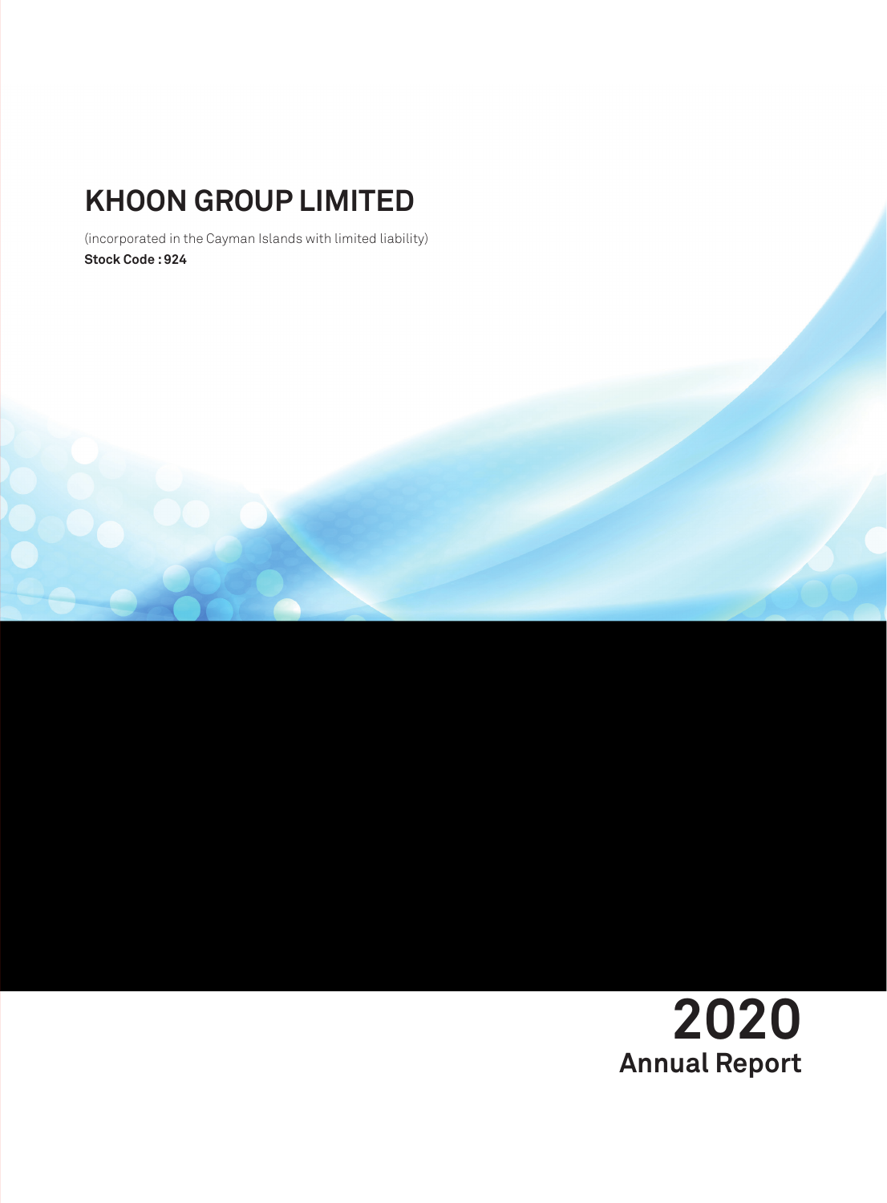# KHOON GROUP LIMITED

(incorporated in the Cayman Islands with limited liability)

**Stock Code : 924**

**2020**

**Annual Report**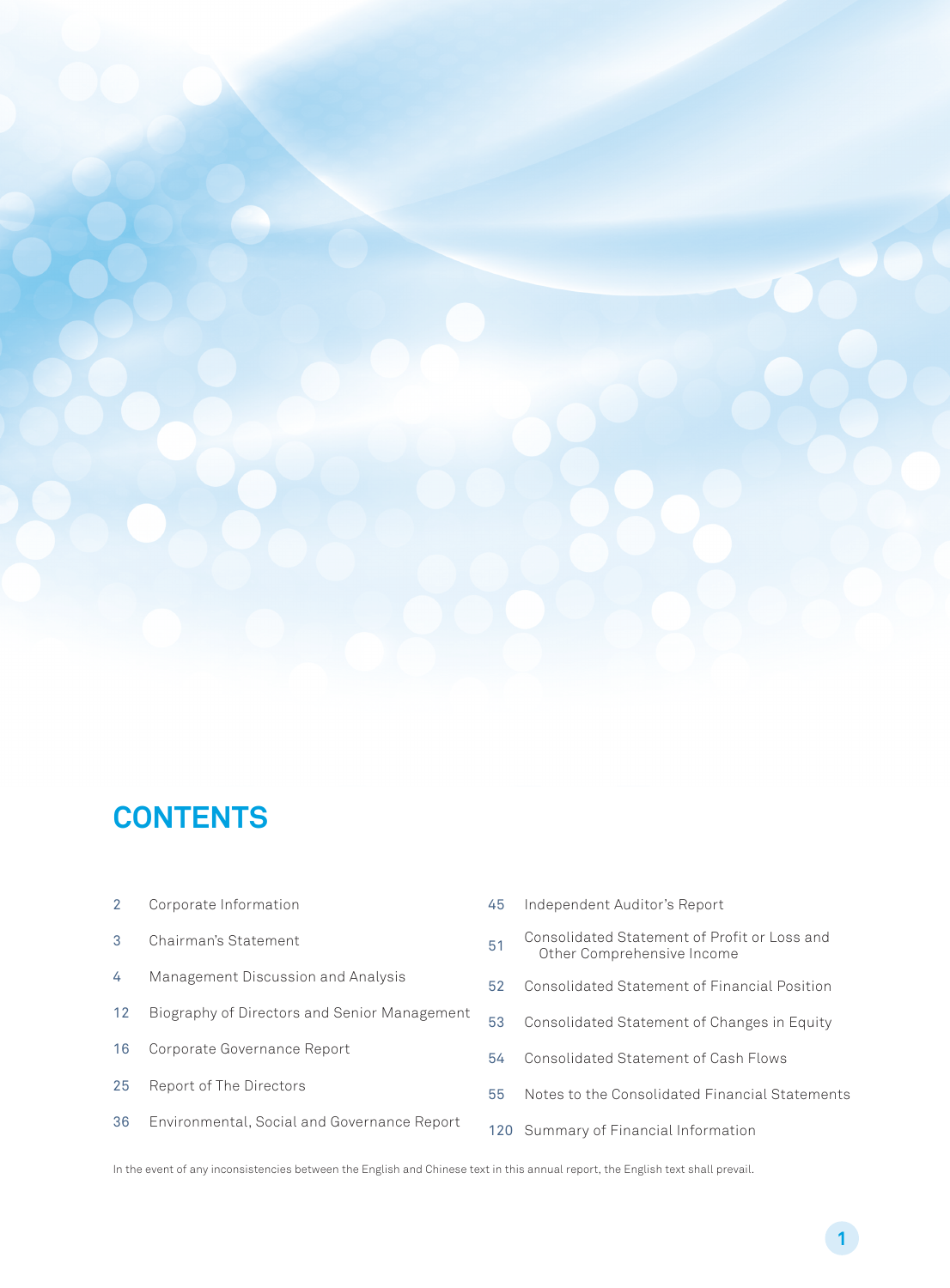# CONTENTS

| | |
|---|---|
| 2 | Corporate Information |
| 3 | Chairman's Statement |
| 4 | Management Discussion and Analysis |
| 12 | Biography of Directors and Senior Management |
| 16 | Corporate Governance Report |
| 25 | Report of The Directors |
| 36 | Environmental, Social and Governance Report |
| 45 | Independent Auditor's Report |
| 51 | Consolidated Statement of Profit or Loss and Other Comprehensive Income |
| 52 | Consolidated Statement of Financial Position |
| 53 | Consolidated Statement of Changes in Equity |
| 54 | Consolidated Statement of Cash Flows |
| 55 | Notes to the Consolidated Financial Statements |
| 120 | Summary of Financial Information |

In the event of any inconsistencies between the English and Chinese text in this annual report, the English text shall prevail.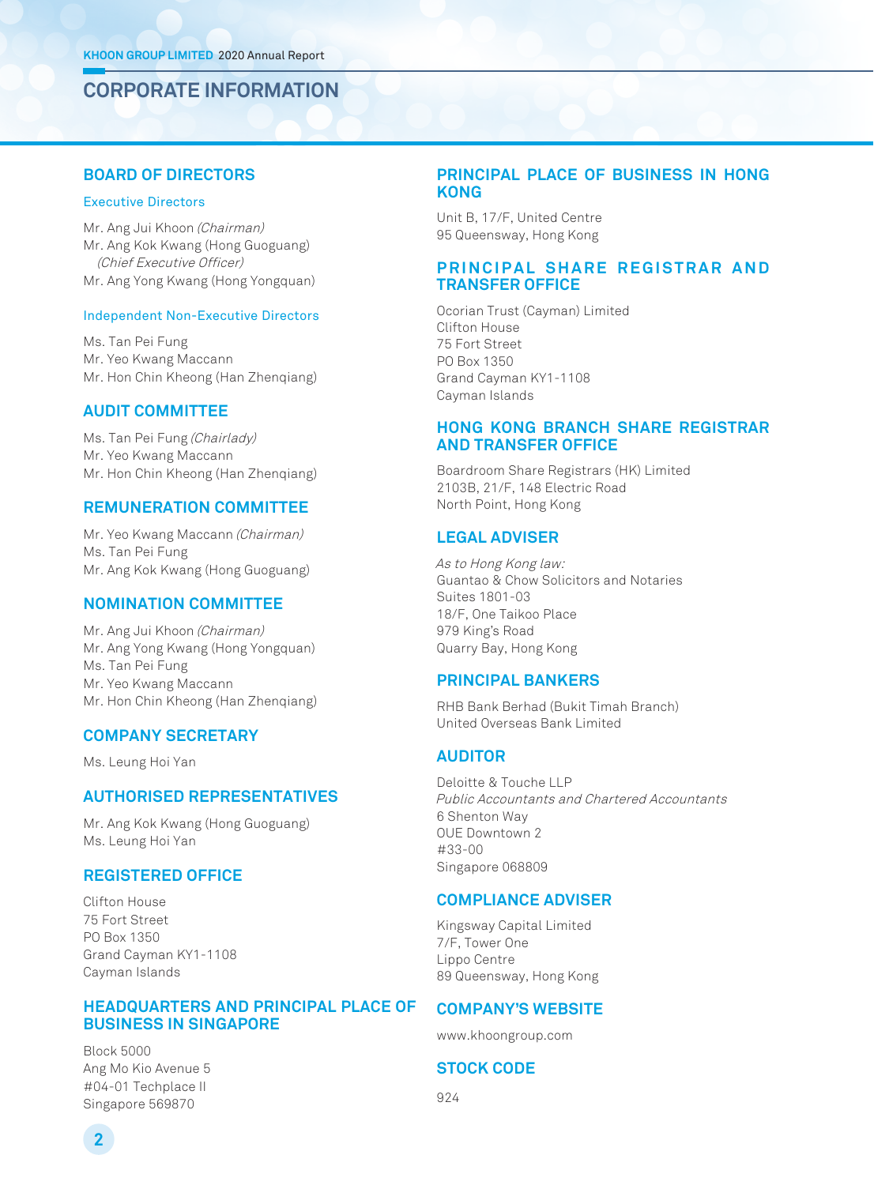# CORPORATE INFORMATION

## BOARD OF DIRECTORS

### Executive Directors

Mr. Ang Jui Khoon *(Chairman)*
Mr. Ang Kok Kwang (Hong Guoguang) *(Chief Executive Officer)*
Mr. Ang Yong Kwang (Hong Yongquan)

### Independent Non-Executive Directors

Ms. Tan Pei Fung
Mr. Yeo Kwang Maccann
Mr. Hon Chin Kheong (Han Zhenqiang)

## AUDIT COMMITTEE

Ms. Tan Pei Fung *(Chairlady)*
Mr. Yeo Kwang Maccann
Mr. Hon Chin Kheong (Han Zhenqiang)

## REMUNERATION COMMITTEE

Mr. Yeo Kwang Maccann *(Chairman)*
Ms. Tan Pei Fung
Mr. Ang Kok Kwang (Hong Guoguang)

## NOMINATION COMMITTEE

Mr. Ang Jui Khoon *(Chairman)*
Mr. Ang Yong Kwang (Hong Yongquan)
Ms. Tan Pei Fung
Mr. Yeo Kwang Maccann
Mr. Hon Chin Kheong (Han Zhenqiang)

## COMPANY SECRETARY

Ms. Leung Hoi Yan

## AUTHORISED REPRESENTATIVES

Mr. Ang Kok Kwang (Hong Guoguang)
Ms. Leung Hoi Yan

## REGISTERED OFFICE

Clifton House
75 Fort Street
PO Box 1350
Grand Cayman KY1-1108
Cayman Islands

## HEADQUARTERS AND PRINCIPAL PLACE OF BUSINESS IN SINGAPORE

Block 5000
Ang Mo Kio Avenue 5
#04-01 Techplace II
Singapore 569870

## PRINCIPAL PLACE OF BUSINESS IN HONG KONG

Unit B, 17/F, United Centre
95 Queensway, Hong Kong

## PRINCIPAL SHARE REGISTRAR AND TRANSFER OFFICE

Ocorian Trust (Cayman) Limited
Clifton House
75 Fort Street
PO Box 1350
Grand Cayman KY1-1108
Cayman Islands

## HONG KONG BRANCH SHARE REGISTRAR AND TRANSFER OFFICE

Boardroom Share Registrars (HK) Limited
2103B, 21/F, 148 Electric Road
North Point, Hong Kong

## LEGAL ADVISER

*As to Hong Kong law:*
Guantao & Chow Solicitors and Notaries
Suites 1801-03
18/F, One Taikoo Place
979 King's Road
Quarry Bay, Hong Kong

## PRINCIPAL BANKERS

RHB Bank Berhad (Bukit Timah Branch)
United Overseas Bank Limited

## AUDITOR

Deloitte & Touche LLP
*Public Accountants and Chartered Accountants*
6 Shenton Way
OUE Downtown 2
#33-00
Singapore 068809

## COMPLIANCE ADVISER

Kingsway Capital Limited
7/F, Tower One
Lippo Centre
89 Queensway, Hong Kong

## COMPANY'S WEBSITE

www.khoongroup.com

## STOCK CODE

924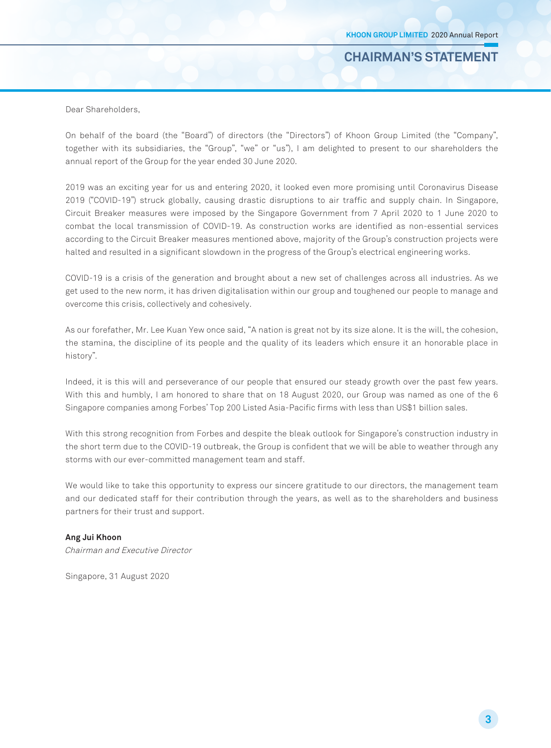# CHAIRMAN'S STATEMENT

Dear Shareholders,

On behalf of the board (the "Board") of directors (the "Directors") of Khoon Group Limited (the "Company", together with its subsidiaries, the "Group", "we" or "us"), I am delighted to present to our shareholders the annual report of the Group for the year ended 30 June 2020.

2019 was an exciting year for us and entering 2020, it looked even more promising until Coronavirus Disease 2019 ("COVID-19") struck globally, causing drastic disruptions to air traffic and supply chain. In Singapore, Circuit Breaker measures were imposed by the Singapore Government from 7 April 2020 to 1 June 2020 to combat the local transmission of COVID-19. As construction works are identified as non-essential services according to the Circuit Breaker measures mentioned above, majority of the Group's construction projects were halted and resulted in a significant slowdown in the progress of the Group's electrical engineering works.

COVID-19 is a crisis of the generation and brought about a new set of challenges across all industries. As we get used to the new norm, it has driven digitalisation within our group and toughened our people to manage and overcome this crisis, collectively and cohesively.

As our forefather, Mr. Lee Kuan Yew once said, "A nation is great not by its size alone. It is the will, the cohesion, the stamina, the discipline of its people and the quality of its leaders which ensure it an honorable place in history".

Indeed, it is this will and perseverance of our people that ensured our steady growth over the past few years. With this and humbly, I am honored to share that on 18 August 2020, our Group was named as one of the 6 Singapore companies among Forbes' Top 200 Listed Asia-Pacific firms with less than US$1 billion sales.

With this strong recognition from Forbes and despite the bleak outlook for Singapore's construction industry in the short term due to the COVID-19 outbreak, the Group is confident that we will be able to weather through any storms with our ever-committed management team and staff.

We would like to take this opportunity to express our sincere gratitude to our directors, the management team and our dedicated staff for their contribution through the years, as well as to the shareholders and business partners for their trust and support.

**Ang Jui Khoon**
*Chairman and Executive Director*

Singapore, 31 August 2020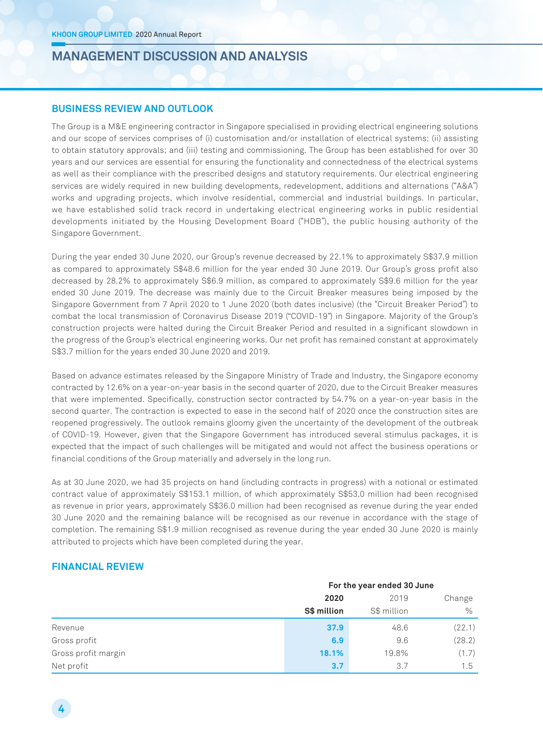# MANAGEMENT DISCUSSION AND ANALYSIS

## BUSINESS REVIEW AND OUTLOOK

The Group is a M&E engineering contractor in Singapore specialised in providing electrical engineering solutions and our scope of services comprises of (i) customisation and/or installation of electrical systems; (ii) assisting to obtain statutory approvals; and (iii) testing and commissioning. The Group has been established for over 30 years and our services are essential for ensuring the functionality and connectedness of the electrical systems as well as their compliance with the prescribed designs and statutory requirements. Our electrical engineering services are widely required in new building developments, redevelopment, additions and alternations ("A&A") works and upgrading projects, which involve residential, commercial and industrial buildings. In particular, we have established solid track record in undertaking electrical engineering works in public residential developments initiated by the Housing Development Board ("HDB"), the public housing authority of the Singapore Government.

During the year ended 30 June 2020, our Group's revenue decreased by 22.1% to approximately S$37.9 million as compared to approximately S$48.6 million for the year ended 30 June 2019. Our Group's gross profit also decreased by 28.2% to approximately S$6.9 million, as compared to approximately S$9.6 million for the year ended 30 June 2019. The decrease was mainly due to the Circuit Breaker measures being imposed by the Singapore Government from 7 April 2020 to 1 June 2020 (both dates inclusive) (the "Circuit Breaker Period") to combat the local transmission of Coronavirus Disease 2019 ("COVID-19") in Singapore. Majority of the Group's construction projects were halted during the Circuit Breaker Period and resulted in a significant slowdown in the progress of the Group's electrical engineering works. Our net profit has remained constant at approximately S$3.7 million for the years ended 30 June 2020 and 2019.

Based on advance estimates released by the Singapore Ministry of Trade and Industry, the Singapore economy contracted by 12.6% on a year-on-year basis in the second quarter of 2020, due to the Circuit Breaker measures that were implemented. Specifically, construction sector contracted by 54.7% on a year-on-year basis in the second quarter. The contraction is expected to ease in the second half of 2020 once the construction sites are reopened progressively. The outlook remains gloomy given the uncertainty of the development of the outbreak of COVID-19. However, given that the Singapore Government has introduced several stimulus packages, it is expected that the impact of such challenges will be mitigated and would not affect the business operations or financial conditions of the Group materially and adversely in the long run.

As at 30 June 2020, we had 35 projects on hand (including contracts in progress) with a notional or estimated contract value of approximately S$153.1 million, of which approximately S$53.0 million had been recognised as revenue in prior years, approximately S$36.0 million had been recognised as revenue during the year ended 30 June 2020 and the remaining balance will be recognised as our revenue in accordance with the stage of completion. The remaining S$1.9 million recognised as revenue during the year ended 30 June 2020 is mainly attributed to projects which have been completed during the year.

## FINANCIAL REVIEW

| | For the year ended 30 June | | |
|---|---|---|---|
| | **2020** | 2019 | Change |
| | **S$ million** | S$ million | % |
| Revenue | **37.9** | 48.6 | (22.1) |
| Gross profit | **6.9** | 9.6 | (28.2) |
| Gross profit margin | **18.1%** | 19.8% | (1.7) |
| Net profit | **3.7** | 3.7 | 1.5 |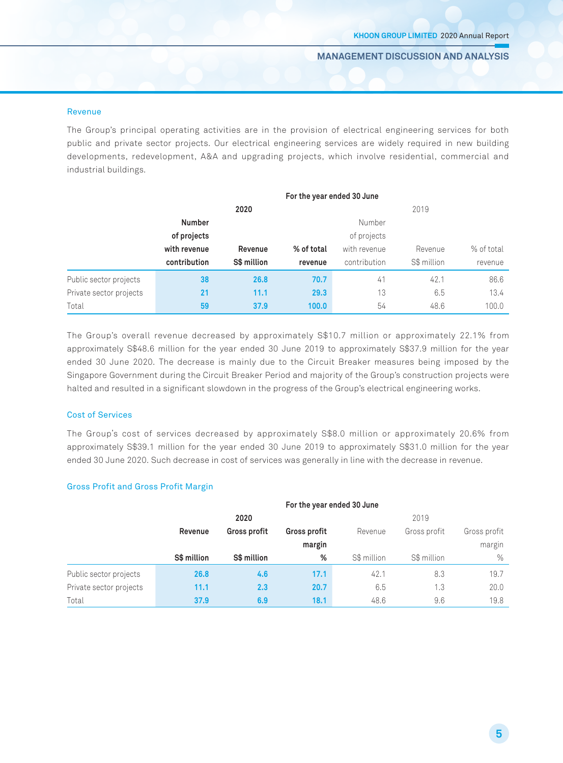## Revenue

The Group's principal operating activities are in the provision of electrical engineering services for both public and private sector projects. Our electrical engineering services are widely required in new building developments, redevelopment, A&A and upgrading projects, which involve residential, commercial and industrial buildings.

| | For the year ended 30 June | | | | | |
|---|---|---|---|---|---|---|
| | 2020 | | | 2019 | | |
| | Number of projects with revenue contribution | Revenue S$ million | % of total revenue | Number of projects with revenue contribution | Revenue S$ million | % of total revenue |
| Public sector projects | 38 | 26.8 | 70.7 | 41 | 42.1 | 86.6 |
| Private sector projects | 21 | 11.1 | 29.3 | 13 | 6.5 | 13.4 |
| Total | 59 | 37.9 | 100.0 | 54 | 48.6 | 100.0 |

The Group's overall revenue decreased by approximately S$10.7 million or approximately 22.1% from approximately S$48.6 million for the year ended 30 June 2019 to approximately S$37.9 million for the year ended 30 June 2020. The decrease is mainly due to the Circuit Breaker measures being imposed by the Singapore Government during the Circuit Breaker Period and majority of the Group's construction projects were halted and resulted in a significant slowdown in the progress of the Group's electrical engineering works.

## Cost of Services

The Group's cost of services decreased by approximately S$8.0 million or approximately 20.6% from approximately S$39.1 million for the year ended 30 June 2019 to approximately S$31.0 million for the year ended 30 June 2020. Such decrease in cost of services was generally in line with the decrease in revenue.

## Gross Profit and Gross Profit Margin

| | For the year ended 30 June | | | | | |
|---|---|---|---|---|---|---|
| | 2020 | | | 2019 | | |
| | Revenue S$ million | Gross profit S$ million | Gross profit margin % | Revenue S$ million | Gross profit S$ million | Gross profit margin % |
| Public sector projects | 26.8 | 4.6 | 17.1 | 42.1 | 8.3 | 19.7 |
| Private sector projects | 11.1 | 2.3 | 20.7 | 6.5 | 1.3 | 20.0 |
| Total | 37.9 | 6.9 | 18.1 | 48.6 | 9.6 | 19.8 |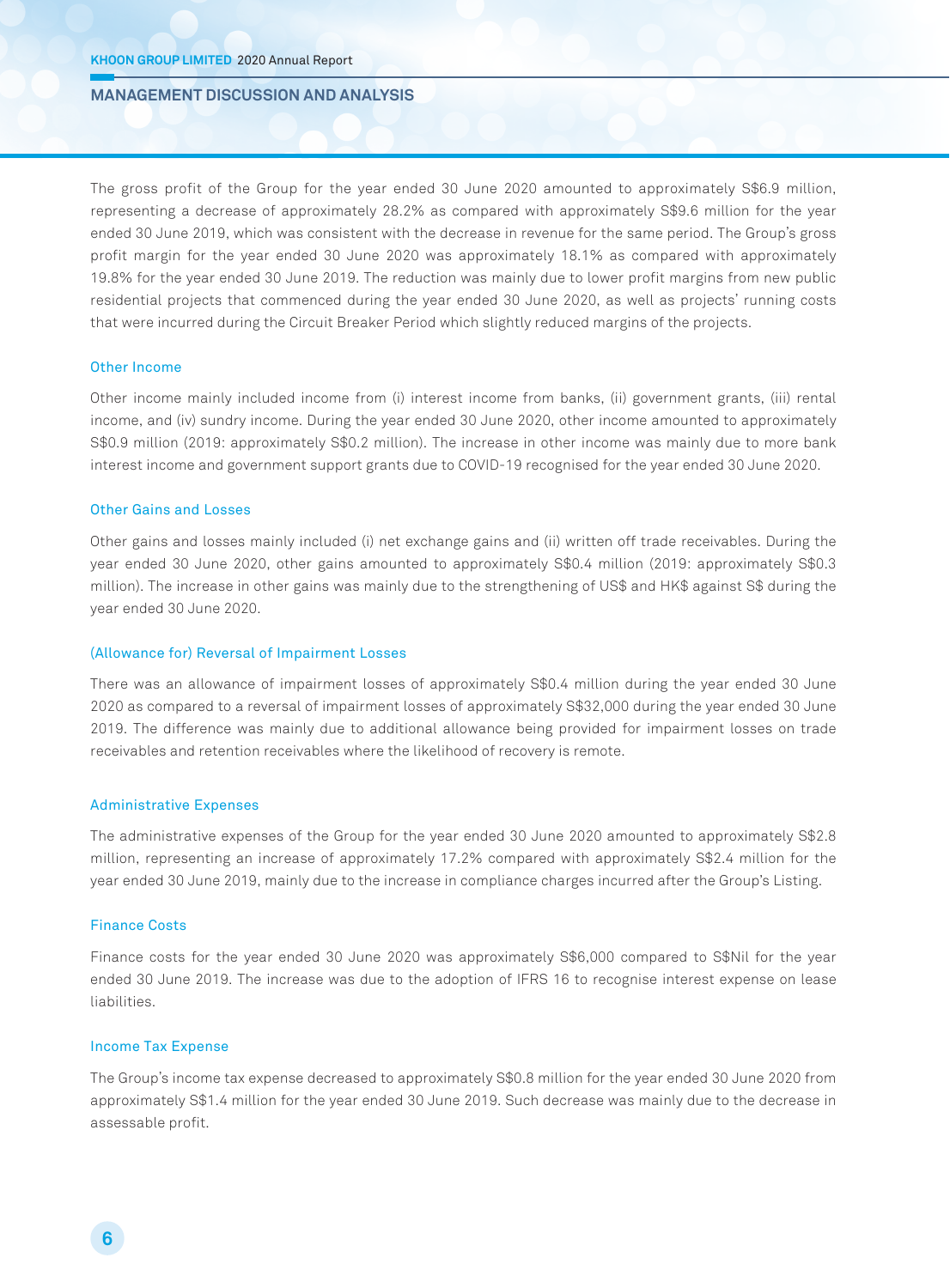The gross profit of the Group for the year ended 30 June 2020 amounted to approximately S$6.9 million, representing a decrease of approximately 28.2% as compared with approximately S$9.6 million for the year ended 30 June 2019, which was consistent with the decrease in revenue for the same period. The Group's gross profit margin for the year ended 30 June 2020 was approximately 18.1% as compared with approximately 19.8% for the year ended 30 June 2019. The reduction was mainly due to lower profit margins from new public residential projects that commenced during the year ended 30 June 2020, as well as projects' running costs that were incurred during the Circuit Breaker Period which slightly reduced margins of the projects.

### Other Income

Other income mainly included income from (i) interest income from banks, (ii) government grants, (iii) rental income, and (iv) sundry income. During the year ended 30 June 2020, other income amounted to approximately S$0.9 million (2019: approximately S$0.2 million). The increase in other income was mainly due to more bank interest income and government support grants due to COVID-19 recognised for the year ended 30 June 2020.

### Other Gains and Losses

Other gains and losses mainly included (i) net exchange gains and (ii) written off trade receivables. During the year ended 30 June 2020, other gains amounted to approximately S$0.4 million (2019: approximately S$0.3 million). The increase in other gains was mainly due to the strengthening of US$ and HK$ against S$ during the year ended 30 June 2020.

### (Allowance for) Reversal of Impairment Losses

There was an allowance of impairment losses of approximately S$0.4 million during the year ended 30 June 2020 as compared to a reversal of impairment losses of approximately S$32,000 during the year ended 30 June 2019. The difference was mainly due to additional allowance being provided for impairment losses on trade receivables and retention receivables where the likelihood of recovery is remote.

### Administrative Expenses

The administrative expenses of the Group for the year ended 30 June 2020 amounted to approximately S$2.8 million, representing an increase of approximately 17.2% compared with approximately S$2.4 million for the year ended 30 June 2019, mainly due to the increase in compliance charges incurred after the Group's Listing.

### Finance Costs

Finance costs for the year ended 30 June 2020 was approximately S$6,000 compared to S$Nil for the year ended 30 June 2019. The increase was due to the adoption of IFRS 16 to recognise interest expense on lease liabilities.

### Income Tax Expense

The Group's income tax expense decreased to approximately S$0.8 million for the year ended 30 June 2020 from approximately S$1.4 million for the year ended 30 June 2019. Such decrease was mainly due to the decrease in assessable profit.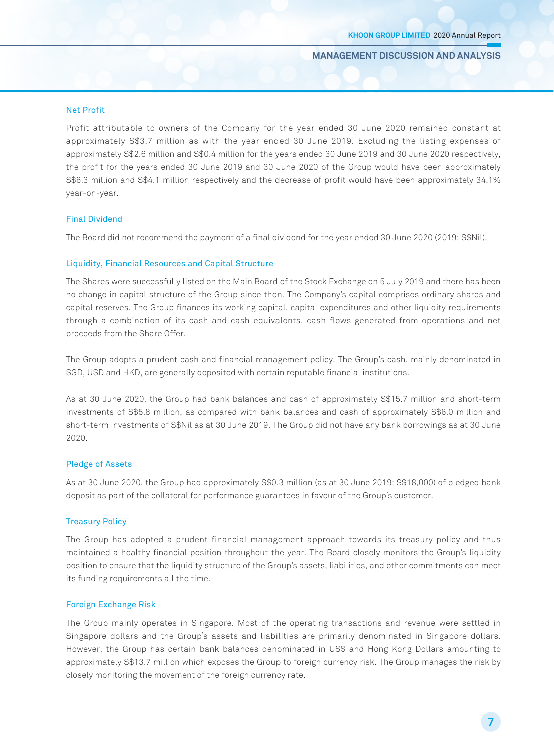### Net Profit

Profit attributable to owners of the Company for the year ended 30 June 2020 remained constant at approximately S$3.7 million as with the year ended 30 June 2019. Excluding the listing expenses of approximately S$2.6 million and S$0.4 million for the years ended 30 June 2019 and 30 June 2020 respectively, the profit for the years ended 30 June 2019 and 30 June 2020 of the Group would have been approximately S$6.3 million and S$4.1 million respectively and the decrease of profit would have been approximately 34.1% year-on-year.

### Final Dividend

The Board did not recommend the payment of a final dividend for the year ended 30 June 2020 (2019: S$Nil).

### Liquidity, Financial Resources and Capital Structure

The Shares were successfully listed on the Main Board of the Stock Exchange on 5 July 2019 and there has been no change in capital structure of the Group since then. The Company's capital comprises ordinary shares and capital reserves. The Group finances its working capital, capital expenditures and other liquidity requirements through a combination of its cash and cash equivalents, cash flows generated from operations and net proceeds from the Share Offer.

The Group adopts a prudent cash and financial management policy. The Group's cash, mainly denominated in SGD, USD and HKD, are generally deposited with certain reputable financial institutions.

As at 30 June 2020, the Group had bank balances and cash of approximately S$15.7 million and short-term investments of S$5.8 million, as compared with bank balances and cash of approximately S$6.0 million and short-term investments of S$Nil as at 30 June 2019. The Group did not have any bank borrowings as at 30 June 2020.

### Pledge of Assets

As at 30 June 2020, the Group had approximately S$0.3 million (as at 30 June 2019: S$18,000) of pledged bank deposit as part of the collateral for performance guarantees in favour of the Group's customer.

### Treasury Policy

The Group has adopted a prudent financial management approach towards its treasury policy and thus maintained a healthy financial position throughout the year. The Board closely monitors the Group's liquidity position to ensure that the liquidity structure of the Group's assets, liabilities, and other commitments can meet its funding requirements all the time.

### Foreign Exchange Risk

The Group mainly operates in Singapore. Most of the operating transactions and revenue were settled in Singapore dollars and the Group's assets and liabilities are primarily denominated in Singapore dollars. However, the Group has certain bank balances denominated in US$ and Hong Kong Dollars amounting to approximately S$13.7 million which exposes the Group to foreign currency risk. The Group manages the risk by closely monitoring the movement of the foreign currency rate.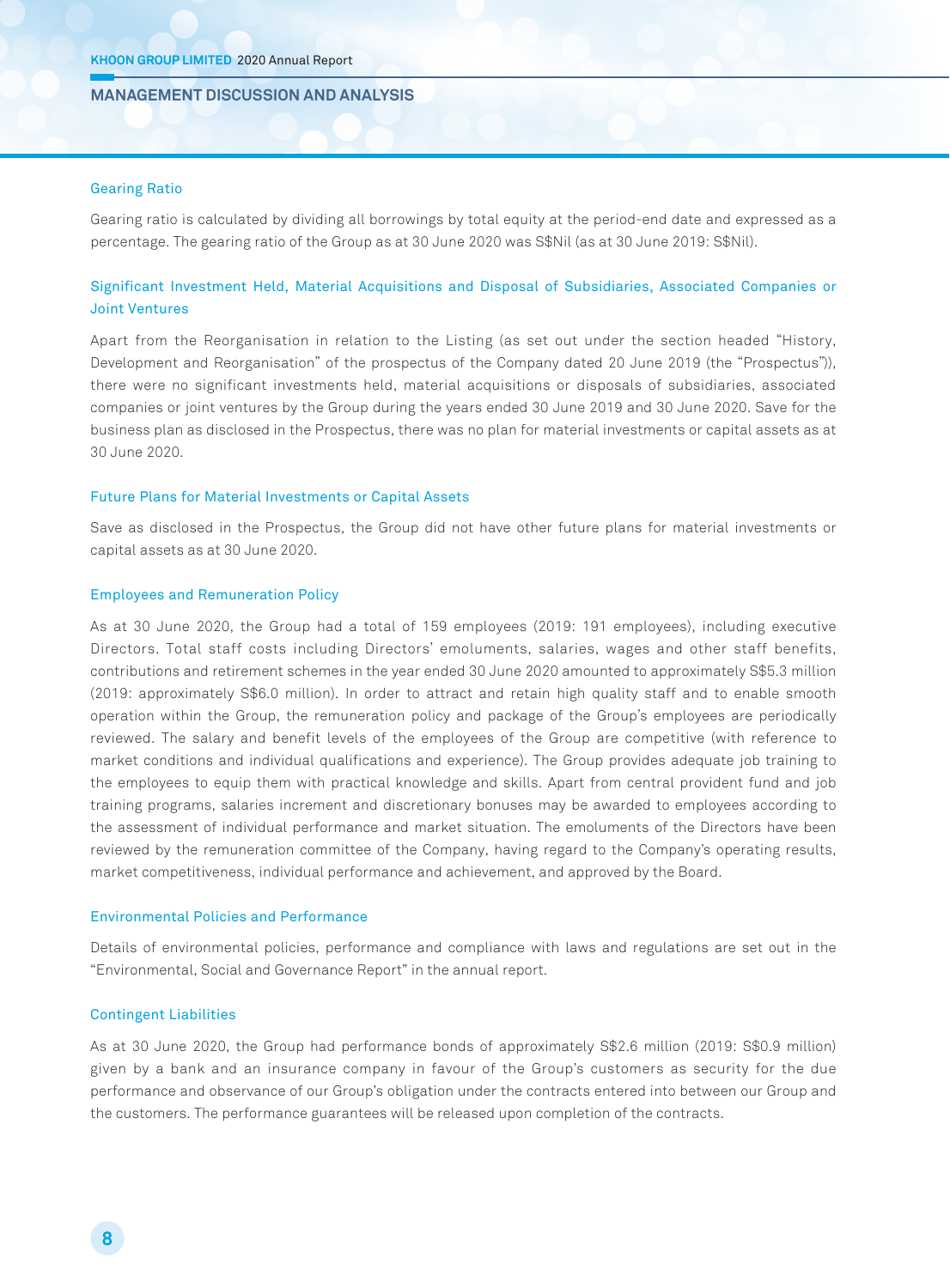## MANAGEMENT DISCUSSION AND ANALYSIS

### Gearing Ratio

Gearing ratio is calculated by dividing all borrowings by total equity at the period-end date and expressed as a percentage. The gearing ratio of the Group as at 30 June 2020 was S$Nil (as at 30 June 2019: S$Nil).

### Significant Investment Held, Material Acquisitions and Disposal of Subsidiaries, Associated Companies or Joint Ventures

Apart from the Reorganisation in relation to the Listing (as set out under the section headed "History, Development and Reorganisation" of the prospectus of the Company dated 20 June 2019 (the "Prospectus")), there were no significant investments held, material acquisitions or disposals of subsidiaries, associated companies or joint ventures by the Group during the years ended 30 June 2019 and 30 June 2020. Save for the business plan as disclosed in the Prospectus, there was no plan for material investments or capital assets as at 30 June 2020.

### Future Plans for Material Investments or Capital Assets

Save as disclosed in the Prospectus, the Group did not have other future plans for material investments or capital assets as at 30 June 2020.

### Employees and Remuneration Policy

As at 30 June 2020, the Group had a total of 159 employees (2019: 191 employees), including executive Directors. Total staff costs including Directors' emoluments, salaries, wages and other staff benefits, contributions and retirement schemes in the year ended 30 June 2020 amounted to approximately S$5.3 million (2019: approximately S$6.0 million). In order to attract and retain high quality staff and to enable smooth operation within the Group, the remuneration policy and package of the Group's employees are periodically reviewed. The salary and benefit levels of the employees of the Group are competitive (with reference to market conditions and individual qualifications and experience). The Group provides adequate job training to the employees to equip them with practical knowledge and skills. Apart from central provident fund and job training programs, salaries increment and discretionary bonuses may be awarded to employees according to the assessment of individual performance and market situation. The emoluments of the Directors have been reviewed by the remuneration committee of the Company, having regard to the Company's operating results, market competitiveness, individual performance and achievement, and approved by the Board.

### Environmental Policies and Performance

Details of environmental policies, performance and compliance with laws and regulations are set out in the "Environmental, Social and Governance Report" in the annual report.

### Contingent Liabilities

As at 30 June 2020, the Group had performance bonds of approximately S$2.6 million (2019: S$0.9 million) given by a bank and an insurance company in favour of the Group's customers as security for the due performance and observance of our Group's obligation under the contracts entered into between our Group and the customers. The performance guarantees will be released upon completion of the contracts.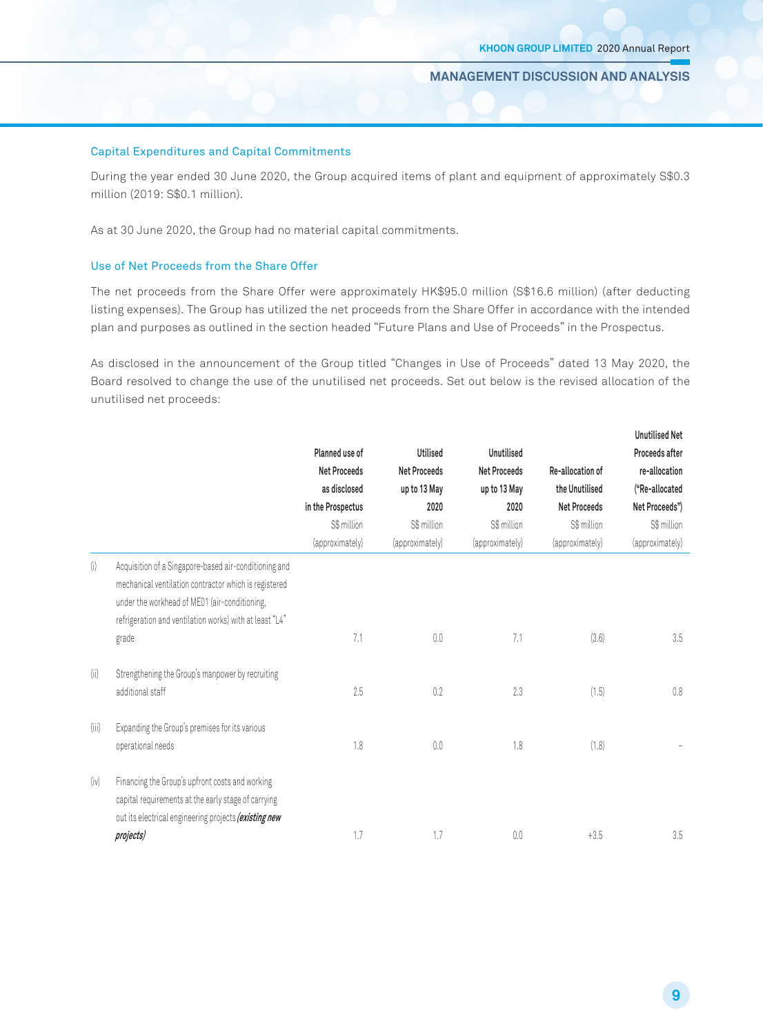### Capital Expenditures and Capital Commitments

During the year ended 30 June 2020, the Group acquired items of plant and equipment of approximately S$0.3 million (2019: S$0.1 million).

As at 30 June 2020, the Group had no material capital commitments.

### Use of Net Proceeds from the Share Offer

The net proceeds from the Share Offer were approximately HK$95.0 million (S$16.6 million) (after deducting listing expenses). The Group has utilized the net proceeds from the Share Offer in accordance with the intended plan and purposes as outlined in the section headed "Future Plans and Use of Proceeds" in the Prospectus.

As disclosed in the announcement of the Group titled "Changes in Use of Proceeds" dated 13 May 2020, the Board resolved to change the use of the unutilised net proceeds. Set out below is the revised allocation of the unutilised net proceeds:

| | | Planned use of Net Proceeds as disclosed in the Prospectus S$ million (approximately) | Utilised Net Proceeds up to 13 May 2020 S$ million (approximately) | Unutilised Net Proceeds up to 13 May 2020 S$ million (approximately) | Re-allocation of the Unutilised Net Proceeds S$ million (approximately) | Unutilised Net Proceeds after re-allocation ("Re-allocated Net Proceeds") S$ million (approximately) |
|---|---|---|---|---|---|---|
| (i) | Acquisition of a Singapore-based air-conditioning and mechanical ventilation contractor which is registered under the workhead of ME01 (air-conditioning, refrigeration and ventilation works) with at least "L4" grade | 7.1 | 0.0 | 7.1 | (3.6) | 3.5 |
| (ii) | Strengthening the Group's manpower by recruiting additional staff | 2.5 | 0.2 | 2.3 | (1.5) | 0.8 |
| (iii) | Expanding the Group's premises for its various operational needs | 1.8 | 0.0 | 1.8 | (1.8) | – |
| (iv) | Financing the Group's upfront costs and working capital requirements at the early stage of carrying out its electrical engineering projects ***(existing new projects)*** | 1.7 | 1.7 | 0.0 | +3.5 | 3.5 |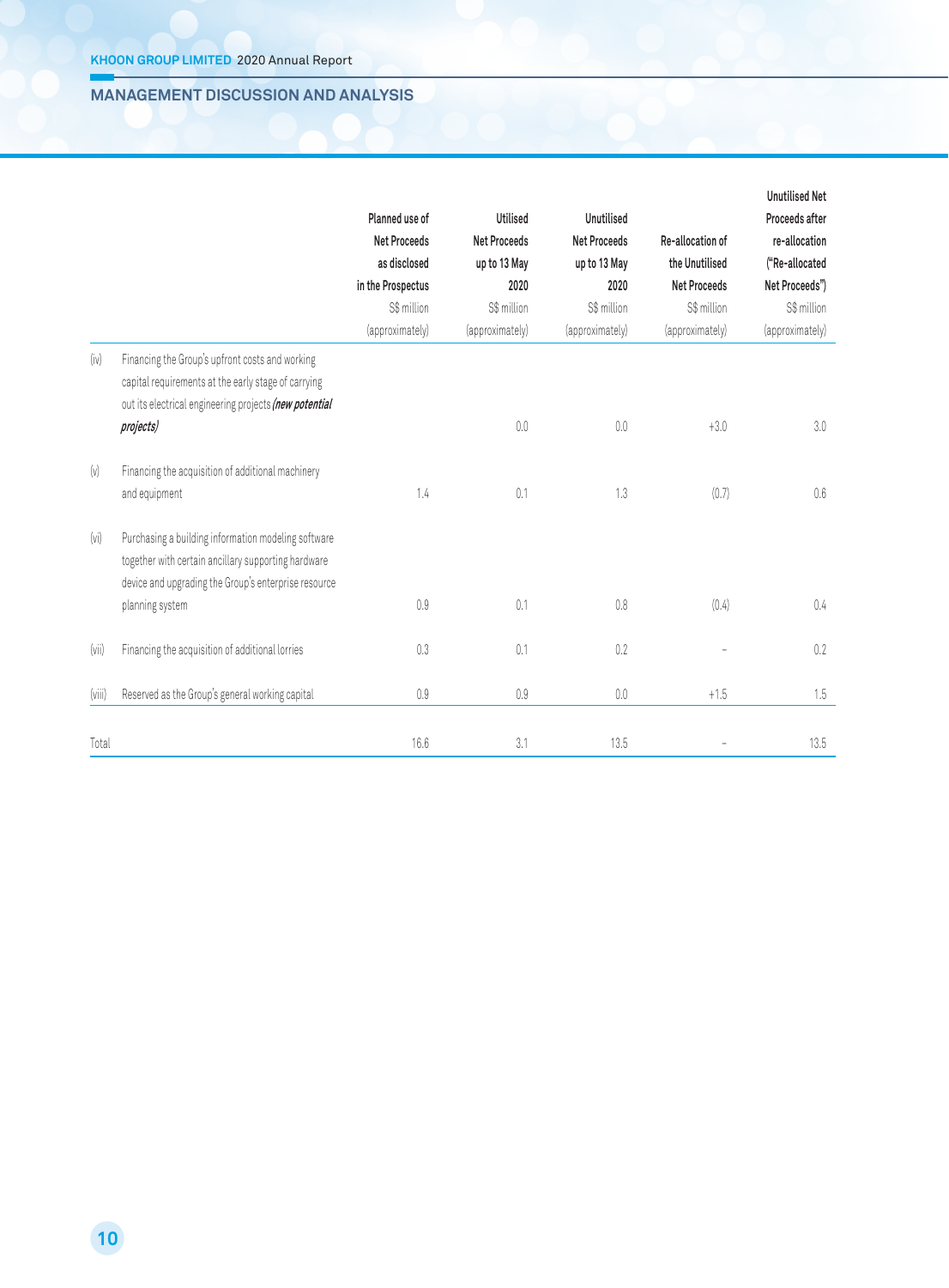## MANAGEMENT DISCUSSION AND ANALYSIS

| | | Planned use of Net Proceeds as disclosed in the Prospectus S$ million (approximately) | Utilised Net Proceeds up to 13 May 2020 S$ million (approximately) | Unutilised Net Proceeds up to 13 May 2020 S$ million (approximately) | Re-allocation of the Unutilised Net Proceeds S$ million (approximately) | Unutilised Net Proceeds after re-allocation ("Re-allocated Net Proceeds") S$ million (approximately) |
|---|---|---|---|---|---|---|
| (iv) | Financing the Group's upfront costs and working capital requirements at the early stage of carrying out its electrical engineering projects ***(new potential projects)*** | | 0.0 | 0.0 | +3.0 | 3.0 |
| (v) | Financing the acquisition of additional machinery and equipment | 1.4 | 0.1 | 1.3 | (0.7) | 0.6 |
| (vi) | Purchasing a building information modeling software together with certain ancillary supporting hardware device and upgrading the Group's enterprise resource planning system | 0.9 | 0.1 | 0.8 | (0.4) | 0.4 |
| (vii) | Financing the acquisition of additional lorries | 0.3 | 0.1 | 0.2 | – | 0.2 |
| (viii) | Reserved as the Group's general working capital | 0.9 | 0.9 | 0.0 | +1.5 | 1.5 |
| Total | | 16.6 | 3.1 | 13.5 | – | 13.5 |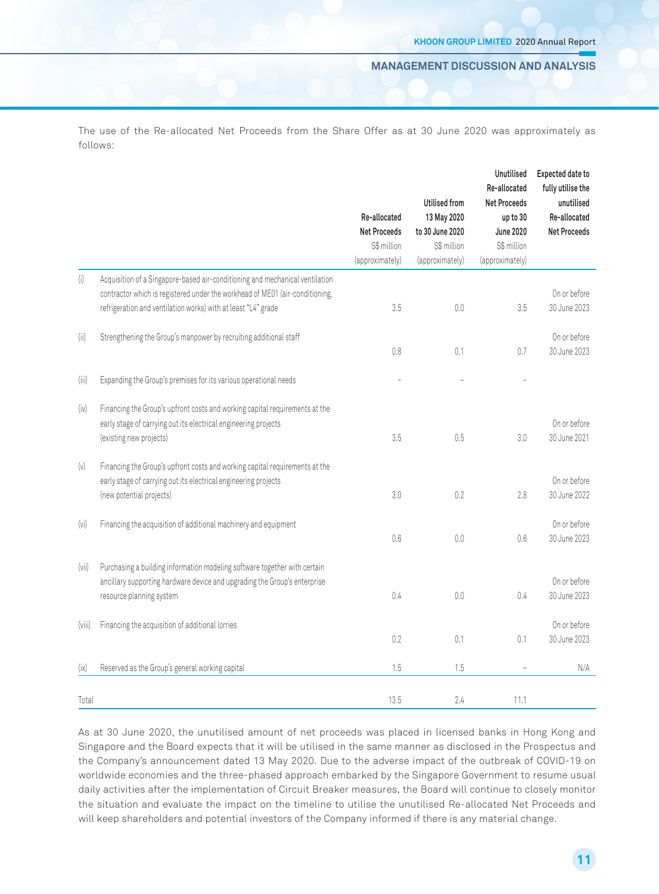The use of the Re-allocated Net Proceeds from the Share Offer as at 30 June 2020 was approximately as follows:

| | | Re-allocated Net Proceeds S$ million (approximately) | Utilised from 13 May 2020 to 30 June 2020 S$ million (approximately) | Unutilised Re-allocated Net Proceeds up to 30 June 2020 S$ million (approximately) | Expected date to fully utilise the unutilised Re-allocated Net Proceeds |
|---|---|---|---|---|---|
| (i) | Acquisition of a Singapore-based air-conditioning and mechanical ventilation contractor which is registered under the workhead of ME01 (air-conditioning, refrigeration and ventilation works) with at least "L4" grade | 3.5 | 0.0 | 3.5 | On or before 30 June 2023 |
| (ii) | Strengthening the Group's manpower by recruiting additional staff | 0.8 | 0.1 | 0.7 | On or before 30 June 2023 |
| (iii) | Expanding the Group's premises for its various operational needs | – | – | – | |
| (iv) | Financing the Group's upfront costs and working capital requirements at the early stage of carrying out its electrical engineering projects (existing new projects) | 3.5 | 0.5 | 3.0 | On or before 30 June 2021 |
| (v) | Financing the Group's upfront costs and working capital requirements at the early stage of carrying out its electrical engineering projects (new potential projects) | 3.0 | 0.2 | 2.8 | On or before 30 June 2022 |
| (vi) | Financing the acquisition of additional machinery and equipment | 0.6 | 0.0 | 0.6 | On or before 30 June 2023 |
| (vii) | Purchasing a building information modeling software together with certain ancillary supporting hardware device and upgrading the Group's enterprise resource planning system | 0.4 | 0.0 | 0.4 | On or before 30 June 2023 |
| (viii) | Financing the acquisition of additional lorries | 0.2 | 0.1 | 0.1 | On or before 30 June 2023 |
| (ix) | Reserved as the Group's general working capital | 1.5 | 1.5 | – | N/A |
| Total | | 13.5 | 2.4 | 11.1 | |

As at 30 June 2020, the unutilised amount of net proceeds was placed in licensed banks in Hong Kong and Singapore and the Board expects that it will be utilised in the same manner as disclosed in the Prospectus and the Company's announcement dated 13 May 2020. Due to the adverse impact of the outbreak of COVID-19 on worldwide economies and the three-phased approach embarked by the Singapore Government to resume usual daily activities after the implementation of Circuit Breaker measures, the Board will continue to closely monitor the situation and evaluate the impact on the timeline to utilise the unutilised Re-allocated Net Proceeds and will keep shareholders and potential investors of the Company informed if there is any material change.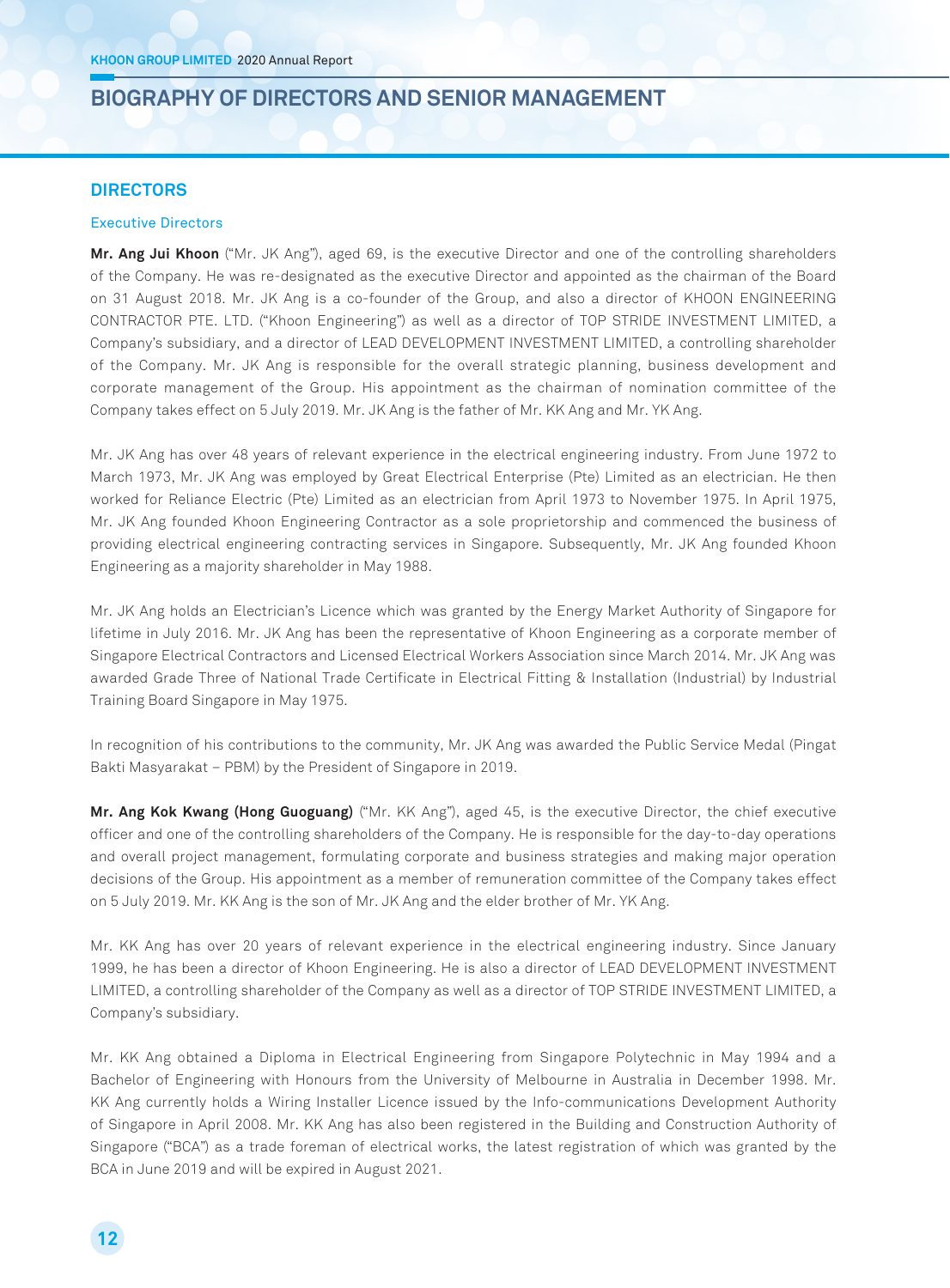# BIOGRAPHY OF DIRECTORS AND SENIOR MANAGEMENT

## DIRECTORS

### Executive Directors

**Mr. Ang Jui Khoon** ("Mr. JK Ang"), aged 69, is the executive Director and one of the controlling shareholders of the Company. He was re-designated as the executive Director and appointed as the chairman of the Board on 31 August 2018. Mr. JK Ang is a co-founder of the Group, and also a director of KHOON ENGINEERING CONTRACTOR PTE. LTD. ("Khoon Engineering") as well as a director of TOP STRIDE INVESTMENT LIMITED, a Company's subsidiary, and a director of LEAD DEVELOPMENT INVESTMENT LIMITED, a controlling shareholder of the Company. Mr. JK Ang is responsible for the overall strategic planning, business development and corporate management of the Group. His appointment as the chairman of nomination committee of the Company takes effect on 5 July 2019. Mr. JK Ang is the father of Mr. KK Ang and Mr. YK Ang.

Mr. JK Ang has over 48 years of relevant experience in the electrical engineering industry. From June 1972 to March 1973, Mr. JK Ang was employed by Great Electrical Enterprise (Pte) Limited as an electrician. He then worked for Reliance Electric (Pte) Limited as an electrician from April 1973 to November 1975. In April 1975, Mr. JK Ang founded Khoon Engineering Contractor as a sole proprietorship and commenced the business of providing electrical engineering contracting services in Singapore. Subsequently, Mr. JK Ang founded Khoon Engineering as a majority shareholder in May 1988.

Mr. JK Ang holds an Electrician's Licence which was granted by the Energy Market Authority of Singapore for lifetime in July 2016. Mr. JK Ang has been the representative of Khoon Engineering as a corporate member of Singapore Electrical Contractors and Licensed Electrical Workers Association since March 2014. Mr. JK Ang was awarded Grade Three of National Trade Certificate in Electrical Fitting & Installation (Industrial) by Industrial Training Board Singapore in May 1975.

In recognition of his contributions to the community, Mr. JK Ang was awarded the Public Service Medal (Pingat Bakti Masyarakat – PBM) by the President of Singapore in 2019.

**Mr. Ang Kok Kwang (Hong Guoguang)** ("Mr. KK Ang"), aged 45, is the executive Director, the chief executive officer and one of the controlling shareholders of the Company. He is responsible for the day-to-day operations and overall project management, formulating corporate and business strategies and making major operation decisions of the Group. His appointment as a member of remuneration committee of the Company takes effect on 5 July 2019. Mr. KK Ang is the son of Mr. JK Ang and the elder brother of Mr. YK Ang.

Mr. KK Ang has over 20 years of relevant experience in the electrical engineering industry. Since January 1999, he has been a director of Khoon Engineering. He is also a director of LEAD DEVELOPMENT INVESTMENT LIMITED, a controlling shareholder of the Company as well as a director of TOP STRIDE INVESTMENT LIMITED, a Company's subsidiary.

Mr. KK Ang obtained a Diploma in Electrical Engineering from Singapore Polytechnic in May 1994 and a Bachelor of Engineering with Honours from the University of Melbourne in Australia in December 1998. Mr. KK Ang currently holds a Wiring Installer Licence issued by the Info-communications Development Authority of Singapore in April 2008. Mr. KK Ang has also been registered in the Building and Construction Authority of Singapore ("BCA") as a trade foreman of electrical works, the latest registration of which was granted by the BCA in June 2019 and will be expired in August 2021.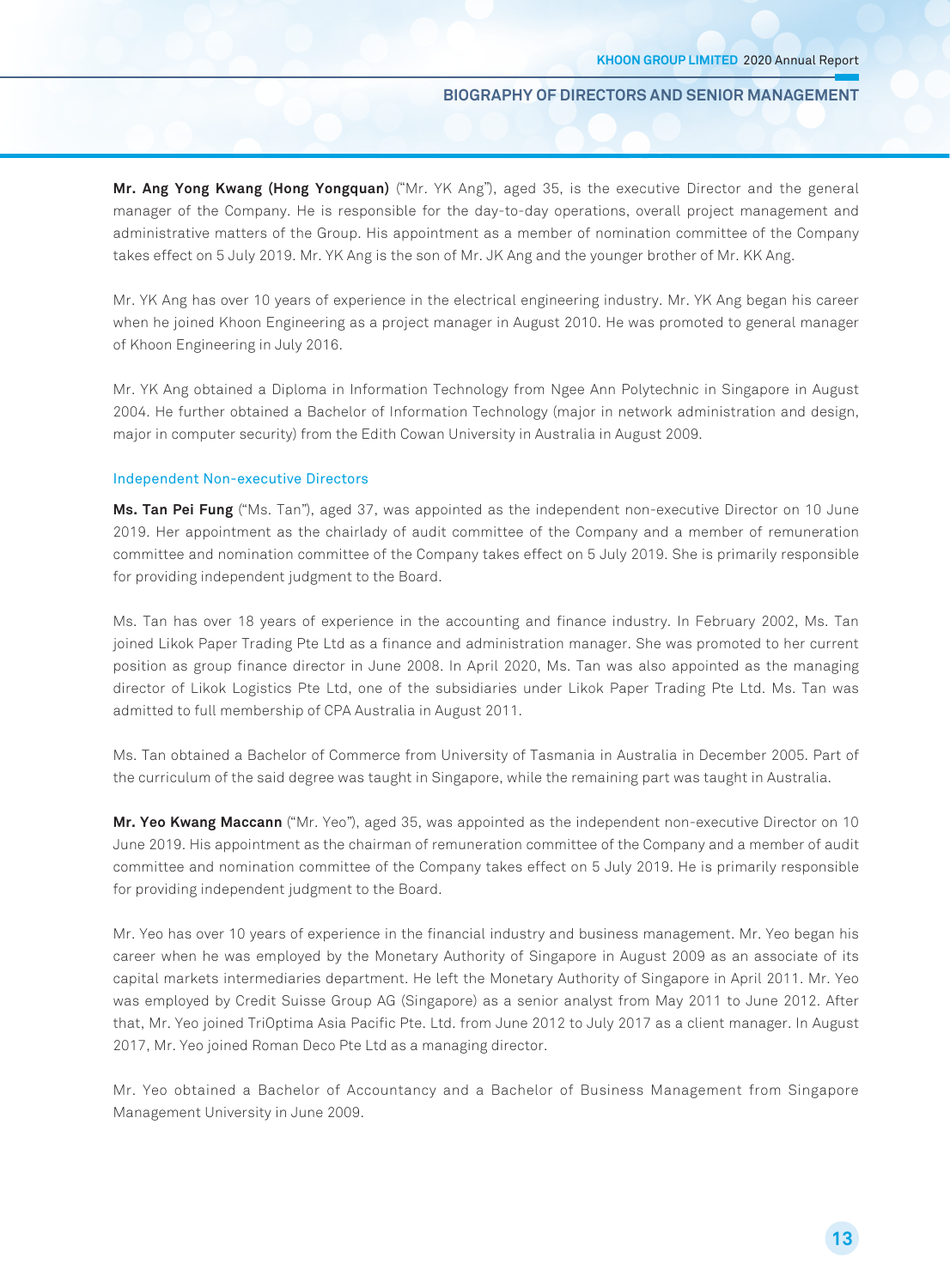**Mr. Ang Yong Kwang (Hong Yongquan)** ("Mr. YK Ang"), aged 35, is the executive Director and the general manager of the Company. He is responsible for the day-to-day operations, overall project management and administrative matters of the Group. His appointment as a member of nomination committee of the Company takes effect on 5 July 2019. Mr. YK Ang is the son of Mr. JK Ang and the younger brother of Mr. KK Ang.

Mr. YK Ang has over 10 years of experience in the electrical engineering industry. Mr. YK Ang began his career when he joined Khoon Engineering as a project manager in August 2010. He was promoted to general manager of Khoon Engineering in July 2016.

Mr. YK Ang obtained a Diploma in Information Technology from Ngee Ann Polytechnic in Singapore in August 2004. He further obtained a Bachelor of Information Technology (major in network administration and design, major in computer security) from the Edith Cowan University in Australia in August 2009.

### Independent Non-executive Directors

**Ms. Tan Pei Fung** ("Ms. Tan"), aged 37, was appointed as the independent non-executive Director on 10 June 2019. Her appointment as the chairlady of audit committee of the Company and a member of remuneration committee and nomination committee of the Company takes effect on 5 July 2019. She is primarily responsible for providing independent judgment to the Board.

Ms. Tan has over 18 years of experience in the accounting and finance industry. In February 2002, Ms. Tan joined Likok Paper Trading Pte Ltd as a finance and administration manager. She was promoted to her current position as group finance director in June 2008. In April 2020, Ms. Tan was also appointed as the managing director of Likok Logistics Pte Ltd, one of the subsidiaries under Likok Paper Trading Pte Ltd. Ms. Tan was admitted to full membership of CPA Australia in August 2011.

Ms. Tan obtained a Bachelor of Commerce from University of Tasmania in Australia in December 2005. Part of the curriculum of the said degree was taught in Singapore, while the remaining part was taught in Australia.

**Mr. Yeo Kwang Maccann** ("Mr. Yeo"), aged 35, was appointed as the independent non-executive Director on 10 June 2019. His appointment as the chairman of remuneration committee of the Company and a member of audit committee and nomination committee of the Company takes effect on 5 July 2019. He is primarily responsible for providing independent judgment to the Board.

Mr. Yeo has over 10 years of experience in the financial industry and business management. Mr. Yeo began his career when he was employed by the Monetary Authority of Singapore in August 2009 as an associate of its capital markets intermediaries department. He left the Monetary Authority of Singapore in April 2011. Mr. Yeo was employed by Credit Suisse Group AG (Singapore) as a senior analyst from May 2011 to June 2012. After that, Mr. Yeo joined TriOptima Asia Pacific Pte. Ltd. from June 2012 to July 2017 as a client manager. In August 2017, Mr. Yeo joined Roman Deco Pte Ltd as a managing director.

Mr. Yeo obtained a Bachelor of Accountancy and a Bachelor of Business Management from Singapore Management University in June 2009.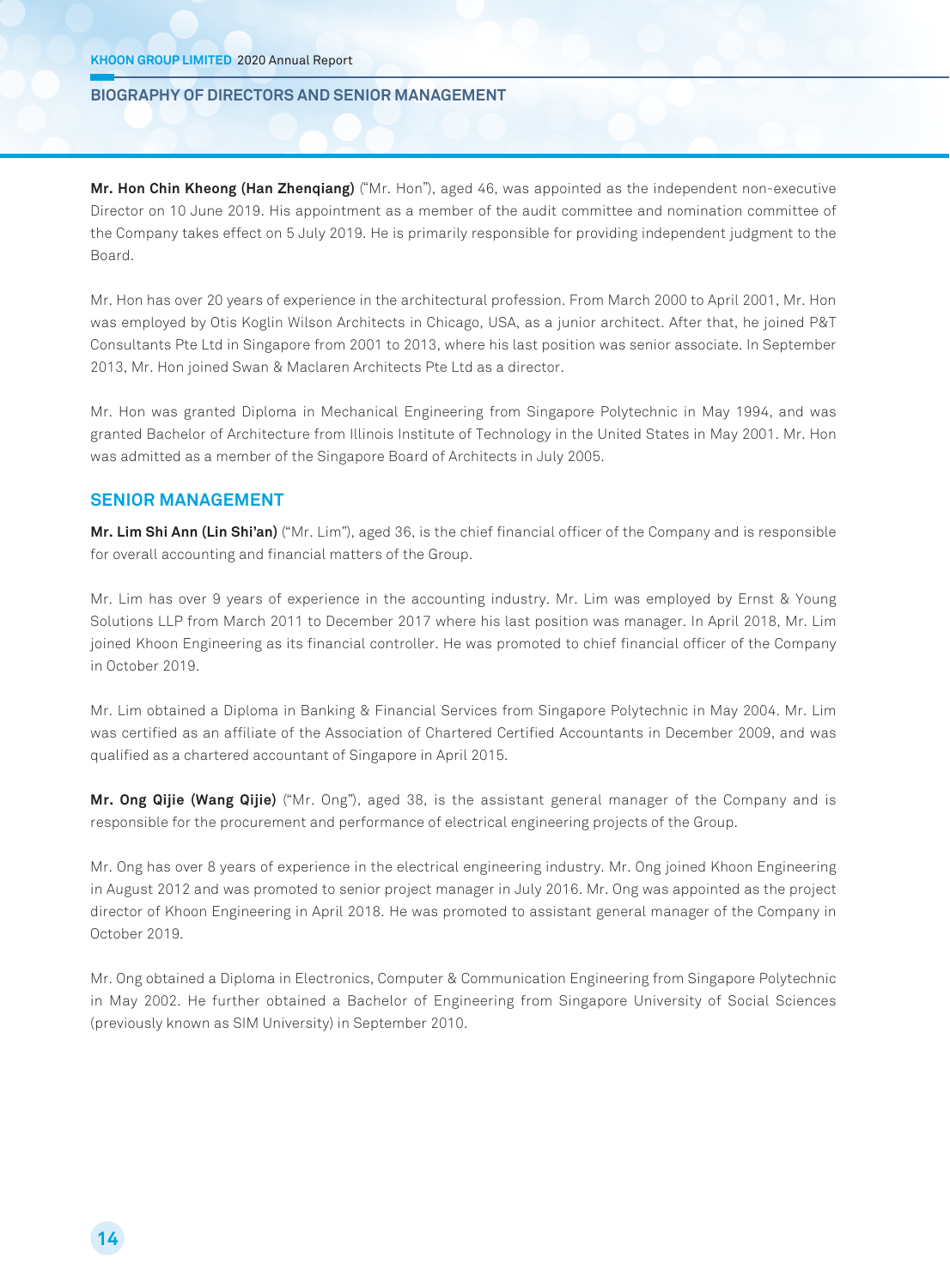**Mr. Hon Chin Kheong (Han Zhenqiang)** ("Mr. Hon"), aged 46, was appointed as the independent non-executive Director on 10 June 2019. His appointment as a member of the audit committee and nomination committee of the Company takes effect on 5 July 2019. He is primarily responsible for providing independent judgment to the Board.

Mr. Hon has over 20 years of experience in the architectural profession. From March 2000 to April 2001, Mr. Hon was employed by Otis Koglin Wilson Architects in Chicago, USA, as a junior architect. After that, he joined P&T Consultants Pte Ltd in Singapore from 2001 to 2013, where his last position was senior associate. In September 2013, Mr. Hon joined Swan & Maclaren Architects Pte Ltd as a director.

Mr. Hon was granted Diploma in Mechanical Engineering from Singapore Polytechnic in May 1994, and was granted Bachelor of Architecture from Illinois Institute of Technology in the United States in May 2001. Mr. Hon was admitted as a member of the Singapore Board of Architects in July 2005.

## SENIOR MANAGEMENT

**Mr. Lim Shi Ann (Lin Shi'an)** ("Mr. Lim"), aged 36, is the chief financial officer of the Company and is responsible for overall accounting and financial matters of the Group.

Mr. Lim has over 9 years of experience in the accounting industry. Mr. Lim was employed by Ernst & Young Solutions LLP from March 2011 to December 2017 where his last position was manager. In April 2018, Mr. Lim joined Khoon Engineering as its financial controller. He was promoted to chief financial officer of the Company in October 2019.

Mr. Lim obtained a Diploma in Banking & Financial Services from Singapore Polytechnic in May 2004. Mr. Lim was certified as an affiliate of the Association of Chartered Certified Accountants in December 2009, and was qualified as a chartered accountant of Singapore in April 2015.

**Mr. Ong Qijie (Wang Qijie)** ("Mr. Ong"), aged 38, is the assistant general manager of the Company and is responsible for the procurement and performance of electrical engineering projects of the Group.

Mr. Ong has over 8 years of experience in the electrical engineering industry. Mr. Ong joined Khoon Engineering in August 2012 and was promoted to senior project manager in July 2016. Mr. Ong was appointed as the project director of Khoon Engineering in April 2018. He was promoted to assistant general manager of the Company in October 2019.

Mr. Ong obtained a Diploma in Electronics, Computer & Communication Engineering from Singapore Polytechnic in May 2002. He further obtained a Bachelor of Engineering from Singapore University of Social Sciences (previously known as SIM University) in September 2010.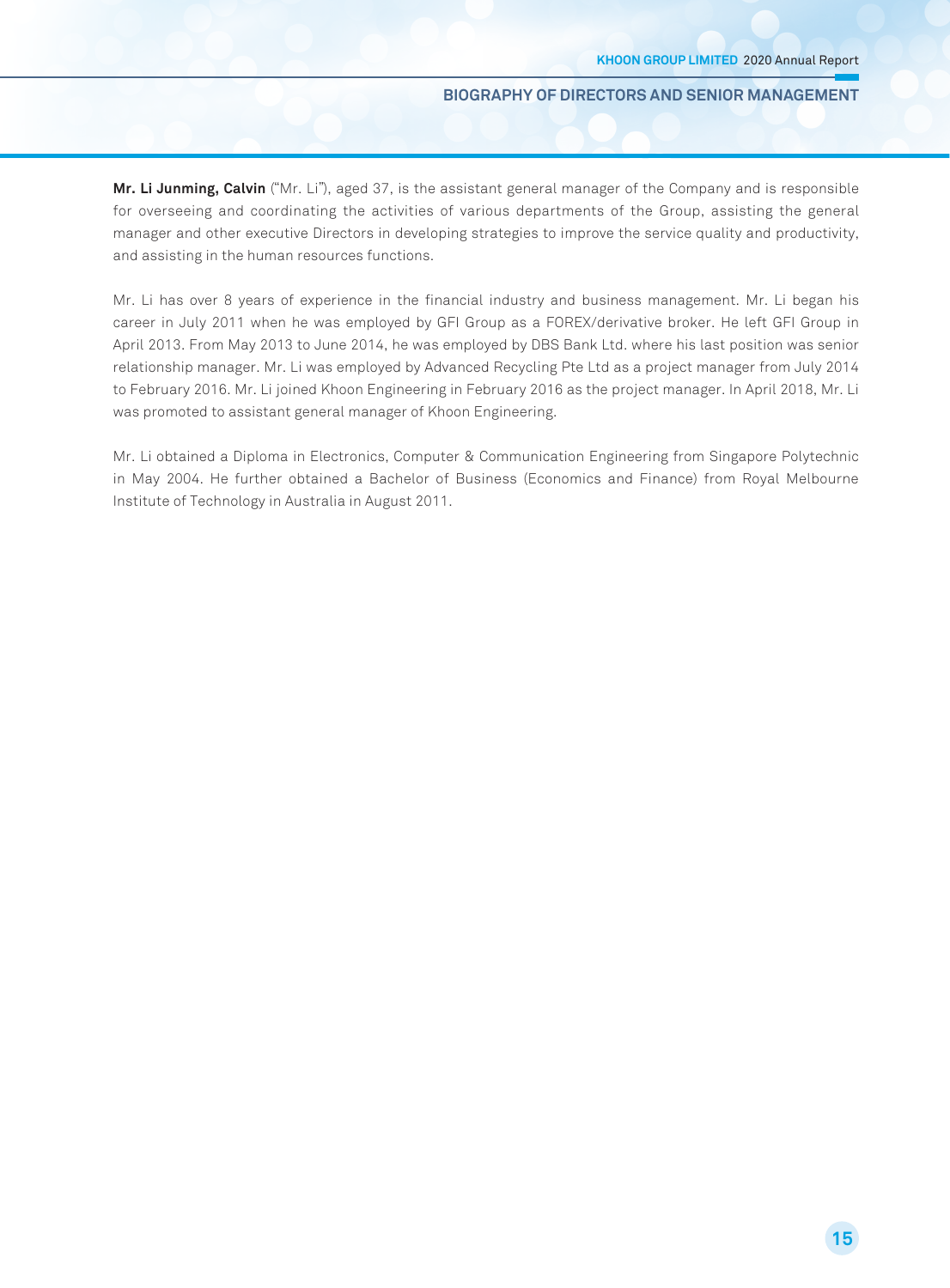**Mr. Li Junming, Calvin** ("Mr. Li"), aged 37, is the assistant general manager of the Company and is responsible for overseeing and coordinating the activities of various departments of the Group, assisting the general manager and other executive Directors in developing strategies to improve the service quality and productivity, and assisting in the human resources functions.

Mr. Li has over 8 years of experience in the financial industry and business management. Mr. Li began his career in July 2011 when he was employed by GFI Group as a FOREX/derivative broker. He left GFI Group in April 2013. From May 2013 to June 2014, he was employed by DBS Bank Ltd. where his last position was senior relationship manager. Mr. Li was employed by Advanced Recycling Pte Ltd as a project manager from July 2014 to February 2016. Mr. Li joined Khoon Engineering in February 2016 as the project manager. In April 2018, Mr. Li was promoted to assistant general manager of Khoon Engineering.

Mr. Li obtained a Diploma in Electronics, Computer & Communication Engineering from Singapore Polytechnic in May 2004. He further obtained a Bachelor of Business (Economics and Finance) from Royal Melbourne Institute of Technology in Australia in August 2011.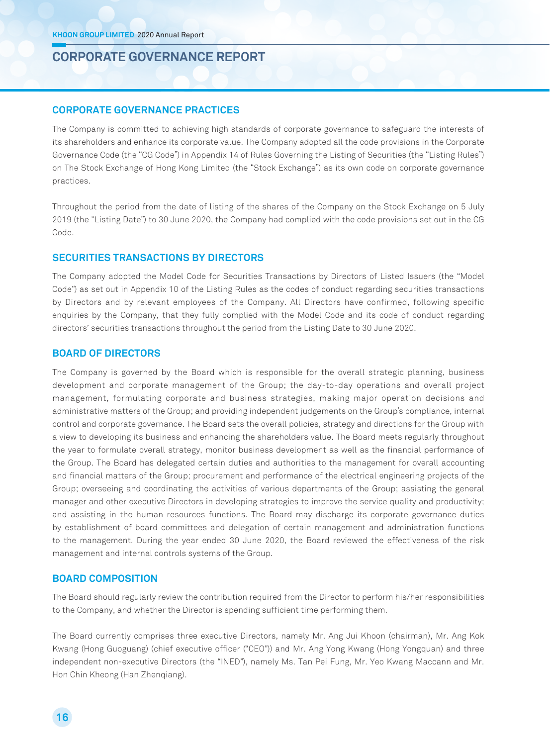# CORPORATE GOVERNANCE REPORT

## CORPORATE GOVERNANCE PRACTICES

The Company is committed to achieving high standards of corporate governance to safeguard the interests of its shareholders and enhance its corporate value. The Company adopted all the code provisions in the Corporate Governance Code (the "CG Code") in Appendix 14 of Rules Governing the Listing of Securities (the "Listing Rules") on The Stock Exchange of Hong Kong Limited (the "Stock Exchange") as its own code on corporate governance practices.

Throughout the period from the date of listing of the shares of the Company on the Stock Exchange on 5 July 2019 (the "Listing Date") to 30 June 2020, the Company had complied with the code provisions set out in the CG Code.

## SECURITIES TRANSACTIONS BY DIRECTORS

The Company adopted the Model Code for Securities Transactions by Directors of Listed Issuers (the "Model Code") as set out in Appendix 10 of the Listing Rules as the codes of conduct regarding securities transactions by Directors and by relevant employees of the Company. All Directors have confirmed, following specific enquiries by the Company, that they fully complied with the Model Code and its code of conduct regarding directors' securities transactions throughout the period from the Listing Date to 30 June 2020.

## BOARD OF DIRECTORS

The Company is governed by the Board which is responsible for the overall strategic planning, business development and corporate management of the Group; the day-to-day operations and overall project management, formulating corporate and business strategies, making major operation decisions and administrative matters of the Group; and providing independent judgements on the Group's compliance, internal control and corporate governance. The Board sets the overall policies, strategy and directions for the Group with a view to developing its business and enhancing the shareholders value. The Board meets regularly throughout the year to formulate overall strategy, monitor business development as well as the financial performance of the Group. The Board has delegated certain duties and authorities to the management for overall accounting and financial matters of the Group; procurement and performance of the electrical engineering projects of the Group; overseeing and coordinating the activities of various departments of the Group; assisting the general manager and other executive Directors in developing strategies to improve the service quality and productivity; and assisting in the human resources functions. The Board may discharge its corporate governance duties by establishment of board committees and delegation of certain management and administration functions to the management. During the year ended 30 June 2020, the Board reviewed the effectiveness of the risk management and internal controls systems of the Group.

## BOARD COMPOSITION

The Board should regularly review the contribution required from the Director to perform his/her responsibilities to the Company, and whether the Director is spending sufficient time performing them.

The Board currently comprises three executive Directors, namely Mr. Ang Jui Khoon (chairman), Mr. Ang Kok Kwang (Hong Guoguang) (chief executive officer ("CEO")) and Mr. Ang Yong Kwang (Hong Yongquan) and three independent non-executive Directors (the "INED"), namely Ms. Tan Pei Fung, Mr. Yeo Kwang Maccann and Mr. Hon Chin Kheong (Han Zhenqiang).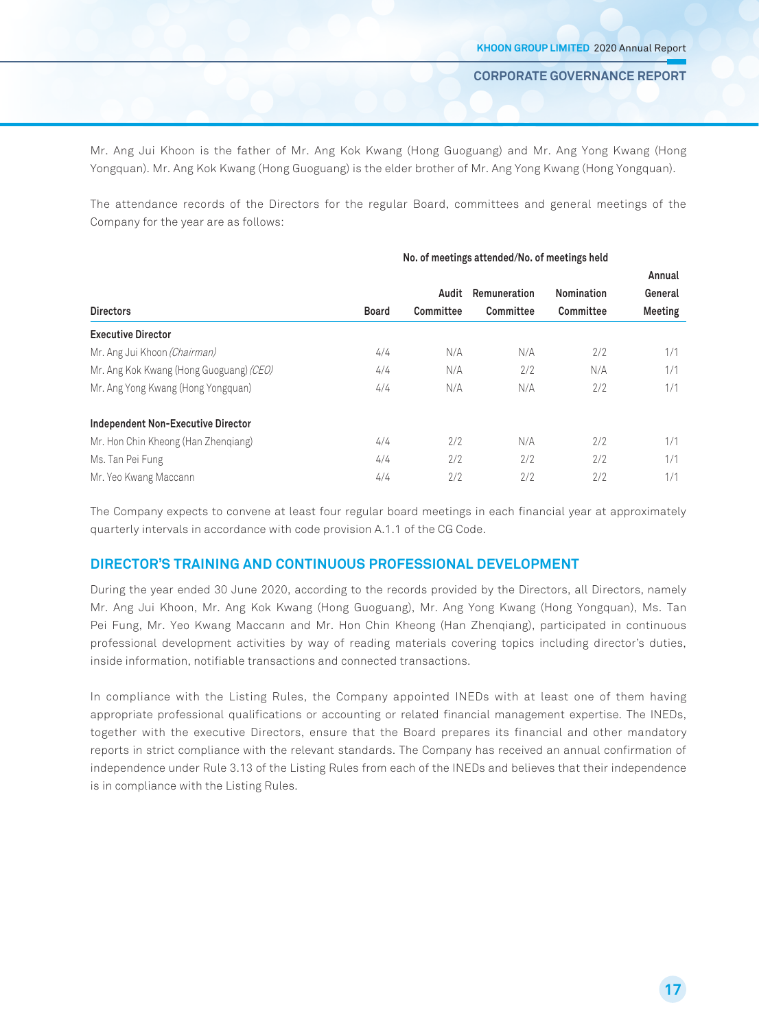Mr. Ang Jui Khoon is the father of Mr. Ang Kok Kwang (Hong Guoguang) and Mr. Ang Yong Kwang (Hong Yongquan). Mr. Ang Kok Kwang (Hong Guoguang) is the elder brother of Mr. Ang Yong Kwang (Hong Yongquan).

The attendance records of the Directors for the regular Board, committees and general meetings of the Company for the year are as follows:

| | No. of meetings attended/No. of meetings held | | | | |
|---|---|---|---|---|---|
| **Directors** | **Board** | **Audit Committee** | **Remuneration Committee** | **Nomination Committee** | **Annual General Meeting** |
| **Executive Director** | | | | | |
| Mr. Ang Jui Khoon *(Chairman)* | 4/4 | N/A | N/A | 2/2 | 1/1 |
| Mr. Ang Kok Kwang (Hong Guoguang) *(CEO)* | 4/4 | N/A | 2/2 | N/A | 1/1 |
| Mr. Ang Yong Kwang (Hong Yongquan) | 4/4 | N/A | N/A | 2/2 | 1/1 |
| **Independent Non-Executive Director** | | | | | |
| Mr. Hon Chin Kheong (Han Zhenqiang) | 4/4 | 2/2 | N/A | 2/2 | 1/1 |
| Ms. Tan Pei Fung | 4/4 | 2/2 | 2/2 | 2/2 | 1/1 |
| Mr. Yeo Kwang Maccann | 4/4 | 2/2 | 2/2 | 2/2 | 1/1 |

The Company expects to convene at least four regular board meetings in each financial year at approximately quarterly intervals in accordance with code provision A.1.1 of the CG Code.

## DIRECTOR'S TRAINING AND CONTINUOUS PROFESSIONAL DEVELOPMENT

During the year ended 30 June 2020, according to the records provided by the Directors, all Directors, namely Mr. Ang Jui Khoon, Mr. Ang Kok Kwang (Hong Guoguang), Mr. Ang Yong Kwang (Hong Yongquan), Ms. Tan Pei Fung, Mr. Yeo Kwang Maccann and Mr. Hon Chin Kheong (Han Zhenqiang), participated in continuous professional development activities by way of reading materials covering topics including director's duties, inside information, notifiable transactions and connected transactions.

In compliance with the Listing Rules, the Company appointed INEDs with at least one of them having appropriate professional qualifications or accounting or related financial management expertise. The INEDs, together with the executive Directors, ensure that the Board prepares its financial and other mandatory reports in strict compliance with the relevant standards. The Company has received an annual confirmation of independence under Rule 3.13 of the Listing Rules from each of the INEDs and believes that their independence is in compliance with the Listing Rules.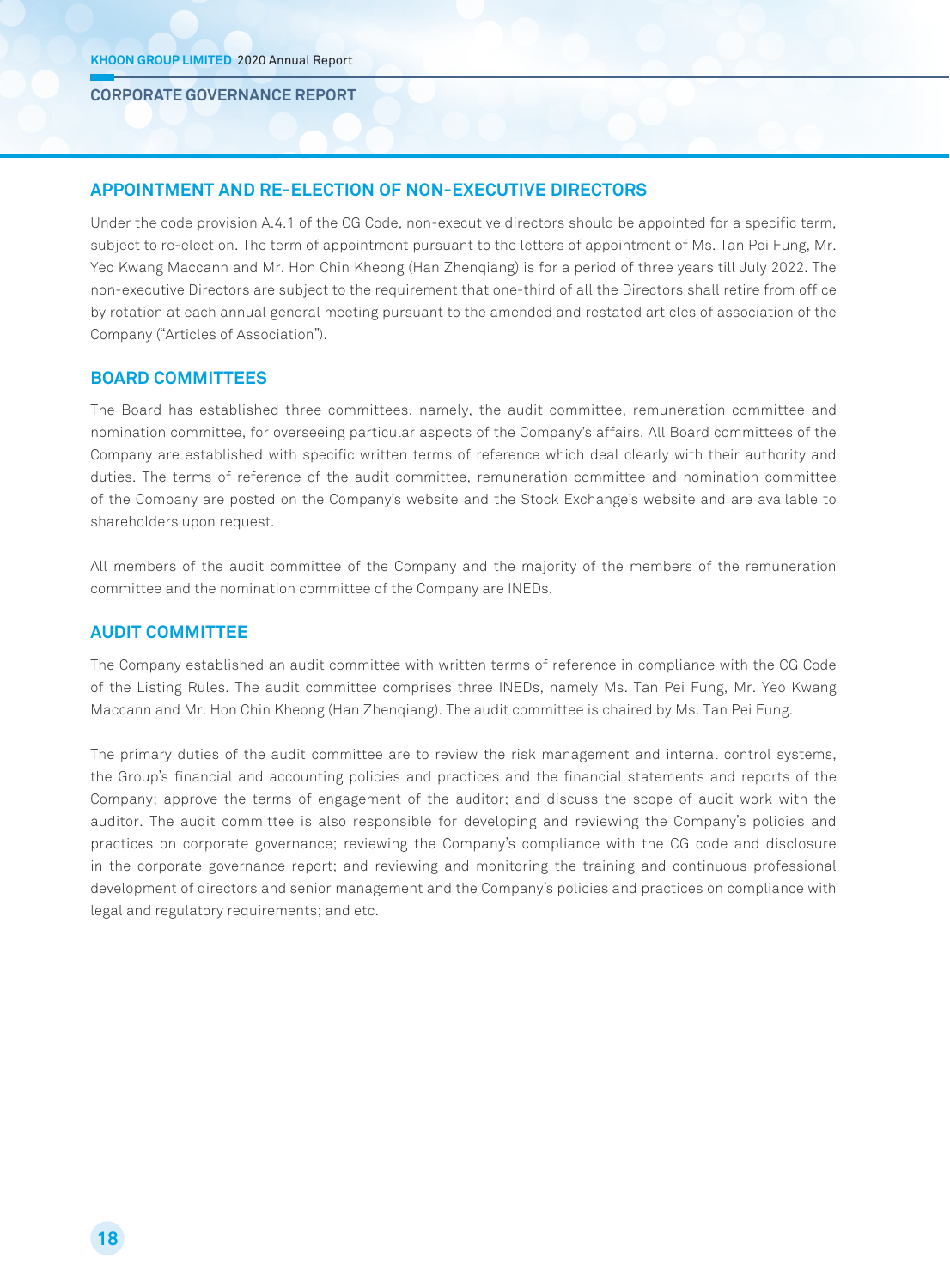## APPOINTMENT AND RE-ELECTION OF NON-EXECUTIVE DIRECTORS

Under the code provision A.4.1 of the CG Code, non-executive directors should be appointed for a specific term, subject to re-election. The term of appointment pursuant to the letters of appointment of Ms. Tan Pei Fung, Mr. Yeo Kwang Maccann and Mr. Hon Chin Kheong (Han Zhenqiang) is for a period of three years till July 2022. The non-executive Directors are subject to the requirement that one-third of all the Directors shall retire from office by rotation at each annual general meeting pursuant to the amended and restated articles of association of the Company ("Articles of Association").

## BOARD COMMITTEES

The Board has established three committees, namely, the audit committee, remuneration committee and nomination committee, for overseeing particular aspects of the Company's affairs. All Board committees of the Company are established with specific written terms of reference which deal clearly with their authority and duties. The terms of reference of the audit committee, remuneration committee and nomination committee of the Company are posted on the Company's website and the Stock Exchange's website and are available to shareholders upon request.

All members of the audit committee of the Company and the majority of the members of the remuneration committee and the nomination committee of the Company are INEDs.

## AUDIT COMMITTEE

The Company established an audit committee with written terms of reference in compliance with the CG Code of the Listing Rules. The audit committee comprises three INEDs, namely Ms. Tan Pei Fung, Mr. Yeo Kwang Maccann and Mr. Hon Chin Kheong (Han Zhenqiang). The audit committee is chaired by Ms. Tan Pei Fung.

The primary duties of the audit committee are to review the risk management and internal control systems, the Group's financial and accounting policies and practices and the financial statements and reports of the Company; approve the terms of engagement of the auditor; and discuss the scope of audit work with the auditor. The audit committee is also responsible for developing and reviewing the Company's policies and practices on corporate governance; reviewing the Company's compliance with the CG code and disclosure in the corporate governance report; and reviewing and monitoring the training and continuous professional development of directors and senior management and the Company's policies and practices on compliance with legal and regulatory requirements; and etc.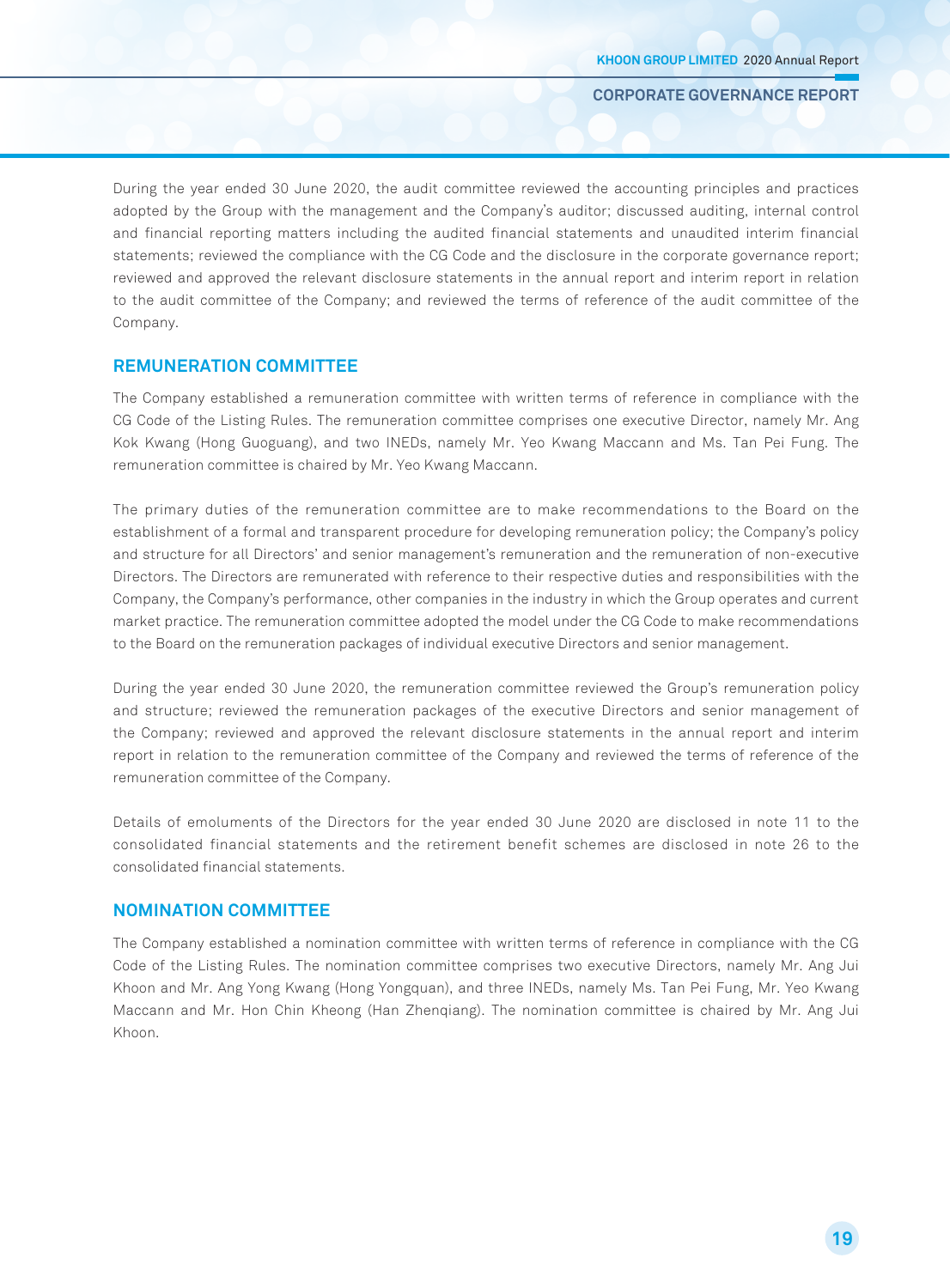During the year ended 30 June 2020, the audit committee reviewed the accounting principles and practices adopted by the Group with the management and the Company's auditor; discussed auditing, internal control and financial reporting matters including the audited financial statements and unaudited interim financial statements; reviewed the compliance with the CG Code and the disclosure in the corporate governance report; reviewed and approved the relevant disclosure statements in the annual report and interim report in relation to the audit committee of the Company; and reviewed the terms of reference of the audit committee of the Company.

## REMUNERATION COMMITTEE

The Company established a remuneration committee with written terms of reference in compliance with the CG Code of the Listing Rules. The remuneration committee comprises one executive Director, namely Mr. Ang Kok Kwang (Hong Guoguang), and two INEDs, namely Mr. Yeo Kwang Maccann and Ms. Tan Pei Fung. The remuneration committee is chaired by Mr. Yeo Kwang Maccann.

The primary duties of the remuneration committee are to make recommendations to the Board on the establishment of a formal and transparent procedure for developing remuneration policy; the Company's policy and structure for all Directors' and senior management's remuneration and the remuneration of non-executive Directors. The Directors are remunerated with reference to their respective duties and responsibilities with the Company, the Company's performance, other companies in the industry in which the Group operates and current market practice. The remuneration committee adopted the model under the CG Code to make recommendations to the Board on the remuneration packages of individual executive Directors and senior management.

During the year ended 30 June 2020, the remuneration committee reviewed the Group's remuneration policy and structure; reviewed the remuneration packages of the executive Directors and senior management of the Company; reviewed and approved the relevant disclosure statements in the annual report and interim report in relation to the remuneration committee of the Company and reviewed the terms of reference of the remuneration committee of the Company.

Details of emoluments of the Directors for the year ended 30 June 2020 are disclosed in note 11 to the consolidated financial statements and the retirement benefit schemes are disclosed in note 26 to the consolidated financial statements.

## NOMINATION COMMITTEE

The Company established a nomination committee with written terms of reference in compliance with the CG Code of the Listing Rules. The nomination committee comprises two executive Directors, namely Mr. Ang Jui Khoon and Mr. Ang Yong Kwang (Hong Yongquan), and three INEDs, namely Ms. Tan Pei Fung, Mr. Yeo Kwang Maccann and Mr. Hon Chin Kheong (Han Zhenqiang). The nomination committee is chaired by Mr. Ang Jui Khoon.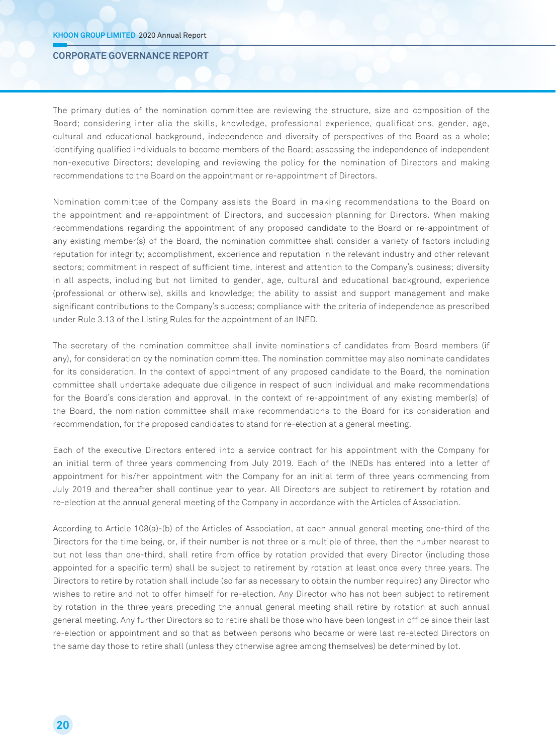The primary duties of the nomination committee are reviewing the structure, size and composition of the Board; considering inter alia the skills, knowledge, professional experience, qualifications, gender, age, cultural and educational background, independence and diversity of perspectives of the Board as a whole; identifying qualified individuals to become members of the Board; assessing the independence of independent non-executive Directors; developing and reviewing the policy for the nomination of Directors and making recommendations to the Board on the appointment or re-appointment of Directors.

Nomination committee of the Company assists the Board in making recommendations to the Board on the appointment and re-appointment of Directors, and succession planning for Directors. When making recommendations regarding the appointment of any proposed candidate to the Board or re-appointment of any existing member(s) of the Board, the nomination committee shall consider a variety of factors including reputation for integrity; accomplishment, experience and reputation in the relevant industry and other relevant sectors; commitment in respect of sufficient time, interest and attention to the Company's business; diversity in all aspects, including but not limited to gender, age, cultural and educational background, experience (professional or otherwise), skills and knowledge; the ability to assist and support management and make significant contributions to the Company's success; compliance with the criteria of independence as prescribed under Rule 3.13 of the Listing Rules for the appointment of an INED.

The secretary of the nomination committee shall invite nominations of candidates from Board members (if any), for consideration by the nomination committee. The nomination committee may also nominate candidates for its consideration. In the context of appointment of any proposed candidate to the Board, the nomination committee shall undertake adequate due diligence in respect of such individual and make recommendations for the Board's consideration and approval. In the context of re-appointment of any existing member(s) of the Board, the nomination committee shall make recommendations to the Board for its consideration and recommendation, for the proposed candidates to stand for re-election at a general meeting.

Each of the executive Directors entered into a service contract for his appointment with the Company for an initial term of three years commencing from July 2019. Each of the INEDs has entered into a letter of appointment for his/her appointment with the Company for an initial term of three years commencing from July 2019 and thereafter shall continue year to year. All Directors are subject to retirement by rotation and re-election at the annual general meeting of the Company in accordance with the Articles of Association.

According to Article 108(a)-(b) of the Articles of Association, at each annual general meeting one-third of the Directors for the time being, or, if their number is not three or a multiple of three, then the number nearest to but not less than one-third, shall retire from office by rotation provided that every Director (including those appointed for a specific term) shall be subject to retirement by rotation at least once every three years. The Directors to retire by rotation shall include (so far as necessary to obtain the number required) any Director who wishes to retire and not to offer himself for re-election. Any Director who has not been subject to retirement by rotation in the three years preceding the annual general meeting shall retire by rotation at such annual general meeting. Any further Directors so to retire shall be those who have been longest in office since their last re-election or appointment and so that as between persons who became or were last re-elected Directors on the same day those to retire shall (unless they otherwise agree among themselves) be determined by lot.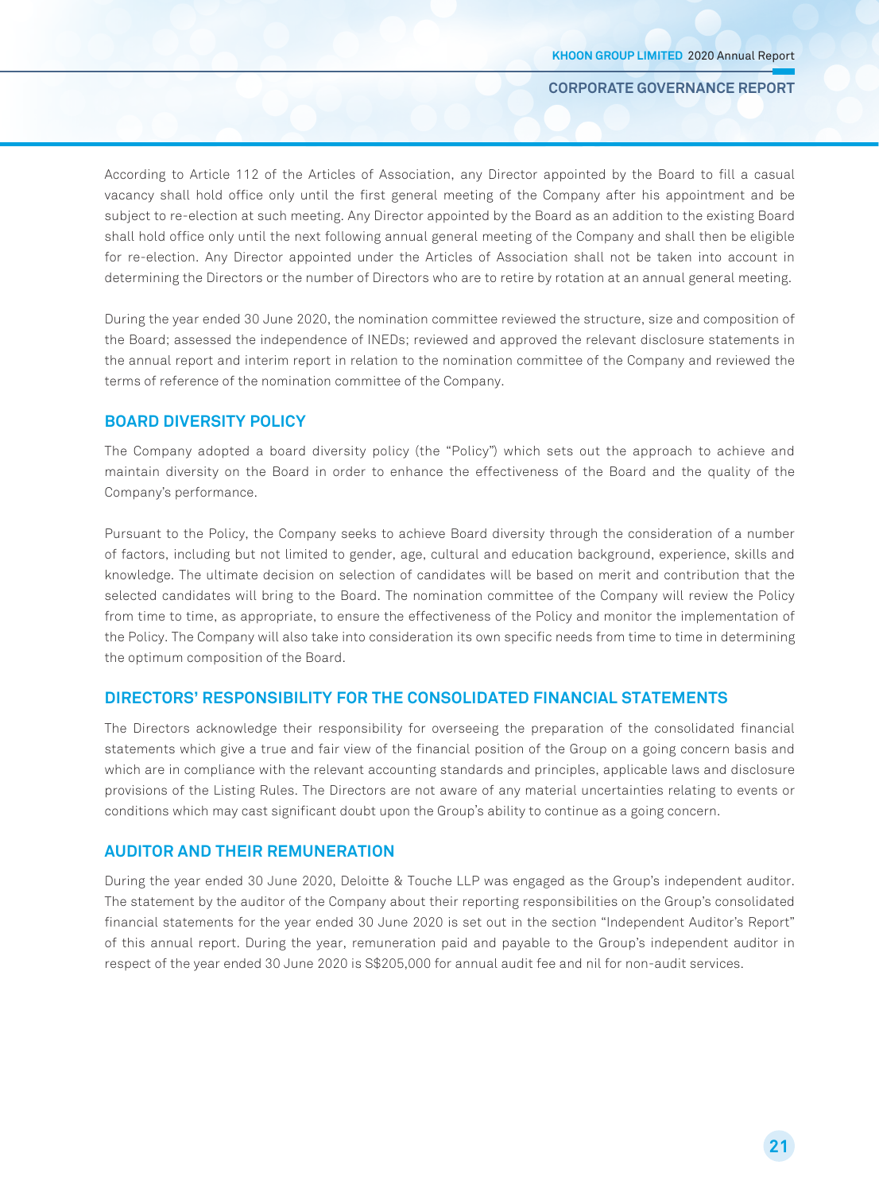According to Article 112 of the Articles of Association, any Director appointed by the Board to fill a casual vacancy shall hold office only until the first general meeting of the Company after his appointment and be subject to re-election at such meeting. Any Director appointed by the Board as an addition to the existing Board shall hold office only until the next following annual general meeting of the Company and shall then be eligible for re-election. Any Director appointed under the Articles of Association shall not be taken into account in determining the Directors or the number of Directors who are to retire by rotation at an annual general meeting.

During the year ended 30 June 2020, the nomination committee reviewed the structure, size and composition of the Board; assessed the independence of INEDs; reviewed and approved the relevant disclosure statements in the annual report and interim report in relation to the nomination committee of the Company and reviewed the terms of reference of the nomination committee of the Company.

## BOARD DIVERSITY POLICY

The Company adopted a board diversity policy (the "Policy") which sets out the approach to achieve and maintain diversity on the Board in order to enhance the effectiveness of the Board and the quality of the Company's performance.

Pursuant to the Policy, the Company seeks to achieve Board diversity through the consideration of a number of factors, including but not limited to gender, age, cultural and education background, experience, skills and knowledge. The ultimate decision on selection of candidates will be based on merit and contribution that the selected candidates will bring to the Board. The nomination committee of the Company will review the Policy from time to time, as appropriate, to ensure the effectiveness of the Policy and monitor the implementation of the Policy. The Company will also take into consideration its own specific needs from time to time in determining the optimum composition of the Board.

## DIRECTORS' RESPONSIBILITY FOR THE CONSOLIDATED FINANCIAL STATEMENTS

The Directors acknowledge their responsibility for overseeing the preparation of the consolidated financial statements which give a true and fair view of the financial position of the Group on a going concern basis and which are in compliance with the relevant accounting standards and principles, applicable laws and disclosure provisions of the Listing Rules. The Directors are not aware of any material uncertainties relating to events or conditions which may cast significant doubt upon the Group's ability to continue as a going concern.

## AUDITOR AND THEIR REMUNERATION

During the year ended 30 June 2020, Deloitte & Touche LLP was engaged as the Group's independent auditor. The statement by the auditor of the Company about their reporting responsibilities on the Group's consolidated financial statements for the year ended 30 June 2020 is set out in the section "Independent Auditor's Report" of this annual report. During the year, remuneration paid and payable to the Group's independent auditor in respect of the year ended 30 June 2020 is S$205,000 for annual audit fee and nil for non-audit services.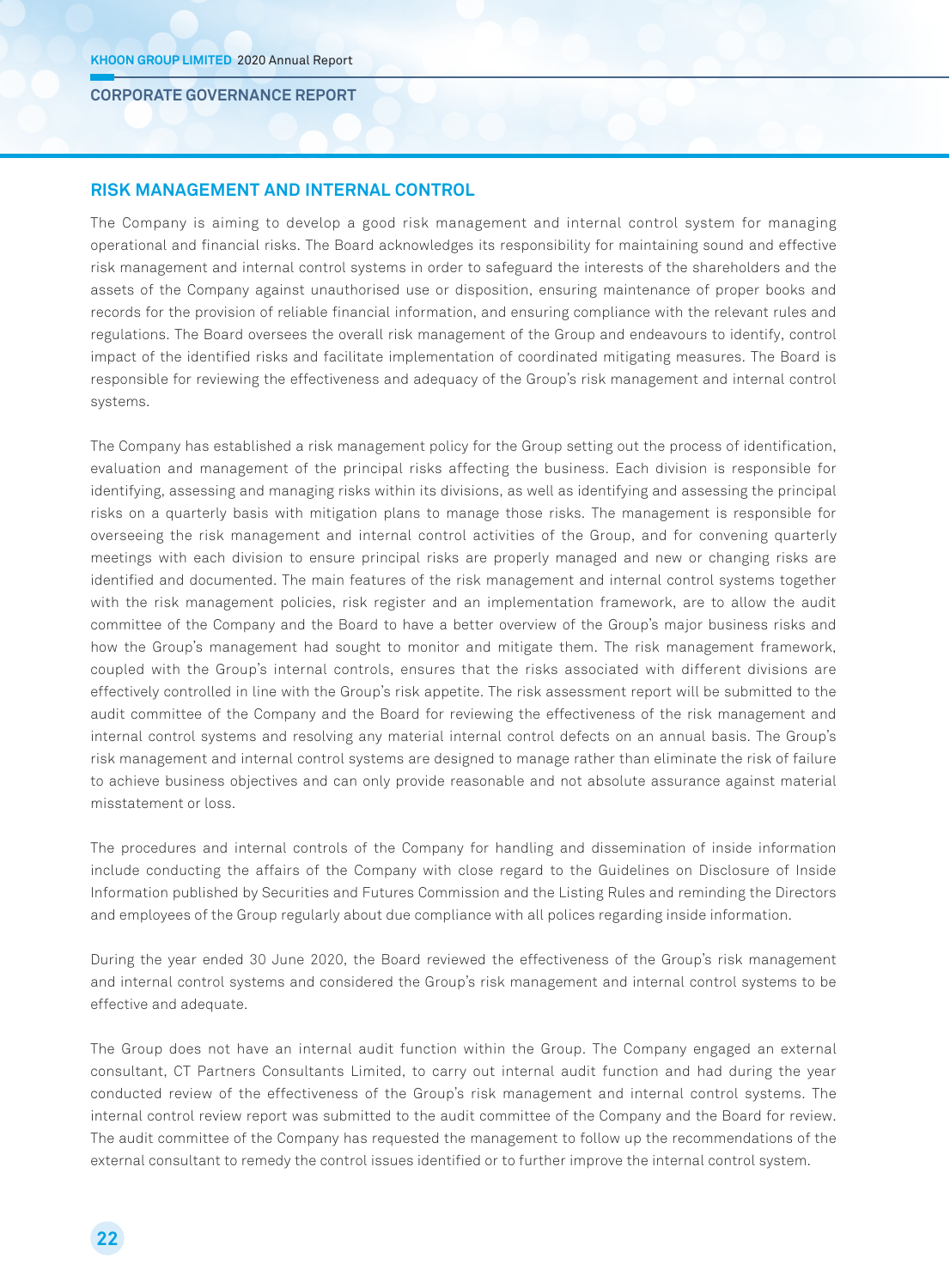## RISK MANAGEMENT AND INTERNAL CONTROL

The Company is aiming to develop a good risk management and internal control system for managing operational and financial risks. The Board acknowledges its responsibility for maintaining sound and effective risk management and internal control systems in order to safeguard the interests of the shareholders and the assets of the Company against unauthorised use or disposition, ensuring maintenance of proper books and records for the provision of reliable financial information, and ensuring compliance with the relevant rules and regulations. The Board oversees the overall risk management of the Group and endeavours to identify, control impact of the identified risks and facilitate implementation of coordinated mitigating measures. The Board is responsible for reviewing the effectiveness and adequacy of the Group's risk management and internal control systems.

The Company has established a risk management policy for the Group setting out the process of identification, evaluation and management of the principal risks affecting the business. Each division is responsible for identifying, assessing and managing risks within its divisions, as well as identifying and assessing the principal risks on a quarterly basis with mitigation plans to manage those risks. The management is responsible for overseeing the risk management and internal control activities of the Group, and for convening quarterly meetings with each division to ensure principal risks are properly managed and new or changing risks are identified and documented. The main features of the risk management and internal control systems together with the risk management policies, risk register and an implementation framework, are to allow the audit committee of the Company and the Board to have a better overview of the Group's major business risks and how the Group's management had sought to monitor and mitigate them. The risk management framework, coupled with the Group's internal controls, ensures that the risks associated with different divisions are effectively controlled in line with the Group's risk appetite. The risk assessment report will be submitted to the audit committee of the Company and the Board for reviewing the effectiveness of the risk management and internal control systems and resolving any material internal control defects on an annual basis. The Group's risk management and internal control systems are designed to manage rather than eliminate the risk of failure to achieve business objectives and can only provide reasonable and not absolute assurance against material misstatement or loss.

The procedures and internal controls of the Company for handling and dissemination of inside information include conducting the affairs of the Company with close regard to the Guidelines on Disclosure of Inside Information published by Securities and Futures Commission and the Listing Rules and reminding the Directors and employees of the Group regularly about due compliance with all polices regarding inside information.

During the year ended 30 June 2020, the Board reviewed the effectiveness of the Group's risk management and internal control systems and considered the Group's risk management and internal control systems to be effective and adequate.

The Group does not have an internal audit function within the Group. The Company engaged an external consultant, CT Partners Consultants Limited, to carry out internal audit function and had during the year conducted review of the effectiveness of the Group's risk management and internal control systems. The internal control review report was submitted to the audit committee of the Company and the Board for review. The audit committee of the Company has requested the management to follow up the recommendations of the external consultant to remedy the control issues identified or to further improve the internal control system.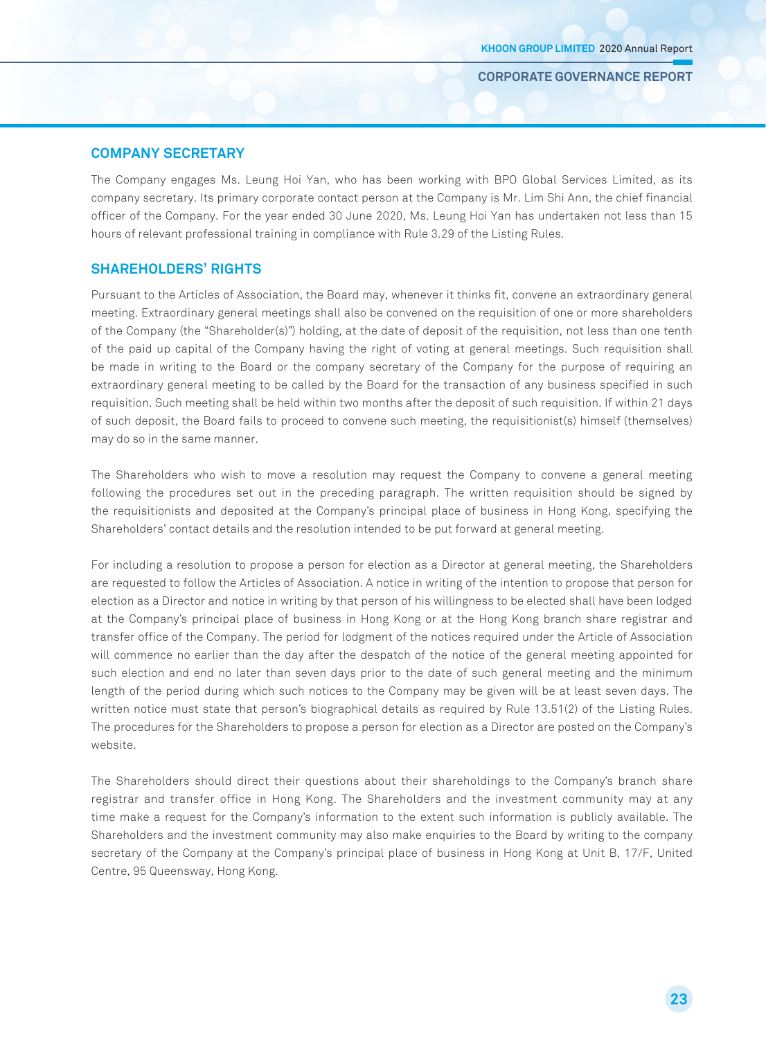## COMPANY SECRETARY

The Company engages Ms. Leung Hoi Yan, who has been working with BPO Global Services Limited, as its company secretary. Its primary corporate contact person at the Company is Mr. Lim Shi Ann, the chief financial officer of the Company. For the year ended 30 June 2020, Ms. Leung Hoi Yan has undertaken not less than 15 hours of relevant professional training in compliance with Rule 3.29 of the Listing Rules.

## SHAREHOLDERS' RIGHTS

Pursuant to the Articles of Association, the Board may, whenever it thinks fit, convene an extraordinary general meeting. Extraordinary general meetings shall also be convened on the requisition of one or more shareholders of the Company (the "Shareholder(s)") holding, at the date of deposit of the requisition, not less than one tenth of the paid up capital of the Company having the right of voting at general meetings. Such requisition shall be made in writing to the Board or the company secretary of the Company for the purpose of requiring an extraordinary general meeting to be called by the Board for the transaction of any business specified in such requisition. Such meeting shall be held within two months after the deposit of such requisition. If within 21 days of such deposit, the Board fails to proceed to convene such meeting, the requisitionist(s) himself (themselves) may do so in the same manner.

The Shareholders who wish to move a resolution may request the Company to convene a general meeting following the procedures set out in the preceding paragraph. The written requisition should be signed by the requisitionists and deposited at the Company's principal place of business in Hong Kong, specifying the Shareholders' contact details and the resolution intended to be put forward at general meeting.

For including a resolution to propose a person for election as a Director at general meeting, the Shareholders are requested to follow the Articles of Association. A notice in writing of the intention to propose that person for election as a Director and notice in writing by that person of his willingness to be elected shall have been lodged at the Company's principal place of business in Hong Kong or at the Hong Kong branch share registrar and transfer office of the Company. The period for lodgment of the notices required under the Article of Association will commence no earlier than the day after the despatch of the notice of the general meeting appointed for such election and end no later than seven days prior to the date of such general meeting and the minimum length of the period during which such notices to the Company may be given will be at least seven days. The written notice must state that person's biographical details as required by Rule 13.51(2) of the Listing Rules. The procedures for the Shareholders to propose a person for election as a Director are posted on the Company's website.

The Shareholders should direct their questions about their shareholdings to the Company's branch share registrar and transfer office in Hong Kong. The Shareholders and the investment community may at any time make a request for the Company's information to the extent such information is publicly available. The Shareholders and the investment community may also make enquiries to the Board by writing to the company secretary of the Company at the Company's principal place of business in Hong Kong at Unit B, 17/F, United Centre, 95 Queensway, Hong Kong.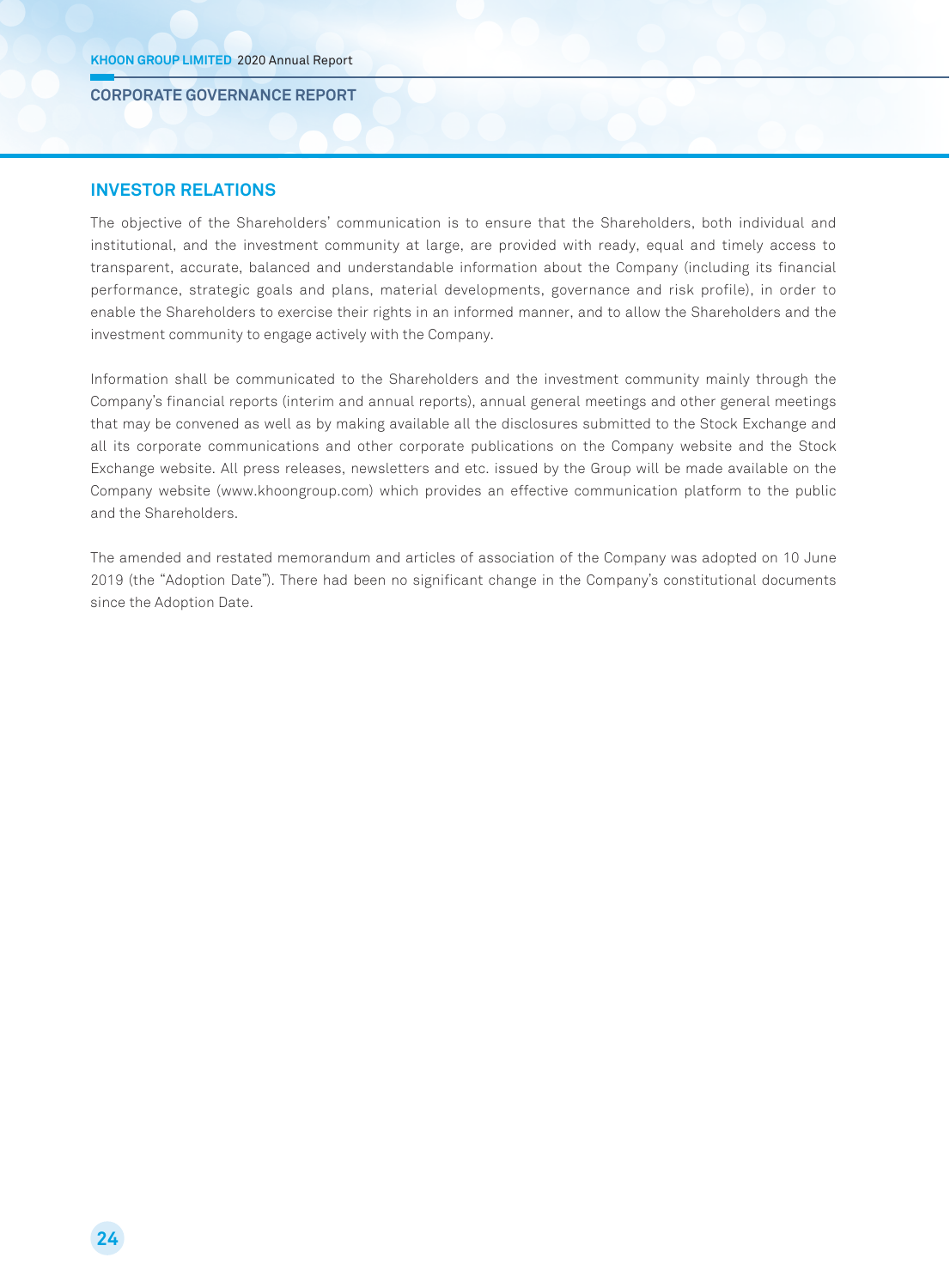## INVESTOR RELATIONS

The objective of the Shareholders' communication is to ensure that the Shareholders, both individual and institutional, and the investment community at large, are provided with ready, equal and timely access to transparent, accurate, balanced and understandable information about the Company (including its financial performance, strategic goals and plans, material developments, governance and risk profile), in order to enable the Shareholders to exercise their rights in an informed manner, and to allow the Shareholders and the investment community to engage actively with the Company.

Information shall be communicated to the Shareholders and the investment community mainly through the Company's financial reports (interim and annual reports), annual general meetings and other general meetings that may be convened as well as by making available all the disclosures submitted to the Stock Exchange and all its corporate communications and other corporate publications on the Company website and the Stock Exchange website. All press releases, newsletters and etc. issued by the Group will be made available on the Company website (www.khoongroup.com) which provides an effective communication platform to the public and the Shareholders.

The amended and restated memorandum and articles of association of the Company was adopted on 10 June 2019 (the "Adoption Date"). There had been no significant change in the Company's constitutional documents since the Adoption Date.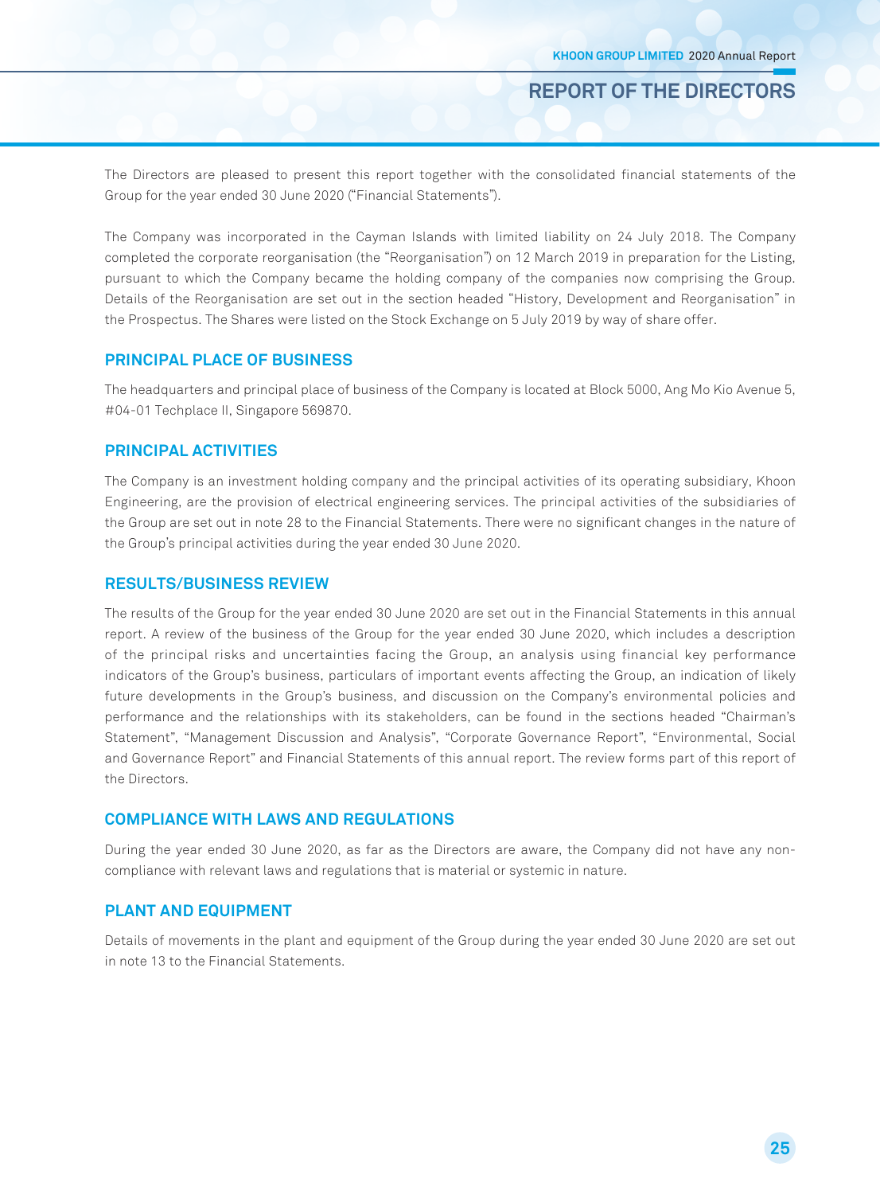# REPORT OF THE DIRECTORS

The Directors are pleased to present this report together with the consolidated financial statements of the Group for the year ended 30 June 2020 ("Financial Statements").

The Company was incorporated in the Cayman Islands with limited liability on 24 July 2018. The Company completed the corporate reorganisation (the "Reorganisation") on 12 March 2019 in preparation for the Listing, pursuant to which the Company became the holding company of the companies now comprising the Group. Details of the Reorganisation are set out in the section headed "History, Development and Reorganisation" in the Prospectus. The Shares were listed on the Stock Exchange on 5 July 2019 by way of share offer.

## PRINCIPAL PLACE OF BUSINESS

The headquarters and principal place of business of the Company is located at Block 5000, Ang Mo Kio Avenue 5, #04-01 Techplace II, Singapore 569870.

## PRINCIPAL ACTIVITIES

The Company is an investment holding company and the principal activities of its operating subsidiary, Khoon Engineering, are the provision of electrical engineering services. The principal activities of the subsidiaries of the Group are set out in note 28 to the Financial Statements. There were no significant changes in the nature of the Group's principal activities during the year ended 30 June 2020.

## RESULTS/BUSINESS REVIEW

The results of the Group for the year ended 30 June 2020 are set out in the Financial Statements in this annual report. A review of the business of the Group for the year ended 30 June 2020, which includes a description of the principal risks and uncertainties facing the Group, an analysis using financial key performance indicators of the Group's business, particulars of important events affecting the Group, an indication of likely future developments in the Group's business, and discussion on the Company's environmental policies and performance and the relationships with its stakeholders, can be found in the sections headed "Chairman's Statement", "Management Discussion and Analysis", "Corporate Governance Report", "Environmental, Social and Governance Report" and Financial Statements of this annual report. The review forms part of this report of the Directors.

## COMPLIANCE WITH LAWS AND REGULATIONS

During the year ended 30 June 2020, as far as the Directors are aware, the Company did not have any non-compliance with relevant laws and regulations that is material or systemic in nature.

## PLANT AND EQUIPMENT

Details of movements in the plant and equipment of the Group during the year ended 30 June 2020 are set out in note 13 to the Financial Statements.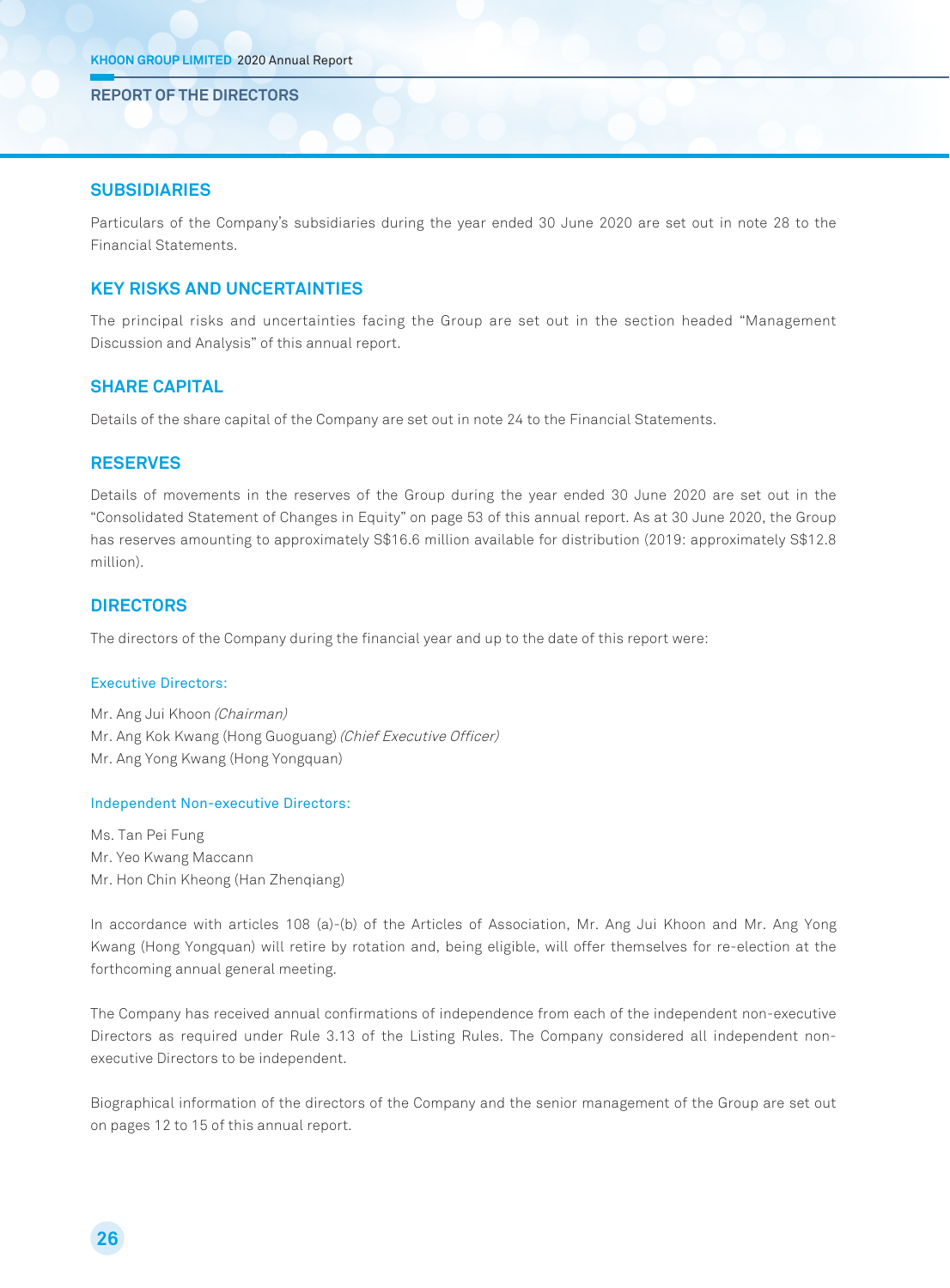## SUBSIDIARIES

Particulars of the Company's subsidiaries during the year ended 30 June 2020 are set out in note 28 to the Financial Statements.

## KEY RISKS AND UNCERTAINTIES

The principal risks and uncertainties facing the Group are set out in the section headed "Management Discussion and Analysis" of this annual report.

## SHARE CAPITAL

Details of the share capital of the Company are set out in note 24 to the Financial Statements.

## RESERVES

Details of movements in the reserves of the Group during the year ended 30 June 2020 are set out in the "Consolidated Statement of Changes in Equity" on page 53 of this annual report. As at 30 June 2020, the Group has reserves amounting to approximately S$16.6 million available for distribution (2019: approximately S$12.8 million).

## DIRECTORS

The directors of the Company during the financial year and up to the date of this report were:

### Executive Directors:

Mr. Ang Jui Khoon *(Chairman)*
Mr. Ang Kok Kwang (Hong Guoguang) *(Chief Executive Officer)*
Mr. Ang Yong Kwang (Hong Yongquan)

### Independent Non-executive Directors:

Ms. Tan Pei Fung
Mr. Yeo Kwang Maccann
Mr. Hon Chin Kheong (Han Zhenqiang)

In accordance with articles 108 (a)-(b) of the Articles of Association, Mr. Ang Jui Khoon and Mr. Ang Yong Kwang (Hong Yongquan) will retire by rotation and, being eligible, will offer themselves for re-election at the forthcoming annual general meeting.

The Company has received annual confirmations of independence from each of the independent non-executive Directors as required under Rule 3.13 of the Listing Rules. The Company considered all independent non-executive Directors to be independent.

Biographical information of the directors of the Company and the senior management of the Group are set out on pages 12 to 15 of this annual report.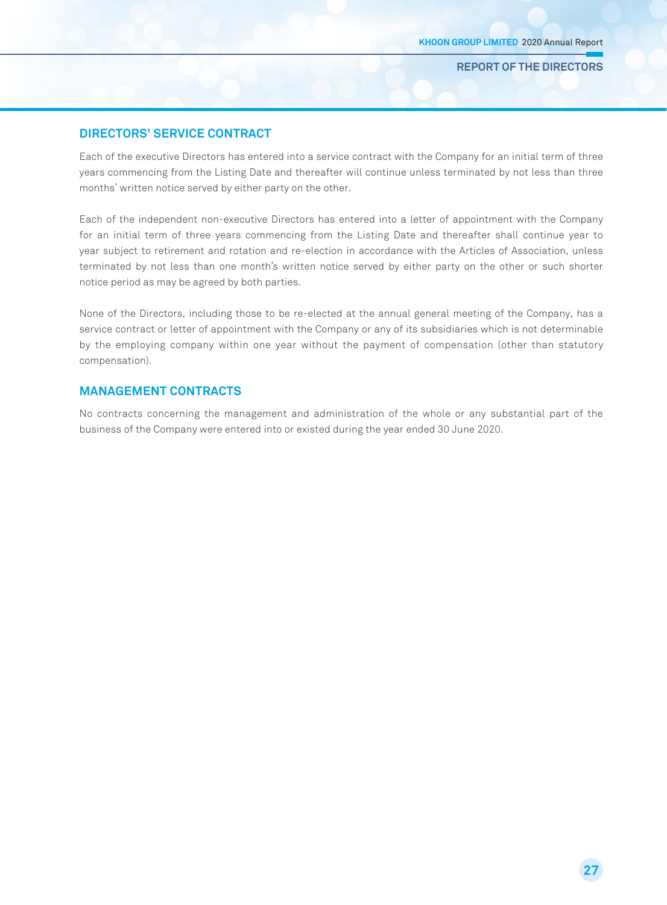## DIRECTORS' SERVICE CONTRACT

Each of the executive Directors has entered into a service contract with the Company for an initial term of three years commencing from the Listing Date and thereafter will continue unless terminated by not less than three months' written notice served by either party on the other.

Each of the independent non-executive Directors has entered into a letter of appointment with the Company for an initial term of three years commencing from the Listing Date and thereafter shall continue year to year subject to retirement and rotation and re-election in accordance with the Articles of Association, unless terminated by not less than one month's written notice served by either party on the other or such shorter notice period as may be agreed by both parties.

None of the Directors, including those to be re-elected at the annual general meeting of the Company, has a service contract or letter of appointment with the Company or any of its subsidiaries which is not determinable by the employing company within one year without the payment of compensation (other than statutory compensation).

## MANAGEMENT CONTRACTS

No contracts concerning the management and administration of the whole or any substantial part of the business of the Company were entered into or existed during the year ended 30 June 2020.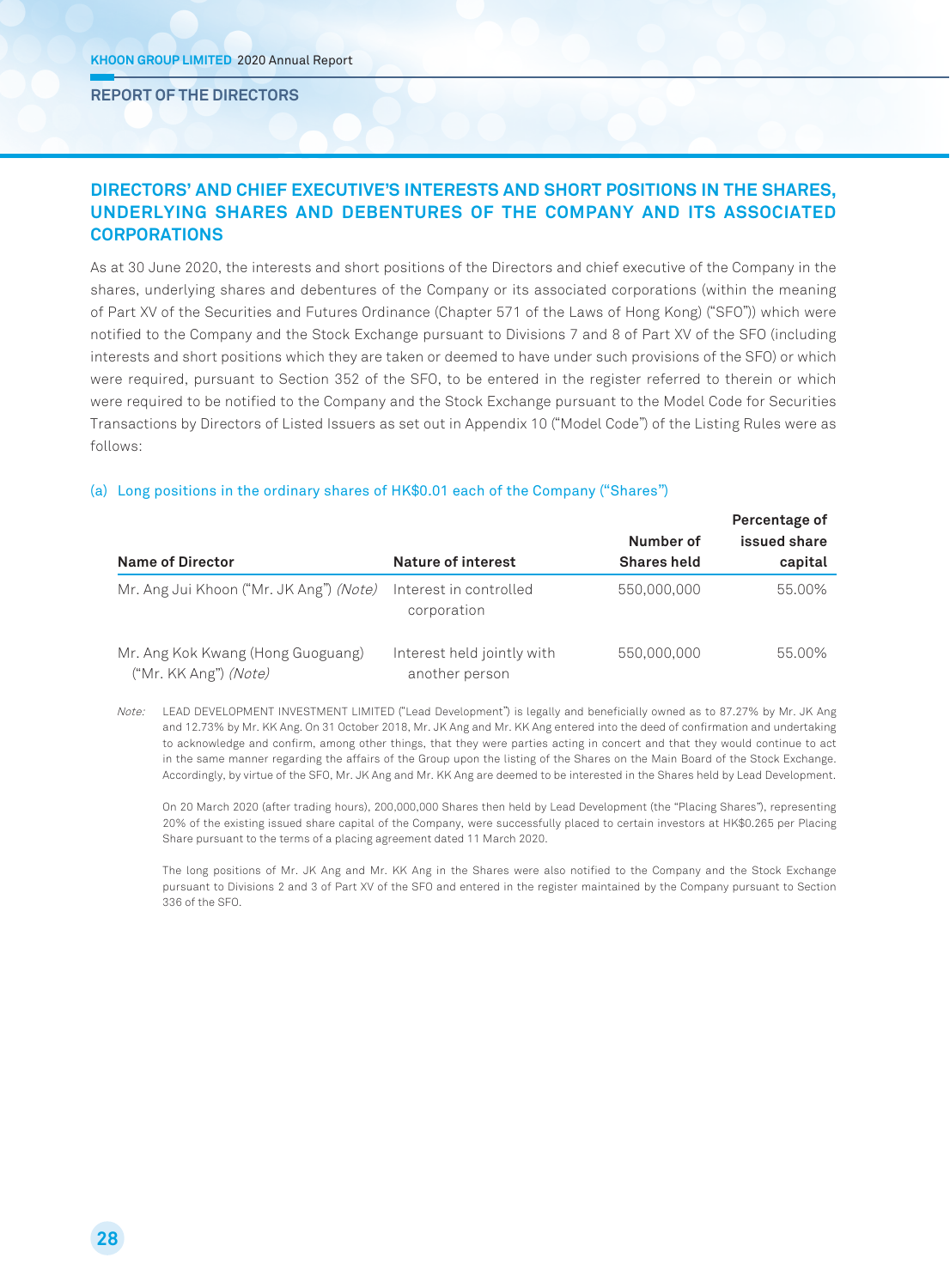## DIRECTORS' AND CHIEF EXECUTIVE'S INTERESTS AND SHORT POSITIONS IN THE SHARES, UNDERLYING SHARES AND DEBENTURES OF THE COMPANY AND ITS ASSOCIATED CORPORATIONS

As at 30 June 2020, the interests and short positions of the Directors and chief executive of the Company in the shares, underlying shares and debentures of the Company or its associated corporations (within the meaning of Part XV of the Securities and Futures Ordinance (Chapter 571 of the Laws of Hong Kong) ("SFO")) which were notified to the Company and the Stock Exchange pursuant to Divisions 7 and 8 of Part XV of the SFO (including interests and short positions which they are taken or deemed to have under such provisions of the SFO) or which were required, pursuant to Section 352 of the SFO, to be entered in the register referred to therein or which were required to be notified to the Company and the Stock Exchange pursuant to the Model Code for Securities Transactions by Directors of Listed Issuers as set out in Appendix 10 ("Model Code") of the Listing Rules were as follows:

### (a) Long positions in the ordinary shares of HK$0.01 each of the Company ("Shares")

| Name of Director | Nature of interest | Number of Shares held | Percentage of issued share capital |
|---|---|---|---|
| Mr. Ang Jui Khoon ("Mr. JK Ang") *(Note)* | Interest in controlled corporation | 550,000,000 | 55.00% |
| Mr. Ang Kok Kwang (Hong Guoguang) ("Mr. KK Ang") *(Note)* | Interest held jointly with another person | 550,000,000 | 55.00% |

*Note:* LEAD DEVELOPMENT INVESTMENT LIMITED ("Lead Development") is legally and beneficially owned as to 87.27% by Mr. JK Ang and 12.73% by Mr. KK Ang. On 31 October 2018, Mr. JK Ang and Mr. KK Ang entered into the deed of confirmation and undertaking to acknowledge and confirm, among other things, that they were parties acting in concert and that they would continue to act in the same manner regarding the affairs of the Group upon the listing of the Shares on the Main Board of the Stock Exchange. Accordingly, by virtue of the SFO, Mr. JK Ang and Mr. KK Ang are deemed to be interested in the Shares held by Lead Development.

On 20 March 2020 (after trading hours), 200,000,000 Shares then held by Lead Development (the "Placing Shares"), representing 20% of the existing issued share capital of the Company, were successfully placed to certain investors at HK$0.265 per Placing Share pursuant to the terms of a placing agreement dated 11 March 2020.

The long positions of Mr. JK Ang and Mr. KK Ang in the Shares were also notified to the Company and the Stock Exchange pursuant to Divisions 2 and 3 of Part XV of the SFO and entered in the register maintained by the Company pursuant to Section 336 of the SFO.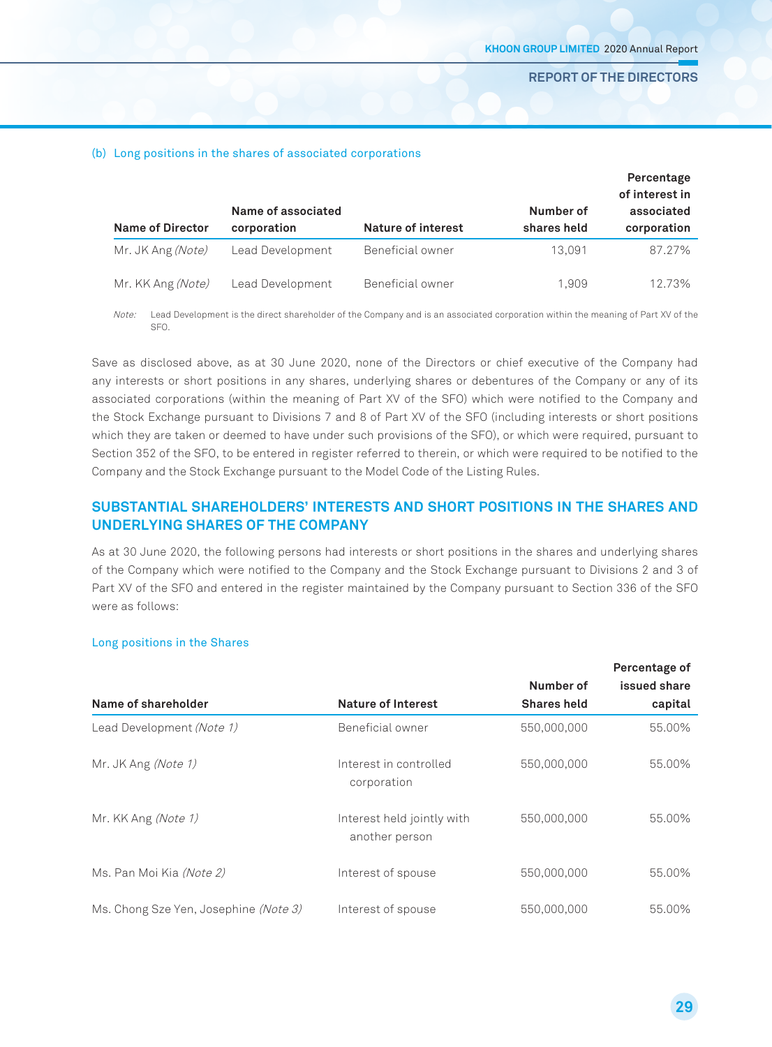(b) Long positions in the shares of associated corporations

| Name of Director | Name of associated corporation | Nature of interest | Number of shares held | Percentage of interest in associated corporation |
|---|---|---|---|---|
| Mr. JK Ang *(Note)* | Lead Development | Beneficial owner | 13,091 | 87.27% |
| Mr. KK Ang *(Note)* | Lead Development | Beneficial owner | 1,909 | 12.73% |

*Note:* Lead Development is the direct shareholder of the Company and is an associated corporation within the meaning of Part XV of the SFO.

Save as disclosed above, as at 30 June 2020, none of the Directors or chief executive of the Company had any interests or short positions in any shares, underlying shares or debentures of the Company or any of its associated corporations (within the meaning of Part XV of the SFO) which were notified to the Company and the Stock Exchange pursuant to Divisions 7 and 8 of Part XV of the SFO (including interests or short positions which they are taken or deemed to have under such provisions of the SFO), or which were required, pursuant to Section 352 of the SFO, to be entered in register referred to therein, or which were required to be notified to the Company and the Stock Exchange pursuant to the Model Code of the Listing Rules.

## SUBSTANTIAL SHAREHOLDERS' INTERESTS AND SHORT POSITIONS IN THE SHARES AND UNDERLYING SHARES OF THE COMPANY

As at 30 June 2020, the following persons had interests or short positions in the shares and underlying shares of the Company which were notified to the Company and the Stock Exchange pursuant to Divisions 2 and 3 of Part XV of the SFO and entered in the register maintained by the Company pursuant to Section 336 of the SFO were as follows:

Long positions in the Shares

| Name of shareholder | Nature of Interest | Number of Shares held | Percentage of issued share capital |
|---|---|---|---|
| Lead Development *(Note 1)* | Beneficial owner | 550,000,000 | 55.00% |
| Mr. JK Ang *(Note 1)* | Interest in controlled corporation | 550,000,000 | 55.00% |
| Mr. KK Ang *(Note 1)* | Interest held jointly with another person | 550,000,000 | 55.00% |
| Ms. Pan Moi Kia *(Note 2)* | Interest of spouse | 550,000,000 | 55.00% |
| Ms. Chong Sze Yen, Josephine *(Note 3)* | Interest of spouse | 550,000,000 | 55.00% |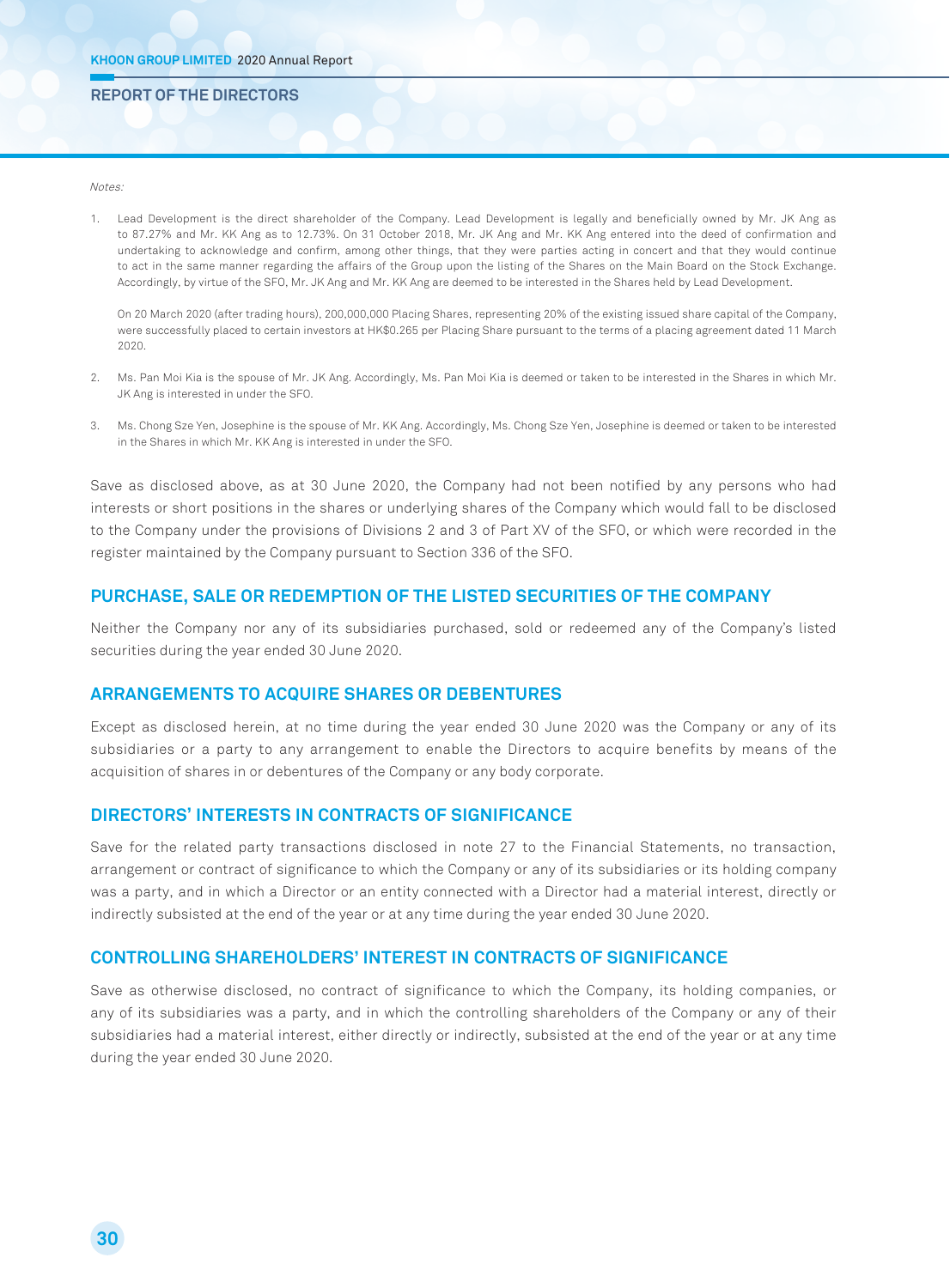*Notes:*

1. Lead Development is the direct shareholder of the Company. Lead Development is legally and beneficially owned by Mr. JK Ang as to 87.27% and Mr. KK Ang as to 12.73%. On 31 October 2018, Mr. JK Ang and Mr. KK Ang entered into the deed of confirmation and undertaking to acknowledge and confirm, among other things, that they were parties acting in concert and that they would continue to act in the same manner regarding the affairs of the Group upon the listing of the Shares on the Main Board on the Stock Exchange. Accordingly, by virtue of the SFO, Mr. JK Ang and Mr. KK Ang are deemed to be interested in the Shares held by Lead Development.

   On 20 March 2020 (after trading hours), 200,000,000 Placing Shares, representing 20% of the existing issued share capital of the Company, were successfully placed to certain investors at HK$0.265 per Placing Share pursuant to the terms of a placing agreement dated 11 March 2020.

2. Ms. Pan Moi Kia is the spouse of Mr. JK Ang. Accordingly, Ms. Pan Moi Kia is deemed or taken to be interested in the Shares in which Mr. JK Ang is interested in under the SFO.

3. Ms. Chong Sze Yen, Josephine is the spouse of Mr. KK Ang. Accordingly, Ms. Chong Sze Yen, Josephine is deemed or taken to be interested in the Shares in which Mr. KK Ang is interested in under the SFO.

Save as disclosed above, as at 30 June 2020, the Company had not been notified by any persons who had interests or short positions in the shares or underlying shares of the Company which would fall to be disclosed to the Company under the provisions of Divisions 2 and 3 of Part XV of the SFO, or which were recorded in the register maintained by the Company pursuant to Section 336 of the SFO.

## PURCHASE, SALE OR REDEMPTION OF THE LISTED SECURITIES OF THE COMPANY

Neither the Company nor any of its subsidiaries purchased, sold or redeemed any of the Company's listed securities during the year ended 30 June 2020.

## ARRANGEMENTS TO ACQUIRE SHARES OR DEBENTURES

Except as disclosed herein, at no time during the year ended 30 June 2020 was the Company or any of its subsidiaries or a party to any arrangement to enable the Directors to acquire benefits by means of the acquisition of shares in or debentures of the Company or any body corporate.

## DIRECTORS' INTERESTS IN CONTRACTS OF SIGNIFICANCE

Save for the related party transactions disclosed in note 27 to the Financial Statements, no transaction, arrangement or contract of significance to which the Company or any of its subsidiaries or its holding company was a party, and in which a Director or an entity connected with a Director had a material interest, directly or indirectly subsisted at the end of the year or at any time during the year ended 30 June 2020.

## CONTROLLING SHAREHOLDERS' INTEREST IN CONTRACTS OF SIGNIFICANCE

Save as otherwise disclosed, no contract of significance to which the Company, its holding companies, or any of its subsidiaries was a party, and in which the controlling shareholders of the Company or any of their subsidiaries had a material interest, either directly or indirectly, subsisted at the end of the year or at any time during the year ended 30 June 2020.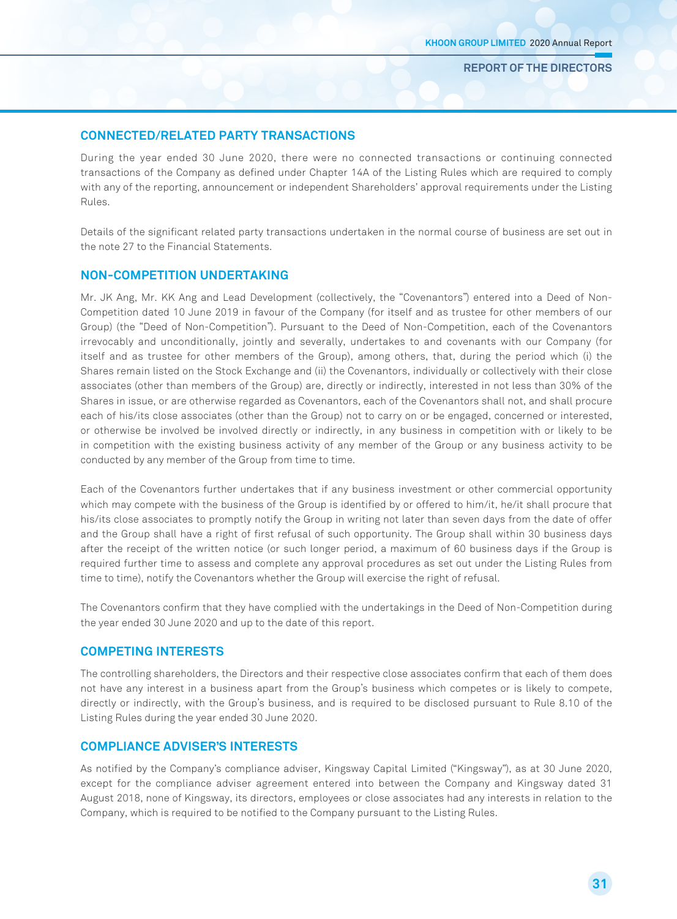## CONNECTED/RELATED PARTY TRANSACTIONS

During the year ended 30 June 2020, there were no connected transactions or continuing connected transactions of the Company as defined under Chapter 14A of the Listing Rules which are required to comply with any of the reporting, announcement or independent Shareholders' approval requirements under the Listing Rules.

Details of the significant related party transactions undertaken in the normal course of business are set out in the note 27 to the Financial Statements.

## NON-COMPETITION UNDERTAKING

Mr. JK Ang, Mr. KK Ang and Lead Development (collectively, the "Covenantors") entered into a Deed of Non-Competition dated 10 June 2019 in favour of the Company (for itself and as trustee for other members of our Group) (the "Deed of Non-Competition"). Pursuant to the Deed of Non-Competition, each of the Covenantors irrevocably and unconditionally, jointly and severally, undertakes to and covenants with our Company (for itself and as trustee for other members of the Group), among others, that, during the period which (i) the Shares remain listed on the Stock Exchange and (ii) the Covenantors, individually or collectively with their close associates (other than members of the Group) are, directly or indirectly, interested in not less than 30% of the Shares in issue, or are otherwise regarded as Covenantors, each of the Covenantors shall not, and shall procure each of his/its close associates (other than the Group) not to carry on or be engaged, concerned or interested, or otherwise be involved be involved directly or indirectly, in any business in competition with or likely to be in competition with the existing business activity of any member of the Group or any business activity to be conducted by any member of the Group from time to time.

Each of the Covenantors further undertakes that if any business investment or other commercial opportunity which may compete with the business of the Group is identified by or offered to him/it, he/it shall procure that his/its close associates to promptly notify the Group in writing not later than seven days from the date of offer and the Group shall have a right of first refusal of such opportunity. The Group shall within 30 business days after the receipt of the written notice (or such longer period, a maximum of 60 business days if the Group is required further time to assess and complete any approval procedures as set out under the Listing Rules from time to time), notify the Covenantors whether the Group will exercise the right of refusal.

The Covenantors confirm that they have complied with the undertakings in the Deed of Non-Competition during the year ended 30 June 2020 and up to the date of this report.

## COMPETING INTERESTS

The controlling shareholders, the Directors and their respective close associates confirm that each of them does not have any interest in a business apart from the Group's business which competes or is likely to compete, directly or indirectly, with the Group's business, and is required to be disclosed pursuant to Rule 8.10 of the Listing Rules during the year ended 30 June 2020.

## COMPLIANCE ADVISER'S INTERESTS

As notified by the Company's compliance adviser, Kingsway Capital Limited ("Kingsway"), as at 30 June 2020, except for the compliance adviser agreement entered into between the Company and Kingsway dated 31 August 2018, none of Kingsway, its directors, employees or close associates had any interests in relation to the Company, which is required to be notified to the Company pursuant to the Listing Rules.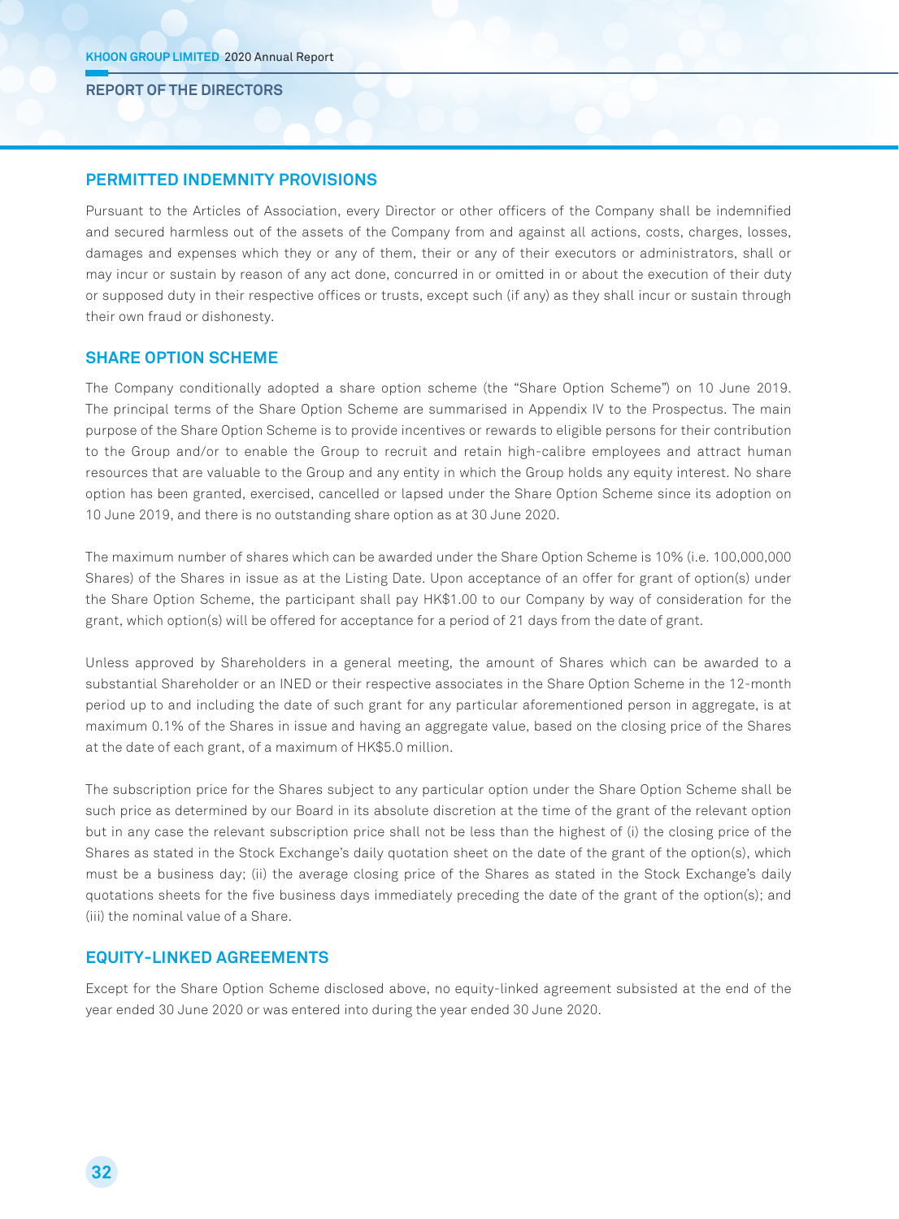## PERMITTED INDEMNITY PROVISIONS

Pursuant to the Articles of Association, every Director or other officers of the Company shall be indemnified and secured harmless out of the assets of the Company from and against all actions, costs, charges, losses, damages and expenses which they or any of them, their or any of their executors or administrators, shall or may incur or sustain by reason of any act done, concurred in or omitted in or about the execution of their duty or supposed duty in their respective offices or trusts, except such (if any) as they shall incur or sustain through their own fraud or dishonesty.

## SHARE OPTION SCHEME

The Company conditionally adopted a share option scheme (the "Share Option Scheme") on 10 June 2019. The principal terms of the Share Option Scheme are summarised in Appendix IV to the Prospectus. The main purpose of the Share Option Scheme is to provide incentives or rewards to eligible persons for their contribution to the Group and/or to enable the Group to recruit and retain high-calibre employees and attract human resources that are valuable to the Group and any entity in which the Group holds any equity interest. No share option has been granted, exercised, cancelled or lapsed under the Share Option Scheme since its adoption on 10 June 2019, and there is no outstanding share option as at 30 June 2020.

The maximum number of shares which can be awarded under the Share Option Scheme is 10% (i.e. 100,000,000 Shares) of the Shares in issue as at the Listing Date. Upon acceptance of an offer for grant of option(s) under the Share Option Scheme, the participant shall pay HK$1.00 to our Company by way of consideration for the grant, which option(s) will be offered for acceptance for a period of 21 days from the date of grant.

Unless approved by Shareholders in a general meeting, the amount of Shares which can be awarded to a substantial Shareholder or an INED or their respective associates in the Share Option Scheme in the 12-month period up to and including the date of such grant for any particular aforementioned person in aggregate, is at maximum 0.1% of the Shares in issue and having an aggregate value, based on the closing price of the Shares at the date of each grant, of a maximum of HK$5.0 million.

The subscription price for the Shares subject to any particular option under the Share Option Scheme shall be such price as determined by our Board in its absolute discretion at the time of the grant of the relevant option but in any case the relevant subscription price shall not be less than the highest of (i) the closing price of the Shares as stated in the Stock Exchange's daily quotation sheet on the date of the grant of the option(s), which must be a business day; (ii) the average closing price of the Shares as stated in the Stock Exchange's daily quotations sheets for the five business days immediately preceding the date of the grant of the option(s); and (iii) the nominal value of a Share.

## EQUITY-LINKED AGREEMENTS

Except for the Share Option Scheme disclosed above, no equity-linked agreement subsisted at the end of the year ended 30 June 2020 or was entered into during the year ended 30 June 2020.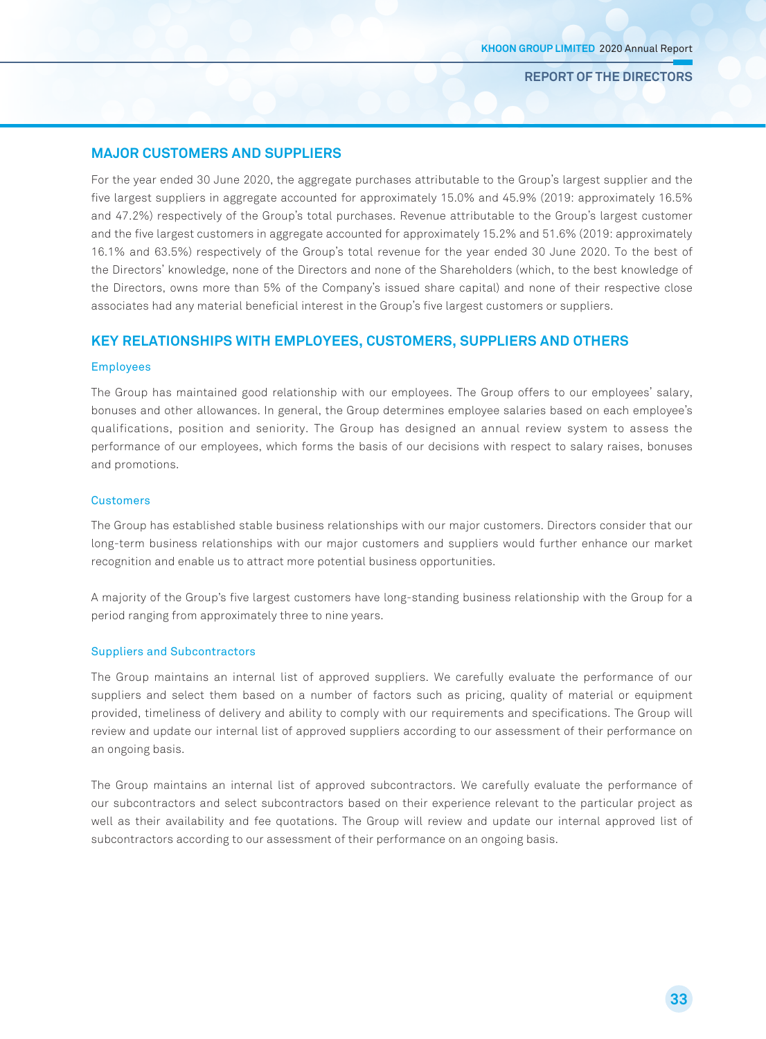## MAJOR CUSTOMERS AND SUPPLIERS

For the year ended 30 June 2020, the aggregate purchases attributable to the Group's largest supplier and the five largest suppliers in aggregate accounted for approximately 15.0% and 45.9% (2019: approximately 16.5% and 47.2%) respectively of the Group's total purchases. Revenue attributable to the Group's largest customer and the five largest customers in aggregate accounted for approximately 15.2% and 51.6% (2019: approximately 16.1% and 63.5%) respectively of the Group's total revenue for the year ended 30 June 2020. To the best of the Directors' knowledge, none of the Directors and none of the Shareholders (which, to the best knowledge of the Directors, owns more than 5% of the Company's issued share capital) and none of their respective close associates had any material beneficial interest in the Group's five largest customers or suppliers.

## KEY RELATIONSHIPS WITH EMPLOYEES, CUSTOMERS, SUPPLIERS AND OTHERS

### Employees

The Group has maintained good relationship with our employees. The Group offers to our employees' salary, bonuses and other allowances. In general, the Group determines employee salaries based on each employee's qualifications, position and seniority. The Group has designed an annual review system to assess the performance of our employees, which forms the basis of our decisions with respect to salary raises, bonuses and promotions.

### Customers

The Group has established stable business relationships with our major customers. Directors consider that our long-term business relationships with our major customers and suppliers would further enhance our market recognition and enable us to attract more potential business opportunities.

A majority of the Group's five largest customers have long-standing business relationship with the Group for a period ranging from approximately three to nine years.

### Suppliers and Subcontractors

The Group maintains an internal list of approved suppliers. We carefully evaluate the performance of our suppliers and select them based on a number of factors such as pricing, quality of material or equipment provided, timeliness of delivery and ability to comply with our requirements and specifications. The Group will review and update our internal list of approved suppliers according to our assessment of their performance on an ongoing basis.

The Group maintains an internal list of approved subcontractors. We carefully evaluate the performance of our subcontractors and select subcontractors based on their experience relevant to the particular project as well as their availability and fee quotations. The Group will review and update our internal approved list of subcontractors according to our assessment of their performance on an ongoing basis.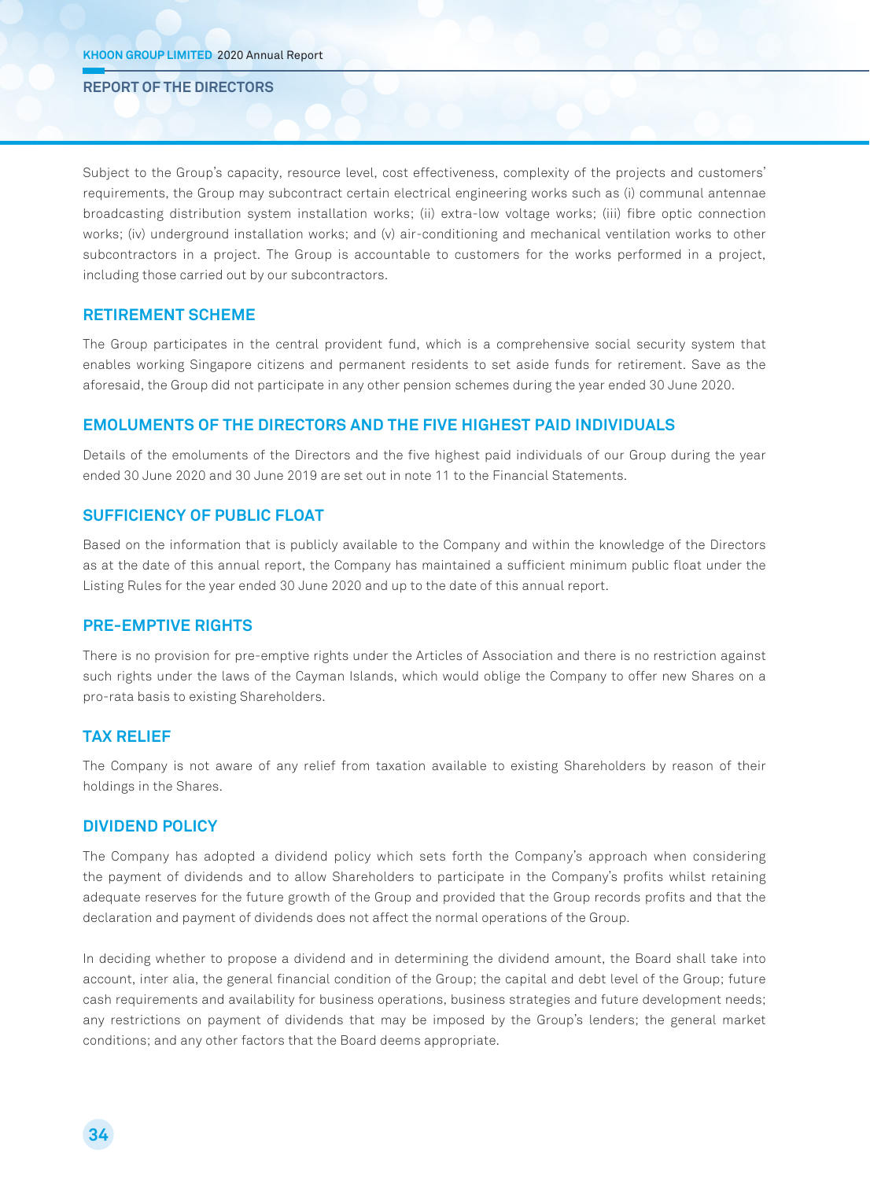Subject to the Group's capacity, resource level, cost effectiveness, complexity of the projects and customers' requirements, the Group may subcontract certain electrical engineering works such as (i) communal antennae broadcasting distribution system installation works; (ii) extra-low voltage works; (iii) fibre optic connection works; (iv) underground installation works; and (v) air-conditioning and mechanical ventilation works to other subcontractors in a project. The Group is accountable to customers for the works performed in a project, including those carried out by our subcontractors.

## RETIREMENT SCHEME

The Group participates in the central provident fund, which is a comprehensive social security system that enables working Singapore citizens and permanent residents to set aside funds for retirement. Save as the aforesaid, the Group did not participate in any other pension schemes during the year ended 30 June 2020.

## EMOLUMENTS OF THE DIRECTORS AND THE FIVE HIGHEST PAID INDIVIDUALS

Details of the emoluments of the Directors and the five highest paid individuals of our Group during the year ended 30 June 2020 and 30 June 2019 are set out in note 11 to the Financial Statements.

## SUFFICIENCY OF PUBLIC FLOAT

Based on the information that is publicly available to the Company and within the knowledge of the Directors as at the date of this annual report, the Company has maintained a sufficient minimum public float under the Listing Rules for the year ended 30 June 2020 and up to the date of this annual report.

## PRE-EMPTIVE RIGHTS

There is no provision for pre-emptive rights under the Articles of Association and there is no restriction against such rights under the laws of the Cayman Islands, which would oblige the Company to offer new Shares on a pro-rata basis to existing Shareholders.

## TAX RELIEF

The Company is not aware of any relief from taxation available to existing Shareholders by reason of their holdings in the Shares.

## DIVIDEND POLICY

The Company has adopted a dividend policy which sets forth the Company's approach when considering the payment of dividends and to allow Shareholders to participate in the Company's profits whilst retaining adequate reserves for the future growth of the Group and provided that the Group records profits and that the declaration and payment of dividends does not affect the normal operations of the Group.

In deciding whether to propose a dividend and in determining the dividend amount, the Board shall take into account, inter alia, the general financial condition of the Group; the capital and debt level of the Group; future cash requirements and availability for business operations, business strategies and future development needs; any restrictions on payment of dividends that may be imposed by the Group's lenders; the general market conditions; and any other factors that the Board deems appropriate.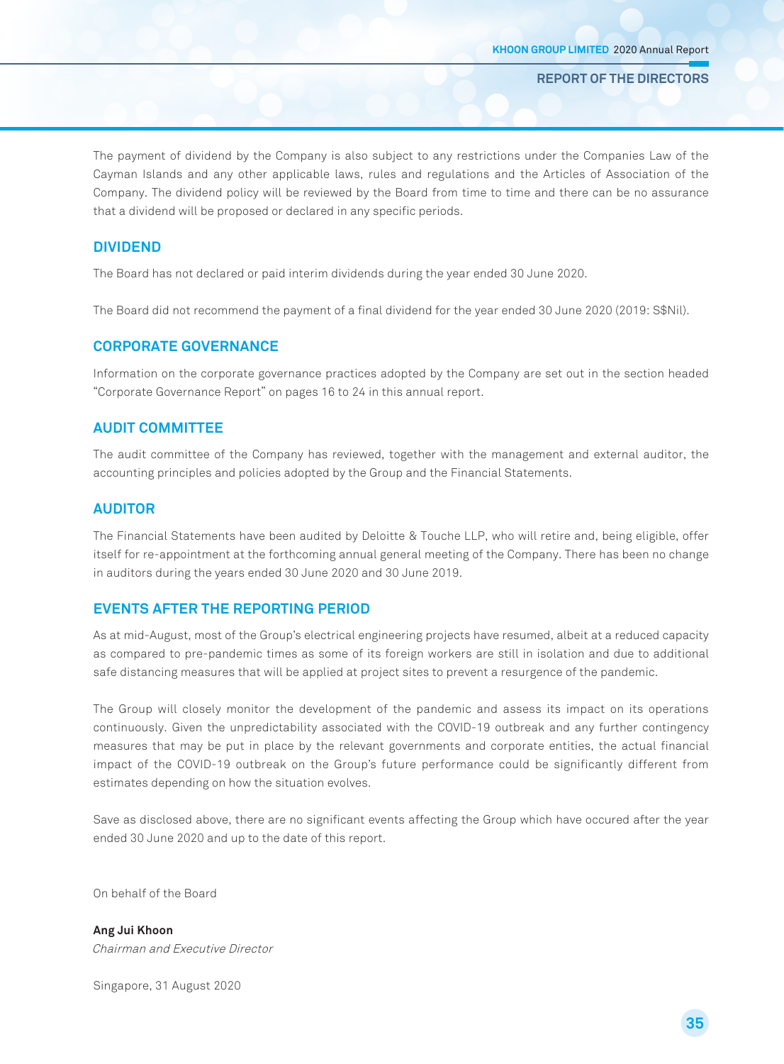The payment of dividend by the Company is also subject to any restrictions under the Companies Law of the Cayman Islands and any other applicable laws, rules and regulations and the Articles of Association of the Company. The dividend policy will be reviewed by the Board from time to time and there can be no assurance that a dividend will be proposed or declared in any specific periods.

## DIVIDEND

The Board has not declared or paid interim dividends during the year ended 30 June 2020.

The Board did not recommend the payment of a final dividend for the year ended 30 June 2020 (2019: S$Nil).

## CORPORATE GOVERNANCE

Information on the corporate governance practices adopted by the Company are set out in the section headed "Corporate Governance Report" on pages 16 to 24 in this annual report.

## AUDIT COMMITTEE

The audit committee of the Company has reviewed, together with the management and external auditor, the accounting principles and policies adopted by the Group and the Financial Statements.

## AUDITOR

The Financial Statements have been audited by Deloitte & Touche LLP, who will retire and, being eligible, offer itself for re-appointment at the forthcoming annual general meeting of the Company. There has been no change in auditors during the years ended 30 June 2020 and 30 June 2019.

## EVENTS AFTER THE REPORTING PERIOD

As at mid-August, most of the Group's electrical engineering projects have resumed, albeit at a reduced capacity as compared to pre-pandemic times as some of its foreign workers are still in isolation and due to additional safe distancing measures that will be applied at project sites to prevent a resurgence of the pandemic.

The Group will closely monitor the development of the pandemic and assess its impact on its operations continuously. Given the unpredictability associated with the COVID-19 outbreak and any further contingency measures that may be put in place by the relevant governments and corporate entities, the actual financial impact of the COVID-19 outbreak on the Group's future performance could be significantly different from estimates depending on how the situation evolves.

Save as disclosed above, there are no significant events affecting the Group which have occured after the year ended 30 June 2020 and up to the date of this report.

On behalf of the Board

**Ang Jui Khoon**
*Chairman and Executive Director*

Singapore, 31 August 2020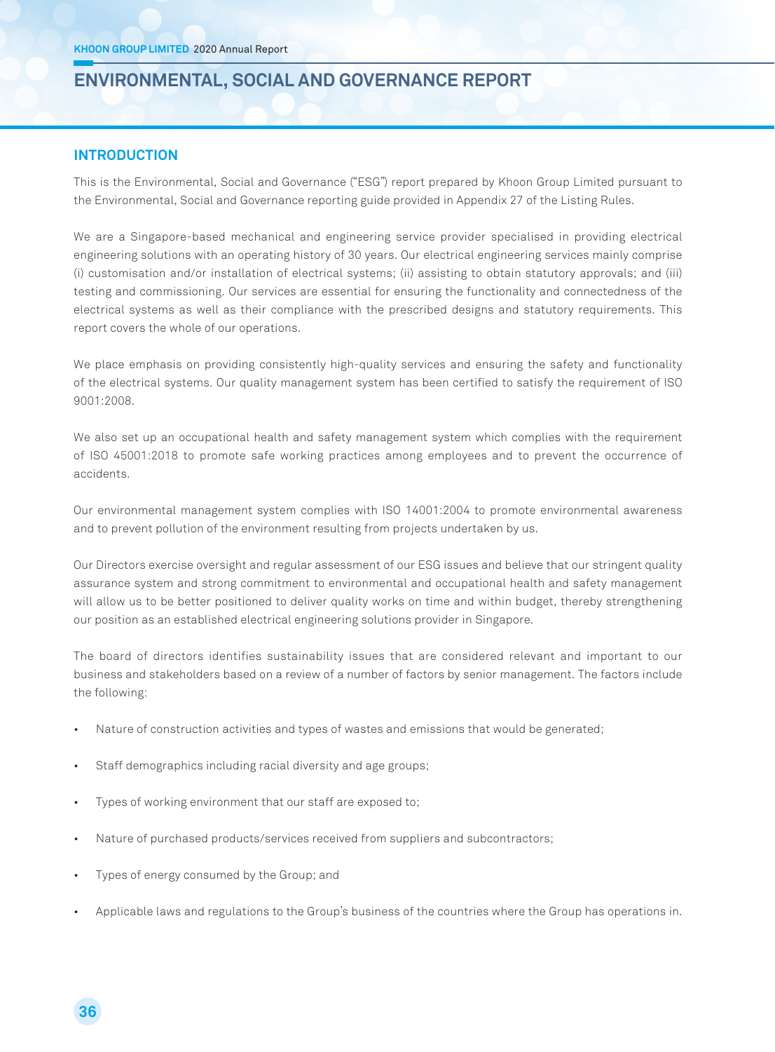# ENVIRONMENTAL, SOCIAL AND GOVERNANCE REPORT

## INTRODUCTION

This is the Environmental, Social and Governance ("ESG") report prepared by Khoon Group Limited pursuant to the Environmental, Social and Governance reporting guide provided in Appendix 27 of the Listing Rules.

We are a Singapore-based mechanical and engineering service provider specialised in providing electrical engineering solutions with an operating history of 30 years. Our electrical engineering services mainly comprise (i) customisation and/or installation of electrical systems; (ii) assisting to obtain statutory approvals; and (iii) testing and commissioning. Our services are essential for ensuring the functionality and connectedness of the electrical systems as well as their compliance with the prescribed designs and statutory requirements. This report covers the whole of our operations.

We place emphasis on providing consistently high-quality services and ensuring the safety and functionality of the electrical systems. Our quality management system has been certified to satisfy the requirement of ISO 9001:2008.

We also set up an occupational health and safety management system which complies with the requirement of ISO 45001:2018 to promote safe working practices among employees and to prevent the occurrence of accidents.

Our environmental management system complies with ISO 14001:2004 to promote environmental awareness and to prevent pollution of the environment resulting from projects undertaken by us.

Our Directors exercise oversight and regular assessment of our ESG issues and believe that our stringent quality assurance system and strong commitment to environmental and occupational health and safety management will allow us to be better positioned to deliver quality works on time and within budget, thereby strengthening our position as an established electrical engineering solutions provider in Singapore.

The board of directors identifies sustainability issues that are considered relevant and important to our business and stakeholders based on a review of a number of factors by senior management. The factors include the following:

- Nature of construction activities and types of wastes and emissions that would be generated;
- Staff demographics including racial diversity and age groups;
- Types of working environment that our staff are exposed to;
- Nature of purchased products/services received from suppliers and subcontractors;
- Types of energy consumed by the Group; and
- Applicable laws and regulations to the Group's business of the countries where the Group has operations in.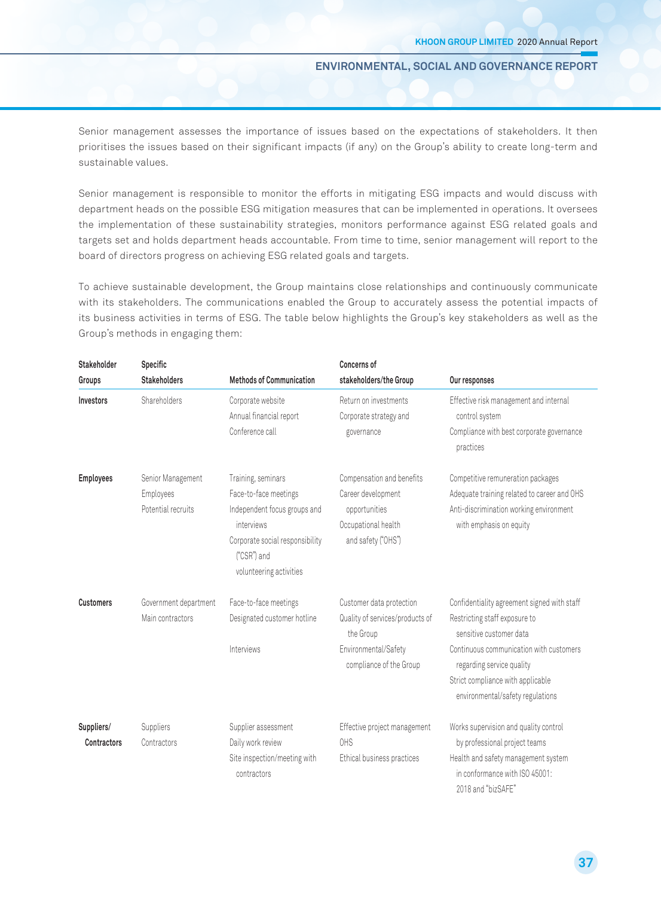Senior management assesses the importance of issues based on the expectations of stakeholders. It then prioritises the issues based on their significant impacts (if any) on the Group's ability to create long-term and sustainable values.

Senior management is responsible to monitor the efforts in mitigating ESG impacts and would discuss with department heads on the possible ESG mitigation measures that can be implemented in operations. It oversees the implementation of these sustainability strategies, monitors performance against ESG related goals and targets set and holds department heads accountable. From time to time, senior management will report to the board of directors progress on achieving ESG related goals and targets.

To achieve sustainable development, the Group maintains close relationships and continuously communicate with its stakeholders. The communications enabled the Group to accurately assess the potential impacts of its business activities in terms of ESG. The table below highlights the Group's key stakeholders as well as the Group's methods in engaging them:

| Stakeholder Groups | Specific Stakeholders | Methods of Communication | Concerns of stakeholders/the Group | Our responses |
|---|---|---|---|---|
| **Investors** | Shareholders | Corporate website<br>Annual financial report<br>Conference call | Return on investments<br>Corporate strategy and governance | Effective risk management and internal control system<br>Compliance with best corporate governance practices |
| **Employees** | Senior Management<br>Employees<br>Potential recruits | Training, seminars<br>Face-to-face meetings<br>Independent focus groups and interviews<br>Corporate social responsibility ("CSR") and volunteering activities | Compensation and benefits<br>Career development opportunities<br>Occupational health and safety ("OHS") | Competitive remuneration packages<br>Adequate training related to career and OHS<br>Anti-discrimination working environment with emphasis on equity |
| **Customers** | Government department<br>Main contractors | Face-to-face meetings<br>Designated customer hotline<br>Interviews | Customer data protection<br>Quality of services/products of the Group<br>Environmental/Safety compliance of the Group | Confidentiality agreement signed with staff<br>Restricting staff exposure to sensitive customer data<br>Continuous communication with customers regarding service quality<br>Strict compliance with applicable environmental/safety regulations |
| **Suppliers/ Contractors** | Suppliers<br>Contractors | Supplier assessment<br>Daily work review<br>Site inspection/meeting with contractors | Effective project management<br>OHS<br>Ethical business practices | Works supervision and quality control by professional project teams<br>Health and safety management system in conformance with ISO 45001: 2018 and "bizSAFE" |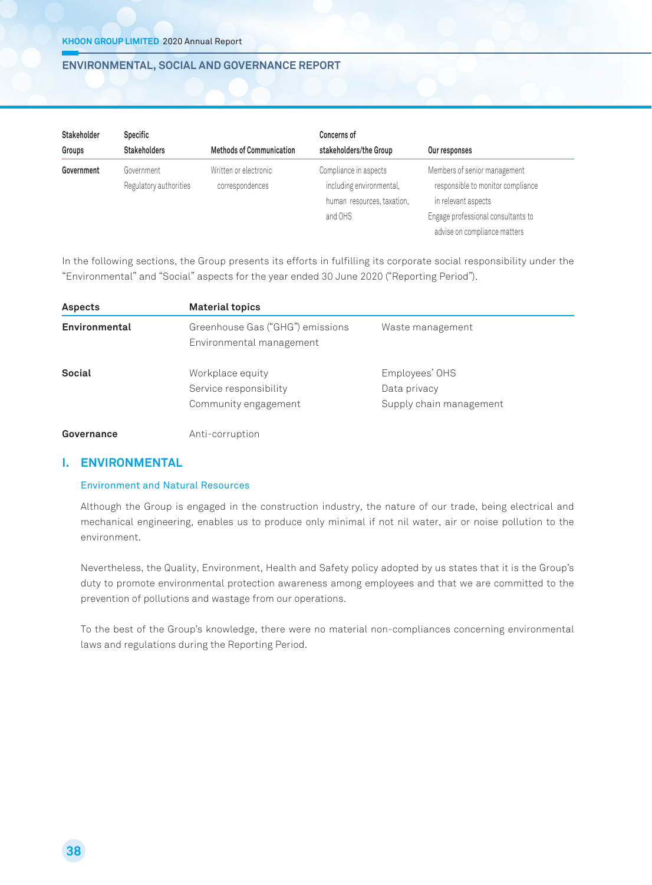| Stakeholder Groups | Specific Stakeholders | Methods of Communication | Concerns of stakeholders/the Group | Our responses |
|---|---|---|---|---|
| **Government** | Government<br>Regulatory authorities | Written or electronic correspondences | Compliance in aspects including environmental, human resources, taxation, and OHS | Members of senior management responsible to monitor compliance in relevant aspects<br>Engage professional consultants to advise on compliance matters |

In the following sections, the Group presents its efforts in fulfilling its corporate social responsibility under the "Environmental" and "Social" aspects for the year ended 30 June 2020 ("Reporting Period").

| Aspects | Material topics | |
|---|---|---|
| **Environmental** | Greenhouse Gas ("GHG") emissions<br>Environmental management | Waste management |
| **Social** | Workplace equity<br>Service responsibility<br>Community engagement | Employees' OHS<br>Data privacy<br>Supply chain management |
| **Governance** | Anti-corruption | |

## I. ENVIRONMENTAL

### Environment and Natural Resources

Although the Group is engaged in the construction industry, the nature of our trade, being electrical and mechanical engineering, enables us to produce only minimal if not nil water, air or noise pollution to the environment.

Nevertheless, the Quality, Environment, Health and Safety policy adopted by us states that it is the Group's duty to promote environmental protection awareness among employees and that we are committed to the prevention of pollutions and wastage from our operations.

To the best of the Group's knowledge, there were no material non-compliances concerning environmental laws and regulations during the Reporting Period.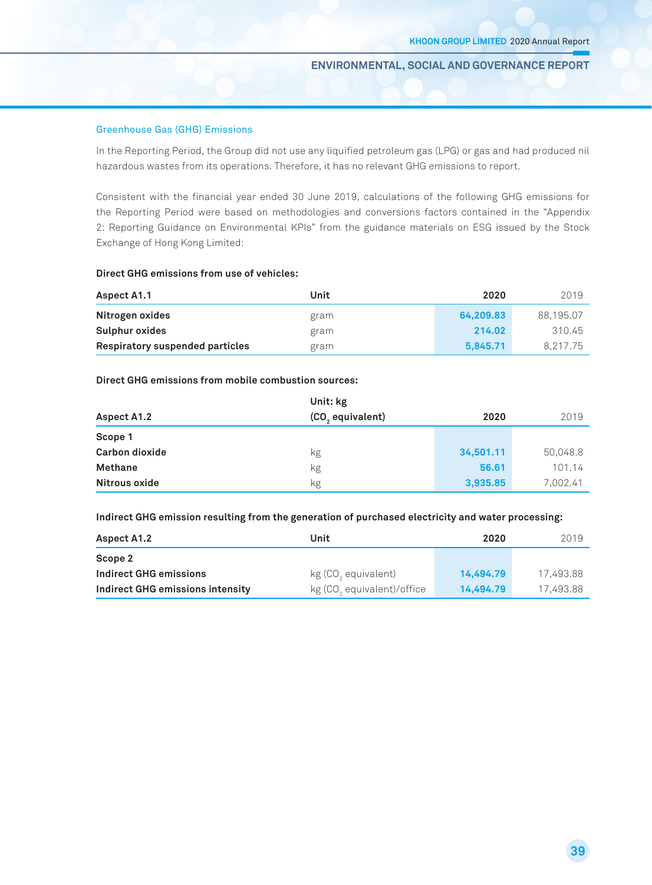## Greenhouse Gas (GHG) Emissions

In the Reporting Period, the Group did not use any liquified petroleum gas (LPG) or gas and had produced nil hazardous wastes from its operations. Therefore, it has no relevant GHG emissions to report.

Consistent with the financial year ended 30 June 2019, calculations of the following GHG emissions for the Reporting Period were based on methodologies and conversions factors contained in the "Appendix 2: Reporting Guidance on Environmental KPIs" from the guidance materials on ESG issued by the Stock Exchange of Hong Kong Limited:

**Direct GHG emissions from use of vehicles:**

| Aspect A1.1 | Unit | 2020 | 2019 |
|---|---|---|---|
| **Nitrogen oxides** | gram | **64,209.83** | 88,195.07 |
| **Sulphur oxides** | gram | **214.02** | 310.45 |
| **Respiratory suspended particles** | gram | **5,845.71** | 8,217.75 |

**Direct GHG emissions from mobile combustion sources:**

| Aspect A1.2 | Unit: kg ($CO_2$ equivalent) | 2020 | 2019 |
|---|---|---|---|
| **Scope 1** | | | |
| **Carbon dioxide** | kg | **34,501.11** | 50,048.8 |
| **Methane** | kg | **56.61** | 101.14 |
| **Nitrous oxide** | kg | **3,935.85** | 7,002.41 |

**Indirect GHG emission resulting from the generation of purchased electricity and water processing:**

| Aspect A1.2 | Unit | 2020 | 2019 |
|---|---|---|---|
| **Scope 2** | | | |
| **Indirect GHG emissions** | kg ($CO_2$ equivalent) | **14,494.79** | 17,493.88 |
| **Indirect GHG emissions intensity** | kg ($CO_2$ equivalent)/office | **14,494.79** | 17,493.88 |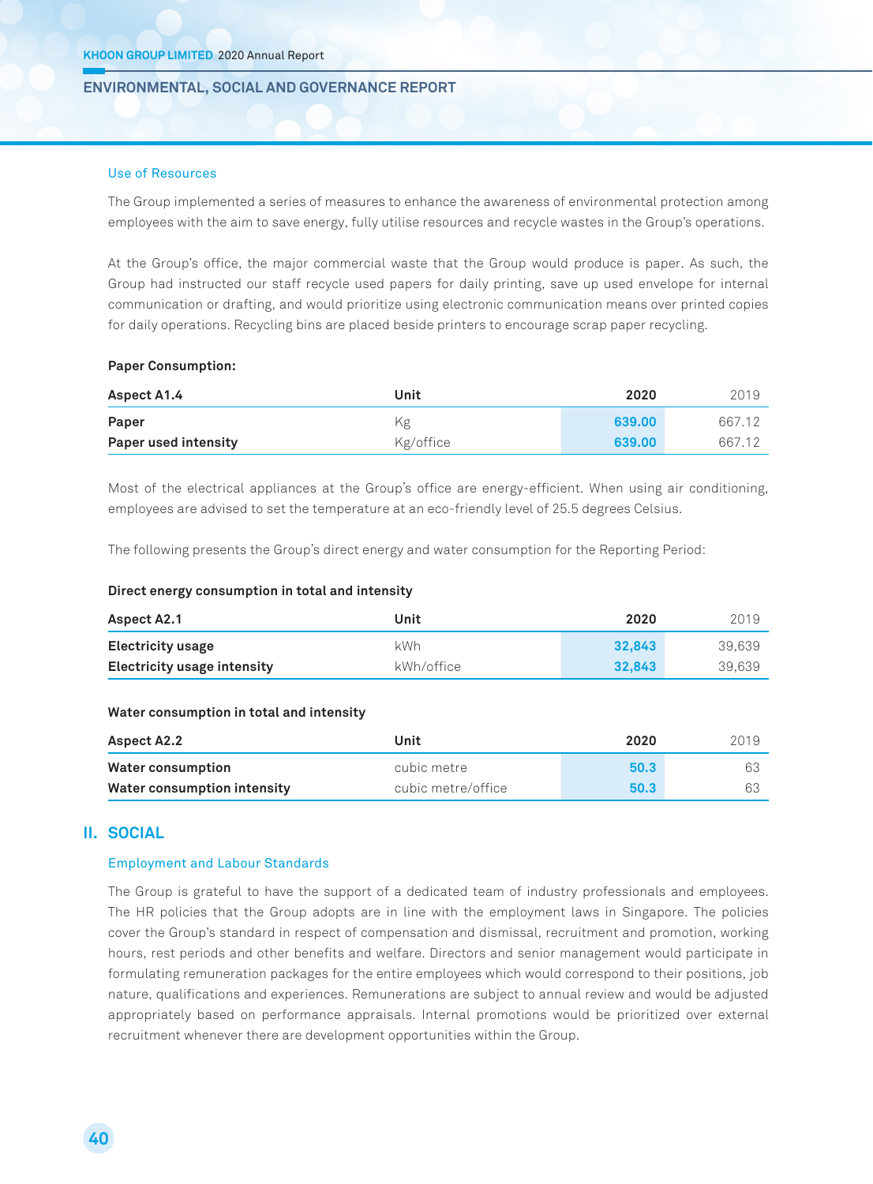### Use of Resources

The Group implemented a series of measures to enhance the awareness of environmental protection among employees with the aim to save energy, fully utilise resources and recycle wastes in the Group's operations.

At the Group's office, the major commercial waste that the Group would produce is paper. As such, the Group had instructed our staff recycle used papers for daily printing, save up used envelope for internal communication or drafting, and would prioritize using electronic communication means over printed copies for daily operations. Recycling bins are placed beside printers to encourage scrap paper recycling.

**Paper Consumption:**

| Aspect A1.4 | Unit | 2020 | 2019 |
|---|---|---|---|
| **Paper** | Kg | **639.00** | 667.12 |
| **Paper used intensity** | Kg/office | **639.00** | 667.12 |

Most of the electrical appliances at the Group's office are energy-efficient. When using air conditioning, employees are advised to set the temperature at an eco-friendly level of 25.5 degrees Celsius.

The following presents the Group's direct energy and water consumption for the Reporting Period:

**Direct energy consumption in total and intensity**

| Aspect A2.1 | Unit | 2020 | 2019 |
|---|---|---|---|
| **Electricity usage** | kWh | **32,843** | 39,639 |
| **Electricity usage intensity** | kWh/office | **32,843** | 39,639 |

**Water consumption in total and intensity**

| Aspect A2.2 | Unit | 2020 | 2019 |
|---|---|---|---|
| **Water consumption** | cubic metre | **50.3** | 63 |
| **Water consumption intensity** | cubic metre/office | **50.3** | 63 |

## II. SOCIAL

### Employment and Labour Standards

The Group is grateful to have the support of a dedicated team of industry professionals and employees. The HR policies that the Group adopts are in line with the employment laws in Singapore. The policies cover the Group's standard in respect of compensation and dismissal, recruitment and promotion, working hours, rest periods and other benefits and welfare. Directors and senior management would participate in formulating remuneration packages for the entire employees which would correspond to their positions, job nature, qualifications and experiences. Remunerations are subject to annual review and would be adjusted appropriately based on performance appraisals. Internal promotions would be prioritized over external recruitment whenever there are development opportunities within the Group.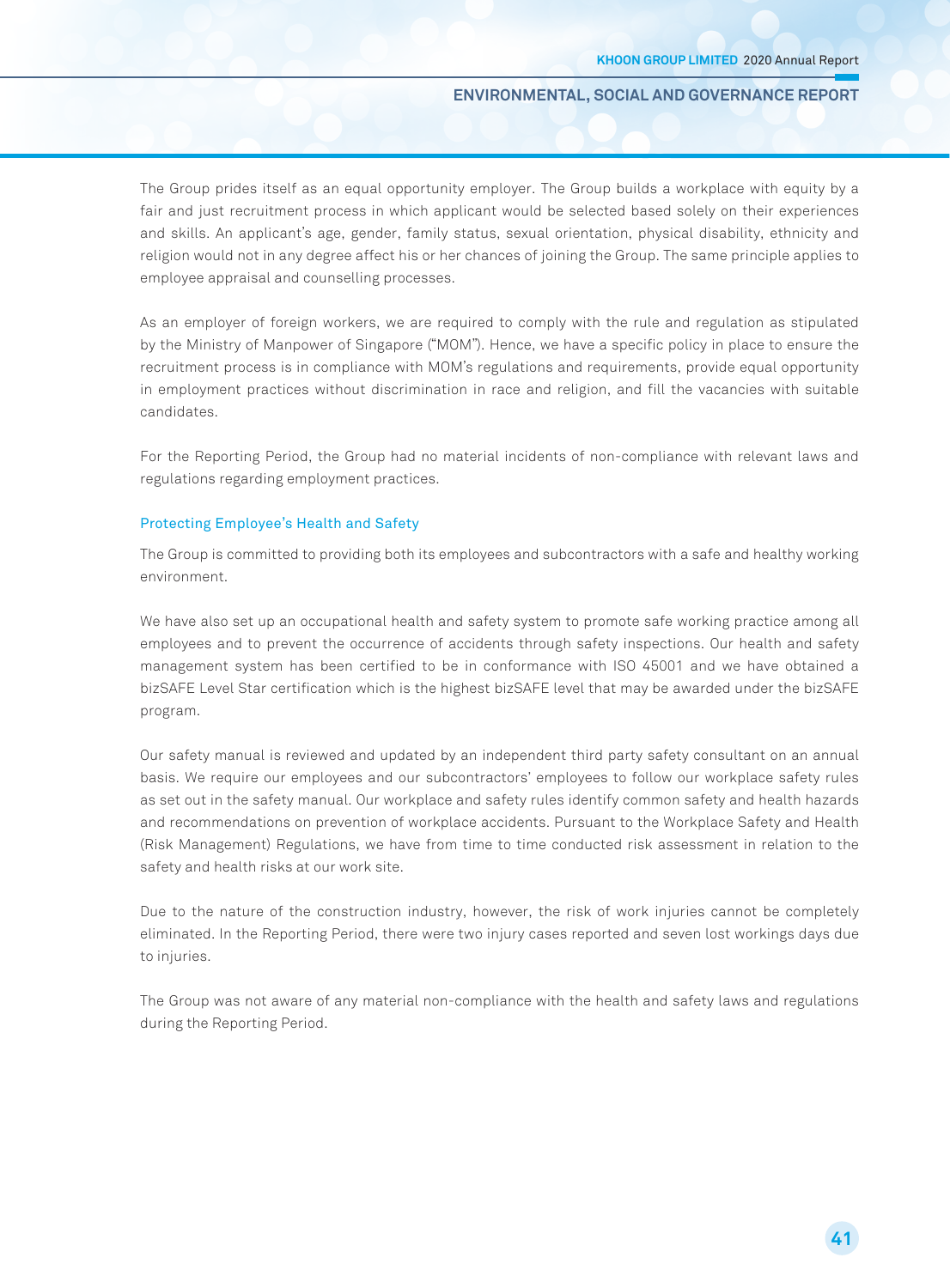The Group prides itself as an equal opportunity employer. The Group builds a workplace with equity by a fair and just recruitment process in which applicant would be selected based solely on their experiences and skills. An applicant's age, gender, family status, sexual orientation, physical disability, ethnicity and religion would not in any degree affect his or her chances of joining the Group. The same principle applies to employee appraisal and counselling processes.

As an employer of foreign workers, we are required to comply with the rule and regulation as stipulated by the Ministry of Manpower of Singapore ("MOM"). Hence, we have a specific policy in place to ensure the recruitment process is in compliance with MOM's regulations and requirements, provide equal opportunity in employment practices without discrimination in race and religion, and fill the vacancies with suitable candidates.

For the Reporting Period, the Group had no material incidents of non-compliance with relevant laws and regulations regarding employment practices.

### Protecting Employee's Health and Safety

The Group is committed to providing both its employees and subcontractors with a safe and healthy working environment.

We have also set up an occupational health and safety system to promote safe working practice among all employees and to prevent the occurrence of accidents through safety inspections. Our health and safety management system has been certified to be in conformance with ISO 45001 and we have obtained a bizSAFE Level Star certification which is the highest bizSAFE level that may be awarded under the bizSAFE program.

Our safety manual is reviewed and updated by an independent third party safety consultant on an annual basis. We require our employees and our subcontractors' employees to follow our workplace safety rules as set out in the safety manual. Our workplace and safety rules identify common safety and health hazards and recommendations on prevention of workplace accidents. Pursuant to the Workplace Safety and Health (Risk Management) Regulations, we have from time to time conducted risk assessment in relation to the safety and health risks at our work site.

Due to the nature of the construction industry, however, the risk of work injuries cannot be completely eliminated. In the Reporting Period, there were two injury cases reported and seven lost workings days due to injuries.

The Group was not aware of any material non-compliance with the health and safety laws and regulations during the Reporting Period.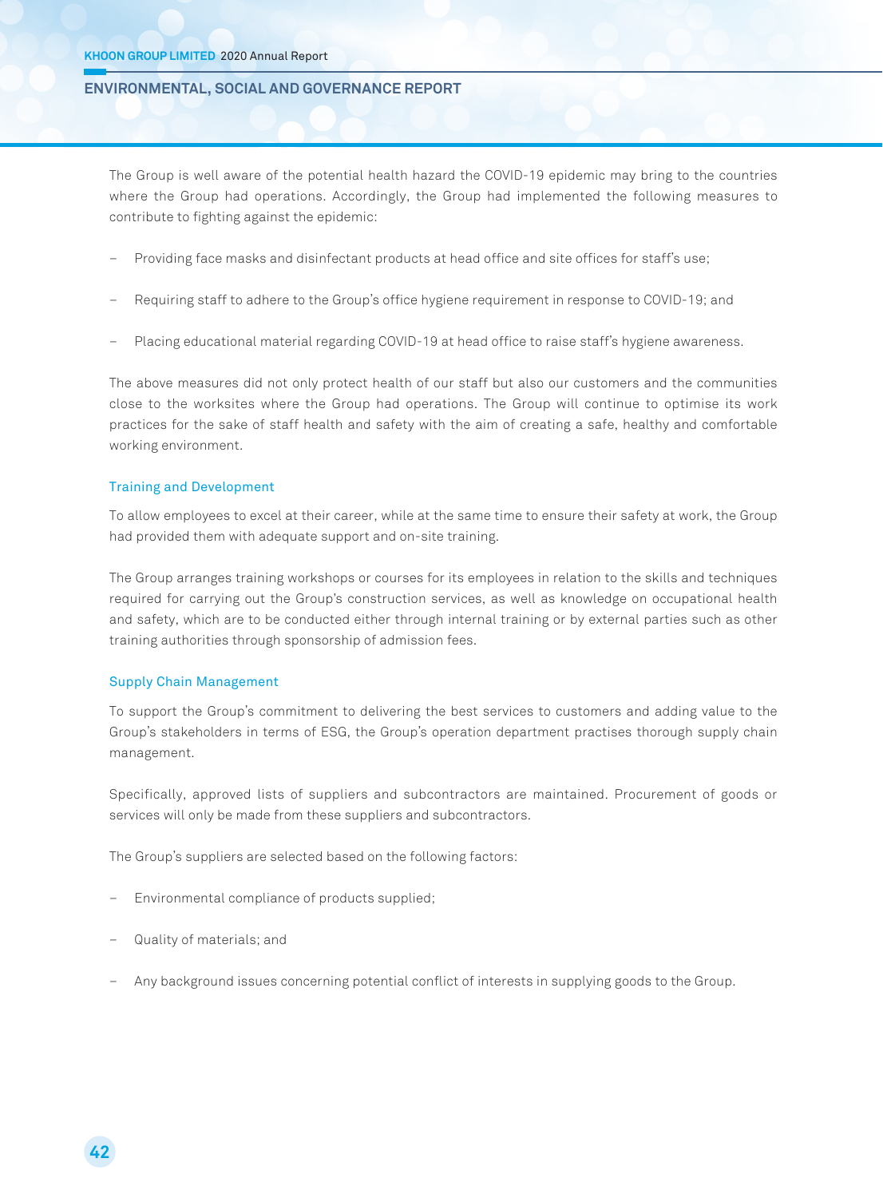The Group is well aware of the potential health hazard the COVID-19 epidemic may bring to the countries where the Group had operations. Accordingly, the Group had implemented the following measures to contribute to fighting against the epidemic:

- Providing face masks and disinfectant products at head office and site offices for staff's use;
- Requiring staff to adhere to the Group's office hygiene requirement in response to COVID-19; and
- Placing educational material regarding COVID-19 at head office to raise staff's hygiene awareness.

The above measures did not only protect health of our staff but also our customers and the communities close to the worksites where the Group had operations. The Group will continue to optimise its work practices for the sake of staff health and safety with the aim of creating a safe, healthy and comfortable working environment.

### Training and Development

To allow employees to excel at their career, while at the same time to ensure their safety at work, the Group had provided them with adequate support and on-site training.

The Group arranges training workshops or courses for its employees in relation to the skills and techniques required for carrying out the Group's construction services, as well as knowledge on occupational health and safety, which are to be conducted either through internal training or by external parties such as other training authorities through sponsorship of admission fees.

### Supply Chain Management

To support the Group's commitment to delivering the best services to customers and adding value to the Group's stakeholders in terms of ESG, the Group's operation department practises thorough supply chain management.

Specifically, approved lists of suppliers and subcontractors are maintained. Procurement of goods or services will only be made from these suppliers and subcontractors.

The Group's suppliers are selected based on the following factors:

- Environmental compliance of products supplied;
- Quality of materials; and
- Any background issues concerning potential conflict of interests in supplying goods to the Group.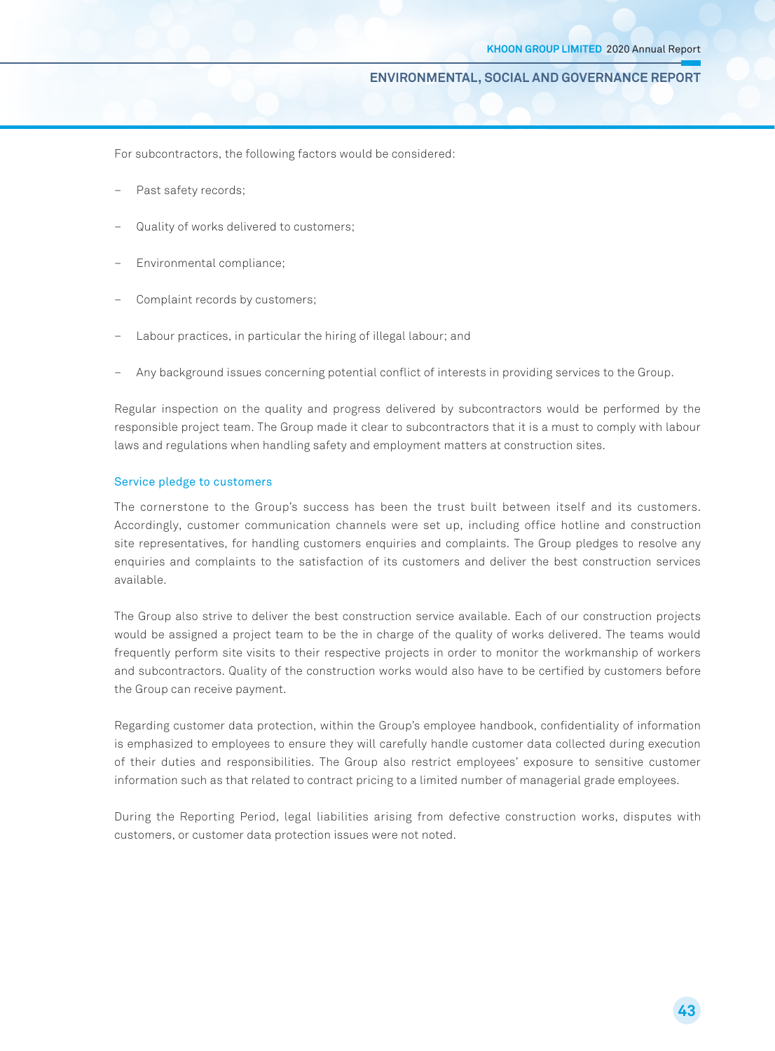For subcontractors, the following factors would be considered:

- Past safety records;
- Quality of works delivered to customers;
- Environmental compliance;
- Complaint records by customers;
- Labour practices, in particular the hiring of illegal labour; and
- Any background issues concerning potential conflict of interests in providing services to the Group.

Regular inspection on the quality and progress delivered by subcontractors would be performed by the responsible project team. The Group made it clear to subcontractors that it is a must to comply with labour laws and regulations when handling safety and employment matters at construction sites.

### Service pledge to customers

The cornerstone to the Group's success has been the trust built between itself and its customers. Accordingly, customer communication channels were set up, including office hotline and construction site representatives, for handling customers enquiries and complaints. The Group pledges to resolve any enquiries and complaints to the satisfaction of its customers and deliver the best construction services available.

The Group also strive to deliver the best construction service available. Each of our construction projects would be assigned a project team to be the in charge of the quality of works delivered. The teams would frequently perform site visits to their respective projects in order to monitor the workmanship of workers and subcontractors. Quality of the construction works would also have to be certified by customers before the Group can receive payment.

Regarding customer data protection, within the Group's employee handbook, confidentiality of information is emphasized to employees to ensure they will carefully handle customer data collected during execution of their duties and responsibilities. The Group also restrict employees' exposure to sensitive customer information such as that related to contract pricing to a limited number of managerial grade employees.

During the Reporting Period, legal liabilities arising from defective construction works, disputes with customers, or customer data protection issues were not noted.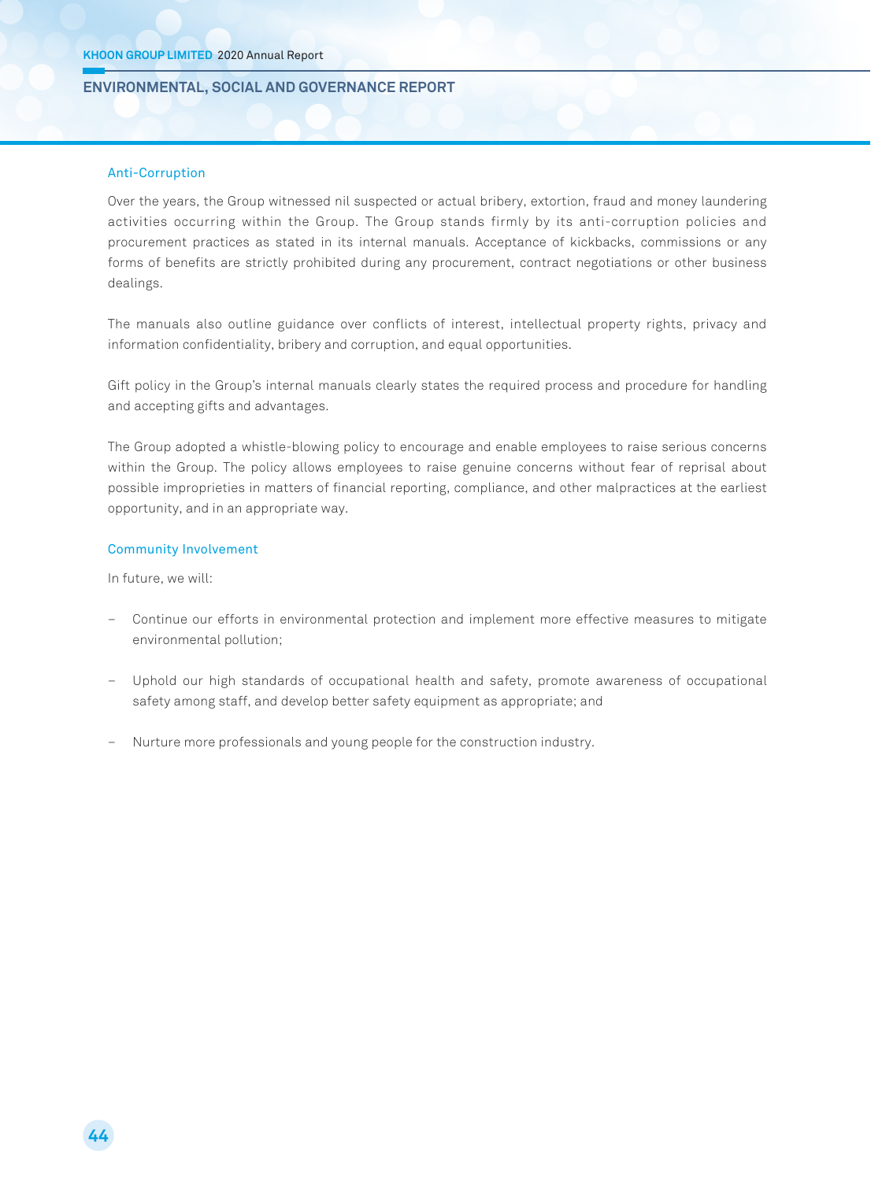### Anti-Corruption

Over the years, the Group witnessed nil suspected or actual bribery, extortion, fraud and money laundering activities occurring within the Group. The Group stands firmly by its anti-corruption policies and procurement practices as stated in its internal manuals. Acceptance of kickbacks, commissions or any forms of benefits are strictly prohibited during any procurement, contract negotiations or other business dealings.

The manuals also outline guidance over conflicts of interest, intellectual property rights, privacy and information confidentiality, bribery and corruption, and equal opportunities.

Gift policy in the Group's internal manuals clearly states the required process and procedure for handling and accepting gifts and advantages.

The Group adopted a whistle-blowing policy to encourage and enable employees to raise serious concerns within the Group. The policy allows employees to raise genuine concerns without fear of reprisal about possible improprieties in matters of financial reporting, compliance, and other malpractices at the earliest opportunity, and in an appropriate way.

### Community Involvement

In future, we will:

- Continue our efforts in environmental protection and implement more effective measures to mitigate environmental pollution;
- Uphold our high standards of occupational health and safety, promote awareness of occupational safety among staff, and develop better safety equipment as appropriate; and
- Nurture more professionals and young people for the construction industry.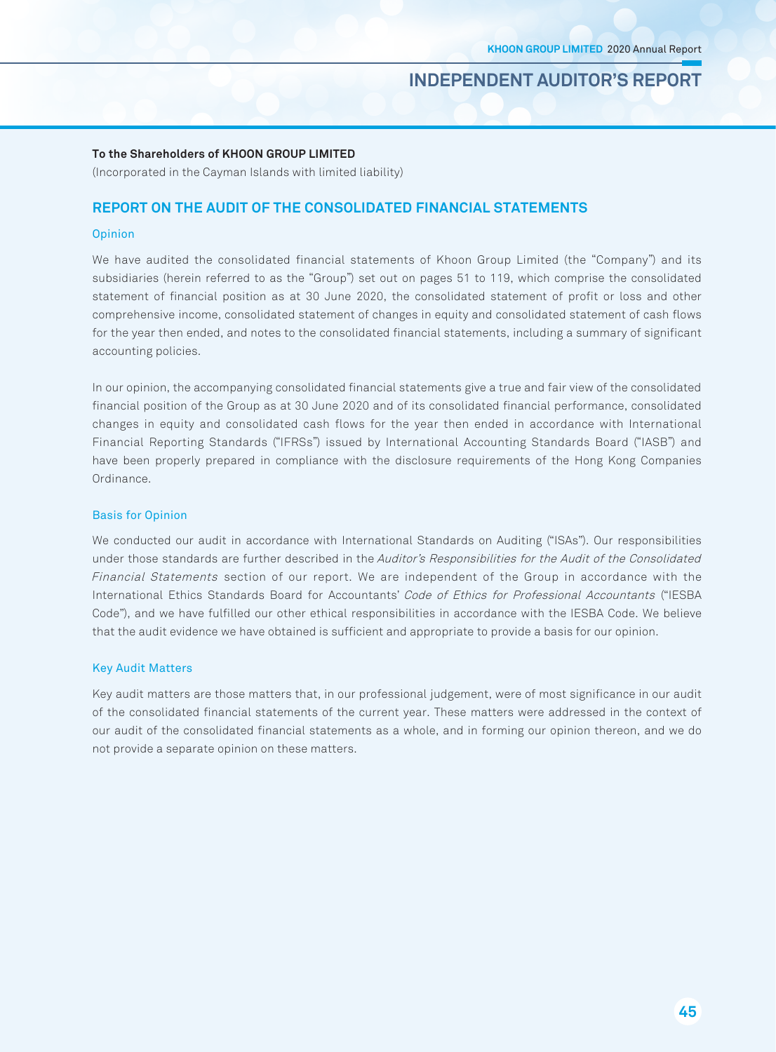# INDEPENDENT AUDITOR'S REPORT

**To the Shareholders of KHOON GROUP LIMITED**

(Incorporated in the Cayman Islands with limited liability)

## REPORT ON THE AUDIT OF THE CONSOLIDATED FINANCIAL STATEMENTS

### Opinion

We have audited the consolidated financial statements of Khoon Group Limited (the "Company") and its subsidiaries (herein referred to as the "Group") set out on pages 51 to 119, which comprise the consolidated statement of financial position as at 30 June 2020, the consolidated statement of profit or loss and other comprehensive income, consolidated statement of changes in equity and consolidated statement of cash flows for the year then ended, and notes to the consolidated financial statements, including a summary of significant accounting policies.

In our opinion, the accompanying consolidated financial statements give a true and fair view of the consolidated financial position of the Group as at 30 June 2020 and of its consolidated financial performance, consolidated changes in equity and consolidated cash flows for the year then ended in accordance with International Financial Reporting Standards ("IFRSs") issued by International Accounting Standards Board ("IASB") and have been properly prepared in compliance with the disclosure requirements of the Hong Kong Companies Ordinance.

### Basis for Opinion

We conducted our audit in accordance with International Standards on Auditing ("ISAs"). Our responsibilities under those standards are further described in the *Auditor's Responsibilities for the Audit of the Consolidated Financial Statements* section of our report. We are independent of the Group in accordance with the International Ethics Standards Board for Accountants' *Code of Ethics for Professional Accountants* ("IESBA Code"), and we have fulfilled our other ethical responsibilities in accordance with the IESBA Code. We believe that the audit evidence we have obtained is sufficient and appropriate to provide a basis for our opinion.

### Key Audit Matters

Key audit matters are those matters that, in our professional judgement, were of most significance in our audit of the consolidated financial statements of the current year. These matters were addressed in the context of our audit of the consolidated financial statements as a whole, and in forming our opinion thereon, and we do not provide a separate opinion on these matters.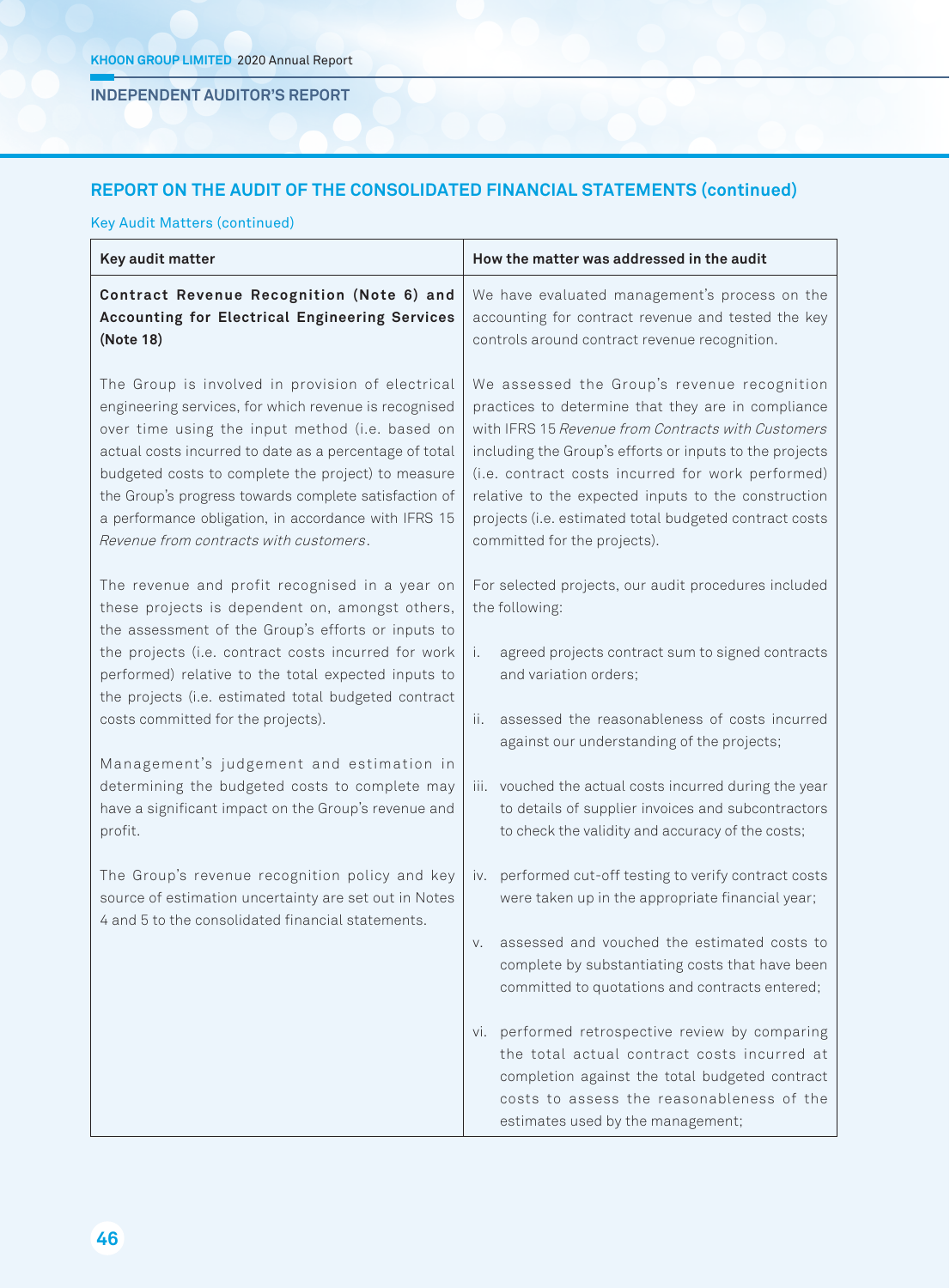## REPORT ON THE AUDIT OF THE CONSOLIDATED FINANCIAL STATEMENTS (continued)

### Key Audit Matters (continued)

| Key audit matter | How the matter was addressed in the audit |
|---|---|
| **Contract Revenue Recognition (Note 6) and Accounting for Electrical Engineering Services (Note 18)**<br><br>The Group is involved in provision of electrical engineering services, for which revenue is recognised over time using the input method (i.e. based on actual costs incurred to date as a percentage of total budgeted costs to complete the project) to measure the Group's progress towards complete satisfaction of a performance obligation, in accordance with IFRS 15 *Revenue from contracts with customers*.<br><br>The revenue and profit recognised in a year on these projects is dependent on, amongst others, the assessment of the Group's efforts or inputs to the projects (i.e. contract costs incurred for work performed) relative to the total expected inputs to the projects (i.e. estimated total budgeted contract costs committed for the projects).<br><br>Management's judgement and estimation in determining the budgeted costs to complete may have a significant impact on the Group's revenue and profit.<br><br>The Group's revenue recognition policy and key source of estimation uncertainty are set out in Notes 4 and 5 to the consolidated financial statements. | We have evaluated management's process on the accounting for contract revenue and tested the key controls around contract revenue recognition.<br><br>We assessed the Group's revenue recognition practices to determine that they are in compliance with IFRS 15 *Revenue from Contracts with Customers* including the Group's efforts or inputs to the projects (i.e. contract costs incurred for work performed) relative to the expected inputs to the construction projects (i.e. estimated total budgeted contract costs committed for the projects).<br><br>For selected projects, our audit procedures included the following:<br><br>i. agreed projects contract sum to signed contracts and variation orders;<br><br>ii. assessed the reasonableness of costs incurred against our understanding of the projects;<br><br>iii. vouched the actual costs incurred during the year to details of supplier invoices and subcontractors to check the validity and accuracy of the costs;<br><br>iv. performed cut-off testing to verify contract costs were taken up in the appropriate financial year;<br><br>v. assessed and vouched the estimated costs to complete by substantiating costs that have been committed to quotations and contracts entered;<br><br>vi. performed retrospective review by comparing the total actual contract costs incurred at completion against the total budgeted contract costs to assess the reasonableness of the estimates used by the management; |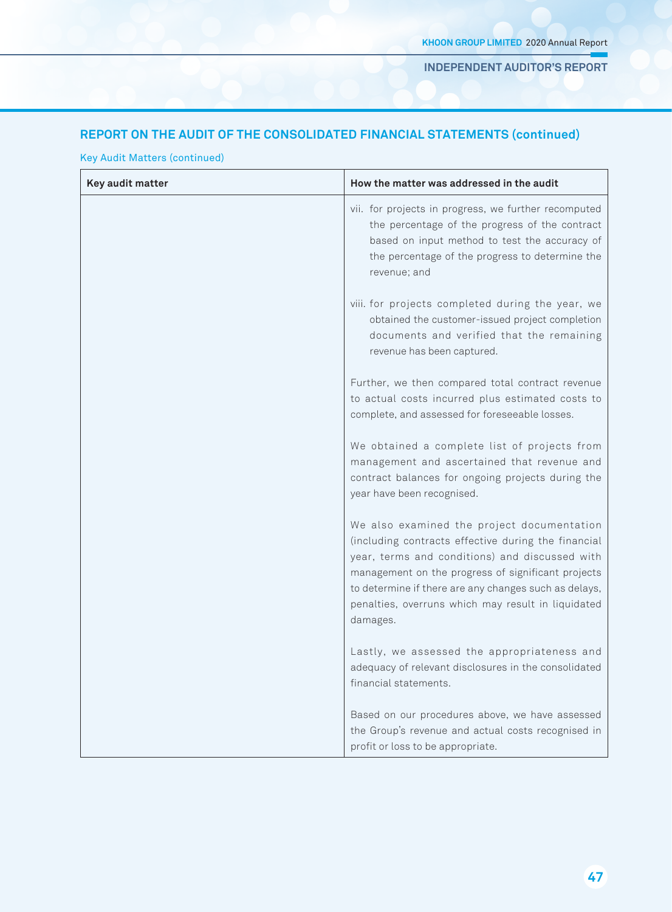## REPORT ON THE AUDIT OF THE CONSOLIDATED FINANCIAL STATEMENTS (continued)

### Key Audit Matters (continued)

| Key audit matter | How the matter was addressed in the audit |
|---|---|
| | vii. for projects in progress, we further recomputed the percentage of the progress of the contract based on input method to test the accuracy of the percentage of the progress to determine the revenue; and<br><br>viii. for projects completed during the year, we obtained the customer-issued project completion documents and verified that the remaining revenue has been captured.<br><br>Further, we then compared total contract revenue to actual costs incurred plus estimated costs to complete, and assessed for foreseeable losses.<br><br>We obtained a complete list of projects from management and ascertained that revenue and contract balances for ongoing projects during the year have been recognised.<br><br>We also examined the project documentation (including contracts effective during the financial year, terms and conditions) and discussed with management on the progress of significant projects to determine if there are any changes such as delays, penalties, overruns which may result in liquidated damages.<br><br>Lastly, we assessed the appropriateness and adequacy of relevant disclosures in the consolidated financial statements.<br><br>Based on our procedures above, we have assessed the Group's revenue and actual costs recognised in profit or loss to be appropriate. |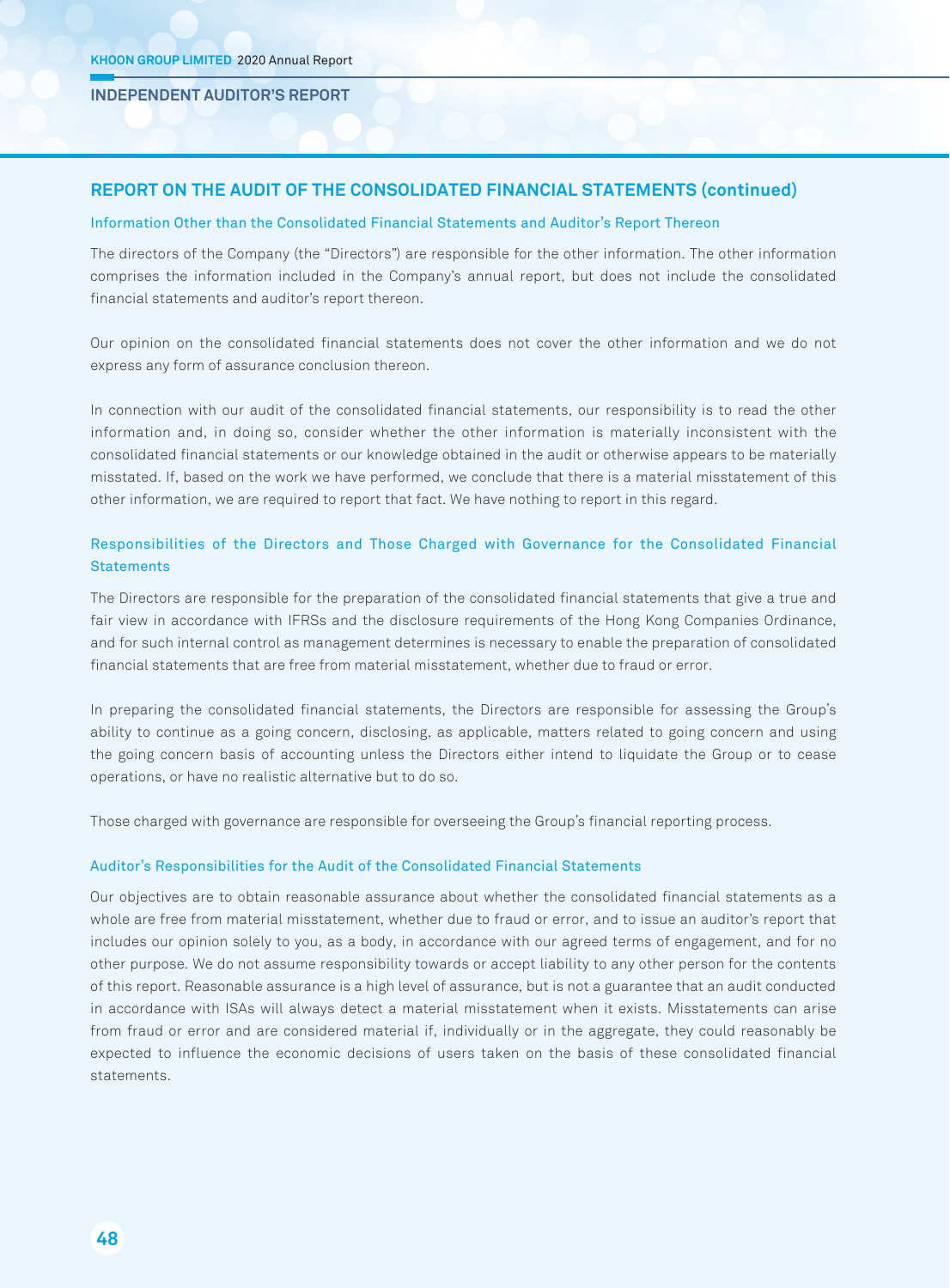## REPORT ON THE AUDIT OF THE CONSOLIDATED FINANCIAL STATEMENTS (continued)

### Information Other than the Consolidated Financial Statements and Auditor's Report Thereon

The directors of the Company (the "Directors") are responsible for the other information. The other information comprises the information included in the Company's annual report, but does not include the consolidated financial statements and auditor's report thereon.

Our opinion on the consolidated financial statements does not cover the other information and we do not express any form of assurance conclusion thereon.

In connection with our audit of the consolidated financial statements, our responsibility is to read the other information and, in doing so, consider whether the other information is materially inconsistent with the consolidated financial statements or our knowledge obtained in the audit or otherwise appears to be materially misstated. If, based on the work we have performed, we conclude that there is a material misstatement of this other information, we are required to report that fact. We have nothing to report in this regard.

### Responsibilities of the Directors and Those Charged with Governance for the Consolidated Financial Statements

The Directors are responsible for the preparation of the consolidated financial statements that give a true and fair view in accordance with IFRSs and the disclosure requirements of the Hong Kong Companies Ordinance, and for such internal control as management determines is necessary to enable the preparation of consolidated financial statements that are free from material misstatement, whether due to fraud or error.

In preparing the consolidated financial statements, the Directors are responsible for assessing the Group's ability to continue as a going concern, disclosing, as applicable, matters related to going concern and using the going concern basis of accounting unless the Directors either intend to liquidate the Group or to cease operations, or have no realistic alternative but to do so.

Those charged with governance are responsible for overseeing the Group's financial reporting process.

### Auditor's Responsibilities for the Audit of the Consolidated Financial Statements

Our objectives are to obtain reasonable assurance about whether the consolidated financial statements as a whole are free from material misstatement, whether due to fraud or error, and to issue an auditor's report that includes our opinion solely to you, as a body, in accordance with our agreed terms of engagement, and for no other purpose. We do not assume responsibility towards or accept liability to any other person for the contents of this report. Reasonable assurance is a high level of assurance, but is not a guarantee that an audit conducted in accordance with ISAs will always detect a material misstatement when it exists. Misstatements can arise from fraud or error and are considered material if, individually or in the aggregate, they could reasonably be expected to influence the economic decisions of users taken on the basis of these consolidated financial statements.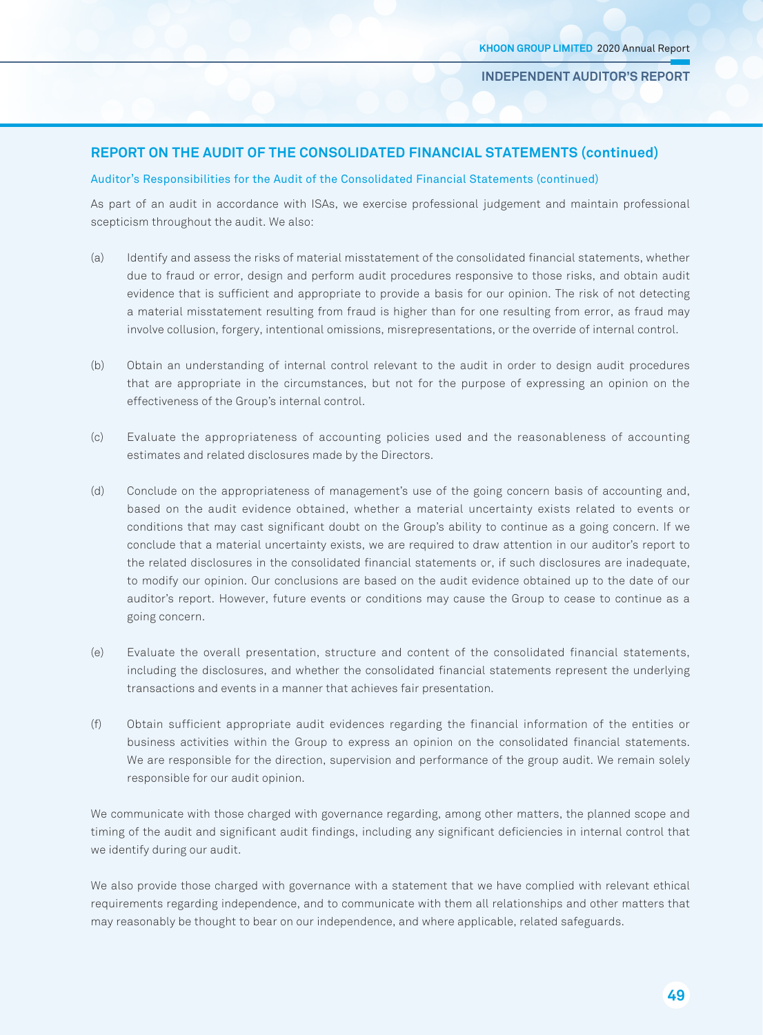## REPORT ON THE AUDIT OF THE CONSOLIDATED FINANCIAL STATEMENTS (continued)

### Auditor's Responsibilities for the Audit of the Consolidated Financial Statements (continued)

As part of an audit in accordance with ISAs, we exercise professional judgement and maintain professional scepticism throughout the audit. We also:

(a) Identify and assess the risks of material misstatement of the consolidated financial statements, whether due to fraud or error, design and perform audit procedures responsive to those risks, and obtain audit evidence that is sufficient and appropriate to provide a basis for our opinion. The risk of not detecting a material misstatement resulting from fraud is higher than for one resulting from error, as fraud may involve collusion, forgery, intentional omissions, misrepresentations, or the override of internal control.

(b) Obtain an understanding of internal control relevant to the audit in order to design audit procedures that are appropriate in the circumstances, but not for the purpose of expressing an opinion on the effectiveness of the Group's internal control.

(c) Evaluate the appropriateness of accounting policies used and the reasonableness of accounting estimates and related disclosures made by the Directors.

(d) Conclude on the appropriateness of management's use of the going concern basis of accounting and, based on the audit evidence obtained, whether a material uncertainty exists related to events or conditions that may cast significant doubt on the Group's ability to continue as a going concern. If we conclude that a material uncertainty exists, we are required to draw attention in our auditor's report to the related disclosures in the consolidated financial statements or, if such disclosures are inadequate, to modify our opinion. Our conclusions are based on the audit evidence obtained up to the date of our auditor's report. However, future events or conditions may cause the Group to cease to continue as a going concern.

(e) Evaluate the overall presentation, structure and content of the consolidated financial statements, including the disclosures, and whether the consolidated financial statements represent the underlying transactions and events in a manner that achieves fair presentation.

(f) Obtain sufficient appropriate audit evidences regarding the financial information of the entities or business activities within the Group to express an opinion on the consolidated financial statements. We are responsible for the direction, supervision and performance of the group audit. We remain solely responsible for our audit opinion.

We communicate with those charged with governance regarding, among other matters, the planned scope and timing of the audit and significant audit findings, including any significant deficiencies in internal control that we identify during our audit.

We also provide those charged with governance with a statement that we have complied with relevant ethical requirements regarding independence, and to communicate with them all relationships and other matters that may reasonably be thought to bear on our independence, and where applicable, related safeguards.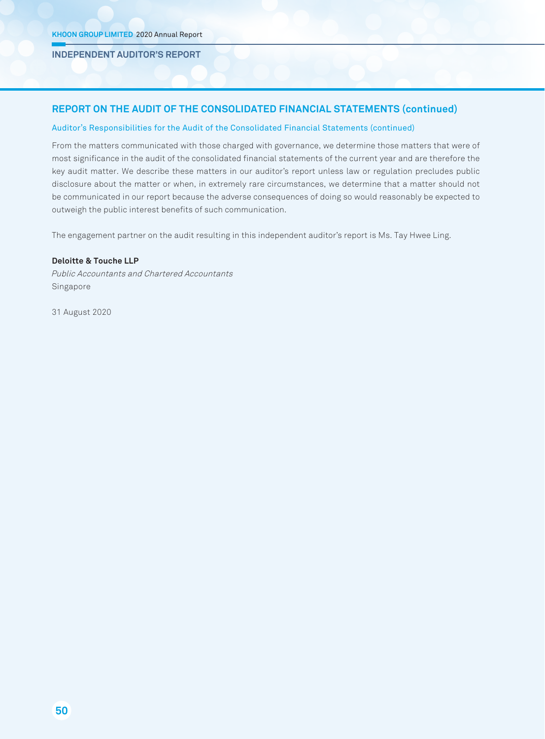## REPORT ON THE AUDIT OF THE CONSOLIDATED FINANCIAL STATEMENTS (continued)

### Auditor's Responsibilities for the Audit of the Consolidated Financial Statements (continued)

From the matters communicated with those charged with governance, we determine those matters that were of most significance in the audit of the consolidated financial statements of the current year and are therefore the key audit matter. We describe these matters in our auditor's report unless law or regulation precludes public disclosure about the matter or when, in extremely rare circumstances, we determine that a matter should not be communicated in our report because the adverse consequences of doing so would reasonably be expected to outweigh the public interest benefits of such communication.

The engagement partner on the audit resulting in this independent auditor's report is Ms. Tay Hwee Ling.

**Deloitte & Touche LLP**
*Public Accountants and Chartered Accountants*
Singapore

31 August 2020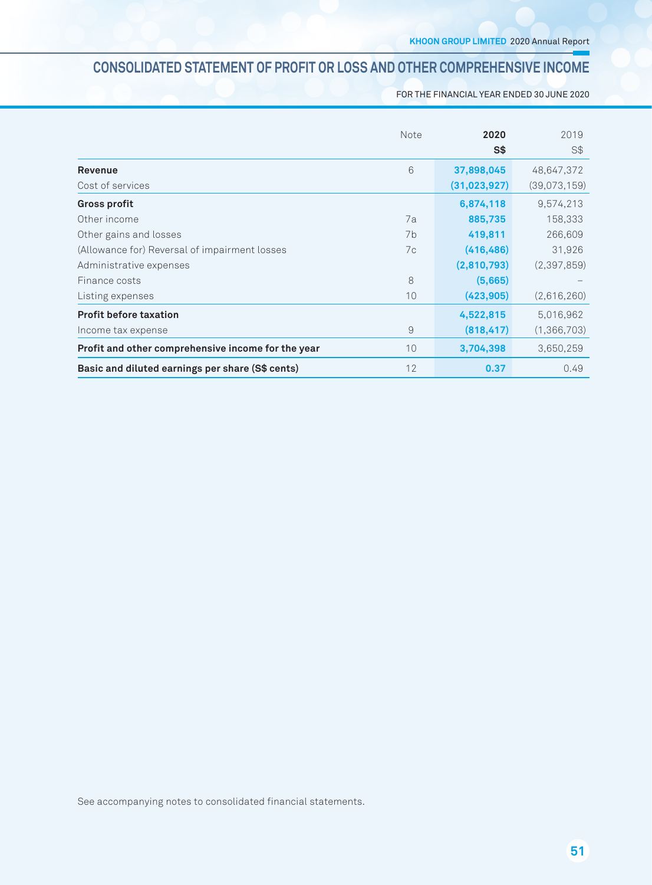# CONSOLIDATED STATEMENT OF PROFIT OR LOSS AND OTHER COMPREHENSIVE INCOME

FOR THE FINANCIAL YEAR ENDED 30 JUNE 2020

| | Note | 2020<br>S$ | 2019<br>S$ |
|---|---|---|---|
| **Revenue** | 6 | **37,898,045** | 48,647,372 |
| Cost of services | | **(31,023,927)** | (39,073,159) |
| **Gross profit** | | **6,874,118** | 9,574,213 |
| Other income | 7a | **885,735** | 158,333 |
| Other gains and losses | 7b | **419,811** | 266,609 |
| (Allowance for) Reversal of impairment losses | 7c | **(416,486)** | 31,926 |
| Administrative expenses | | **(2,810,793)** | (2,397,859) |
| Finance costs | 8 | **(5,665)** | – |
| Listing expenses | 10 | **(423,905)** | (2,616,260) |
| **Profit before taxation** | | **4,522,815** | 5,016,962 |
| Income tax expense | 9 | **(818,417)** | (1,366,703) |
| **Profit and other comprehensive income for the year** | 10 | **3,704,398** | 3,650,259 |
| **Basic and diluted earnings per share (S$ cents)** | 12 | **0.37** | 0.49 |

See accompanying notes to consolidated financial statements.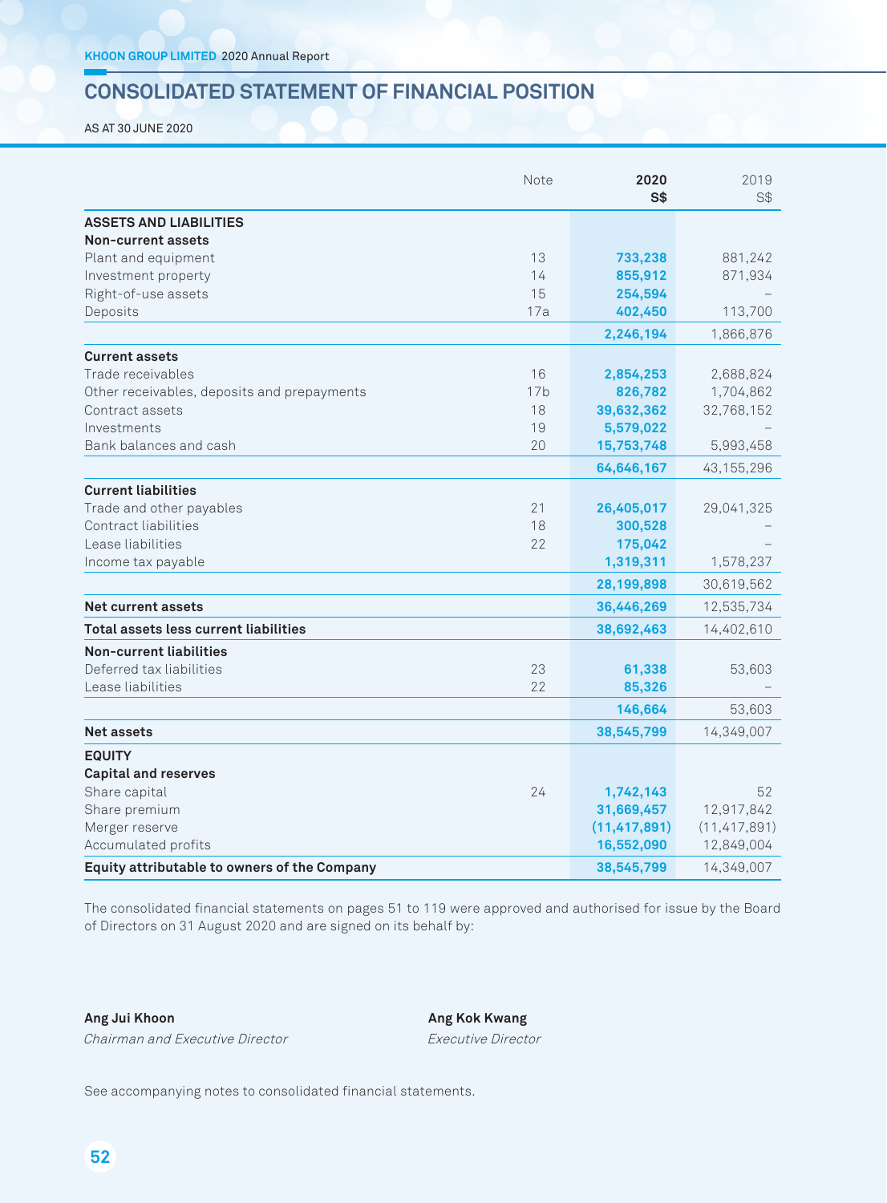# CONSOLIDATED STATEMENT OF FINANCIAL POSITION

AS AT 30 JUNE 2020

| | Note | 2020<br>S$ | 2019<br>S$ |
|---|---|---|---|
| **ASSETS AND LIABILITIES** | | | |
| **Non-current assets** | | | |
| Plant and equipment | 13 | **733,238** | 881,242 |
| Investment property | 14 | **855,912** | 871,934 |
| Right-of-use assets | 15 | **254,594** | – |
| Deposits | 17a | **402,450** | 113,700 |
| | | **2,246,194** | 1,866,876 |
| **Current assets** | | | |
| Trade receivables | 16 | **2,854,253** | 2,688,824 |
| Other receivables, deposits and prepayments | 17b | **826,782** | 1,704,862 |
| Contract assets | 18 | **39,632,362** | 32,768,152 |
| Investments | 19 | **5,579,022** | – |
| Bank balances and cash | 20 | **15,753,748** | 5,993,458 |
| | | **64,646,167** | 43,155,296 |
| **Current liabilities** | | | |
| Trade and other payables | 21 | **26,405,017** | 29,041,325 |
| Contract liabilities | 18 | **300,528** | – |
| Lease liabilities | 22 | **175,042** | – |
| Income tax payable | | **1,319,311** | 1,578,237 |
| | | **28,199,898** | 30,619,562 |
| **Net current assets** | | **36,446,269** | 12,535,734 |
| **Total assets less current liabilities** | | **38,692,463** | 14,402,610 |
| **Non-current liabilities** | | | |
| Deferred tax liabilities | 23 | **61,338** | 53,603 |
| Lease liabilities | 22 | **85,326** | – |
| | | **146,664** | 53,603 |
| **Net assets** | | **38,545,799** | 14,349,007 |
| **EQUITY** | | | |
| **Capital and reserves** | | | |
| Share capital | 24 | **1,742,143** | 52 |
| Share premium | | **31,669,457** | 12,917,842 |
| Merger reserve | | **(11,417,891)** | (11,417,891) |
| Accumulated profits | | **16,552,090** | 12,849,004 |
| **Equity attributable to owners of the Company** | | **38,545,799** | 14,349,007 |

The consolidated financial statements on pages 51 to 119 were approved and authorised for issue by the Board of Directors on 31 August 2020 and are signed on its behalf by:

**Ang Jui Khoon**
*Chairman and Executive Director*

**Ang Kok Kwang**
*Executive Director*

See accompanying notes to consolidated financial statements.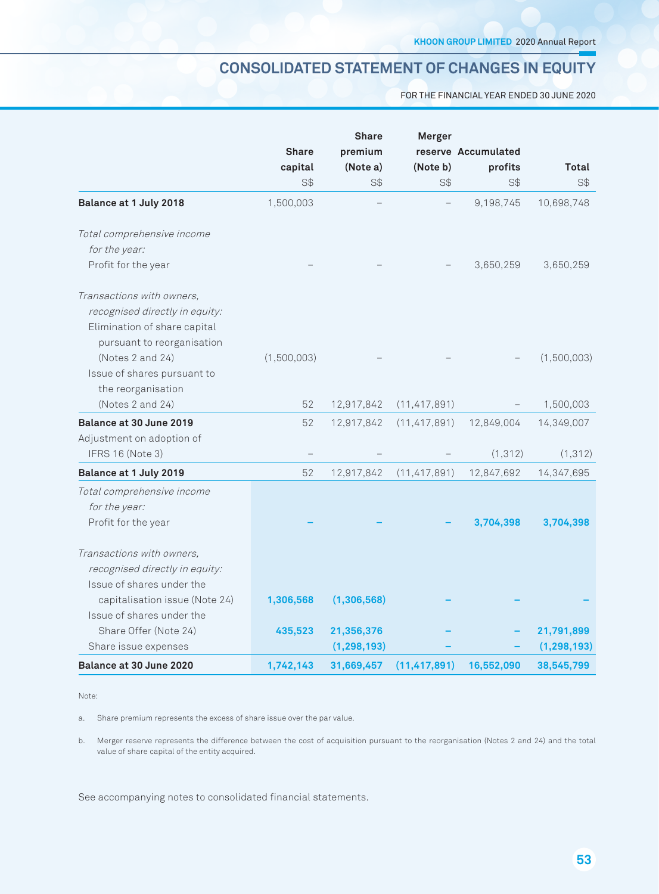# CONSOLIDATED STATEMENT OF CHANGES IN EQUITY

FOR THE FINANCIAL YEAR ENDED 30 JUNE 2020

| | Share capital S$ | Share premium (Note a) S$ | Merger reserve (Note b) S$ | Accumulated profits S$ | Total S$ |
|---|---|---|---|---|---|
| **Balance at 1 July 2018** | 1,500,003 | – | – | 9,198,745 | 10,698,748 |
| *Total comprehensive income for the year:* | | | | | |
| Profit for the year | – | – | – | 3,650,259 | 3,650,259 |
| *Transactions with owners, recognised directly in equity:* | | | | | |
| Elimination of share capital pursuant to reorganisation (Notes 2 and 24) | (1,500,003) | – | – | – | (1,500,003) |
| Issue of shares pursuant to the reorganisation (Notes 2 and 24) | 52 | 12,917,842 | (11,417,891) | – | 1,500,003 |
| **Balance at 30 June 2019** | 52 | 12,917,842 | (11,417,891) | 12,849,004 | 14,349,007 |
| Adjustment on adoption of IFRS 16 (Note 3) | – | – | – | (1,312) | (1,312) |
| **Balance at 1 July 2019** | 52 | 12,917,842 | (11,417,891) | 12,847,692 | 14,347,695 |
| *Total comprehensive income for the year:* | | | | | |
| Profit for the year | **–** | **–** | **–** | **3,704,398** | **3,704,398** |
| *Transactions with owners, recognised directly in equity:* | | | | | |
| Issue of shares under the capitalisation issue (Note 24) | **1,306,568** | **(1,306,568)** | **–** | **–** | **–** |
| Issue of shares under the Share Offer (Note 24) | **435,523** | **21,356,376** | **–** | **–** | **21,791,899** |
| Share issue expenses | | **(1,298,193)** | **–** | **–** | **(1,298,193)** |
| **Balance at 30 June 2020** | **1,742,143** | **31,669,457** | **(11,417,891)** | **16,552,090** | **38,545,799** |

Note:

a. Share premium represents the excess of share issue over the par value.

b. Merger reserve represents the difference between the cost of acquisition pursuant to the reorganisation (Notes 2 and 24) and the total value of share capital of the entity acquired.

See accompanying notes to consolidated financial statements.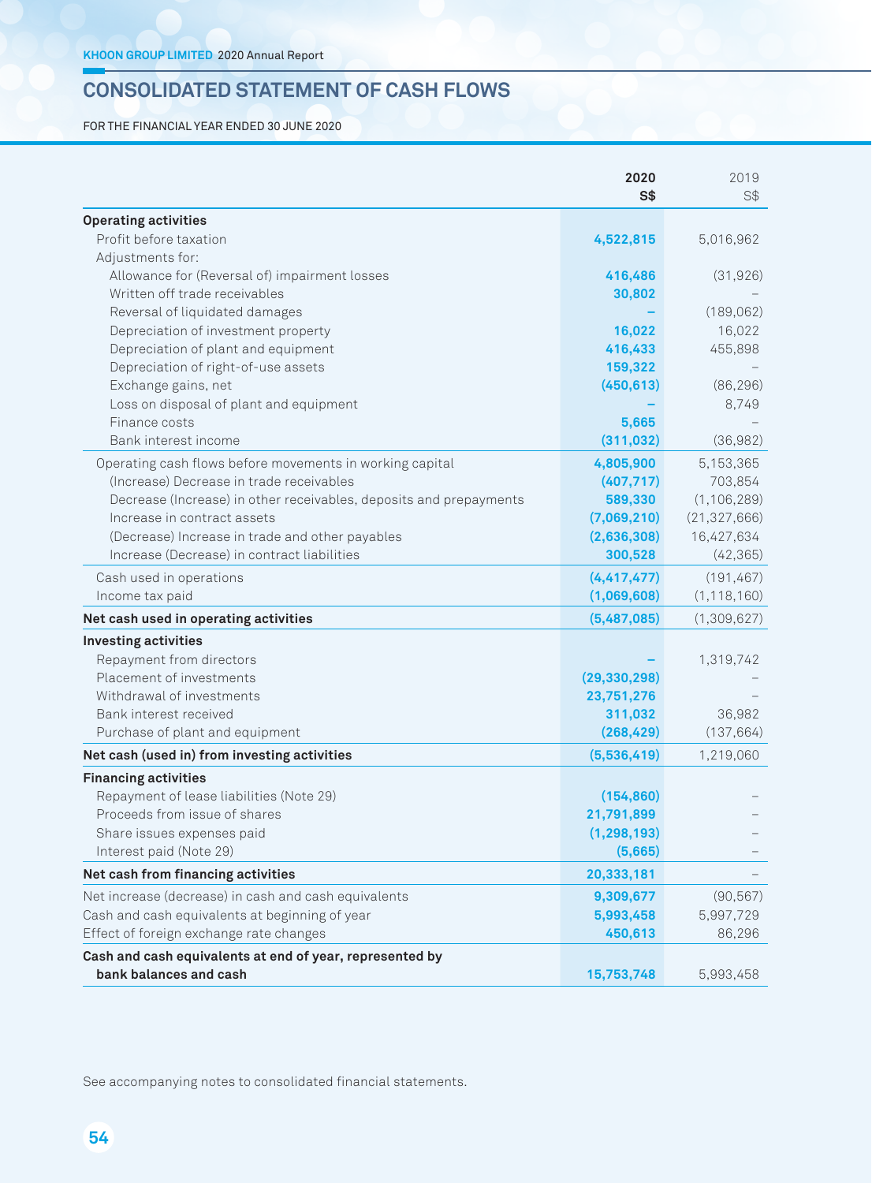# CONSOLIDATED STATEMENT OF CASH FLOWS

FOR THE FINANCIAL YEAR ENDED 30 JUNE 2020

| | 2020<br>S$ | 2019<br>S$ |
|---|---|---|
| **Operating activities** | | |
| Profit before taxation | 4,522,815 | 5,016,962 |
| Adjustments for: | | |
| Allowance for (Reversal of) impairment losses | 416,486 | (31,926) |
| Written off trade receivables | 30,802 | – |
| Reversal of liquidated damages | – | (189,062) |
| Depreciation of investment property | 16,022 | 16,022 |
| Depreciation of plant and equipment | 416,433 | 455,898 |
| Depreciation of right-of-use assets | 159,322 | – |
| Exchange gains, net | (450,613) | (86,296) |
| Loss on disposal of plant and equipment | – | 8,749 |
| Finance costs | 5,665 | – |
| Bank interest income | (311,032) | (36,982) |
| Operating cash flows before movements in working capital | 4,805,900 | 5,153,365 |
| (Increase) Decrease in trade receivables | (407,717) | 703,854 |
| Decrease (Increase) in other receivables, deposits and prepayments | 589,330 | (1,106,289) |
| Increase in contract assets | (7,069,210) | (21,327,666) |
| (Decrease) Increase in trade and other payables | (2,636,308) | 16,427,634 |
| Increase (Decrease) in contract liabilities | 300,528 | (42,365) |
| Cash used in operations | (4,417,477) | (191,467) |
| Income tax paid | (1,069,608) | (1,118,160) |
| **Net cash used in operating activities** | (5,487,085) | (1,309,627) |
| **Investing activities** | | |
| Repayment from directors | – | 1,319,742 |
| Placement of investments | (29,330,298) | – |
| Withdrawal of investments | 23,751,276 | – |
| Bank interest received | 311,032 | 36,982 |
| Purchase of plant and equipment | (268,429) | (137,664) |
| **Net cash (used in) from investing activities** | (5,536,419) | 1,219,060 |
| **Financing activities** | | |
| Repayment of lease liabilities (Note 29) | (154,860) | – |
| Proceeds from issue of shares | 21,791,899 | – |
| Share issues expenses paid | (1,298,193) | – |
| Interest paid (Note 29) | (5,665) | – |
| **Net cash from financing activities** | 20,333,181 | – |
| Net increase (decrease) in cash and cash equivalents | 9,309,677 | (90,567) |
| Cash and cash equivalents at beginning of year | 5,993,458 | 5,997,729 |
| Effect of foreign exchange rate changes | 450,613 | 86,296 |
| **Cash and cash equivalents at end of year, represented by bank balances and cash** | 15,753,748 | 5,993,458 |

See accompanying notes to consolidated financial statements.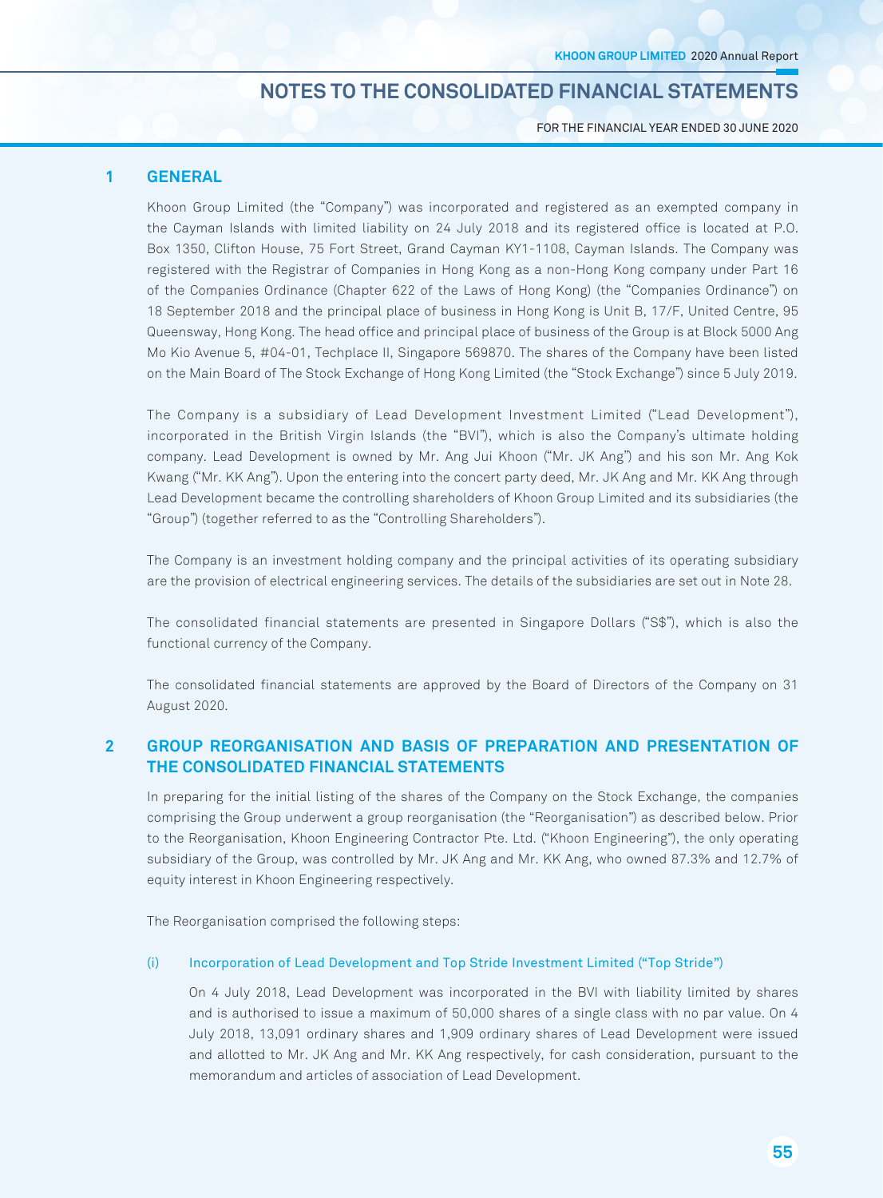# NOTES TO THE CONSOLIDATED FINANCIAL STATEMENTS

FOR THE FINANCIAL YEAR ENDED 30 JUNE 2020

## 1 GENERAL

Khoon Group Limited (the "Company") was incorporated and registered as an exempted company in the Cayman Islands with limited liability on 24 July 2018 and its registered office is located at P.O. Box 1350, Clifton House, 75 Fort Street, Grand Cayman KY1-1108, Cayman Islands. The Company was registered with the Registrar of Companies in Hong Kong as a non-Hong Kong company under Part 16 of the Companies Ordinance (Chapter 622 of the Laws of Hong Kong) (the "Companies Ordinance") on 18 September 2018 and the principal place of business in Hong Kong is Unit B, 17/F, United Centre, 95 Queensway, Hong Kong. The head office and principal place of business of the Group is at Block 5000 Ang Mo Kio Avenue 5, #04-01, Techplace II, Singapore 569870. The shares of the Company have been listed on the Main Board of The Stock Exchange of Hong Kong Limited (the "Stock Exchange") since 5 July 2019.

The Company is a subsidiary of Lead Development Investment Limited ("Lead Development"), incorporated in the British Virgin Islands (the "BVI"), which is also the Company's ultimate holding company. Lead Development is owned by Mr. Ang Jui Khoon ("Mr. JK Ang") and his son Mr. Ang Kok Kwang ("Mr. KK Ang"). Upon the entering into the concert party deed, Mr. JK Ang and Mr. KK Ang through Lead Development became the controlling shareholders of Khoon Group Limited and its subsidiaries (the "Group") (together referred to as the "Controlling Shareholders").

The Company is an investment holding company and the principal activities of its operating subsidiary are the provision of electrical engineering services. The details of the subsidiaries are set out in Note 28.

The consolidated financial statements are presented in Singapore Dollars ("S$"), which is also the functional currency of the Company.

The consolidated financial statements are approved by the Board of Directors of the Company on 31 August 2020.

## 2 GROUP REORGANISATION AND BASIS OF PREPARATION AND PRESENTATION OF THE CONSOLIDATED FINANCIAL STATEMENTS

In preparing for the initial listing of the shares of the Company on the Stock Exchange, the companies comprising the Group underwent a group reorganisation (the "Reorganisation") as described below. Prior to the Reorganisation, Khoon Engineering Contractor Pte. Ltd. ("Khoon Engineering"), the only operating subsidiary of the Group, was controlled by Mr. JK Ang and Mr. KK Ang, who owned 87.3% and 12.7% of equity interest in Khoon Engineering respectively.

The Reorganisation comprised the following steps:

### (i) Incorporation of Lead Development and Top Stride Investment Limited ("Top Stride")

On 4 July 2018, Lead Development was incorporated in the BVI with liability limited by shares and is authorised to issue a maximum of 50,000 shares of a single class with no par value. On 4 July 2018, 13,091 ordinary shares and 1,909 ordinary shares of Lead Development were issued and allotted to Mr. JK Ang and Mr. KK Ang respectively, for cash consideration, pursuant to the memorandum and articles of association of Lead Development.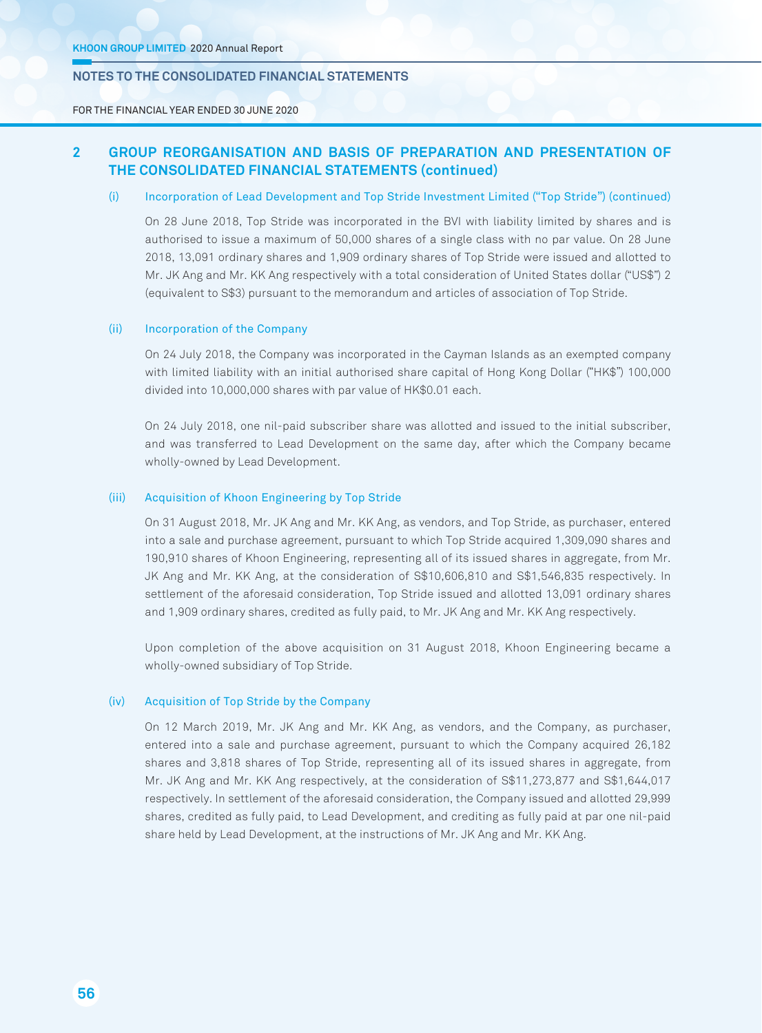## 2 GROUP REORGANISATION AND BASIS OF PREPARATION AND PRESENTATION OF THE CONSOLIDATED FINANCIAL STATEMENTS (continued)

### (i) Incorporation of Lead Development and Top Stride Investment Limited ("Top Stride") (continued)

On 28 June 2018, Top Stride was incorporated in the BVI with liability limited by shares and is authorised to issue a maximum of 50,000 shares of a single class with no par value. On 28 June 2018, 13,091 ordinary shares and 1,909 ordinary shares of Top Stride were issued and allotted to Mr. JK Ang and Mr. KK Ang respectively with a total consideration of United States dollar ("US$") 2 (equivalent to S$3) pursuant to the memorandum and articles of association of Top Stride.

### (ii) Incorporation of the Company

On 24 July 2018, the Company was incorporated in the Cayman Islands as an exempted company with limited liability with an initial authorised share capital of Hong Kong Dollar ("HK$") 100,000 divided into 10,000,000 shares with par value of HK$0.01 each.

On 24 July 2018, one nil-paid subscriber share was allotted and issued to the initial subscriber, and was transferred to Lead Development on the same day, after which the Company became wholly-owned by Lead Development.

### (iii) Acquisition of Khoon Engineering by Top Stride

On 31 August 2018, Mr. JK Ang and Mr. KK Ang, as vendors, and Top Stride, as purchaser, entered into a sale and purchase agreement, pursuant to which Top Stride acquired 1,309,090 shares and 190,910 shares of Khoon Engineering, representing all of its issued shares in aggregate, from Mr. JK Ang and Mr. KK Ang, at the consideration of S$10,606,810 and S$1,546,835 respectively. In settlement of the aforesaid consideration, Top Stride issued and allotted 13,091 ordinary shares and 1,909 ordinary shares, credited as fully paid, to Mr. JK Ang and Mr. KK Ang respectively.

Upon completion of the above acquisition on 31 August 2018, Khoon Engineering became a wholly-owned subsidiary of Top Stride.

### (iv) Acquisition of Top Stride by the Company

On 12 March 2019, Mr. JK Ang and Mr. KK Ang, as vendors, and the Company, as purchaser, entered into a sale and purchase agreement, pursuant to which the Company acquired 26,182 shares and 3,818 shares of Top Stride, representing all of its issued shares in aggregate, from Mr. JK Ang and Mr. KK Ang respectively, at the consideration of S$11,273,877 and S$1,644,017 respectively. In settlement of the aforesaid consideration, the Company issued and allotted 29,999 shares, credited as fully paid, to Lead Development, and crediting as fully paid at par one nil-paid share held by Lead Development, at the instructions of Mr. JK Ang and Mr. KK Ang.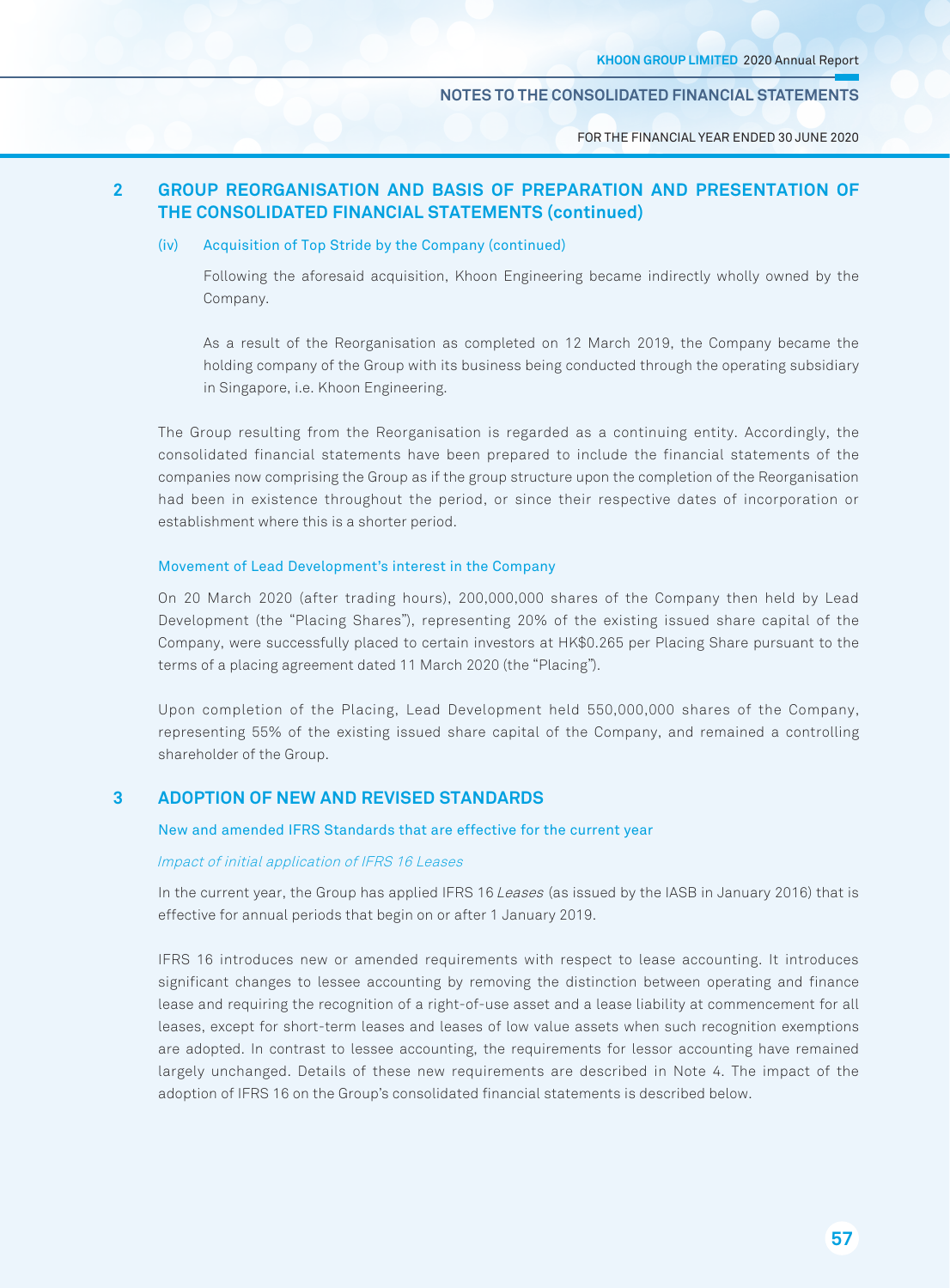## 2 GROUP REORGANISATION AND BASIS OF PREPARATION AND PRESENTATION OF THE CONSOLIDATED FINANCIAL STATEMENTS (continued)

(iv) Acquisition of Top Stride by the Company (continued)

Following the aforesaid acquisition, Khoon Engineering became indirectly wholly owned by the Company.

As a result of the Reorganisation as completed on 12 March 2019, the Company became the holding company of the Group with its business being conducted through the operating subsidiary in Singapore, i.e. Khoon Engineering.

The Group resulting from the Reorganisation is regarded as a continuing entity. Accordingly, the consolidated financial statements have been prepared to include the financial statements of the companies now comprising the Group as if the group structure upon the completion of the Reorganisation had been in existence throughout the period, or since their respective dates of incorporation or establishment where this is a shorter period.

Movement of Lead Development's interest in the Company

On 20 March 2020 (after trading hours), 200,000,000 shares of the Company then held by Lead Development (the "Placing Shares"), representing 20% of the existing issued share capital of the Company, were successfully placed to certain investors at HK$0.265 per Placing Share pursuant to the terms of a placing agreement dated 11 March 2020 (the "Placing").

Upon completion of the Placing, Lead Development held 550,000,000 shares of the Company, representing 55% of the existing issued share capital of the Company, and remained a controlling shareholder of the Group.

## 3 ADOPTION OF NEW AND REVISED STANDARDS

New and amended IFRS Standards that are effective for the current year

*Impact of initial application of IFRS 16 Leases*

In the current year, the Group has applied IFRS 16 *Leases* (as issued by the IASB in January 2016) that is effective for annual periods that begin on or after 1 January 2019.

IFRS 16 introduces new or amended requirements with respect to lease accounting. It introduces significant changes to lessee accounting by removing the distinction between operating and finance lease and requiring the recognition of a right-of-use asset and a lease liability at commencement for all leases, except for short-term leases and leases of low value assets when such recognition exemptions are adopted. In contrast to lessee accounting, the requirements for lessor accounting have remained largely unchanged. Details of these new requirements are described in Note 4. The impact of the adoption of IFRS 16 on the Group's consolidated financial statements is described below.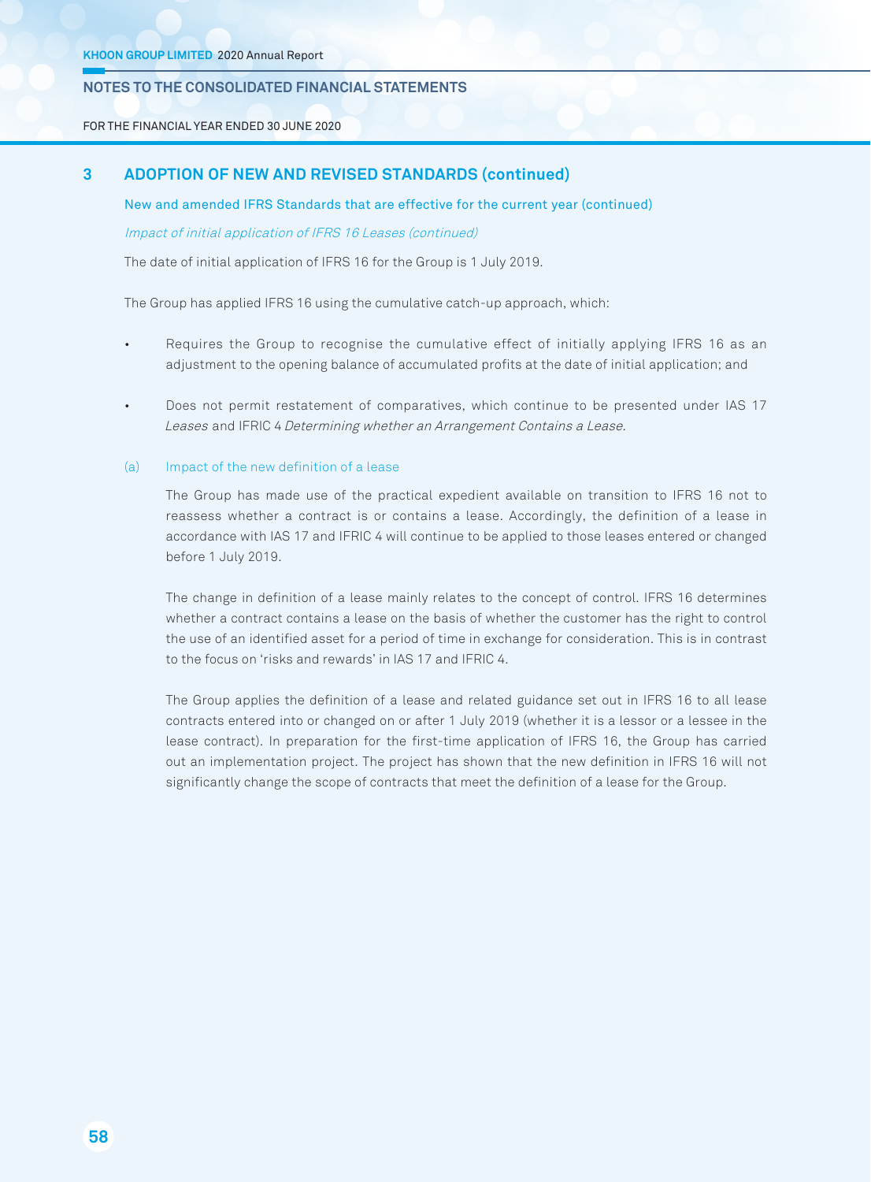## 3 ADOPTION OF NEW AND REVISED STANDARDS (continued)

### New and amended IFRS Standards that are effective for the current year (continued)

*Impact of initial application of IFRS 16 Leases (continued)*

The date of initial application of IFRS 16 for the Group is 1 July 2019.

The Group has applied IFRS 16 using the cumulative catch-up approach, which:

- Requires the Group to recognise the cumulative effect of initially applying IFRS 16 as an adjustment to the opening balance of accumulated profits at the date of initial application; and
- Does not permit restatement of comparatives, which continue to be presented under IAS 17 *Leases* and IFRIC 4 *Determining whether an Arrangement Contains a Lease.*

#### (a) Impact of the new definition of a lease

The Group has made use of the practical expedient available on transition to IFRS 16 not to reassess whether a contract is or contains a lease. Accordingly, the definition of a lease in accordance with IAS 17 and IFRIC 4 will continue to be applied to those leases entered or changed before 1 July 2019.

The change in definition of a lease mainly relates to the concept of control. IFRS 16 determines whether a contract contains a lease on the basis of whether the customer has the right to control the use of an identified asset for a period of time in exchange for consideration. This is in contrast to the focus on 'risks and rewards' in IAS 17 and IFRIC 4.

The Group applies the definition of a lease and related guidance set out in IFRS 16 to all lease contracts entered into or changed on or after 1 July 2019 (whether it is a lessor or a lessee in the lease contract). In preparation for the first-time application of IFRS 16, the Group has carried out an implementation project. The project has shown that the new definition in IFRS 16 will not significantly change the scope of contracts that meet the definition of a lease for the Group.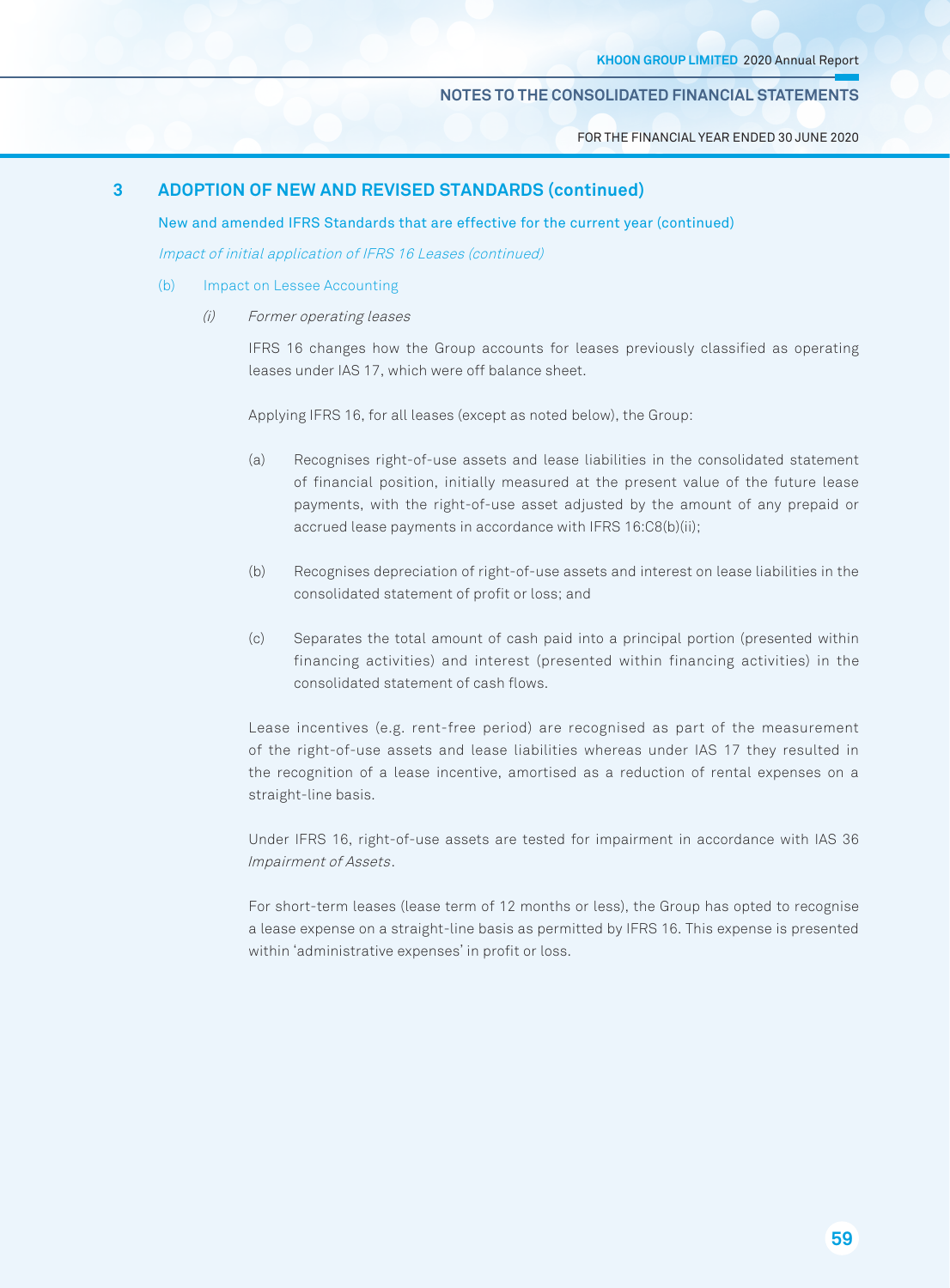## 3 ADOPTION OF NEW AND REVISED STANDARDS (continued)

### New and amended IFRS Standards that are effective for the current year (continued)

*Impact of initial application of IFRS 16 Leases (continued)*

(b) Impact on Lessee Accounting

*(i) Former operating leases*

IFRS 16 changes how the Group accounts for leases previously classified as operating leases under IAS 17, which were off balance sheet.

Applying IFRS 16, for all leases (except as noted below), the Group:

(a) Recognises right-of-use assets and lease liabilities in the consolidated statement of financial position, initially measured at the present value of the future lease payments, with the right-of-use asset adjusted by the amount of any prepaid or accrued lease payments in accordance with IFRS 16:C8(b)(ii);

(b) Recognises depreciation of right-of-use assets and interest on lease liabilities in the consolidated statement of profit or loss; and

(c) Separates the total amount of cash paid into a principal portion (presented within financing activities) and interest (presented within financing activities) in the consolidated statement of cash flows.

Lease incentives (e.g. rent-free period) are recognised as part of the measurement of the right-of-use assets and lease liabilities whereas under IAS 17 they resulted in the recognition of a lease incentive, amortised as a reduction of rental expenses on a straight-line basis.

Under IFRS 16, right-of-use assets are tested for impairment in accordance with IAS 36 *Impairment of Assets*.

For short-term leases (lease term of 12 months or less), the Group has opted to recognise a lease expense on a straight-line basis as permitted by IFRS 16. This expense is presented within 'administrative expenses' in profit or loss.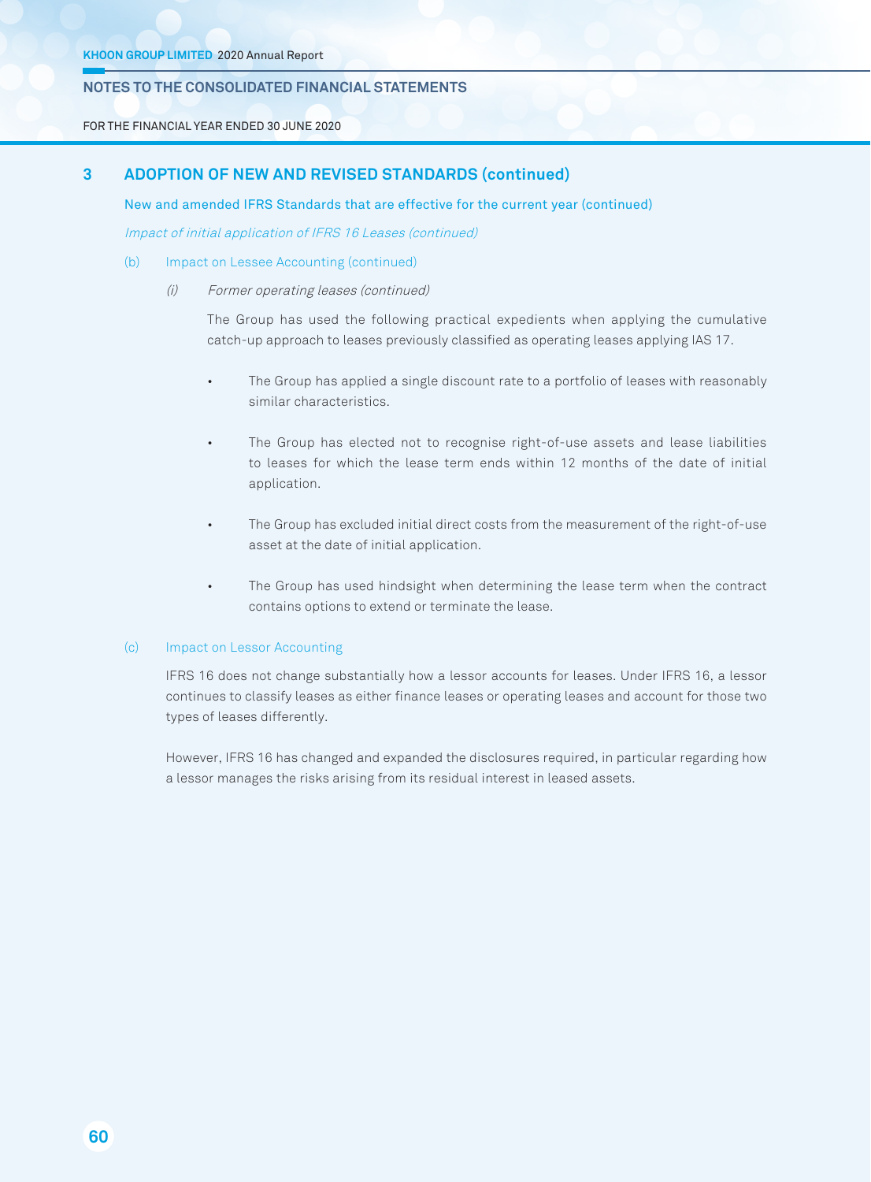## 3 ADOPTION OF NEW AND REVISED STANDARDS (continued)

### New and amended IFRS Standards that are effective for the current year (continued)

*Impact of initial application of IFRS 16 Leases (continued)*

(b) Impact on Lessee Accounting (continued)

*(i) Former operating leases (continued)*

The Group has used the following practical expedients when applying the cumulative catch-up approach to leases previously classified as operating leases applying IAS 17.

- The Group has applied a single discount rate to a portfolio of leases with reasonably similar characteristics.

- The Group has elected not to recognise right-of-use assets and lease liabilities to leases for which the lease term ends within 12 months of the date of initial application.

- The Group has excluded initial direct costs from the measurement of the right-of-use asset at the date of initial application.

- The Group has used hindsight when determining the lease term when the contract contains options to extend or terminate the lease.

(c) Impact on Lessor Accounting

IFRS 16 does not change substantially how a lessor accounts for leases. Under IFRS 16, a lessor continues to classify leases as either finance leases or operating leases and account for those two types of leases differently.

However, IFRS 16 has changed and expanded the disclosures required, in particular regarding how a lessor manages the risks arising from its residual interest in leased assets.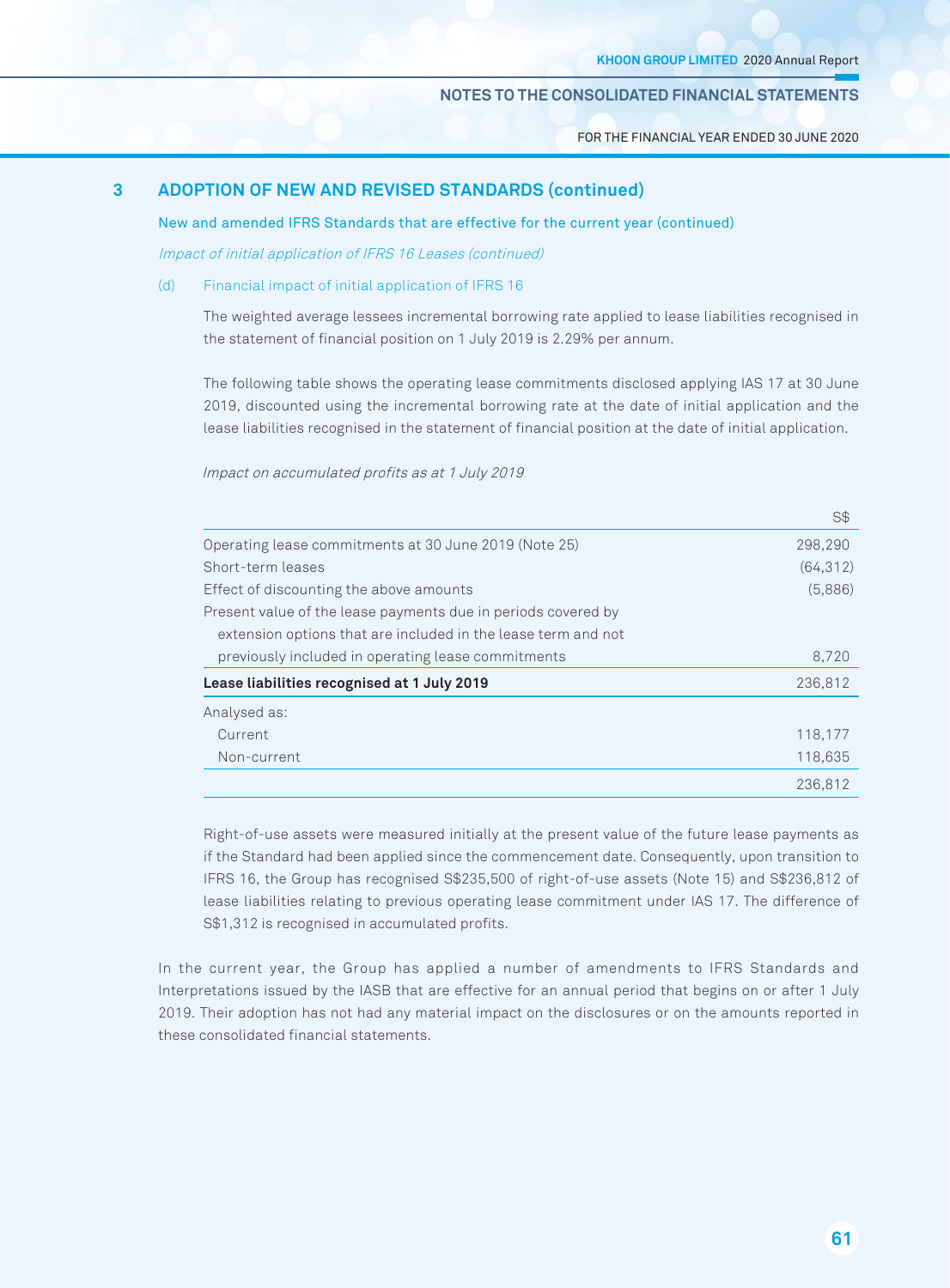## 3 ADOPTION OF NEW AND REVISED STANDARDS (continued)

New and amended IFRS Standards that are effective for the current year (continued)

*Impact of initial application of IFRS 16 Leases (continued)*

(d) Financial impact of initial application of IFRS 16

The weighted average lessees incremental borrowing rate applied to lease liabilities recognised in the statement of financial position on 1 July 2019 is 2.29% per annum.

The following table shows the operating lease commitments disclosed applying IAS 17 at 30 June 2019, discounted using the incremental borrowing rate at the date of initial application and the lease liabilities recognised in the statement of financial position at the date of initial application.

*Impact on accumulated profits as at 1 July 2019*

| | S$ |
|---|---|
| Operating lease commitments at 30 June 2019 (Note 25) | 298,290 |
| Short-term leases | (64,312) |
| Effect of discounting the above amounts | (5,886) |
| Present value of the lease payments due in periods covered by extension options that are included in the lease term and not previously included in operating lease commitments | 8,720 |
| **Lease liabilities recognised at 1 July 2019** | 236,812 |
| Analysed as: | |
| Current | 118,177 |
| Non-current | 118,635 |
| | 236,812 |

Right-of-use assets were measured initially at the present value of the future lease payments as if the Standard had been applied since the commencement date. Consequently, upon transition to IFRS 16, the Group has recognised S$235,500 of right-of-use assets (Note 15) and S$236,812 of lease liabilities relating to previous operating lease commitment under IAS 17. The difference of S$1,312 is recognised in accumulated profits.

In the current year, the Group has applied a number of amendments to IFRS Standards and Interpretations issued by the IASB that are effective for an annual period that begins on or after 1 July 2019. Their adoption has not had any material impact on the disclosures or on the amounts reported in these consolidated financial statements.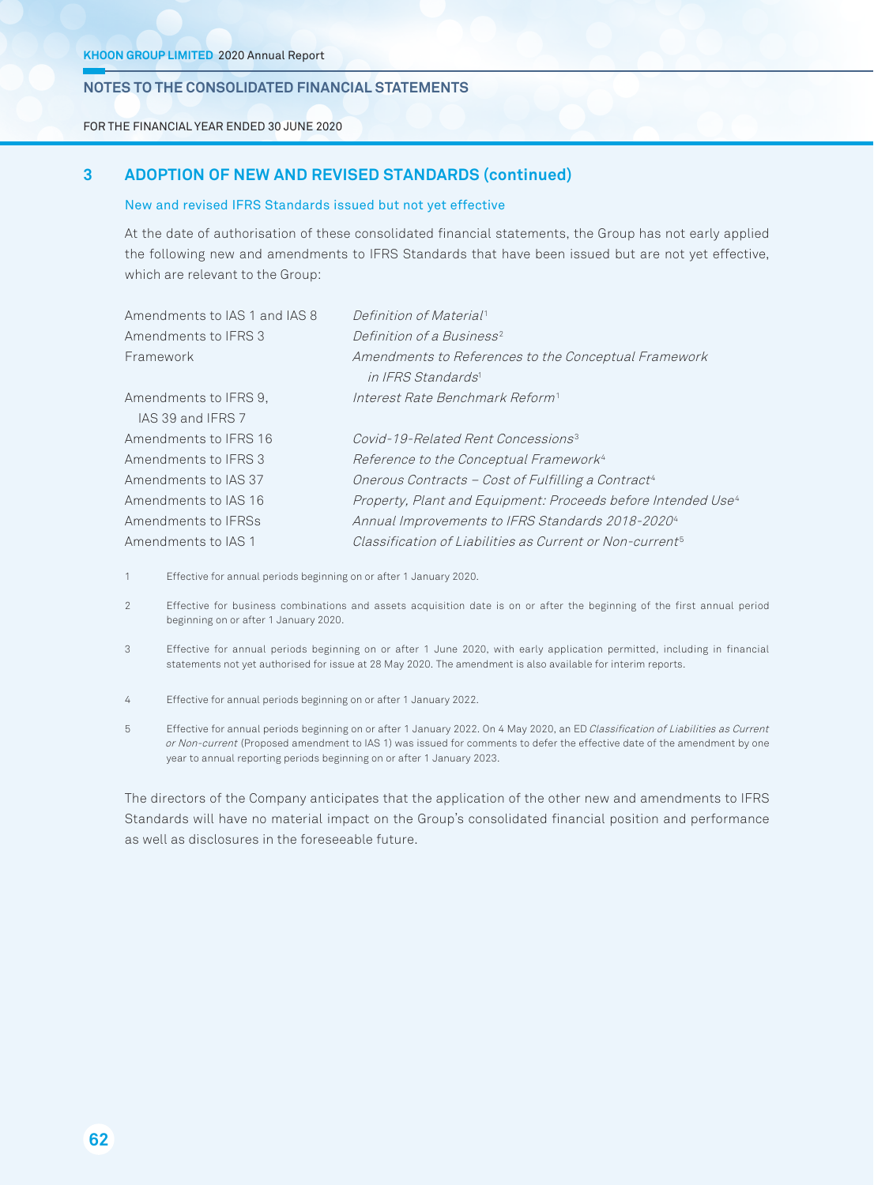## 3 ADOPTION OF NEW AND REVISED STANDARDS (continued)

### New and revised IFRS Standards issued but not yet effective

At the date of authorisation of these consolidated financial statements, the Group has not early applied the following new and amendments to IFRS Standards that have been issued but are not yet effective, which are relevant to the Group:

| | |
|---|---|
| Amendments to IAS 1 and IAS 8 | *Definition of Material*[1] |
| Amendments to IFRS 3 | *Definition of a Business*[2] |
| Framework | *Amendments to References to the Conceptual Framework in IFRS Standards*[1] |
| Amendments to IFRS 9, IAS 39 and IFRS 7 | *Interest Rate Benchmark Reform*[1] |
| Amendments to IFRS 16 | *Covid-19-Related Rent Concessions*[3] |
| Amendments to IFRS 3 | *Reference to the Conceptual Framework*[4] |
| Amendments to IAS 37 | *Onerous Contracts – Cost of Fulfilling a Contract*[4] |
| Amendments to IAS 16 | *Property, Plant and Equipment: Proceeds before Intended Use*[4] |
| Amendments to IFRSs | *Annual Improvements to IFRS Standards 2018-2020*[4] |
| Amendments to IAS 1 | *Classification of Liabilities as Current or Non-current*[5] |

1 Effective for annual periods beginning on or after 1 January 2020.

2 Effective for business combinations and assets acquisition date is on or after the beginning of the first annual period beginning on or after 1 January 2020.

3 Effective for annual periods beginning on or after 1 June 2020, with early application permitted, including in financial statements not yet authorised for issue at 28 May 2020. The amendment is also available for interim reports.

4 Effective for annual periods beginning on or after 1 January 2022.

5 Effective for annual periods beginning on or after 1 January 2022. On 4 May 2020, an ED *Classification of Liabilities as Current or Non-current* (Proposed amendment to IAS 1) was issued for comments to defer the effective date of the amendment by one year to annual reporting periods beginning on or after 1 January 2023.

The directors of the Company anticipates that the application of the other new and amendments to IFRS Standards will have no material impact on the Group's consolidated financial position and performance as well as disclosures in the foreseeable future.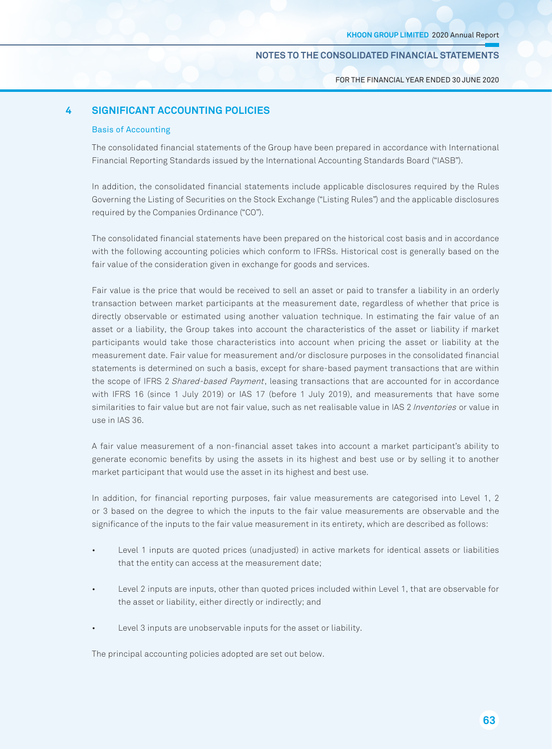## 4 SIGNIFICANT ACCOUNTING POLICIES

### Basis of Accounting

The consolidated financial statements of the Group have been prepared in accordance with International Financial Reporting Standards issued by the International Accounting Standards Board ("IASB").

In addition, the consolidated financial statements include applicable disclosures required by the Rules Governing the Listing of Securities on the Stock Exchange ("Listing Rules") and the applicable disclosures required by the Companies Ordinance ("CO").

The consolidated financial statements have been prepared on the historical cost basis and in accordance with the following accounting policies which conform to IFRSs. Historical cost is generally based on the fair value of the consideration given in exchange for goods and services.

Fair value is the price that would be received to sell an asset or paid to transfer a liability in an orderly transaction between market participants at the measurement date, regardless of whether that price is directly observable or estimated using another valuation technique. In estimating the fair value of an asset or a liability, the Group takes into account the characteristics of the asset or liability if market participants would take those characteristics into account when pricing the asset or liability at the measurement date. Fair value for measurement and/or disclosure purposes in the consolidated financial statements is determined on such a basis, except for share-based payment transactions that are within the scope of IFRS 2 *Shared-based Payment*, leasing transactions that are accounted for in accordance with IFRS 16 (since 1 July 2019) or IAS 17 (before 1 July 2019), and measurements that have some similarities to fair value but are not fair value, such as net realisable value in IAS 2 *Inventories* or value in use in IAS 36.

A fair value measurement of a non-financial asset takes into account a market participant's ability to generate economic benefits by using the assets in its highest and best use or by selling it to another market participant that would use the asset in its highest and best use.

In addition, for financial reporting purposes, fair value measurements are categorised into Level 1, 2 or 3 based on the degree to which the inputs to the fair value measurements are observable and the significance of the inputs to the fair value measurement in its entirety, which are described as follows:

- Level 1 inputs are quoted prices (unadjusted) in active markets for identical assets or liabilities that the entity can access at the measurement date;
- Level 2 inputs are inputs, other than quoted prices included within Level 1, that are observable for the asset or liability, either directly or indirectly; and
- Level 3 inputs are unobservable inputs for the asset or liability.

The principal accounting policies adopted are set out below.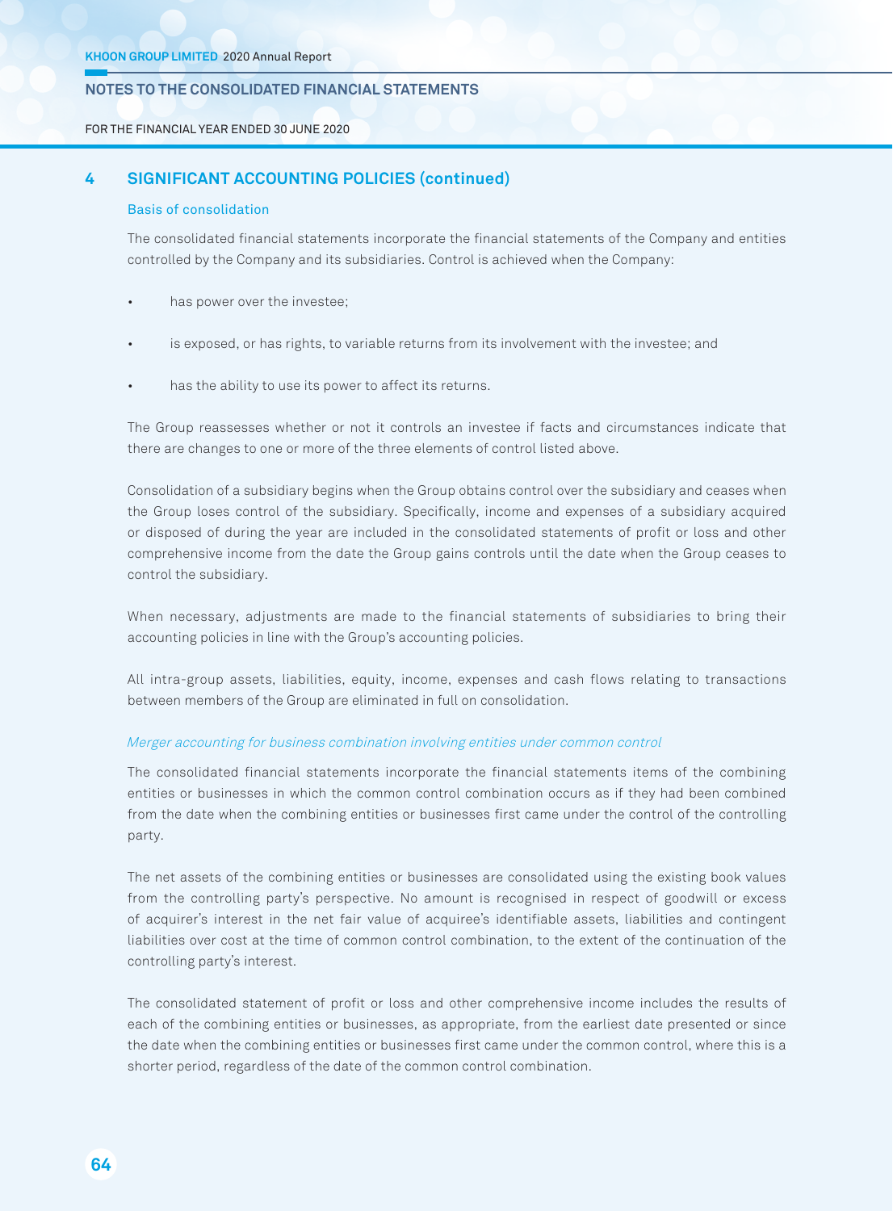## 4 SIGNIFICANT ACCOUNTING POLICIES (continued)

### Basis of consolidation

The consolidated financial statements incorporate the financial statements of the Company and entities controlled by the Company and its subsidiaries. Control is achieved when the Company:

- has power over the investee;
- is exposed, or has rights, to variable returns from its involvement with the investee; and
- has the ability to use its power to affect its returns.

The Group reassesses whether or not it controls an investee if facts and circumstances indicate that there are changes to one or more of the three elements of control listed above.

Consolidation of a subsidiary begins when the Group obtains control over the subsidiary and ceases when the Group loses control of the subsidiary. Specifically, income and expenses of a subsidiary acquired or disposed of during the year are included in the consolidated statements of profit or loss and other comprehensive income from the date the Group gains controls until the date when the Group ceases to control the subsidiary.

When necessary, adjustments are made to the financial statements of subsidiaries to bring their accounting policies in line with the Group's accounting policies.

All intra-group assets, liabilities, equity, income, expenses and cash flows relating to transactions between members of the Group are eliminated in full on consolidation.

*Merger accounting for business combination involving entities under common control*

The consolidated financial statements incorporate the financial statements items of the combining entities or businesses in which the common control combination occurs as if they had been combined from the date when the combining entities or businesses first came under the control of the controlling party.

The net assets of the combining entities or businesses are consolidated using the existing book values from the controlling party's perspective. No amount is recognised in respect of goodwill or excess of acquirer's interest in the net fair value of acquiree's identifiable assets, liabilities and contingent liabilities over cost at the time of common control combination, to the extent of the continuation of the controlling party's interest.

The consolidated statement of profit or loss and other comprehensive income includes the results of each of the combining entities or businesses, as appropriate, from the earliest date presented or since the date when the combining entities or businesses first came under the common control, where this is a shorter period, regardless of the date of the common control combination.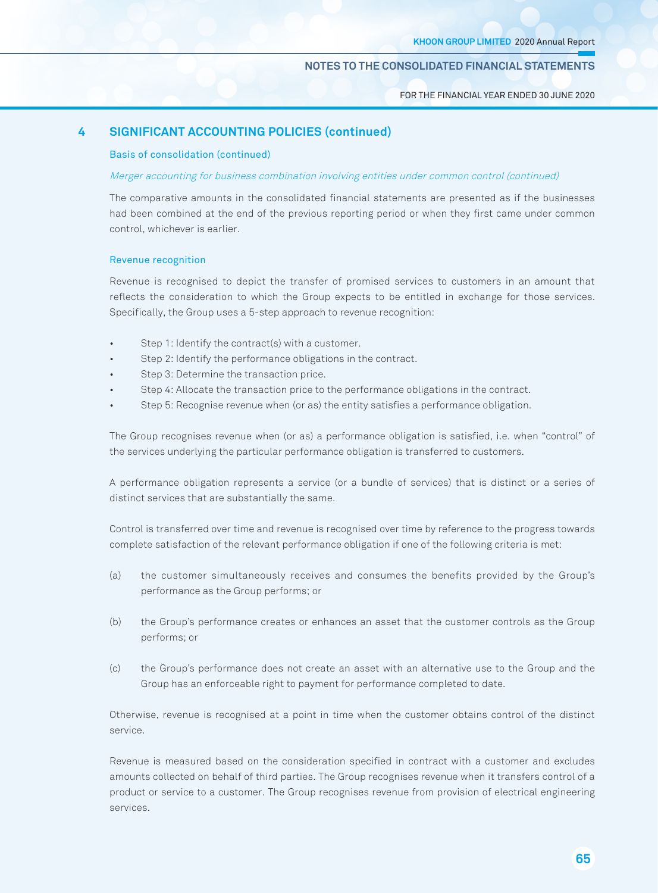## 4 SIGNIFICANT ACCOUNTING POLICIES (continued)

### Basis of consolidation (continued)

*Merger accounting for business combination involving entities under common control (continued)*

The comparative amounts in the consolidated financial statements are presented as if the businesses had been combined at the end of the previous reporting period or when they first came under common control, whichever is earlier.

### Revenue recognition

Revenue is recognised to depict the transfer of promised services to customers in an amount that reflects the consideration to which the Group expects to be entitled in exchange for those services. Specifically, the Group uses a 5-step approach to revenue recognition:

- Step 1: Identify the contract(s) with a customer.
- Step 2: Identify the performance obligations in the contract.
- Step 3: Determine the transaction price.
- Step 4: Allocate the transaction price to the performance obligations in the contract.
- Step 5: Recognise revenue when (or as) the entity satisfies a performance obligation.

The Group recognises revenue when (or as) a performance obligation is satisfied, i.e. when "control" of the services underlying the particular performance obligation is transferred to customers.

A performance obligation represents a service (or a bundle of services) that is distinct or a series of distinct services that are substantially the same.

Control is transferred over time and revenue is recognised over time by reference to the progress towards complete satisfaction of the relevant performance obligation if one of the following criteria is met:

(a) the customer simultaneously receives and consumes the benefits provided by the Group's performance as the Group performs; or

(b) the Group's performance creates or enhances an asset that the customer controls as the Group performs; or

(c) the Group's performance does not create an asset with an alternative use to the Group and the Group has an enforceable right to payment for performance completed to date.

Otherwise, revenue is recognised at a point in time when the customer obtains control of the distinct service.

Revenue is measured based on the consideration specified in contract with a customer and excludes amounts collected on behalf of third parties. The Group recognises revenue when it transfers control of a product or service to a customer. The Group recognises revenue from provision of electrical engineering services.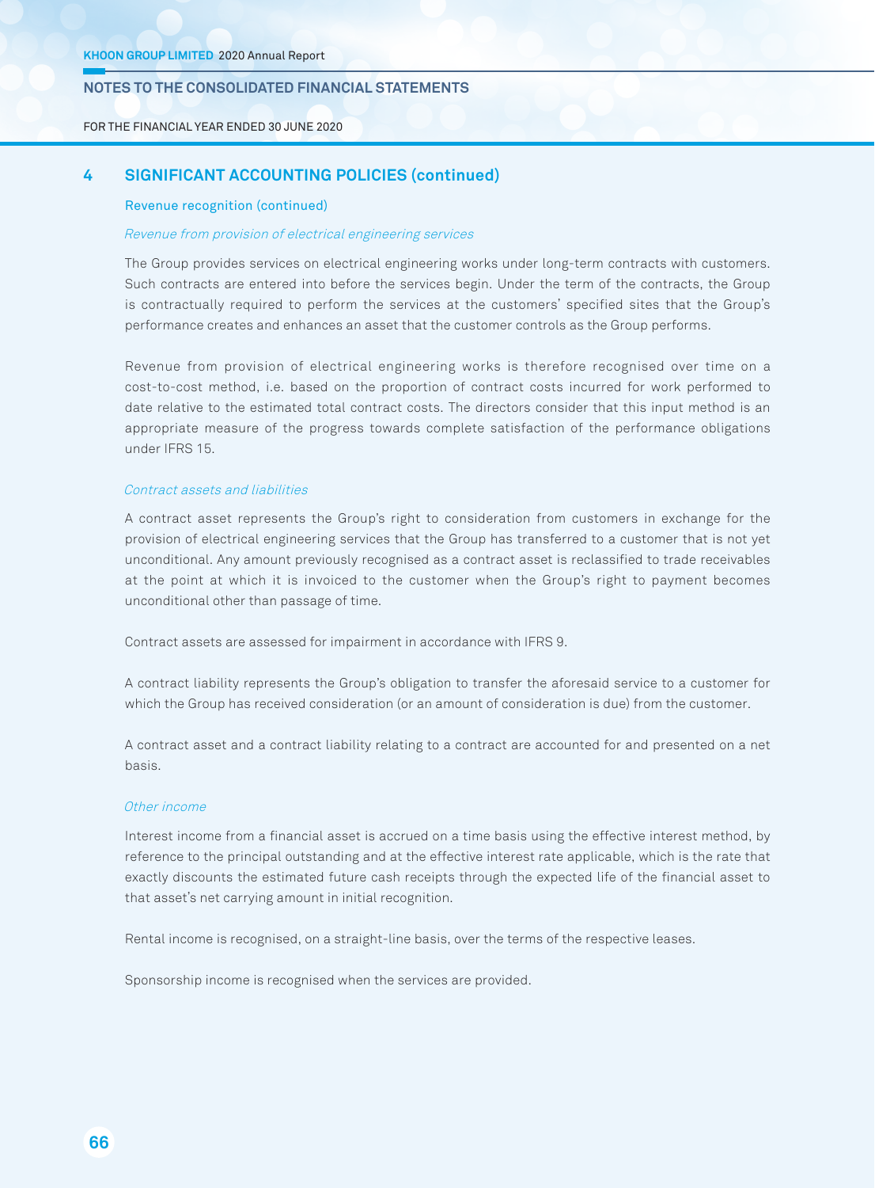## 4 SIGNIFICANT ACCOUNTING POLICIES (continued)

### Revenue recognition (continued)

*Revenue from provision of electrical engineering services*

The Group provides services on electrical engineering works under long-term contracts with customers. Such contracts are entered into before the services begin. Under the term of the contracts, the Group is contractually required to perform the services at the customers' specified sites that the Group's performance creates and enhances an asset that the customer controls as the Group performs.

Revenue from provision of electrical engineering works is therefore recognised over time on a cost-to-cost method, i.e. based on the proportion of contract costs incurred for work performed to date relative to the estimated total contract costs. The directors consider that this input method is an appropriate measure of the progress towards complete satisfaction of the performance obligations under IFRS 15.

*Contract assets and liabilities*

A contract asset represents the Group's right to consideration from customers in exchange for the provision of electrical engineering services that the Group has transferred to a customer that is not yet unconditional. Any amount previously recognised as a contract asset is reclassified to trade receivables at the point at which it is invoiced to the customer when the Group's right to payment becomes unconditional other than passage of time.

Contract assets are assessed for impairment in accordance with IFRS 9.

A contract liability represents the Group's obligation to transfer the aforesaid service to a customer for which the Group has received consideration (or an amount of consideration is due) from the customer.

A contract asset and a contract liability relating to a contract are accounted for and presented on a net basis.

*Other income*

Interest income from a financial asset is accrued on a time basis using the effective interest method, by reference to the principal outstanding and at the effective interest rate applicable, which is the rate that exactly discounts the estimated future cash receipts through the expected life of the financial asset to that asset's net carrying amount in initial recognition.

Rental income is recognised, on a straight-line basis, over the terms of the respective leases.

Sponsorship income is recognised when the services are provided.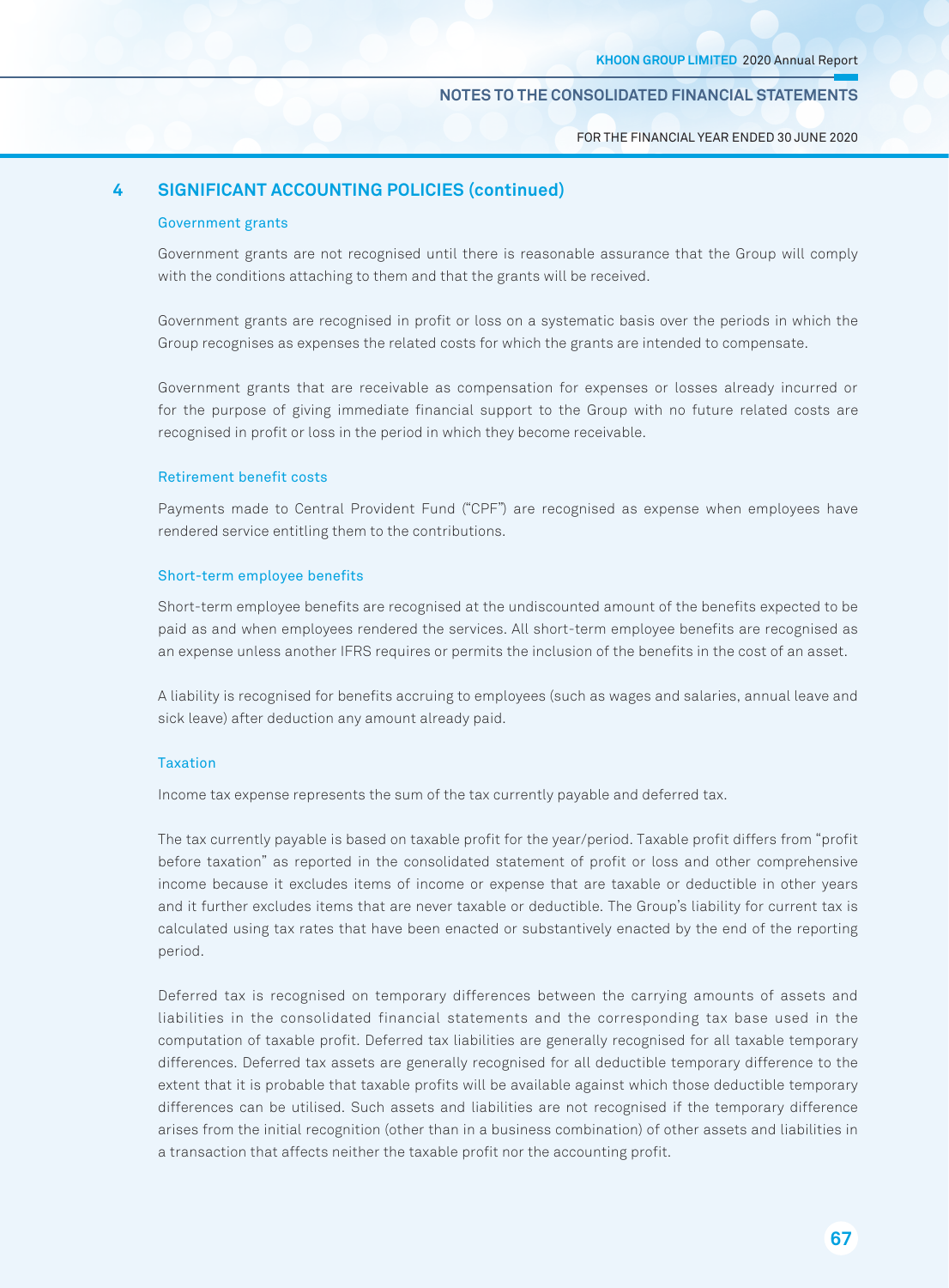## 4 SIGNIFICANT ACCOUNTING POLICIES (continued)

### Government grants

Government grants are not recognised until there is reasonable assurance that the Group will comply with the conditions attaching to them and that the grants will be received.

Government grants are recognised in profit or loss on a systematic basis over the periods in which the Group recognises as expenses the related costs for which the grants are intended to compensate.

Government grants that are receivable as compensation for expenses or losses already incurred or for the purpose of giving immediate financial support to the Group with no future related costs are recognised in profit or loss in the period in which they become receivable.

### Retirement benefit costs

Payments made to Central Provident Fund ("CPF") are recognised as expense when employees have rendered service entitling them to the contributions.

### Short-term employee benefits

Short-term employee benefits are recognised at the undiscounted amount of the benefits expected to be paid as and when employees rendered the services. All short-term employee benefits are recognised as an expense unless another IFRS requires or permits the inclusion of the benefits in the cost of an asset.

A liability is recognised for benefits accruing to employees (such as wages and salaries, annual leave and sick leave) after deduction any amount already paid.

### Taxation

Income tax expense represents the sum of the tax currently payable and deferred tax.

The tax currently payable is based on taxable profit for the year/period. Taxable profit differs from "profit before taxation" as reported in the consolidated statement of profit or loss and other comprehensive income because it excludes items of income or expense that are taxable or deductible in other years and it further excludes items that are never taxable or deductible. The Group's liability for current tax is calculated using tax rates that have been enacted or substantively enacted by the end of the reporting period.

Deferred tax is recognised on temporary differences between the carrying amounts of assets and liabilities in the consolidated financial statements and the corresponding tax base used in the computation of taxable profit. Deferred tax liabilities are generally recognised for all taxable temporary differences. Deferred tax assets are generally recognised for all deductible temporary difference to the extent that it is probable that taxable profits will be available against which those deductible temporary differences can be utilised. Such assets and liabilities are not recognised if the temporary difference arises from the initial recognition (other than in a business combination) of other assets and liabilities in a transaction that affects neither the taxable profit nor the accounting profit.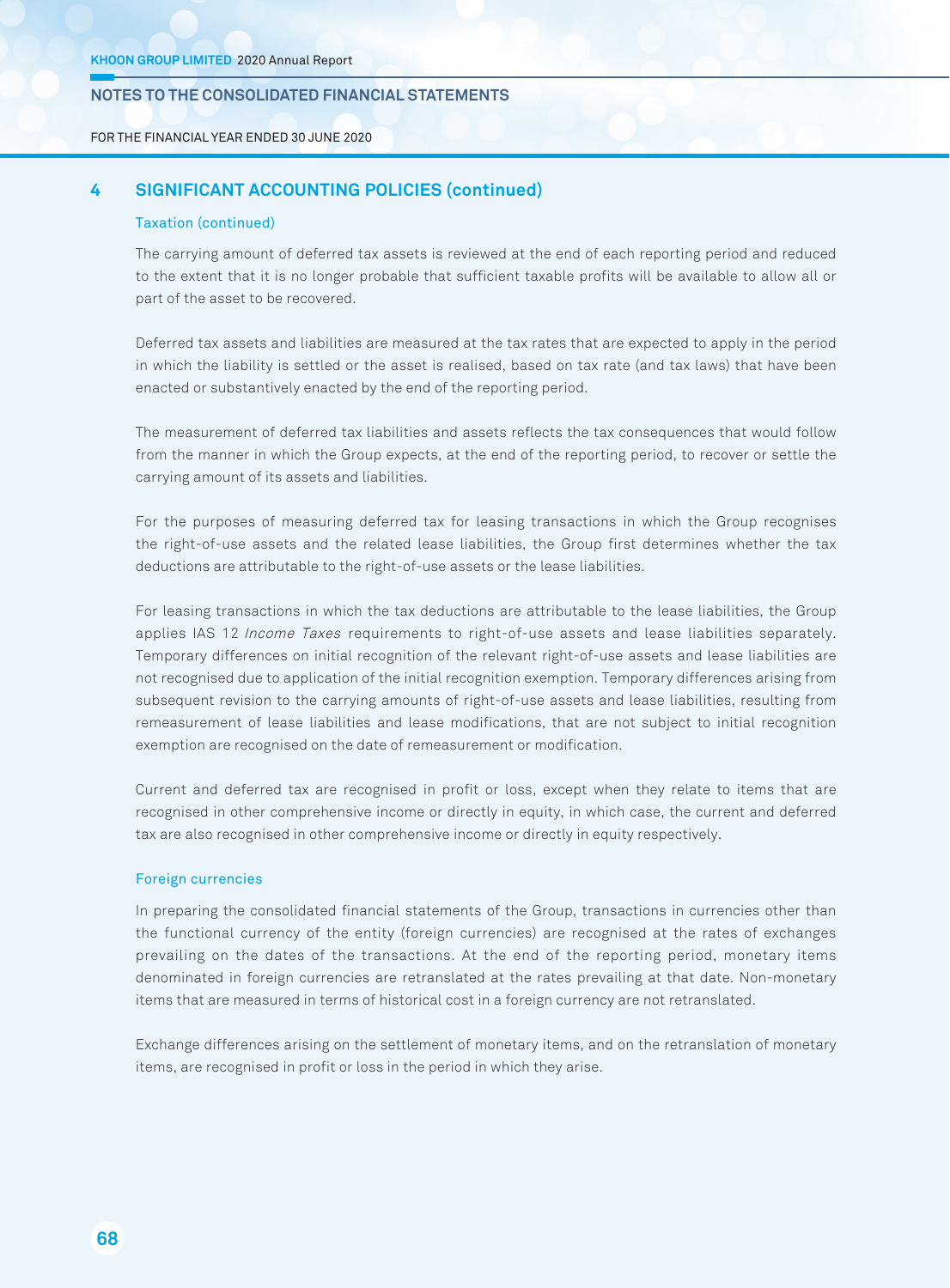## 4 SIGNIFICANT ACCOUNTING POLICIES (continued)

### Taxation (continued)

The carrying amount of deferred tax assets is reviewed at the end of each reporting period and reduced to the extent that it is no longer probable that sufficient taxable profits will be available to allow all or part of the asset to be recovered.

Deferred tax assets and liabilities are measured at the tax rates that are expected to apply in the period in which the liability is settled or the asset is realised, based on tax rate (and tax laws) that have been enacted or substantively enacted by the end of the reporting period.

The measurement of deferred tax liabilities and assets reflects the tax consequences that would follow from the manner in which the Group expects, at the end of the reporting period, to recover or settle the carrying amount of its assets and liabilities.

For the purposes of measuring deferred tax for leasing transactions in which the Group recognises the right-of-use assets and the related lease liabilities, the Group first determines whether the tax deductions are attributable to the right-of-use assets or the lease liabilities.

For leasing transactions in which the tax deductions are attributable to the lease liabilities, the Group applies IAS 12 *Income Taxes* requirements to right-of-use assets and lease liabilities separately. Temporary differences on initial recognition of the relevant right-of-use assets and lease liabilities are not recognised due to application of the initial recognition exemption. Temporary differences arising from subsequent revision to the carrying amounts of right-of-use assets and lease liabilities, resulting from remeasurement of lease liabilities and lease modifications, that are not subject to initial recognition exemption are recognised on the date of remeasurement or modification.

Current and deferred tax are recognised in profit or loss, except when they relate to items that are recognised in other comprehensive income or directly in equity, in which case, the current and deferred tax are also recognised in other comprehensive income or directly in equity respectively.

### Foreign currencies

In preparing the consolidated financial statements of the Group, transactions in currencies other than the functional currency of the entity (foreign currencies) are recognised at the rates of exchanges prevailing on the dates of the transactions. At the end of the reporting period, monetary items denominated in foreign currencies are retranslated at the rates prevailing at that date. Non-monetary items that are measured in terms of historical cost in a foreign currency are not retranslated.

Exchange differences arising on the settlement of monetary items, and on the retranslation of monetary items, are recognised in profit or loss in the period in which they arise.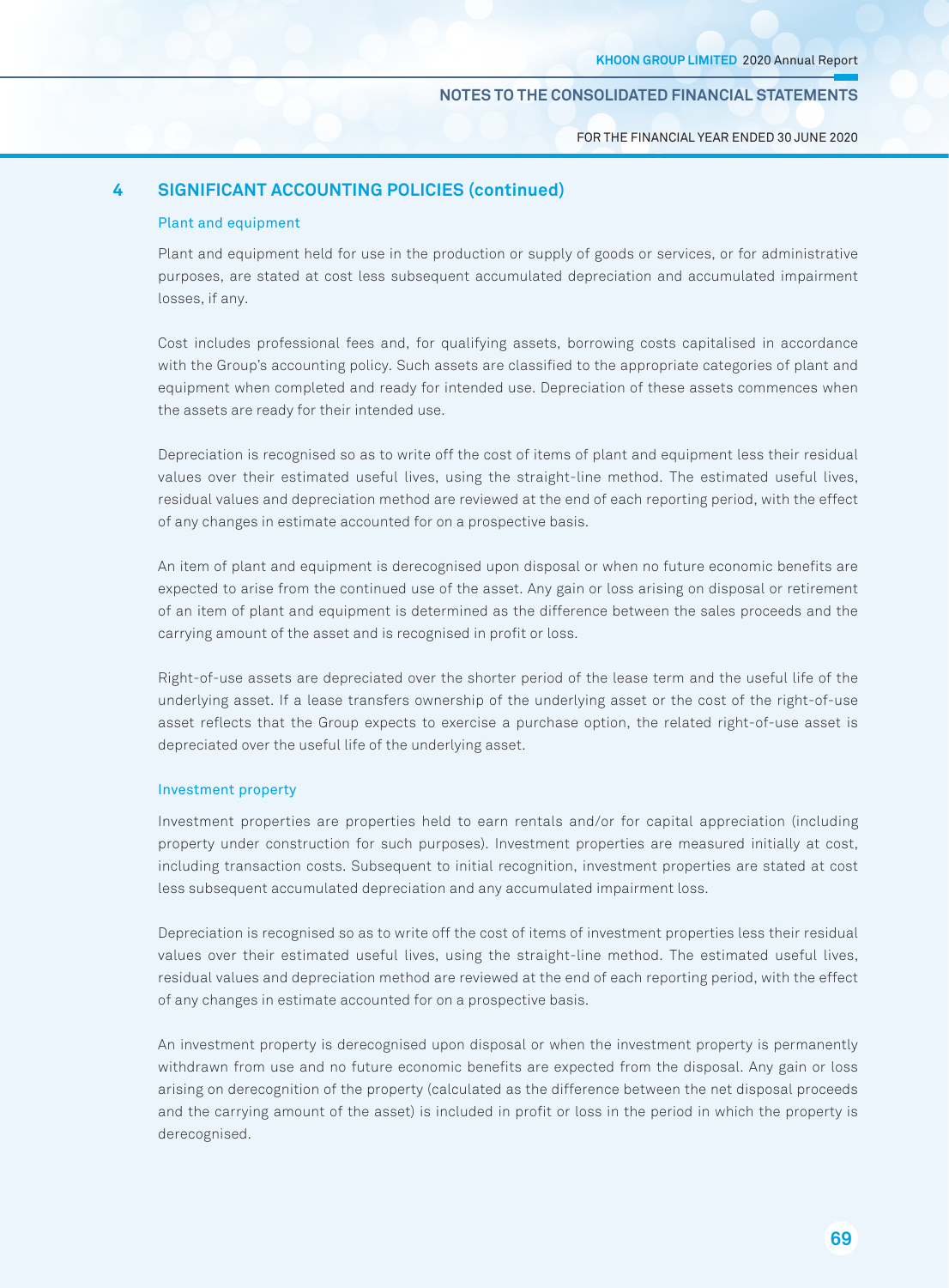## 4 SIGNIFICANT ACCOUNTING POLICIES (continued)

### Plant and equipment

Plant and equipment held for use in the production or supply of goods or services, or for administrative purposes, are stated at cost less subsequent accumulated depreciation and accumulated impairment losses, if any.

Cost includes professional fees and, for qualifying assets, borrowing costs capitalised in accordance with the Group's accounting policy. Such assets are classified to the appropriate categories of plant and equipment when completed and ready for intended use. Depreciation of these assets commences when the assets are ready for their intended use.

Depreciation is recognised so as to write off the cost of items of plant and equipment less their residual values over their estimated useful lives, using the straight-line method. The estimated useful lives, residual values and depreciation method are reviewed at the end of each reporting period, with the effect of any changes in estimate accounted for on a prospective basis.

An item of plant and equipment is derecognised upon disposal or when no future economic benefits are expected to arise from the continued use of the asset. Any gain or loss arising on disposal or retirement of an item of plant and equipment is determined as the difference between the sales proceeds and the carrying amount of the asset and is recognised in profit or loss.

Right-of-use assets are depreciated over the shorter period of the lease term and the useful life of the underlying asset. If a lease transfers ownership of the underlying asset or the cost of the right-of-use asset reflects that the Group expects to exercise a purchase option, the related right-of-use asset is depreciated over the useful life of the underlying asset.

### Investment property

Investment properties are properties held to earn rentals and/or for capital appreciation (including property under construction for such purposes). Investment properties are measured initially at cost, including transaction costs. Subsequent to initial recognition, investment properties are stated at cost less subsequent accumulated depreciation and any accumulated impairment loss.

Depreciation is recognised so as to write off the cost of items of investment properties less their residual values over their estimated useful lives, using the straight-line method. The estimated useful lives, residual values and depreciation method are reviewed at the end of each reporting period, with the effect of any changes in estimate accounted for on a prospective basis.

An investment property is derecognised upon disposal or when the investment property is permanently withdrawn from use and no future economic benefits are expected from the disposal. Any gain or loss arising on derecognition of the property (calculated as the difference between the net disposal proceeds and the carrying amount of the asset) is included in profit or loss in the period in which the property is derecognised.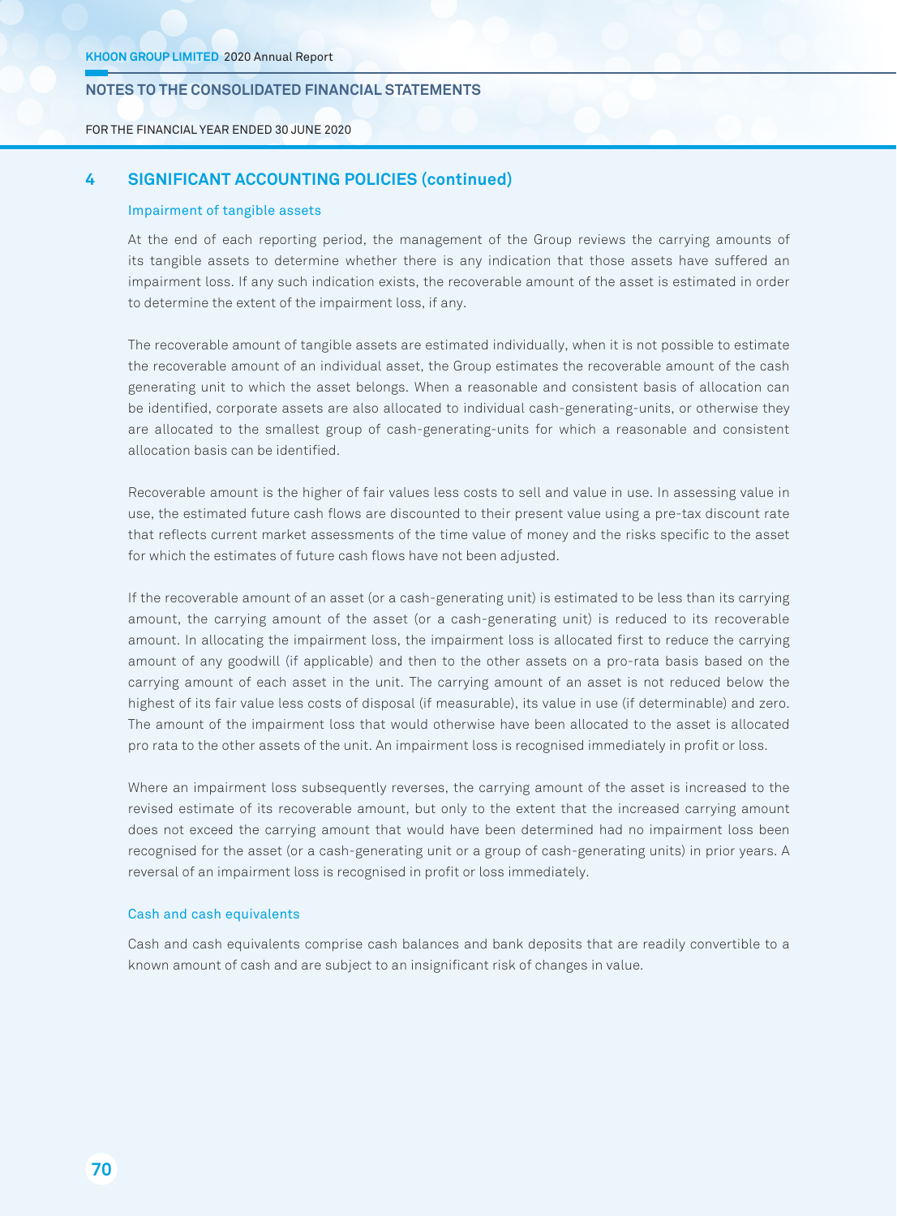## 4 SIGNIFICANT ACCOUNTING POLICIES (continued)

### Impairment of tangible assets

At the end of each reporting period, the management of the Group reviews the carrying amounts of its tangible assets to determine whether there is any indication that those assets have suffered an impairment loss. If any such indication exists, the recoverable amount of the asset is estimated in order to determine the extent of the impairment loss, if any.

The recoverable amount of tangible assets are estimated individually, when it is not possible to estimate the recoverable amount of an individual asset, the Group estimates the recoverable amount of the cash generating unit to which the asset belongs. When a reasonable and consistent basis of allocation can be identified, corporate assets are also allocated to individual cash-generating-units, or otherwise they are allocated to the smallest group of cash-generating-units for which a reasonable and consistent allocation basis can be identified.

Recoverable amount is the higher of fair values less costs to sell and value in use. In assessing value in use, the estimated future cash flows are discounted to their present value using a pre-tax discount rate that reflects current market assessments of the time value of money and the risks specific to the asset for which the estimates of future cash flows have not been adjusted.

If the recoverable amount of an asset (or a cash-generating unit) is estimated to be less than its carrying amount, the carrying amount of the asset (or a cash-generating unit) is reduced to its recoverable amount. In allocating the impairment loss, the impairment loss is allocated first to reduce the carrying amount of any goodwill (if applicable) and then to the other assets on a pro-rata basis based on the carrying amount of each asset in the unit. The carrying amount of an asset is not reduced below the highest of its fair value less costs of disposal (if measurable), its value in use (if determinable) and zero. The amount of the impairment loss that would otherwise have been allocated to the asset is allocated pro rata to the other assets of the unit. An impairment loss is recognised immediately in profit or loss.

Where an impairment loss subsequently reverses, the carrying amount of the asset is increased to the revised estimate of its recoverable amount, but only to the extent that the increased carrying amount does not exceed the carrying amount that would have been determined had no impairment loss been recognised for the asset (or a cash-generating unit or a group of cash-generating units) in prior years. A reversal of an impairment loss is recognised in profit or loss immediately.

### Cash and cash equivalents

Cash and cash equivalents comprise cash balances and bank deposits that are readily convertible to a known amount of cash and are subject to an insignificant risk of changes in value.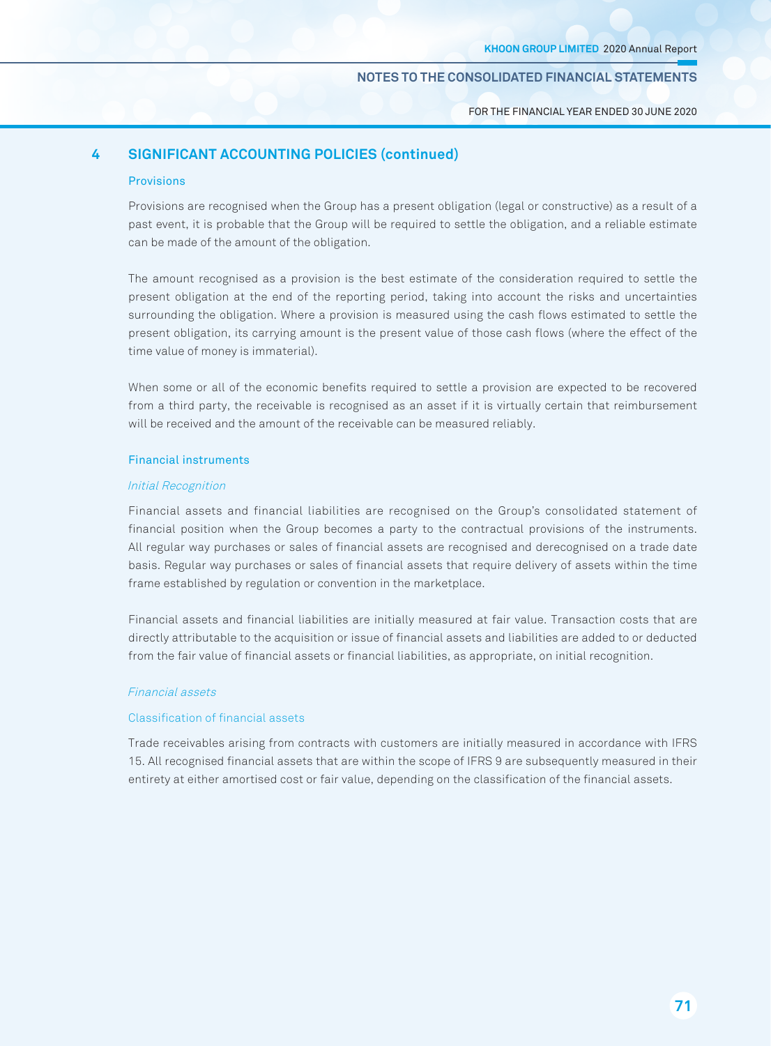## 4 SIGNIFICANT ACCOUNTING POLICIES (continued)

### Provisions

Provisions are recognised when the Group has a present obligation (legal or constructive) as a result of a past event, it is probable that the Group will be required to settle the obligation, and a reliable estimate can be made of the amount of the obligation.

The amount recognised as a provision is the best estimate of the consideration required to settle the present obligation at the end of the reporting period, taking into account the risks and uncertainties surrounding the obligation. Where a provision is measured using the cash flows estimated to settle the present obligation, its carrying amount is the present value of those cash flows (where the effect of the time value of money is immaterial).

When some or all of the economic benefits required to settle a provision are expected to be recovered from a third party, the receivable is recognised as an asset if it is virtually certain that reimbursement will be received and the amount of the receivable can be measured reliably.

### Financial instruments

*Initial Recognition*

Financial assets and financial liabilities are recognised on the Group's consolidated statement of financial position when the Group becomes a party to the contractual provisions of the instruments. All regular way purchases or sales of financial assets are recognised and derecognised on a trade date basis. Regular way purchases or sales of financial assets that require delivery of assets within the time frame established by regulation or convention in the marketplace.

Financial assets and financial liabilities are initially measured at fair value. Transaction costs that are directly attributable to the acquisition or issue of financial assets and liabilities are added to or deducted from the fair value of financial assets or financial liabilities, as appropriate, on initial recognition.

*Financial assets*

Classification of financial assets

Trade receivables arising from contracts with customers are initially measured in accordance with IFRS 15. All recognised financial assets that are within the scope of IFRS 9 are subsequently measured in their entirety at either amortised cost or fair value, depending on the classification of the financial assets.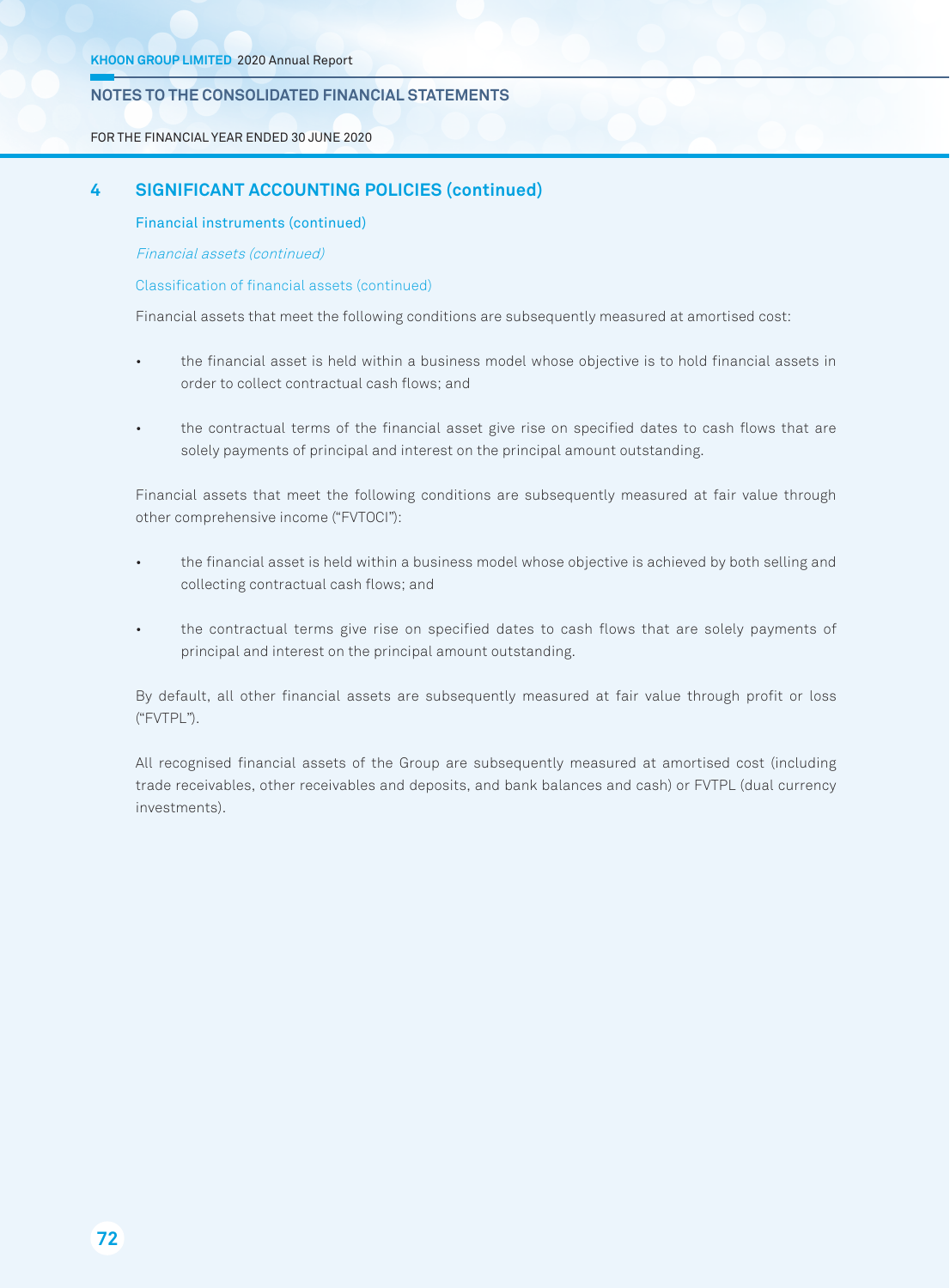## 4 SIGNIFICANT ACCOUNTING POLICIES (continued)

### Financial instruments (continued)

*Financial assets (continued)*

Classification of financial assets (continued)

Financial assets that meet the following conditions are subsequently measured at amortised cost:

- the financial asset is held within a business model whose objective is to hold financial assets in order to collect contractual cash flows; and
- the contractual terms of the financial asset give rise on specified dates to cash flows that are solely payments of principal and interest on the principal amount outstanding.

Financial assets that meet the following conditions are subsequently measured at fair value through other comprehensive income ("FVTOCI"):

- the financial asset is held within a business model whose objective is achieved by both selling and collecting contractual cash flows; and
- the contractual terms give rise on specified dates to cash flows that are solely payments of principal and interest on the principal amount outstanding.

By default, all other financial assets are subsequently measured at fair value through profit or loss ("FVTPL").

All recognised financial assets of the Group are subsequently measured at amortised cost (including trade receivables, other receivables and deposits, and bank balances and cash) or FVTPL (dual currency investments).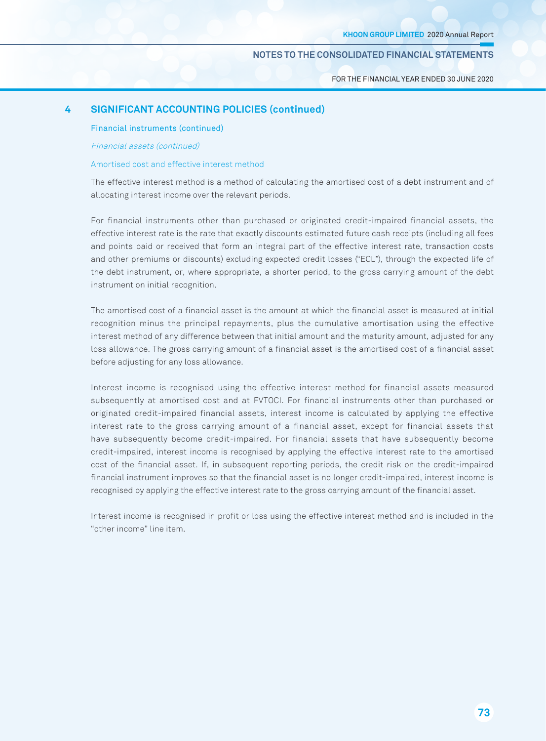# 4 SIGNIFICANT ACCOUNTING POLICIES (continued)

## Financial instruments (continued)

### *Financial assets (continued)*

#### Amortised cost and effective interest method

The effective interest method is a method of calculating the amortised cost of a debt instrument and of allocating interest income over the relevant periods.

For financial instruments other than purchased or originated credit-impaired financial assets, the effective interest rate is the rate that exactly discounts estimated future cash receipts (including all fees and points paid or received that form an integral part of the effective interest rate, transaction costs and other premiums or discounts) excluding expected credit losses ("ECL"), through the expected life of the debt instrument, or, where appropriate, a shorter period, to the gross carrying amount of the debt instrument on initial recognition.

The amortised cost of a financial asset is the amount at which the financial asset is measured at initial recognition minus the principal repayments, plus the cumulative amortisation using the effective interest method of any difference between that initial amount and the maturity amount, adjusted for any loss allowance. The gross carrying amount of a financial asset is the amortised cost of a financial asset before adjusting for any loss allowance.

Interest income is recognised using the effective interest method for financial assets measured subsequently at amortised cost and at FVTOCI. For financial instruments other than purchased or originated credit-impaired financial assets, interest income is calculated by applying the effective interest rate to the gross carrying amount of a financial asset, except for financial assets that have subsequently become credit-impaired. For financial assets that have subsequently become credit-impaired, interest income is recognised by applying the effective interest rate to the amortised cost of the financial asset. If, in subsequent reporting periods, the credit risk on the credit-impaired financial instrument improves so that the financial asset is no longer credit-impaired, interest income is recognised by applying the effective interest rate to the gross carrying amount of the financial asset.

Interest income is recognised in profit or loss using the effective interest method and is included in the "other income" line item.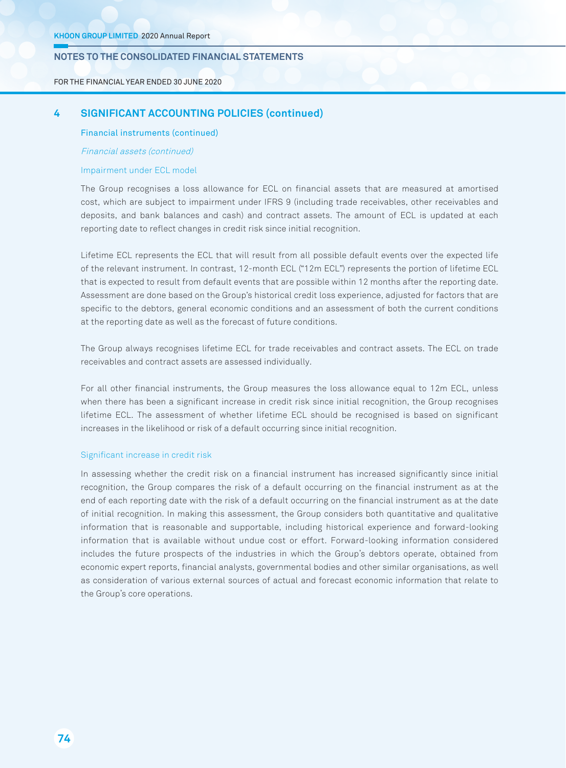## 4 SIGNIFICANT ACCOUNTING POLICIES (continued)

### Financial instruments (continued)

*Financial assets (continued)*

Impairment under ECL model

The Group recognises a loss allowance for ECL on financial assets that are measured at amortised cost, which are subject to impairment under IFRS 9 (including trade receivables, other receivables and deposits, and bank balances and cash) and contract assets. The amount of ECL is updated at each reporting date to reflect changes in credit risk since initial recognition.

Lifetime ECL represents the ECL that will result from all possible default events over the expected life of the relevant instrument. In contrast, 12-month ECL ("12m ECL") represents the portion of lifetime ECL that is expected to result from default events that are possible within 12 months after the reporting date. Assessment are done based on the Group's historical credit loss experience, adjusted for factors that are specific to the debtors, general economic conditions and an assessment of both the current conditions at the reporting date as well as the forecast of future conditions.

The Group always recognises lifetime ECL for trade receivables and contract assets. The ECL on trade receivables and contract assets are assessed individually.

For all other financial instruments, the Group measures the loss allowance equal to 12m ECL, unless when there has been a significant increase in credit risk since initial recognition, the Group recognises lifetime ECL. The assessment of whether lifetime ECL should be recognised is based on significant increases in the likelihood or risk of a default occurring since initial recognition.

Significant increase in credit risk

In assessing whether the credit risk on a financial instrument has increased significantly since initial recognition, the Group compares the risk of a default occurring on the financial instrument as at the end of each reporting date with the risk of a default occurring on the financial instrument as at the date of initial recognition. In making this assessment, the Group considers both quantitative and qualitative information that is reasonable and supportable, including historical experience and forward-looking information that is available without undue cost or effort. Forward-looking information considered includes the future prospects of the industries in which the Group's debtors operate, obtained from economic expert reports, financial analysts, governmental bodies and other similar organisations, as well as consideration of various external sources of actual and forecast economic information that relate to the Group's core operations.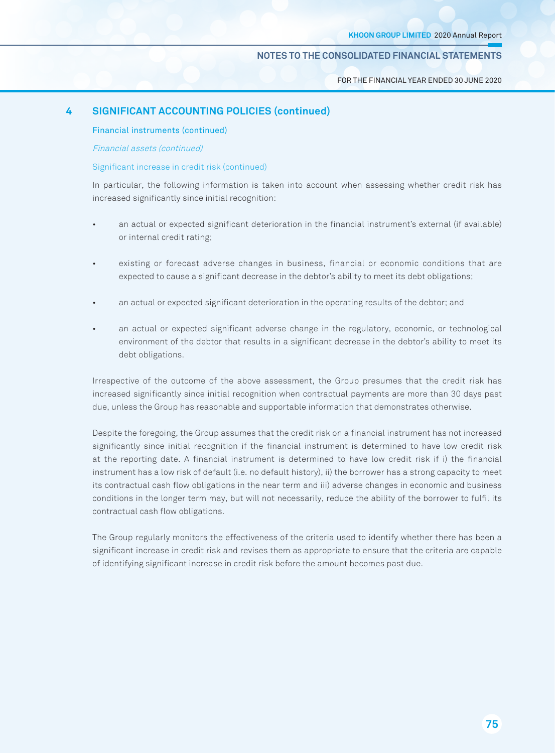## 4 SIGNIFICANT ACCOUNTING POLICIES (continued)

### Financial instruments (continued)

*Financial assets (continued)*

Significant increase in credit risk (continued)

In particular, the following information is taken into account when assessing whether credit risk has increased significantly since initial recognition:

- an actual or expected significant deterioration in the financial instrument's external (if available) or internal credit rating;
- existing or forecast adverse changes in business, financial or economic conditions that are expected to cause a significant decrease in the debtor's ability to meet its debt obligations;
- an actual or expected significant deterioration in the operating results of the debtor; and
- an actual or expected significant adverse change in the regulatory, economic, or technological environment of the debtor that results in a significant decrease in the debtor's ability to meet its debt obligations.

Irrespective of the outcome of the above assessment, the Group presumes that the credit risk has increased significantly since initial recognition when contractual payments are more than 30 days past due, unless the Group has reasonable and supportable information that demonstrates otherwise.

Despite the foregoing, the Group assumes that the credit risk on a financial instrument has not increased significantly since initial recognition if the financial instrument is determined to have low credit risk at the reporting date. A financial instrument is determined to have low credit risk if i) the financial instrument has a low risk of default (i.e. no default history), ii) the borrower has a strong capacity to meet its contractual cash flow obligations in the near term and iii) adverse changes in economic and business conditions in the longer term may, but will not necessarily, reduce the ability of the borrower to fulfil its contractual cash flow obligations.

The Group regularly monitors the effectiveness of the criteria used to identify whether there has been a significant increase in credit risk and revises them as appropriate to ensure that the criteria are capable of identifying significant increase in credit risk before the amount becomes past due.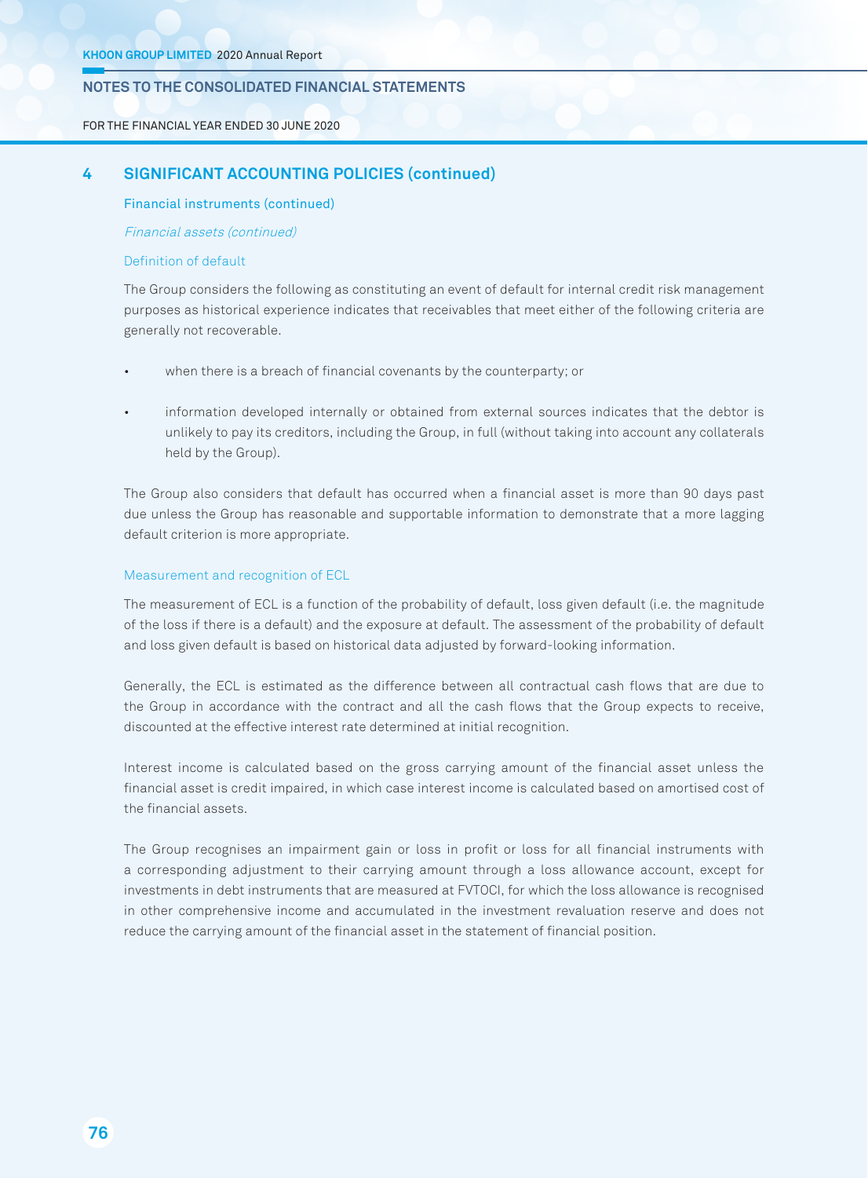## 4 SIGNIFICANT ACCOUNTING POLICIES (continued)

### Financial instruments (continued)

*Financial assets (continued)*

#### Definition of default

The Group considers the following as constituting an event of default for internal credit risk management purposes as historical experience indicates that receivables that meet either of the following criteria are generally not recoverable.

- when there is a breach of financial covenants by the counterparty; or
- information developed internally or obtained from external sources indicates that the debtor is unlikely to pay its creditors, including the Group, in full (without taking into account any collaterals held by the Group).

The Group also considers that default has occurred when a financial asset is more than 90 days past due unless the Group has reasonable and supportable information to demonstrate that a more lagging default criterion is more appropriate.

#### Measurement and recognition of ECL

The measurement of ECL is a function of the probability of default, loss given default (i.e. the magnitude of the loss if there is a default) and the exposure at default. The assessment of the probability of default and loss given default is based on historical data adjusted by forward-looking information.

Generally, the ECL is estimated as the difference between all contractual cash flows that are due to the Group in accordance with the contract and all the cash flows that the Group expects to receive, discounted at the effective interest rate determined at initial recognition.

Interest income is calculated based on the gross carrying amount of the financial asset unless the financial asset is credit impaired, in which case interest income is calculated based on amortised cost of the financial assets.

The Group recognises an impairment gain or loss in profit or loss for all financial instruments with a corresponding adjustment to their carrying amount through a loss allowance account, except for investments in debt instruments that are measured at FVTOCI, for which the loss allowance is recognised in other comprehensive income and accumulated in the investment revaluation reserve and does not reduce the carrying amount of the financial asset in the statement of financial position.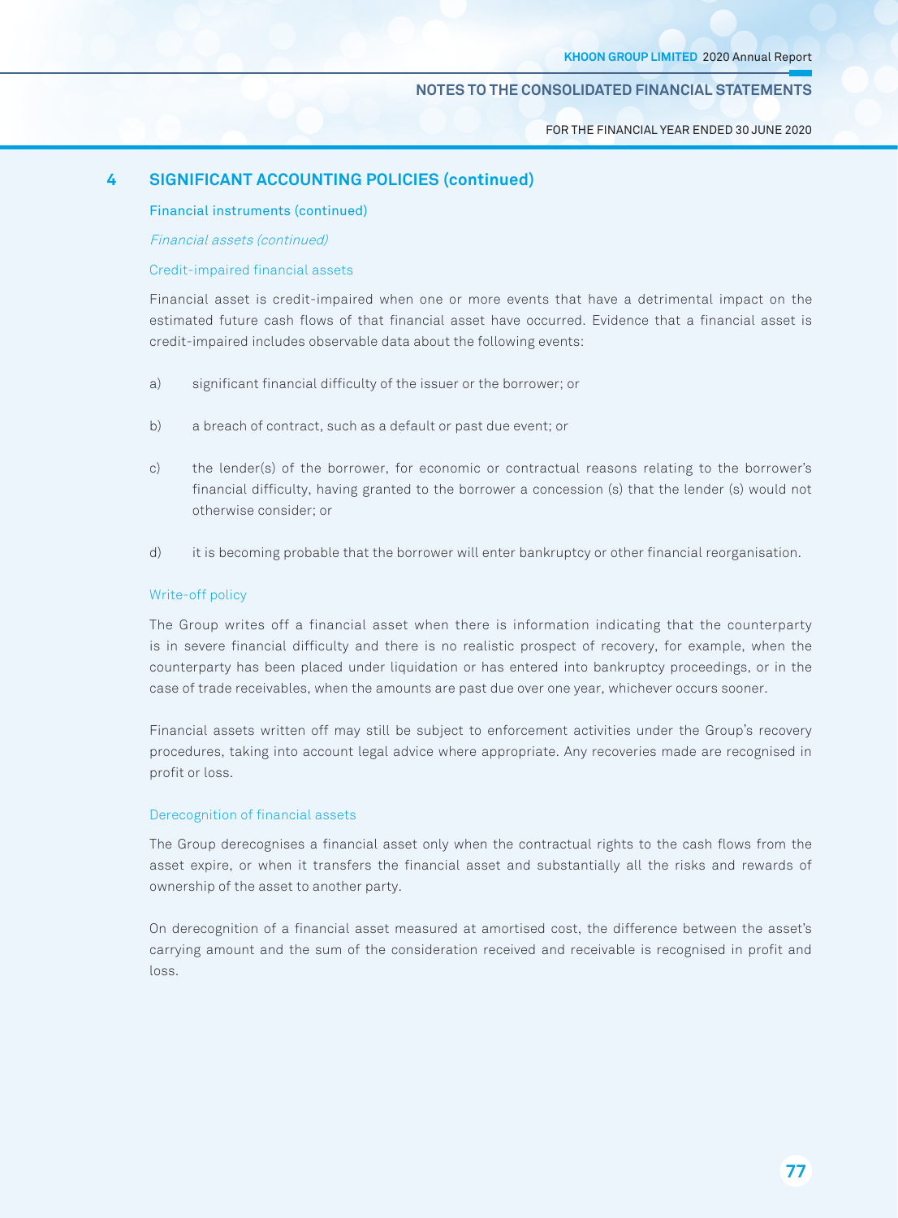## 4 SIGNIFICANT ACCOUNTING POLICIES (continued)

### Financial instruments (continued)

*Financial assets (continued)*

#### Credit-impaired financial assets

Financial asset is credit-impaired when one or more events that have a detrimental impact on the estimated future cash flows of that financial asset have occurred. Evidence that a financial asset is credit-impaired includes observable data about the following events:

a) significant financial difficulty of the issuer or the borrower; or

b) a breach of contract, such as a default or past due event; or

c) the lender(s) of the borrower, for economic or contractual reasons relating to the borrower's financial difficulty, having granted to the borrower a concession (s) that the lender (s) would not otherwise consider; or

d) it is becoming probable that the borrower will enter bankruptcy or other financial reorganisation.

#### Write-off policy

The Group writes off a financial asset when there is information indicating that the counterparty is in severe financial difficulty and there is no realistic prospect of recovery, for example, when the counterparty has been placed under liquidation or has entered into bankruptcy proceedings, or in the case of trade receivables, when the amounts are past due over one year, whichever occurs sooner.

Financial assets written off may still be subject to enforcement activities under the Group's recovery procedures, taking into account legal advice where appropriate. Any recoveries made are recognised in profit or loss.

#### Derecognition of financial assets

The Group derecognises a financial asset only when the contractual rights to the cash flows from the asset expire, or when it transfers the financial asset and substantially all the risks and rewards of ownership of the asset to another party.

On derecognition of a financial asset measured at amortised cost, the difference between the asset's carrying amount and the sum of the consideration received and receivable is recognised in profit and loss.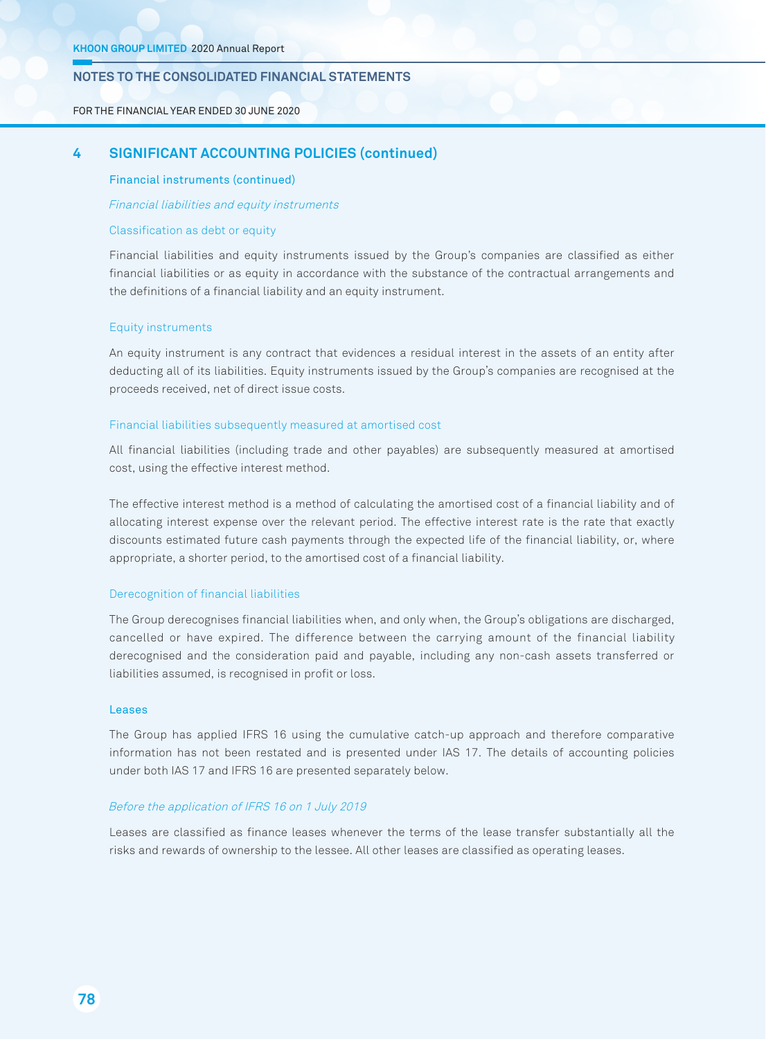## 4 SIGNIFICANT ACCOUNTING POLICIES (continued)

### Financial instruments (continued)

*Financial liabilities and equity instruments*

Classification as debt or equity

Financial liabilities and equity instruments issued by the Group's companies are classified as either financial liabilities or as equity in accordance with the substance of the contractual arrangements and the definitions of a financial liability and an equity instrument.

Equity instruments

An equity instrument is any contract that evidences a residual interest in the assets of an entity after deducting all of its liabilities. Equity instruments issued by the Group's companies are recognised at the proceeds received, net of direct issue costs.

Financial liabilities subsequently measured at amortised cost

All financial liabilities (including trade and other payables) are subsequently measured at amortised cost, using the effective interest method.

The effective interest method is a method of calculating the amortised cost of a financial liability and of allocating interest expense over the relevant period. The effective interest rate is the rate that exactly discounts estimated future cash payments through the expected life of the financial liability, or, where appropriate, a shorter period, to the amortised cost of a financial liability.

Derecognition of financial liabilities

The Group derecognises financial liabilities when, and only when, the Group's obligations are discharged, cancelled or have expired. The difference between the carrying amount of the financial liability derecognised and the consideration paid and payable, including any non-cash assets transferred or liabilities assumed, is recognised in profit or loss.

### Leases

The Group has applied IFRS 16 using the cumulative catch-up approach and therefore comparative information has not been restated and is presented under IAS 17. The details of accounting policies under both IAS 17 and IFRS 16 are presented separately below.

*Before the application of IFRS 16 on 1 July 2019*

Leases are classified as finance leases whenever the terms of the lease transfer substantially all the risks and rewards of ownership to the lessee. All other leases are classified as operating leases.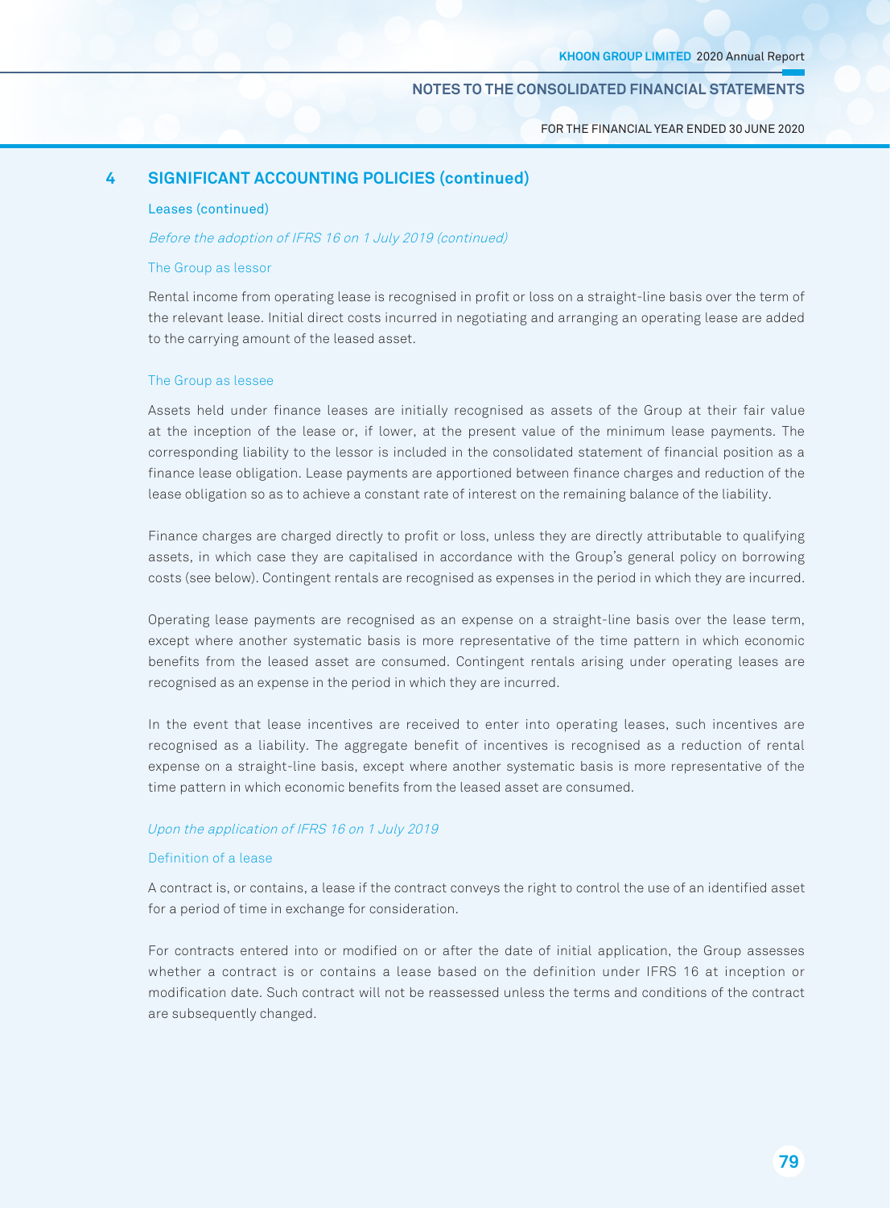## 4 SIGNIFICANT ACCOUNTING POLICIES (continued)

### Leases (continued)

*Before the adoption of IFRS 16 on 1 July 2019 (continued)*

The Group as lessor

Rental income from operating lease is recognised in profit or loss on a straight-line basis over the term of the relevant lease. Initial direct costs incurred in negotiating and arranging an operating lease are added to the carrying amount of the leased asset.

The Group as lessee

Assets held under finance leases are initially recognised as assets of the Group at their fair value at the inception of the lease or, if lower, at the present value of the minimum lease payments. The corresponding liability to the lessor is included in the consolidated statement of financial position as a finance lease obligation. Lease payments are apportioned between finance charges and reduction of the lease obligation so as to achieve a constant rate of interest on the remaining balance of the liability.

Finance charges are charged directly to profit or loss, unless they are directly attributable to qualifying assets, in which case they are capitalised in accordance with the Group's general policy on borrowing costs (see below). Contingent rentals are recognised as expenses in the period in which they are incurred.

Operating lease payments are recognised as an expense on a straight-line basis over the lease term, except where another systematic basis is more representative of the time pattern in which economic benefits from the leased asset are consumed. Contingent rentals arising under operating leases are recognised as an expense in the period in which they are incurred.

In the event that lease incentives are received to enter into operating leases, such incentives are recognised as a liability. The aggregate benefit of incentives is recognised as a reduction of rental expense on a straight-line basis, except where another systematic basis is more representative of the time pattern in which economic benefits from the leased asset are consumed.

*Upon the application of IFRS 16 on 1 July 2019*

Definition of a lease

A contract is, or contains, a lease if the contract conveys the right to control the use of an identified asset for a period of time in exchange for consideration.

For contracts entered into or modified on or after the date of initial application, the Group assesses whether a contract is or contains a lease based on the definition under IFRS 16 at inception or modification date. Such contract will not be reassessed unless the terms and conditions of the contract are subsequently changed.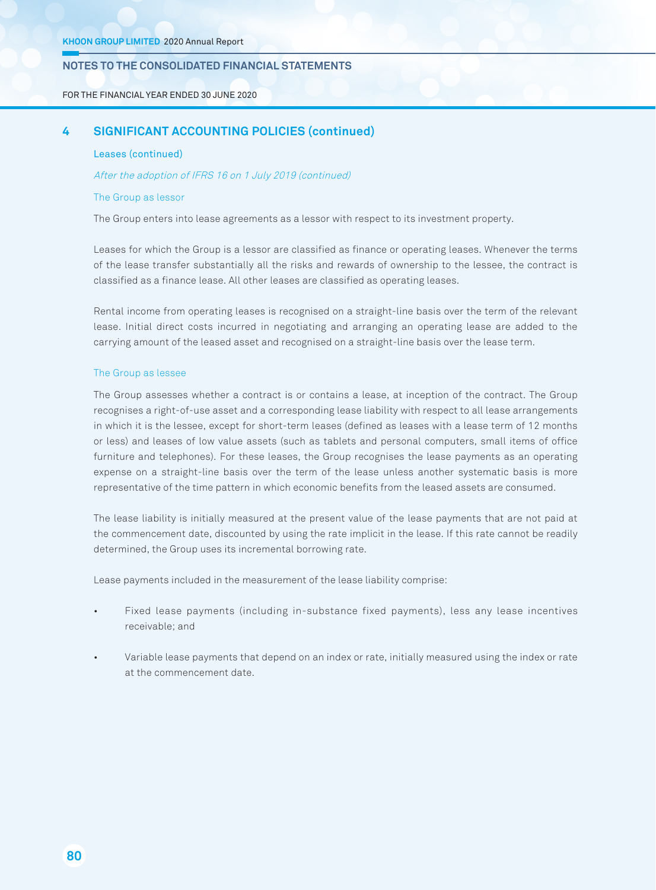## 4 SIGNIFICANT ACCOUNTING POLICIES (continued)

### Leases (continued)

*After the adoption of IFRS 16 on 1 July 2019 (continued)*

#### The Group as lessor

The Group enters into lease agreements as a lessor with respect to its investment property.

Leases for which the Group is a lessor are classified as finance or operating leases. Whenever the terms of the lease transfer substantially all the risks and rewards of ownership to the lessee, the contract is classified as a finance lease. All other leases are classified as operating leases.

Rental income from operating leases is recognised on a straight-line basis over the term of the relevant lease. Initial direct costs incurred in negotiating and arranging an operating lease are added to the carrying amount of the leased asset and recognised on a straight-line basis over the lease term.

#### The Group as lessee

The Group assesses whether a contract is or contains a lease, at inception of the contract. The Group recognises a right-of-use asset and a corresponding lease liability with respect to all lease arrangements in which it is the lessee, except for short-term leases (defined as leases with a lease term of 12 months or less) and leases of low value assets (such as tablets and personal computers, small items of office furniture and telephones). For these leases, the Group recognises the lease payments as an operating expense on a straight-line basis over the term of the lease unless another systematic basis is more representative of the time pattern in which economic benefits from the leased assets are consumed.

The lease liability is initially measured at the present value of the lease payments that are not paid at the commencement date, discounted by using the rate implicit in the lease. If this rate cannot be readily determined, the Group uses its incremental borrowing rate.

Lease payments included in the measurement of the lease liability comprise:

- Fixed lease payments (including in-substance fixed payments), less any lease incentives receivable; and
- Variable lease payments that depend on an index or rate, initially measured using the index or rate at the commencement date.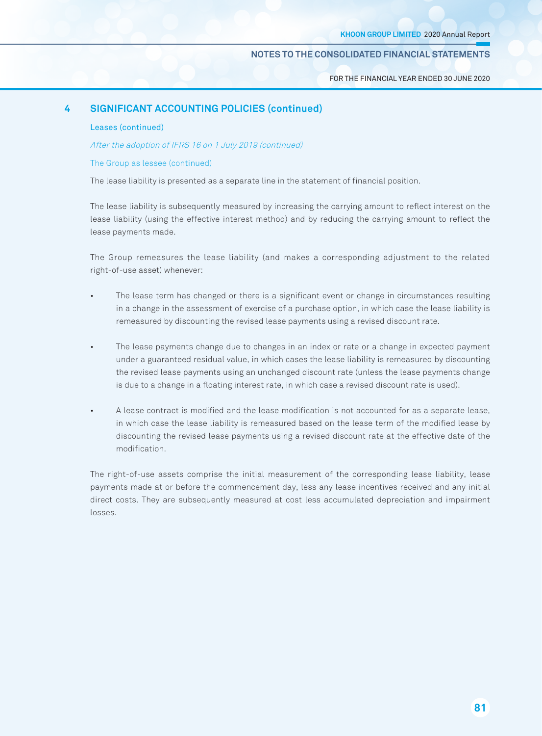## 4 SIGNIFICANT ACCOUNTING POLICIES (continued)

### Leases (continued)

*After the adoption of IFRS 16 on 1 July 2019 (continued)*

The Group as lessee (continued)

The lease liability is presented as a separate line in the statement of financial position.

The lease liability is subsequently measured by increasing the carrying amount to reflect interest on the lease liability (using the effective interest method) and by reducing the carrying amount to reflect the lease payments made.

The Group remeasures the lease liability (and makes a corresponding adjustment to the related right-of-use asset) whenever:

- The lease term has changed or there is a significant event or change in circumstances resulting in a change in the assessment of exercise of a purchase option, in which case the lease liability is remeasured by discounting the revised lease payments using a revised discount rate.

- The lease payments change due to changes in an index or rate or a change in expected payment under a guaranteed residual value, in which cases the lease liability is remeasured by discounting the revised lease payments using an unchanged discount rate (unless the lease payments change is due to a change in a floating interest rate, in which case a revised discount rate is used).

- A lease contract is modified and the lease modification is not accounted for as a separate lease, in which case the lease liability is remeasured based on the lease term of the modified lease by discounting the revised lease payments using a revised discount rate at the effective date of the modification.

The right-of-use assets comprise the initial measurement of the corresponding lease liability, lease payments made at or before the commencement day, less any lease incentives received and any initial direct costs. They are subsequently measured at cost less accumulated depreciation and impairment losses.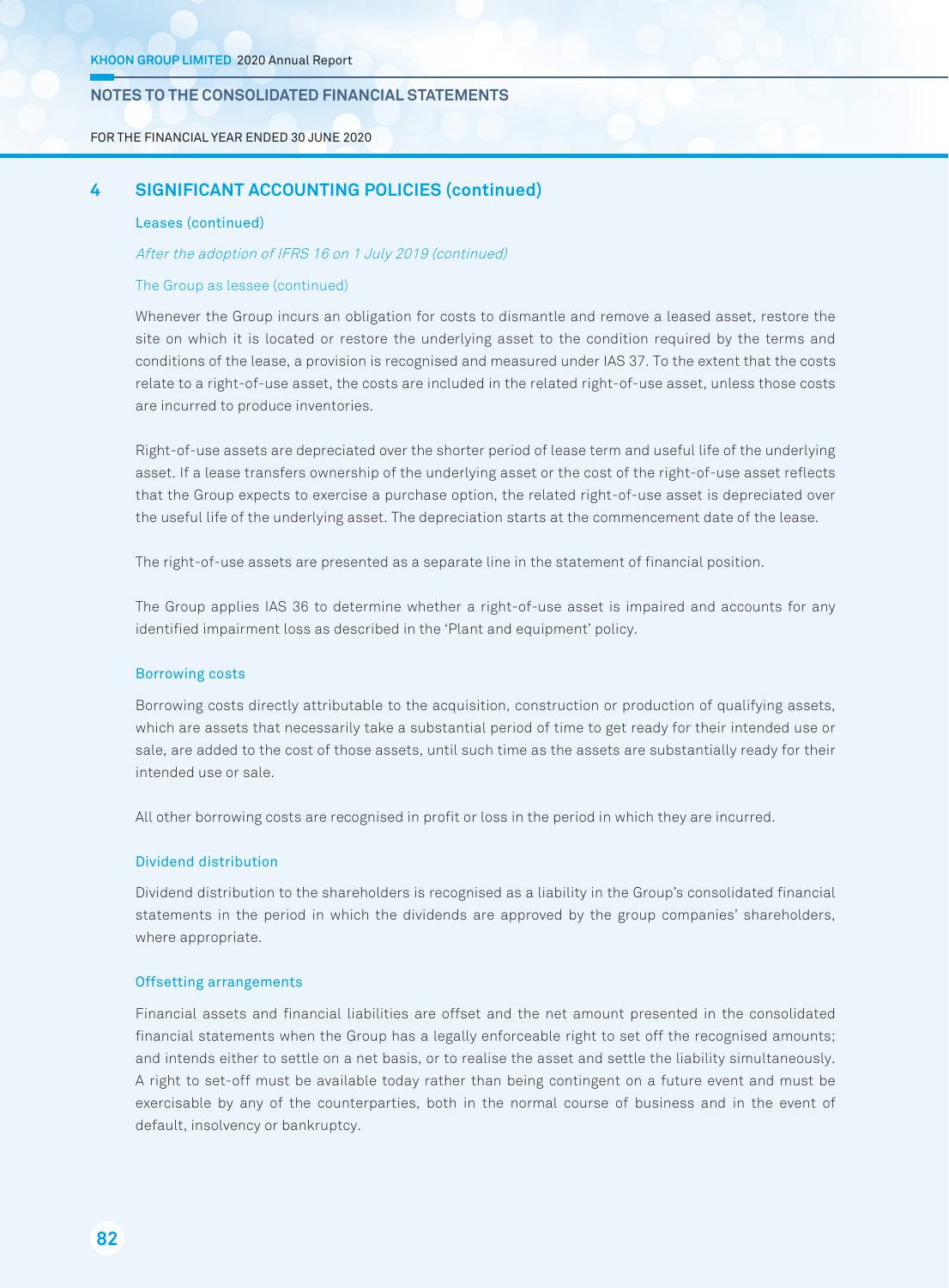## 4 SIGNIFICANT ACCOUNTING POLICIES (continued)

### Leases (continued)

*After the adoption of IFRS 16 on 1 July 2019 (continued)*

The Group as lessee (continued)

Whenever the Group incurs an obligation for costs to dismantle and remove a leased asset, restore the site on which it is located or restore the underlying asset to the condition required by the terms and conditions of the lease, a provision is recognised and measured under IAS 37. To the extent that the costs relate to a right-of-use asset, the costs are included in the related right-of-use asset, unless those costs are incurred to produce inventories.

Right-of-use assets are depreciated over the shorter period of lease term and useful life of the underlying asset. If a lease transfers ownership of the underlying asset or the cost of the right-of-use asset reflects that the Group expects to exercise a purchase option, the related right-of-use asset is depreciated over the useful life of the underlying asset. The depreciation starts at the commencement date of the lease.

The right-of-use assets are presented as a separate line in the statement of financial position.

The Group applies IAS 36 to determine whether a right-of-use asset is impaired and accounts for any identified impairment loss as described in the 'Plant and equipment' policy.

### Borrowing costs

Borrowing costs directly attributable to the acquisition, construction or production of qualifying assets, which are assets that necessarily take a substantial period of time to get ready for their intended use or sale, are added to the cost of those assets, until such time as the assets are substantially ready for their intended use or sale.

All other borrowing costs are recognised in profit or loss in the period in which they are incurred.

### Dividend distribution

Dividend distribution to the shareholders is recognised as a liability in the Group's consolidated financial statements in the period in which the dividends are approved by the group companies' shareholders, where appropriate.

### Offsetting arrangements

Financial assets and financial liabilities are offset and the net amount presented in the consolidated financial statements when the Group has a legally enforceable right to set off the recognised amounts; and intends either to settle on a net basis, or to realise the asset and settle the liability simultaneously. A right to set-off must be available today rather than being contingent on a future event and must be exercisable by any of the counterparties, both in the normal course of business and in the event of default, insolvency or bankruptcy.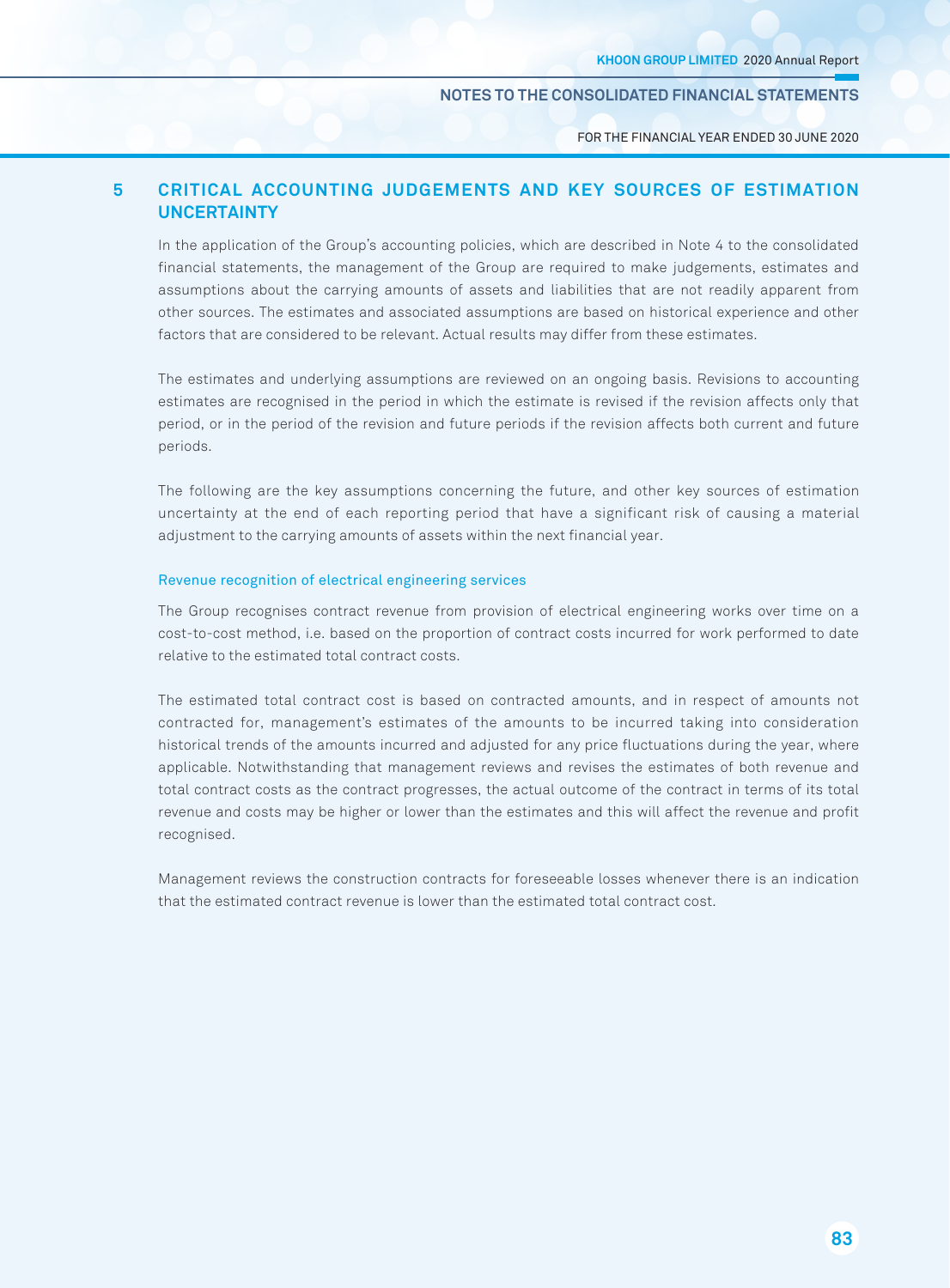## 5 CRITICAL ACCOUNTING JUDGEMENTS AND KEY SOURCES OF ESTIMATION UNCERTAINTY

In the application of the Group's accounting policies, which are described in Note 4 to the consolidated financial statements, the management of the Group are required to make judgements, estimates and assumptions about the carrying amounts of assets and liabilities that are not readily apparent from other sources. The estimates and associated assumptions are based on historical experience and other factors that are considered to be relevant. Actual results may differ from these estimates.

The estimates and underlying assumptions are reviewed on an ongoing basis. Revisions to accounting estimates are recognised in the period in which the estimate is revised if the revision affects only that period, or in the period of the revision and future periods if the revision affects both current and future periods.

The following are the key assumptions concerning the future, and other key sources of estimation uncertainty at the end of each reporting period that have a significant risk of causing a material adjustment to the carrying amounts of assets within the next financial year.

### Revenue recognition of electrical engineering services

The Group recognises contract revenue from provision of electrical engineering works over time on a cost-to-cost method, i.e. based on the proportion of contract costs incurred for work performed to date relative to the estimated total contract costs.

The estimated total contract cost is based on contracted amounts, and in respect of amounts not contracted for, management's estimates of the amounts to be incurred taking into consideration historical trends of the amounts incurred and adjusted for any price fluctuations during the year, where applicable. Notwithstanding that management reviews and revises the estimates of both revenue and total contract costs as the contract progresses, the actual outcome of the contract in terms of its total revenue and costs may be higher or lower than the estimates and this will affect the revenue and profit recognised.

Management reviews the construction contracts for foreseeable losses whenever there is an indication that the estimated contract revenue is lower than the estimated total contract cost.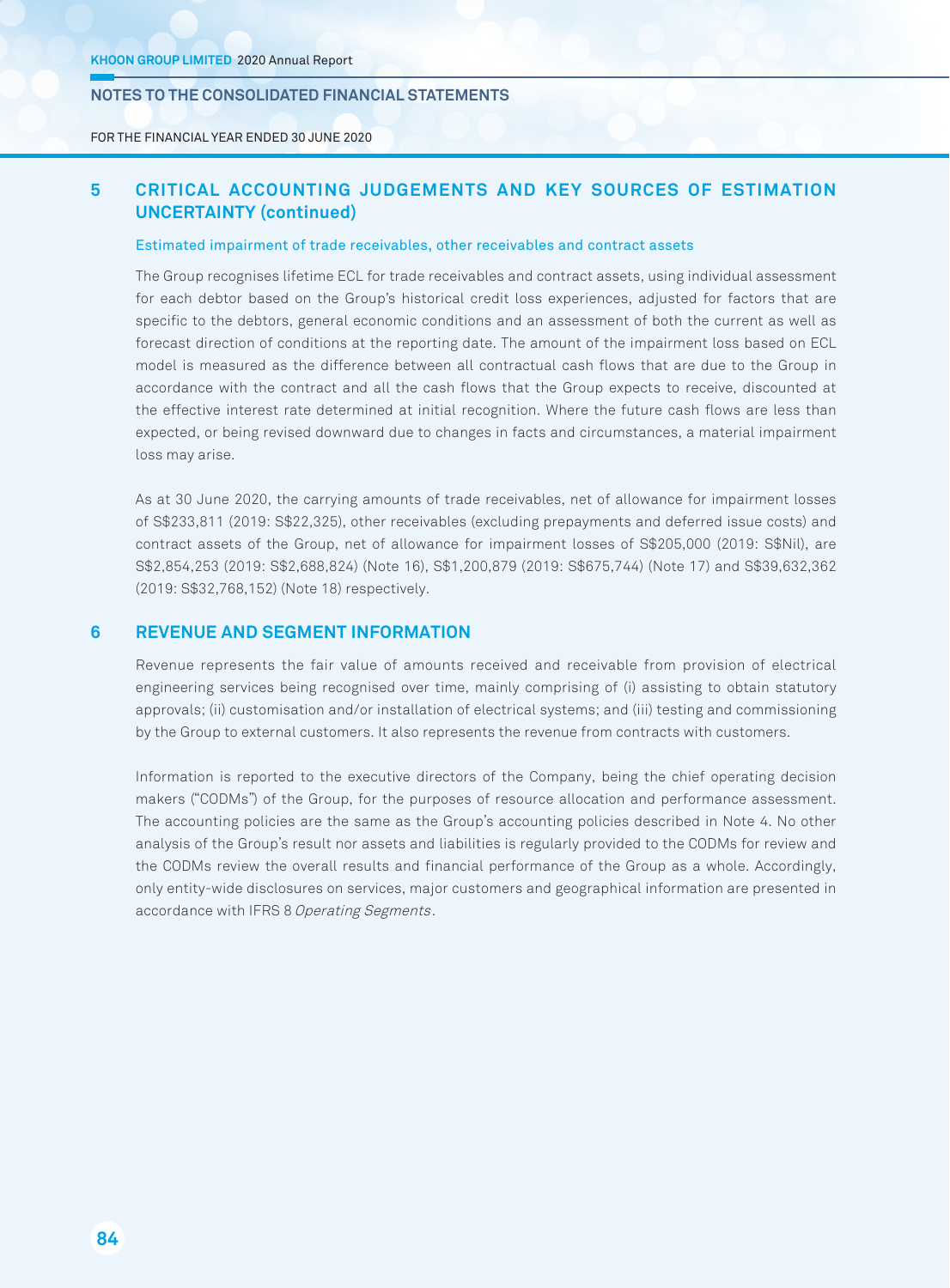## 5 CRITICAL ACCOUNTING JUDGEMENTS AND KEY SOURCES OF ESTIMATION UNCERTAINTY (continued)

### Estimated impairment of trade receivables, other receivables and contract assets

The Group recognises lifetime ECL for trade receivables and contract assets, using individual assessment for each debtor based on the Group's historical credit loss experiences, adjusted for factors that are specific to the debtors, general economic conditions and an assessment of both the current as well as forecast direction of conditions at the reporting date. The amount of the impairment loss based on ECL model is measured as the difference between all contractual cash flows that are due to the Group in accordance with the contract and all the cash flows that the Group expects to receive, discounted at the effective interest rate determined at initial recognition. Where the future cash flows are less than expected, or being revised downward due to changes in facts and circumstances, a material impairment loss may arise.

As at 30 June 2020, the carrying amounts of trade receivables, net of allowance for impairment losses of S$233,811 (2019: S$22,325), other receivables (excluding prepayments and deferred issue costs) and contract assets of the Group, net of allowance for impairment losses of S$205,000 (2019: S$Nil), are S$2,854,253 (2019: S$2,688,824) (Note 16), S$1,200,879 (2019: S$675,744) (Note 17) and S$39,632,362 (2019: S$32,768,152) (Note 18) respectively.

## 6 REVENUE AND SEGMENT INFORMATION

Revenue represents the fair value of amounts received and receivable from provision of electrical engineering services being recognised over time, mainly comprising of (i) assisting to obtain statutory approvals; (ii) customisation and/or installation of electrical systems; and (iii) testing and commissioning by the Group to external customers. It also represents the revenue from contracts with customers.

Information is reported to the executive directors of the Company, being the chief operating decision makers ("CODMs") of the Group, for the purposes of resource allocation and performance assessment. The accounting policies are the same as the Group's accounting policies described in Note 4. No other analysis of the Group's result nor assets and liabilities is regularly provided to the CODMs for review and the CODMs review the overall results and financial performance of the Group as a whole. Accordingly, only entity-wide disclosures on services, major customers and geographical information are presented in accordance with IFRS 8 *Operating Segments*.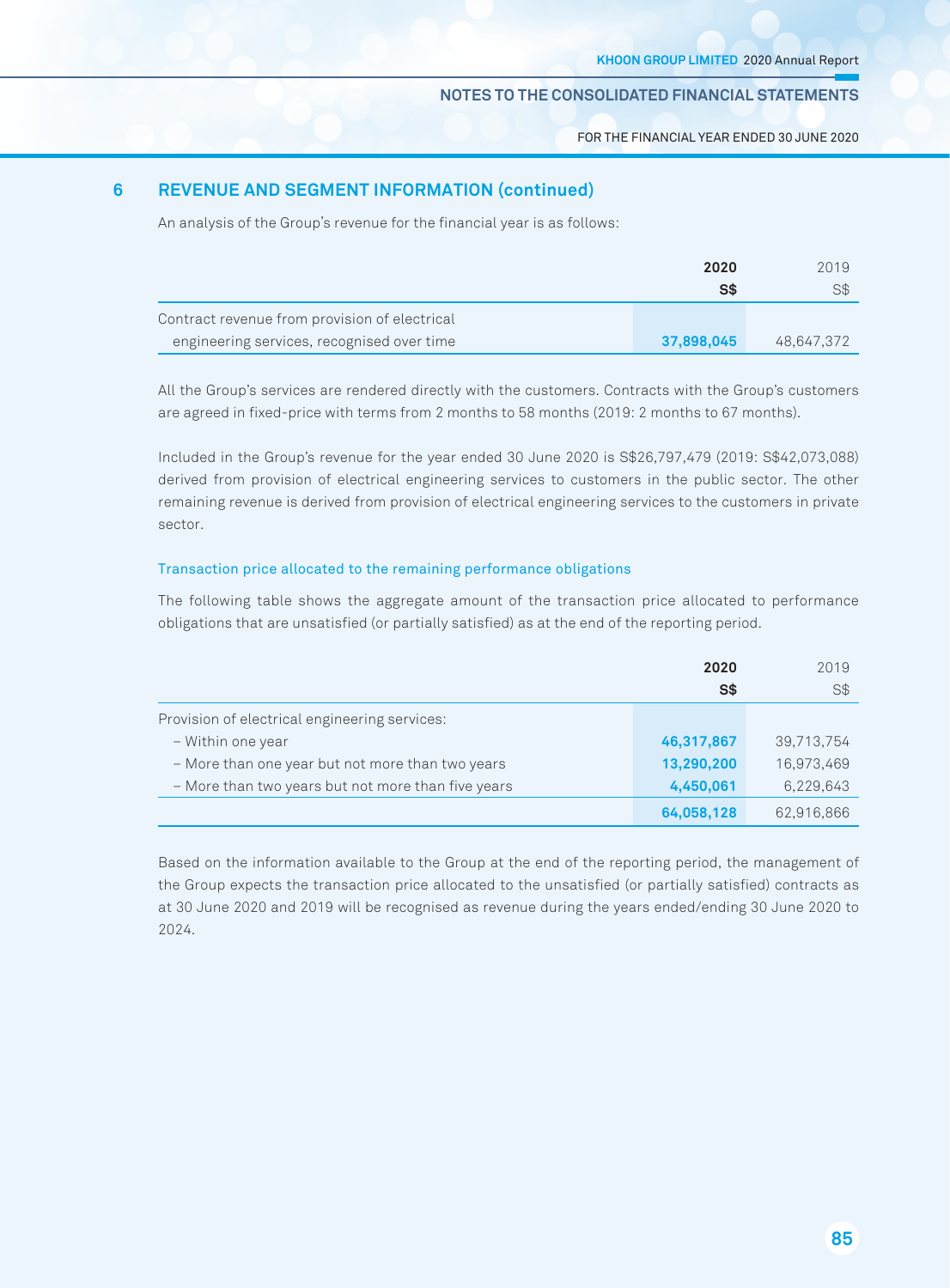## 6 REVENUE AND SEGMENT INFORMATION (continued)

An analysis of the Group's revenue for the financial year is as follows:

| | 2020<br>S$ | 2019<br>S$ |
|---|---|---|
| Contract revenue from provision of electrical engineering services, recognised over time | 37,898,045 | 48,647,372 |

All the Group's services are rendered directly with the customers. Contracts with the Group's customers are agreed in fixed-price with terms from 2 months to 58 months (2019: 2 months to 67 months).

Included in the Group's revenue for the year ended 30 June 2020 is S$26,797,479 (2019: S$42,073,088) derived from provision of electrical engineering services to customers in the public sector. The other remaining revenue is derived from provision of electrical engineering services to the customers in private sector.

### Transaction price allocated to the remaining performance obligations

The following table shows the aggregate amount of the transaction price allocated to performance obligations that are unsatisfied (or partially satisfied) as at the end of the reporting period.

| | 2020<br>S$ | 2019<br>S$ |
|---|---|---|
| Provision of electrical engineering services: | | |
| – Within one year | 46,317,867 | 39,713,754 |
| – More than one year but not more than two years | 13,290,200 | 16,973,469 |
| – More than two years but not more than five years | 4,450,061 | 6,229,643 |
| | 64,058,128 | 62,916,866 |

Based on the information available to the Group at the end of the reporting period, the management of the Group expects the transaction price allocated to the unsatisfied (or partially satisfied) contracts as at 30 June 2020 and 2019 will be recognised as revenue during the years ended/ending 30 June 2020 to 2024.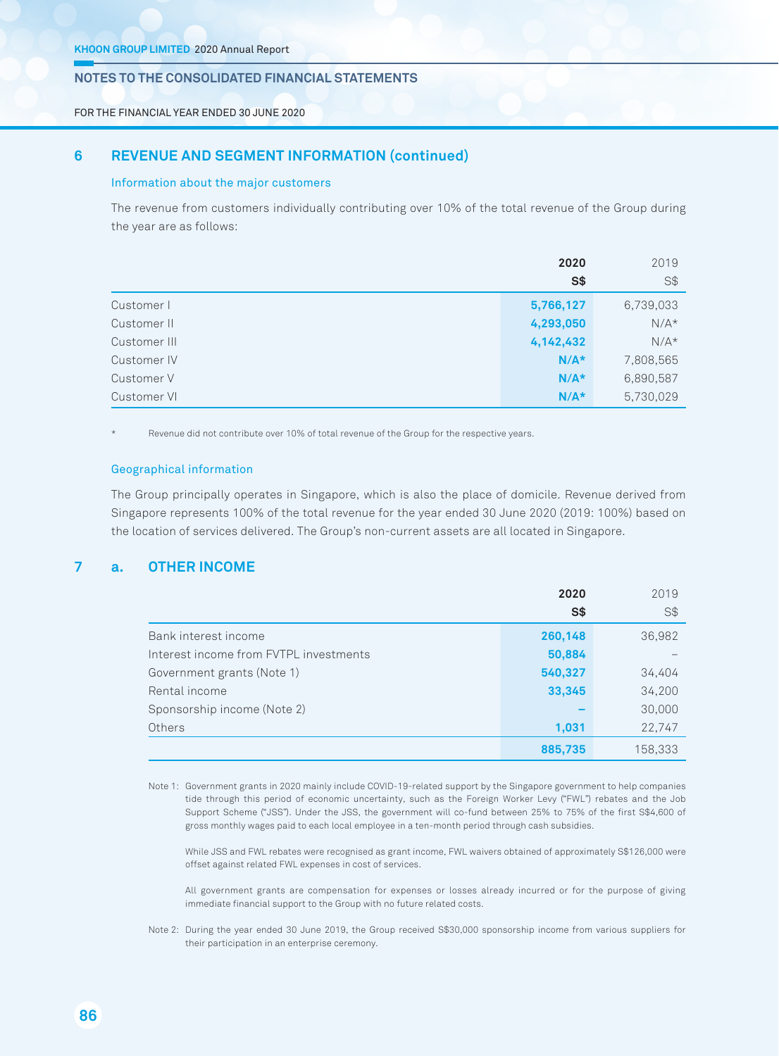## 6 REVENUE AND SEGMENT INFORMATION (continued)

### Information about the major customers

The revenue from customers individually contributing over 10% of the total revenue of the Group during the year are as follows:

| | 2020<br>S$ | 2019<br>S$ |
|---|---|---|
| Customer I | **5,766,127** | 6,739,033 |
| Customer II | **4,293,050** | N/A* |
| Customer III | **4,142,432** | N/A* |
| Customer IV | **N/A*** | 7,808,565 |
| Customer V | **N/A*** | 6,890,587 |
| Customer VI | **N/A*** | 5,730,029 |

\* Revenue did not contribute over 10% of total revenue of the Group for the respective years.

### Geographical information

The Group principally operates in Singapore, which is also the place of domicile. Revenue derived from Singapore represents 100% of the total revenue for the year ended 30 June 2020 (2019: 100%) based on the location of services delivered. The Group's non-current assets are all located in Singapore.

## 7 a. OTHER INCOME

| | 2020<br>S$ | 2019<br>S$ |
|---|---|---|
| Bank interest income | **260,148** | 36,982 |
| Interest income from FVTPL investments | **50,884** | – |
| Government grants (Note 1) | **540,327** | 34,404 |
| Rental income | **33,345** | 34,200 |
| Sponsorship income (Note 2) | **–** | 30,000 |
| Others | **1,031** | 22,747 |
| | **885,735** | 158,333 |

Note 1: Government grants in 2020 mainly include COVID-19-related support by the Singapore government to help companies tide through this period of economic uncertainty, such as the Foreign Worker Levy ("FWL") rebates and the Job Support Scheme ("JSS"). Under the JSS, the government will co-fund between 25% to 75% of the first S$4,600 of gross monthly wages paid to each local employee in a ten-month period through cash subsidies.

While JSS and FWL rebates were recognised as grant income, FWL waivers obtained of approximately S$126,000 were offset against related FWL expenses in cost of services.

All government grants are compensation for expenses or losses already incurred or for the purpose of giving immediate financial support to the Group with no future related costs.

Note 2: During the year ended 30 June 2019, the Group received S$30,000 sponsorship income from various suppliers for their participation in an enterprise ceremony.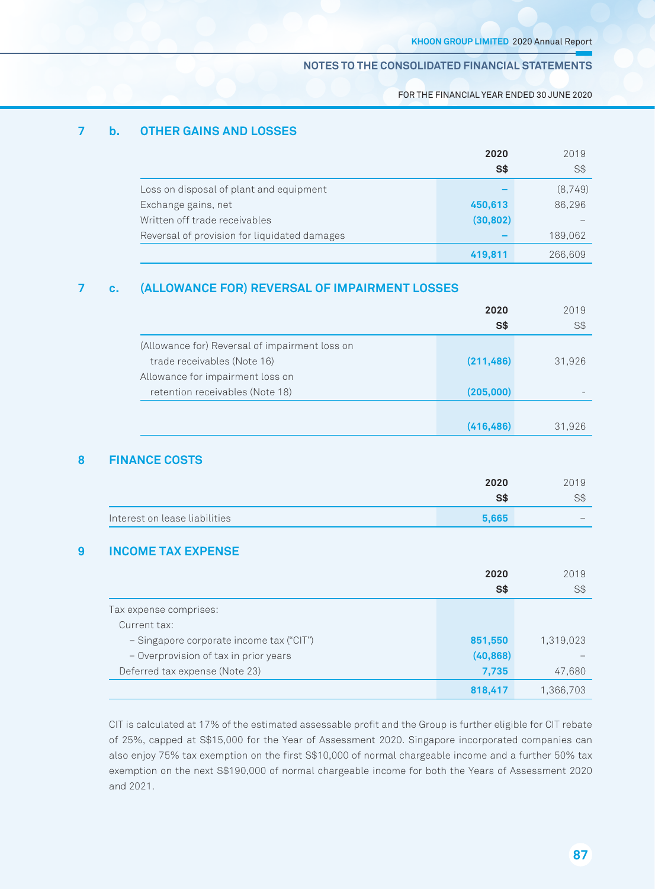## 7 b. OTHER GAINS AND LOSSES

| | 2020 | 2019 |
|---|---|---|
| | S$ | S$ |
| Loss on disposal of plant and equipment | – | (8,749) |
| Exchange gains, net | 450,613 | 86,296 |
| Written off trade receivables | (30,802) | – |
| Reversal of provision for liquidated damages | – | 189,062 |
| | 419,811 | 266,609 |

## 7 c. (ALLOWANCE FOR) REVERSAL OF IMPAIRMENT LOSSES

| | 2020 | 2019 |
|---|---|---|
| | S$ | S$ |
| (Allowance for) Reversal of impairment loss on trade receivables (Note 16) | (211,486) | 31,926 |
| Allowance for impairment loss on retention receivables (Note 18) | (205,000) | - |
| | (416,486) | 31,926 |

## 8 FINANCE COSTS

| | 2020 | 2019 |
|---|---|---|
| | S$ | S$ |
| Interest on lease liabilities | 5,665 | – |

## 9 INCOME TAX EXPENSE

| | 2020 | 2019 |
|---|---|---|
| | S$ | S$ |
| Tax expense comprises: | | |
| Current tax: | | |
| – Singapore corporate income tax ("CIT") | 851,550 | 1,319,023 |
| – Overprovision of tax in prior years | (40,868) | – |
| Deferred tax expense (Note 23) | 7,735 | 47,680 |
| | 818,417 | 1,366,703 |

CIT is calculated at 17% of the estimated assessable profit and the Group is further eligible for CIT rebate of 25%, capped at S$15,000 for the Year of Assessment 2020. Singapore incorporated companies can also enjoy 75% tax exemption on the first S$10,000 of normal chargeable income and a further 50% tax exemption on the next S$190,000 of normal chargeable income for both the Years of Assessment 2020 and 2021.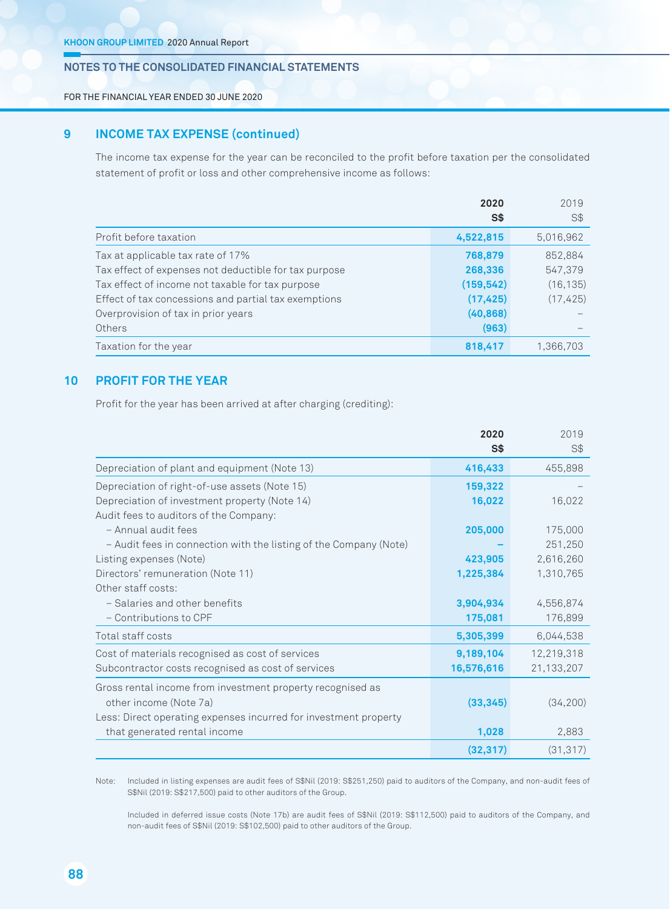## 9 INCOME TAX EXPENSE (continued)

The income tax expense for the year can be reconciled to the profit before taxation per the consolidated statement of profit or loss and other comprehensive income as follows:

| | 2020<br>S$ | 2019<br>S$ |
|---|---|---|
| Profit before taxation | 4,522,815 | 5,016,962 |
| Tax at applicable tax rate of 17% | 768,879 | 852,884 |
| Tax effect of expenses not deductible for tax purpose | 268,336 | 547,379 |
| Tax effect of income not taxable for tax purpose | (159,542) | (16,135) |
| Effect of tax concessions and partial tax exemptions | (17,425) | (17,425) |
| Overprovision of tax in prior years | (40,868) | – |
| Others | (963) | – |
| Taxation for the year | 818,417 | 1,366,703 |

## 10 PROFIT FOR THE YEAR

Profit for the year has been arrived at after charging (crediting):

| | 2020<br>S$ | 2019<br>S$ |
|---|---|---|
| Depreciation of plant and equipment (Note 13) | 416,433 | 455,898 |
| Depreciation of right-of-use assets (Note 15) | 159,322 | – |
| Depreciation of investment property (Note 14) | 16,022 | 16,022 |
| Audit fees to auditors of the Company: | | |
| – Annual audit fees | 205,000 | 175,000 |
| – Audit fees in connection with the listing of the Company (Note) | – | 251,250 |
| Listing expenses (Note) | 423,905 | 2,616,260 |
| Directors' remuneration (Note 11) | 1,225,384 | 1,310,765 |
| Other staff costs: | | |
| – Salaries and other benefits | 3,904,934 | 4,556,874 |
| – Contributions to CPF | 175,081 | 176,899 |
| Total staff costs | 5,305,399 | 6,044,538 |
| Cost of materials recognised as cost of services | 9,189,104 | 12,219,318 |
| Subcontractor costs recognised as cost of services | 16,576,616 | 21,133,207 |
| Gross rental income from investment property recognised as other income (Note 7a) | (33,345) | (34,200) |
| Less: Direct operating expenses incurred for investment property that generated rental income | 1,028 | 2,883 |
| | (32,317) | (31,317) |

Note: Included in listing expenses are audit fees of S$Nil (2019: S$251,250) paid to auditors of the Company, and non-audit fees of S$Nil (2019: S$217,500) paid to other auditors of the Group.

Included in deferred issue costs (Note 17b) are audit fees of S$Nil (2019: S$112,500) paid to auditors of the Company, and non-audit fees of S$Nil (2019: S$102,500) paid to other auditors of the Group.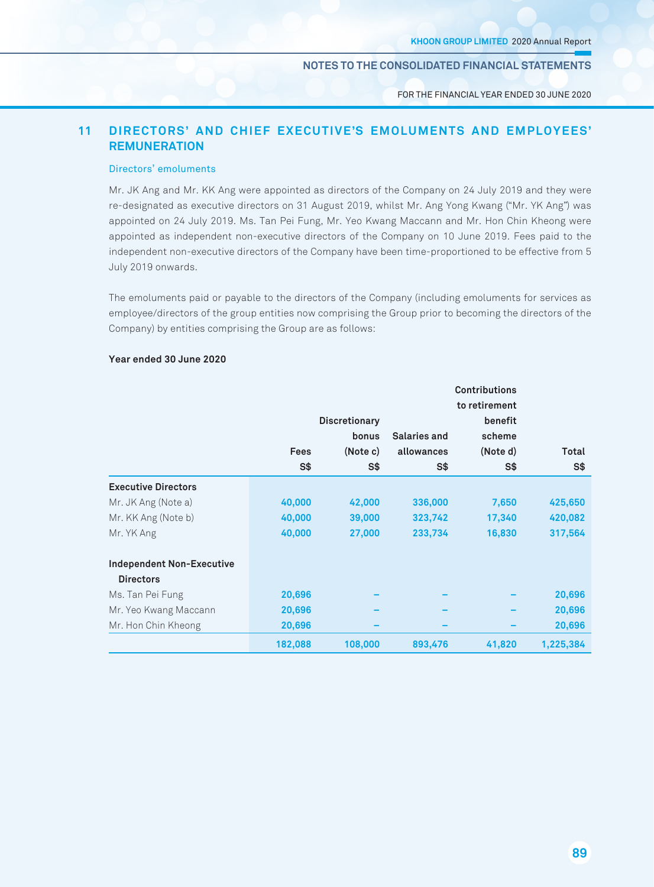## 11 DIRECTORS' AND CHIEF EXECUTIVE'S EMOLUMENTS AND EMPLOYEES' REMUNERATION

### Directors' emoluments

Mr. JK Ang and Mr. KK Ang were appointed as directors of the Company on 24 July 2019 and they were re-designated as executive directors on 31 August 2019, whilst Mr. Ang Yong Kwang ("Mr. YK Ang") was appointed on 24 July 2019. Ms. Tan Pei Fung, Mr. Yeo Kwang Maccann and Mr. Hon Chin Kheong were appointed as independent non-executive directors of the Company on 10 June 2019. Fees paid to the independent non-executive directors of the Company have been time-proportioned to be effective from 5 July 2019 onwards.

The emoluments paid or payable to the directors of the Company (including emoluments for services as employee/directors of the group entities now comprising the Group prior to becoming the directors of the Company) by entities comprising the Group are as follows:

**Year ended 30 June 2020**

| | Fees S$ | Discretionary bonus (Note c) S$ | Salaries and allowances S$ | Contributions to retirement benefit scheme (Note d) S$ | Total S$ |
|---|---|---|---|---|---|
| **Executive Directors** | | | | | |
| Mr. JK Ang (Note a) | 40,000 | 42,000 | 336,000 | 7,650 | 425,650 |
| Mr. KK Ang (Note b) | 40,000 | 39,000 | 323,742 | 17,340 | 420,082 |
| Mr. YK Ang | 40,000 | 27,000 | 233,734 | 16,830 | 317,564 |
| **Independent Non-Executive Directors** | | | | | |
| Ms. Tan Pei Fung | 20,696 | – | – | – | 20,696 |
| Mr. Yeo Kwang Maccann | 20,696 | – | – | – | 20,696 |
| Mr. Hon Chin Kheong | 20,696 | – | – | – | 20,696 |
| | 182,088 | 108,000 | 893,476 | 41,820 | 1,225,384 |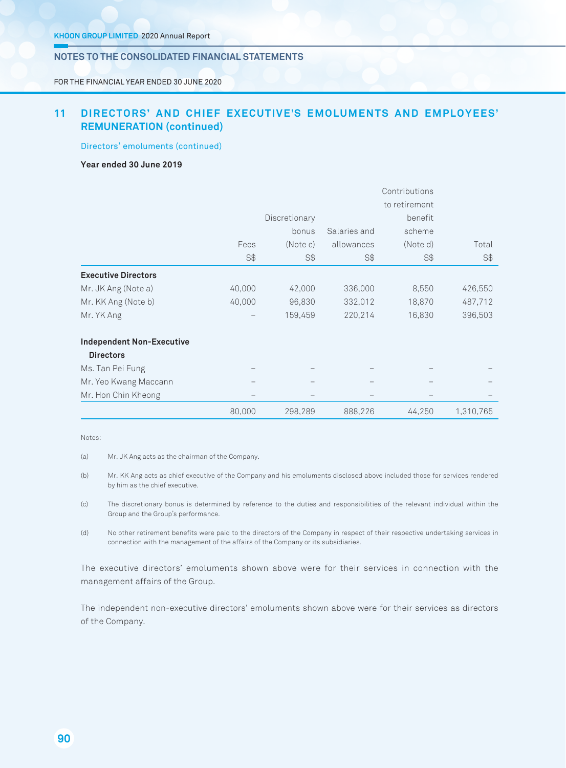## 11 DIRECTORS' AND CHIEF EXECUTIVE'S EMOLUMENTS AND EMPLOYEES' REMUNERATION (continued)

Directors' emoluments (continued)

**Year ended 30 June 2019**

| | Fees S$ | Discretionary bonus (Note c) S$ | Salaries and allowances S$ | Contributions to retirement benefit scheme (Note d) S$ | Total S$ |
|---|---|---|---|---|---|
| **Executive Directors** | | | | | |
| Mr. JK Ang (Note a) | 40,000 | 42,000 | 336,000 | 8,550 | 426,550 |
| Mr. KK Ang (Note b) | 40,000 | 96,830 | 332,012 | 18,870 | 487,712 |
| Mr. YK Ang | – | 159,459 | 220,214 | 16,830 | 396,503 |
| **Independent Non-Executive Directors** | | | | | |
| Ms. Tan Pei Fung | – | – | – | – | – |
| Mr. Yeo Kwang Maccann | – | – | – | – | – |
| Mr. Hon Chin Kheong | – | – | – | – | – |
| | 80,000 | 298,289 | 888,226 | 44,250 | 1,310,765 |

Notes:

(a) Mr. JK Ang acts as the chairman of the Company.

(b) Mr. KK Ang acts as chief executive of the Company and his emoluments disclosed above included those for services rendered by him as the chief executive.

(c) The discretionary bonus is determined by reference to the duties and responsibilities of the relevant individual within the Group and the Group's performance.

(d) No other retirement benefits were paid to the directors of the Company in respect of their respective undertaking services in connection with the management of the affairs of the Company or its subsidiaries.

The executive directors' emoluments shown above were for their services in connection with the management affairs of the Group.

The independent non-executive directors' emoluments shown above were for their services as directors of the Company.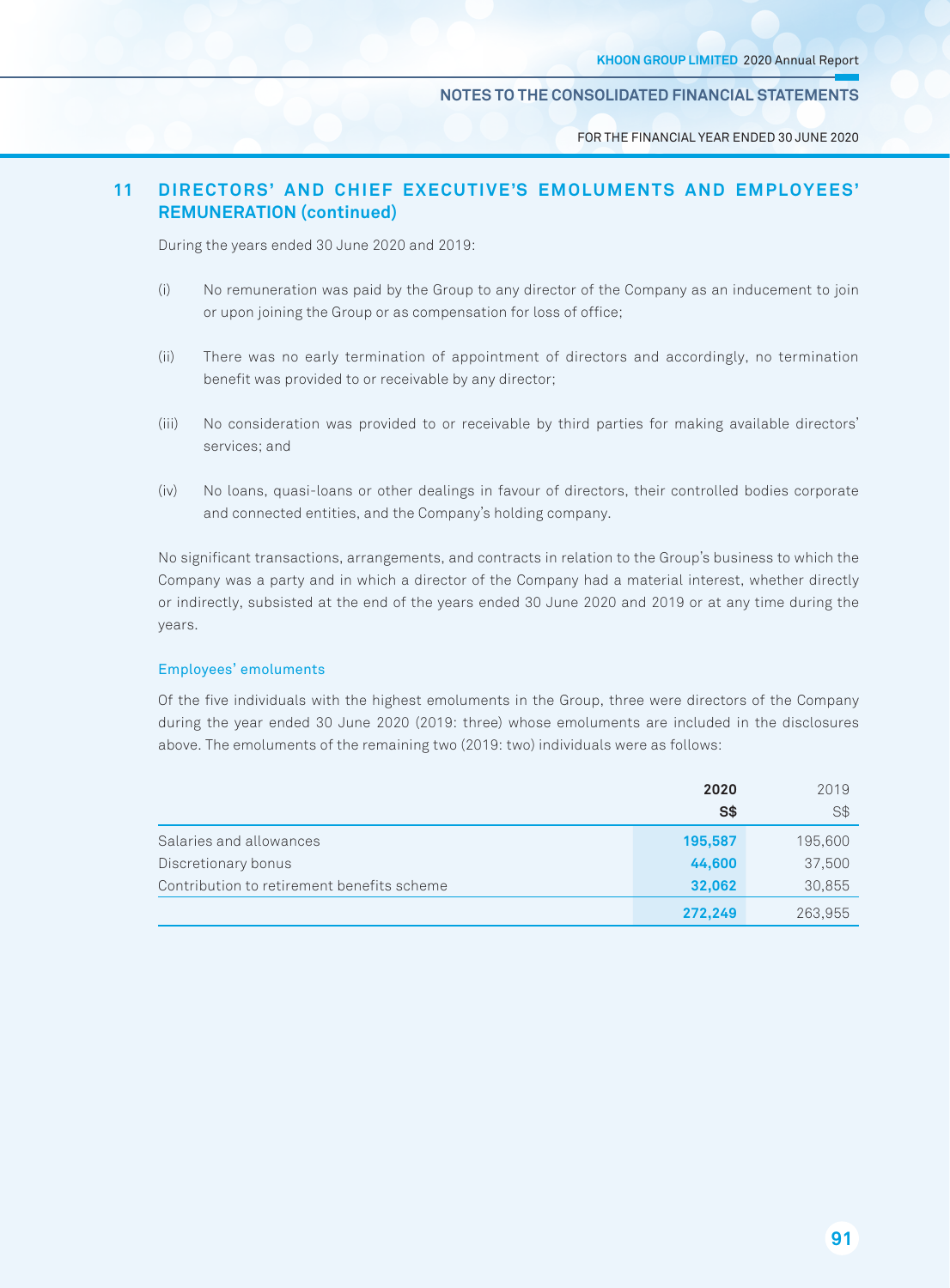## 11 DIRECTORS' AND CHIEF EXECUTIVE'S EMOLUMENTS AND EMPLOYEES' REMUNERATION (continued)

During the years ended 30 June 2020 and 2019:

(i) No remuneration was paid by the Group to any director of the Company as an inducement to join or upon joining the Group or as compensation for loss of office;

(ii) There was no early termination of appointment of directors and accordingly, no termination benefit was provided to or receivable by any director;

(iii) No consideration was provided to or receivable by third parties for making available directors' services; and

(iv) No loans, quasi-loans or other dealings in favour of directors, their controlled bodies corporate and connected entities, and the Company's holding company.

No significant transactions, arrangements, and contracts in relation to the Group's business to which the Company was a party and in which a director of the Company had a material interest, whether directly or indirectly, subsisted at the end of the years ended 30 June 2020 and 2019 or at any time during the years.

### Employees' emoluments

Of the five individuals with the highest emoluments in the Group, three were directors of the Company during the year ended 30 June 2020 (2019: three) whose emoluments are included in the disclosures above. The emoluments of the remaining two (2019: two) individuals were as follows:

| | 2020<br>S$ | 2019<br>S$ |
|---|---|---|
| Salaries and allowances | 195,587 | 195,600 |
| Discretionary bonus | 44,600 | 37,500 |
| Contribution to retirement benefits scheme | 32,062 | 30,855 |
| | 272,249 | 263,955 |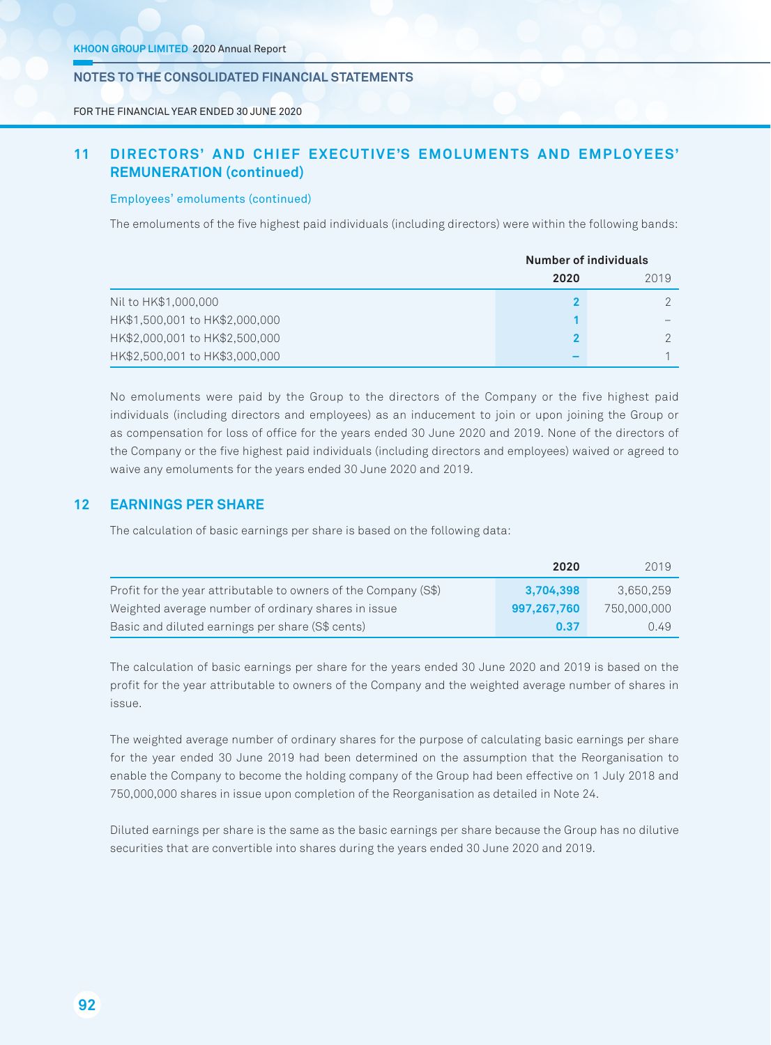## 11 DIRECTORS' AND CHIEF EXECUTIVE'S EMOLUMENTS AND EMPLOYEES' REMUNERATION (continued)

### Employees' emoluments (continued)

The emoluments of the five highest paid individuals (including directors) were within the following bands:

| | Number of individuals | |
|---|---|---|
| | **2020** | 2019 |
| Nil to HK$1,000,000 | **2** | 2 |
| HK$1,500,001 to HK$2,000,000 | **1** | – |
| HK$2,000,001 to HK$2,500,000 | **2** | 2 |
| HK$2,500,001 to HK$3,000,000 | **–** | 1 |

No emoluments were paid by the Group to the directors of the Company or the five highest paid individuals (including directors and employees) as an inducement to join or upon joining the Group or as compensation for loss of office for the years ended 30 June 2020 and 2019. None of the directors of the Company or the five highest paid individuals (including directors and employees) waived or agreed to waive any emoluments for the years ended 30 June 2020 and 2019.

## 12 EARNINGS PER SHARE

The calculation of basic earnings per share is based on the following data:

| | **2020** | 2019 |
|---|---|---|
| Profit for the year attributable to owners of the Company (S$) | **3,704,398** | 3,650,259 |
| Weighted average number of ordinary shares in issue | **997,267,760** | 750,000,000 |
| Basic and diluted earnings per share (S$ cents) | **0.37** | 0.49 |

The calculation of basic earnings per share for the years ended 30 June 2020 and 2019 is based on the profit for the year attributable to owners of the Company and the weighted average number of shares in issue.

The weighted average number of ordinary shares for the purpose of calculating basic earnings per share for the year ended 30 June 2019 had been determined on the assumption that the Reorganisation to enable the Company to become the holding company of the Group had been effective on 1 July 2018 and 750,000,000 shares in issue upon completion of the Reorganisation as detailed in Note 24.

Diluted earnings per share is the same as the basic earnings per share because the Group has no dilutive securities that are convertible into shares during the years ended 30 June 2020 and 2019.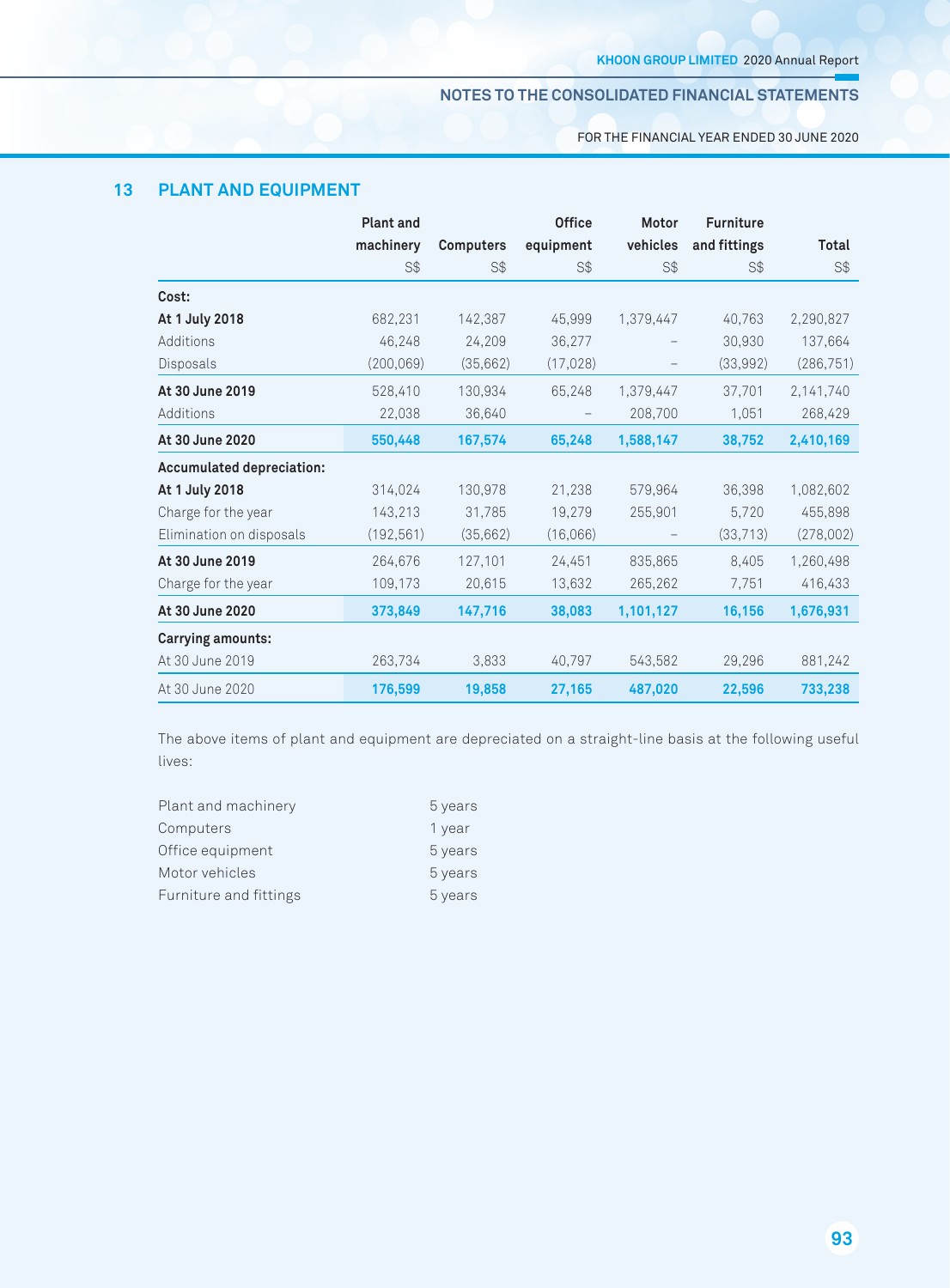## 13 PLANT AND EQUIPMENT

| | Plant and machinery | Computers | Office equipment | Motor vehicles | Furniture and fittings | Total |
|---|---|---|---|---|---|---|
| | S$ | S$ | S$ | S$ | S$ | S$ |
| **Cost:** | | | | | | |
| **At 1 July 2018** | 682,231 | 142,387 | 45,999 | 1,379,447 | 40,763 | 2,290,827 |
| Additions | 46,248 | 24,209 | 36,277 | – | 30,930 | 137,664 |
| Disposals | (200,069) | (35,662) | (17,028) | – | (33,992) | (286,751) |
| **At 30 June 2019** | 528,410 | 130,934 | 65,248 | 1,379,447 | 37,701 | 2,141,740 |
| Additions | 22,038 | 36,640 | – | 208,700 | 1,051 | 268,429 |
| **At 30 June 2020** | **550,448** | **167,574** | **65,248** | **1,588,147** | **38,752** | **2,410,169** |
| **Accumulated depreciation:** | | | | | | |
| **At 1 July 2018** | 314,024 | 130,978 | 21,238 | 579,964 | 36,398 | 1,082,602 |
| Charge for the year | 143,213 | 31,785 | 19,279 | 255,901 | 5,720 | 455,898 |
| Elimination on disposals | (192,561) | (35,662) | (16,066) | – | (33,713) | (278,002) |
| **At 30 June 2019** | 264,676 | 127,101 | 24,451 | 835,865 | 8,405 | 1,260,498 |
| Charge for the year | 109,173 | 20,615 | 13,632 | 265,262 | 7,751 | 416,433 |
| **At 30 June 2020** | **373,849** | **147,716** | **38,083** | **1,101,127** | **16,156** | **1,676,931** |
| **Carrying amounts:** | | | | | | |
| At 30 June 2019 | 263,734 | 3,833 | 40,797 | 543,582 | 29,296 | 881,242 |
| At 30 June 2020 | **176,599** | **19,858** | **27,165** | **487,020** | **22,596** | **733,238** |

The above items of plant and equipment are depreciated on a straight-line basis at the following useful lives:

| | |
|---|---|
| Plant and machinery | 5 years |
| Computers | 1 year |
| Office equipment | 5 years |
| Motor vehicles | 5 years |
| Furniture and fittings | 5 years |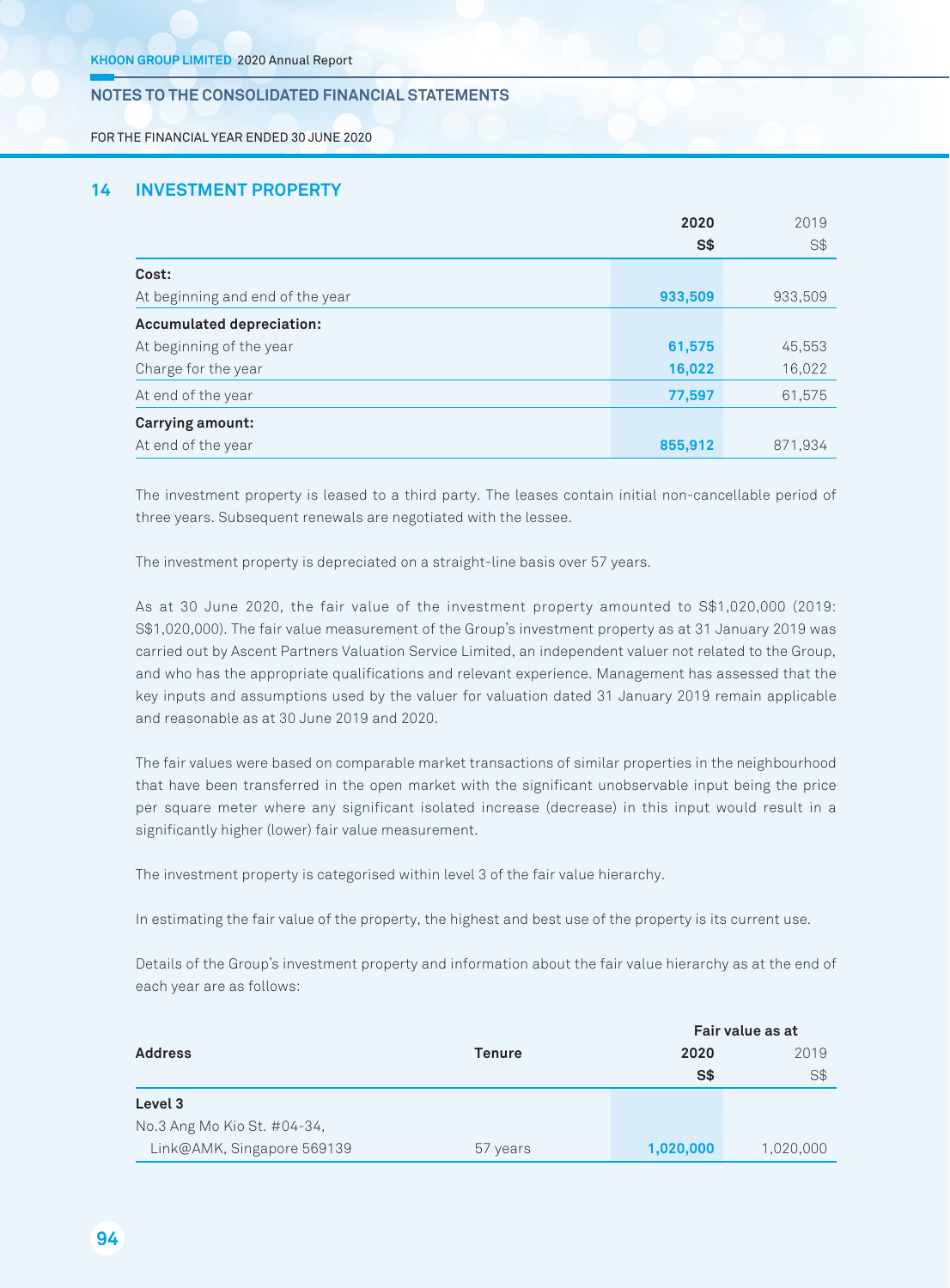## 14 INVESTMENT PROPERTY

| | 2020 | 2019 |
|---|---|---|
| | S$ | S$ |
| **Cost:** | | |
| At beginning and end of the year | 933,509 | 933,509 |
| **Accumulated depreciation:** | | |
| At beginning of the year | 61,575 | 45,553 |
| Charge for the year | 16,022 | 16,022 |
| At end of the year | 77,597 | 61,575 |
| **Carrying amount:** | | |
| At end of the year | 855,912 | 871,934 |

The investment property is leased to a third party. The leases contain initial non-cancellable period of three years. Subsequent renewals are negotiated with the lessee.

The investment property is depreciated on a straight-line basis over 57 years.

As at 30 June 2020, the fair value of the investment property amounted to S$1,020,000 (2019: S$1,020,000). The fair value measurement of the Group's investment property as at 31 January 2019 was carried out by Ascent Partners Valuation Service Limited, an independent valuer not related to the Group, and who has the appropriate qualifications and relevant experience. Management has assessed that the key inputs and assumptions used by the valuer for valuation dated 31 January 2019 remain applicable and reasonable as at 30 June 2019 and 2020.

The fair values were based on comparable market transactions of similar properties in the neighbourhood that have been transferred in the open market with the significant unobservable input being the price per square meter where any significant isolated increase (decrease) in this input would result in a significantly higher (lower) fair value measurement.

The investment property is categorised within level 3 of the fair value hierarchy.

In estimating the fair value of the property, the highest and best use of the property is its current use.

Details of the Group's investment property and information about the fair value hierarchy as at the end of each year are as follows:

| Address | Tenure | Fair value as at 2020 | Fair value as at 2019 |
|---|---|---|---|
| | | S$ | S$ |
| **Level 3** | | | |
| No.3 Ang Mo Kio St. #04-34, Link@AMK, Singapore 569139 | 57 years | 1,020,000 | 1,020,000 |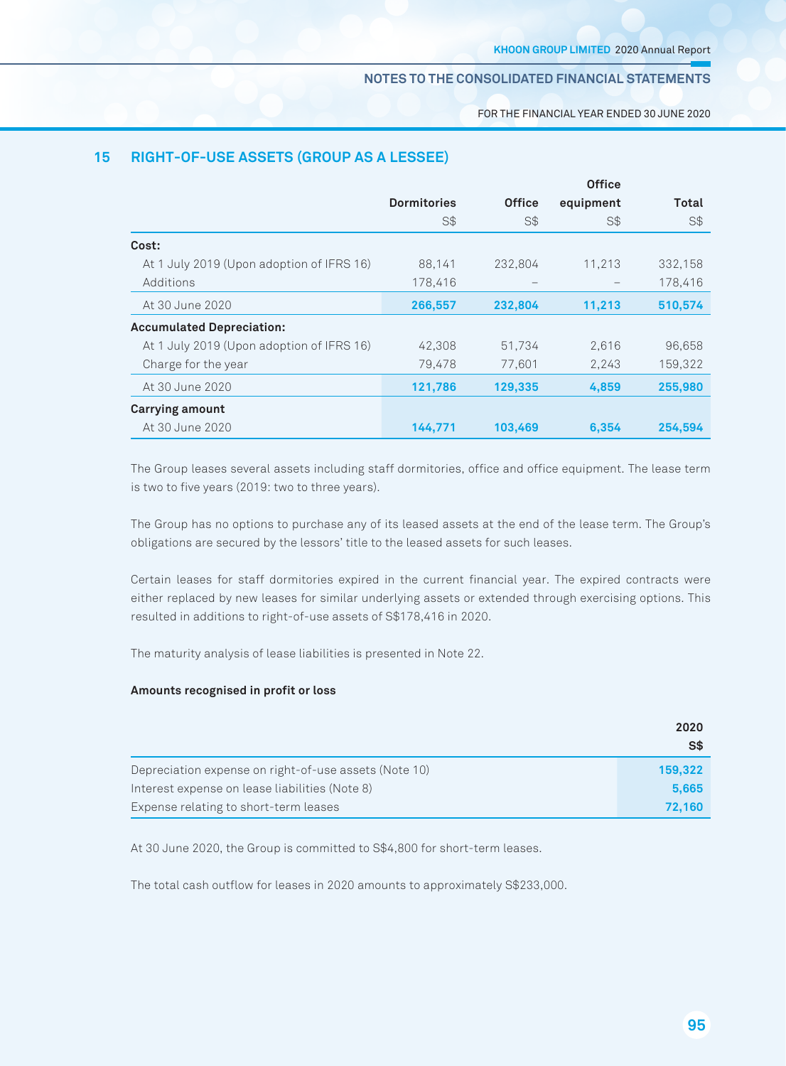## 15 RIGHT-OF-USE ASSETS (GROUP AS A LESSEE)

| | Dormitories | Office | Office equipment | Total |
|---|---|---|---|---|
| | S$ | S$ | S$ | S$ |
| **Cost:** | | | | |
| At 1 July 2019 (Upon adoption of IFRS 16) | 88,141 | 232,804 | 11,213 | 332,158 |
| Additions | 178,416 | – | – | 178,416 |
| At 30 June 2020 | **266,557** | **232,804** | **11,213** | **510,574** |
| **Accumulated Depreciation:** | | | | |
| At 1 July 2019 (Upon adoption of IFRS 16) | 42,308 | 51,734 | 2,616 | 96,658 |
| Charge for the year | 79,478 | 77,601 | 2,243 | 159,322 |
| At 30 June 2020 | **121,786** | **129,335** | **4,859** | **255,980** |
| **Carrying amount** | | | | |
| At 30 June 2020 | **144,771** | **103,469** | **6,354** | **254,594** |

The Group leases several assets including staff dormitories, office and office equipment. The lease term is two to five years (2019: two to three years).

The Group has no options to purchase any of its leased assets at the end of the lease term. The Group's obligations are secured by the lessors' title to the leased assets for such leases.

Certain leases for staff dormitories expired in the current financial year. The expired contracts were either replaced by new leases for similar underlying assets or extended through exercising options. This resulted in additions to right-of-use assets of S$178,416 in 2020.

The maturity analysis of lease liabilities is presented in Note 22.

**Amounts recognised in profit or loss**

| | 2020 |
|---|---|
| | S$ |
| Depreciation expense on right-of-use assets (Note 10) | **159,322** |
| Interest expense on lease liabilities (Note 8) | **5,665** |
| Expense relating to short-term leases | **72,160** |

At 30 June 2020, the Group is committed to S$4,800 for short-term leases.

The total cash outflow for leases in 2020 amounts to approximately S$233,000.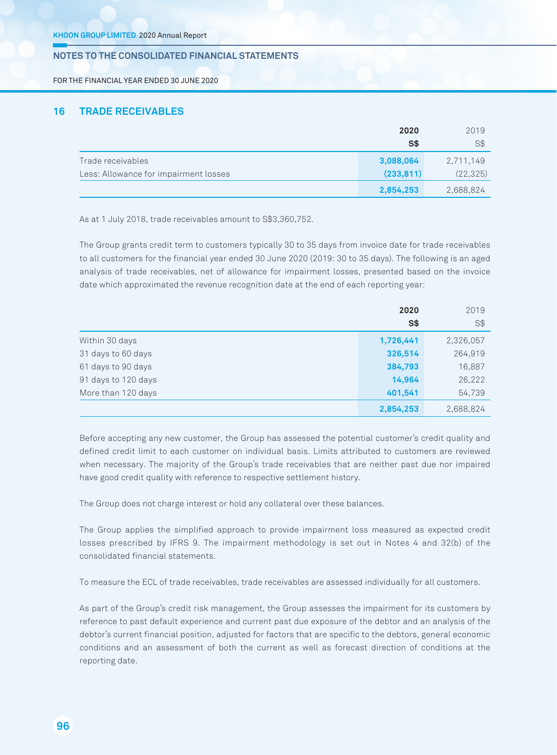## 16 TRADE RECEIVABLES

| | 2020 | 2019 |
|---|---|---|
| | S$ | S$ |
| Trade receivables | 3,088,064 | 2,711,149 |
| Less: Allowance for impairment losses | (233,811) | (22,325) |
| | 2,854,253 | 2,688,824 |

As at 1 July 2018, trade receivables amount to S$3,360,752.

The Group grants credit term to customers typically 30 to 35 days from invoice date for trade receivables to all customers for the financial year ended 30 June 2020 (2019: 30 to 35 days). The following is an aged analysis of trade receivables, net of allowance for impairment losses, presented based on the invoice date which approximated the revenue recognition date at the end of each reporting year:

| | 2020 | 2019 |
|---|---|---|
| | S$ | S$ |
| Within 30 days | 1,726,441 | 2,326,057 |
| 31 days to 60 days | 326,514 | 264,919 |
| 61 days to 90 days | 384,793 | 16,887 |
| 91 days to 120 days | 14,964 | 26,222 |
| More than 120 days | 401,541 | 54,739 |
| | 2,854,253 | 2,688,824 |

Before accepting any new customer, the Group has assessed the potential customer's credit quality and defined credit limit to each customer on individual basis. Limits attributed to customers are reviewed when necessary. The majority of the Group's trade receivables that are neither past due nor impaired have good credit quality with reference to respective settlement history.

The Group does not charge interest or hold any collateral over these balances.

The Group applies the simplified approach to provide impairment loss measured as expected credit losses prescribed by IFRS 9. The impairment methodology is set out in Notes 4 and 32(b) of the consolidated financial statements.

To measure the ECL of trade receivables, trade receivables are assessed individually for all customers.

As part of the Group's credit risk management, the Group assesses the impairment for its customers by reference to past default experience and current past due exposure of the debtor and an analysis of the debtor's current financial position, adjusted for factors that are specific to the debtors, general economic conditions and an assessment of both the current as well as forecast direction of conditions at the reporting date.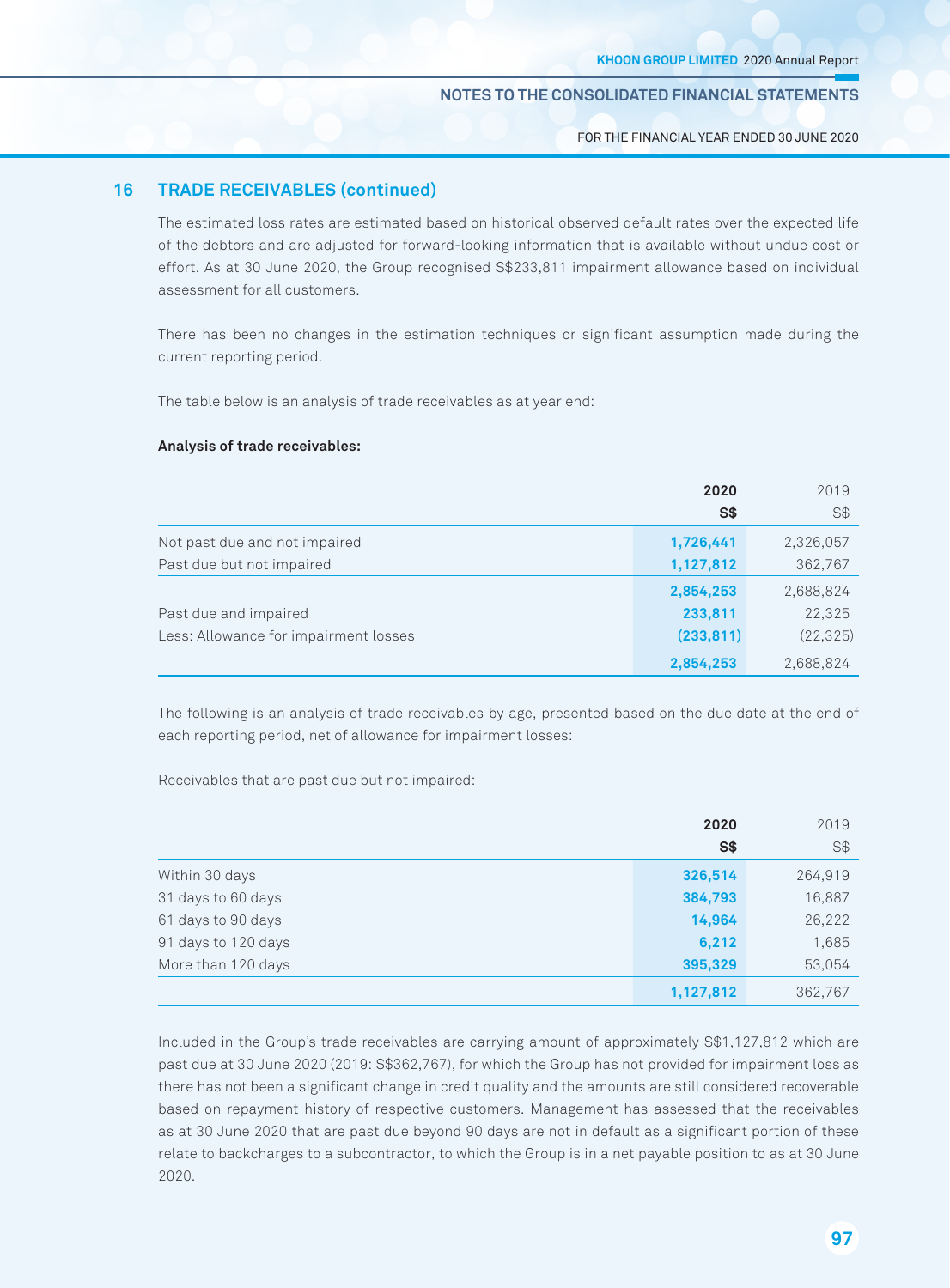## 16 TRADE RECEIVABLES (continued)

The estimated loss rates are estimated based on historical observed default rates over the expected life of the debtors and are adjusted for forward-looking information that is available without undue cost or effort. As at 30 June 2020, the Group recognised S$233,811 impairment allowance based on individual assessment for all customers.

There has been no changes in the estimation techniques or significant assumption made during the current reporting period.

The table below is an analysis of trade receivables as at year end:

**Analysis of trade receivables:**

| | 2020<br>S$ | 2019<br>S$ |
|---|---|---|
| Not past due and not impaired | 1,726,441 | 2,326,057 |
| Past due but not impaired | 1,127,812 | 362,767 |
| | 2,854,253 | 2,688,824 |
| Past due and impaired | 233,811 | 22,325 |
| Less: Allowance for impairment losses | (233,811) | (22,325) |
| | 2,854,253 | 2,688,824 |

The following is an analysis of trade receivables by age, presented based on the due date at the end of each reporting period, net of allowance for impairment losses:

Receivables that are past due but not impaired:

| | 2020<br>S$ | 2019<br>S$ |
|---|---|---|
| Within 30 days | 326,514 | 264,919 |
| 31 days to 60 days | 384,793 | 16,887 |
| 61 days to 90 days | 14,964 | 26,222 |
| 91 days to 120 days | 6,212 | 1,685 |
| More than 120 days | 395,329 | 53,054 |
| | 1,127,812 | 362,767 |

Included in the Group's trade receivables are carrying amount of approximately S$1,127,812 which are past due at 30 June 2020 (2019: S$362,767), for which the Group has not provided for impairment loss as there has not been a significant change in credit quality and the amounts are still considered recoverable based on repayment history of respective customers. Management has assessed that the receivables as at 30 June 2020 that are past due beyond 90 days are not in default as a significant portion of these relate to backcharges to a subcontractor, to which the Group is in a net payable position to as at 30 June 2020.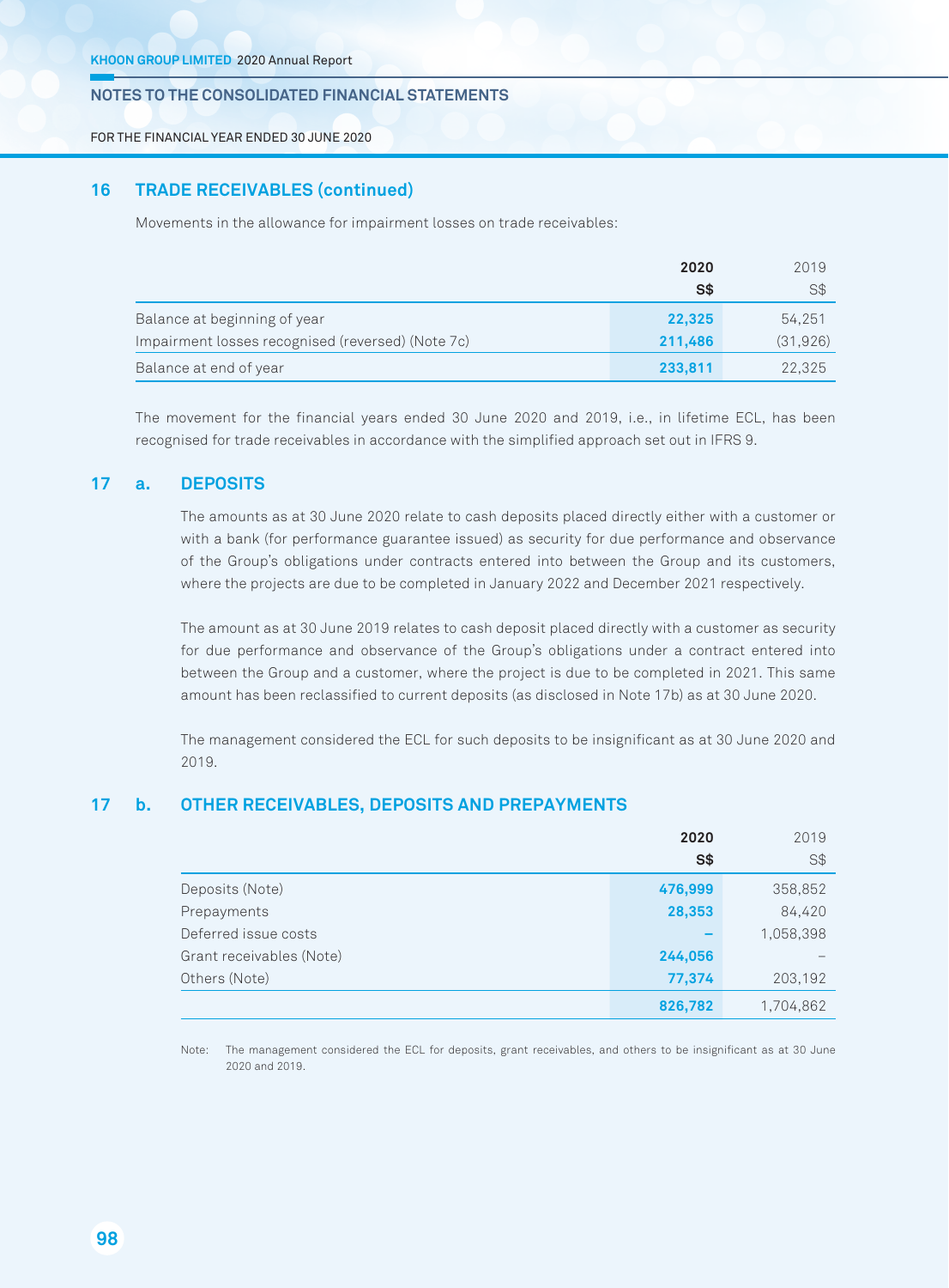## 16 TRADE RECEIVABLES (continued)

Movements in the allowance for impairment losses on trade receivables:

| | 2020<br>S$ | 2019<br>S$ |
|---|---|---|
| Balance at beginning of year | 22,325 | 54,251 |
| Impairment losses recognised (reversed) (Note 7c) | 211,486 | (31,926) |
| Balance at end of year | 233,811 | 22,325 |

The movement for the financial years ended 30 June 2020 and 2019, i.e., in lifetime ECL, has been recognised for trade receivables in accordance with the simplified approach set out in IFRS 9.

## 17 a. DEPOSITS

The amounts as at 30 June 2020 relate to cash deposits placed directly either with a customer or with a bank (for performance guarantee issued) as security for due performance and observance of the Group's obligations under contracts entered into between the Group and its customers, where the projects are due to be completed in January 2022 and December 2021 respectively.

The amount as at 30 June 2019 relates to cash deposit placed directly with a customer as security for due performance and observance of the Group's obligations under a contract entered into between the Group and a customer, where the project is due to be completed in 2021. This same amount has been reclassified to current deposits (as disclosed in Note 17b) as at 30 June 2020.

The management considered the ECL for such deposits to be insignificant as at 30 June 2020 and 2019.

## 17 b. OTHER RECEIVABLES, DEPOSITS AND PREPAYMENTS

| | 2020<br>S$ | 2019<br>S$ |
|---|---|---|
| Deposits (Note) | 476,999 | 358,852 |
| Prepayments | 28,353 | 84,420 |
| Deferred issue costs | – | 1,058,398 |
| Grant receivables (Note) | 244,056 | – |
| Others (Note) | 77,374 | 203,192 |
| | 826,782 | 1,704,862 |

Note: The management considered the ECL for deposits, grant receivables, and others to be insignificant as at 30 June 2020 and 2019.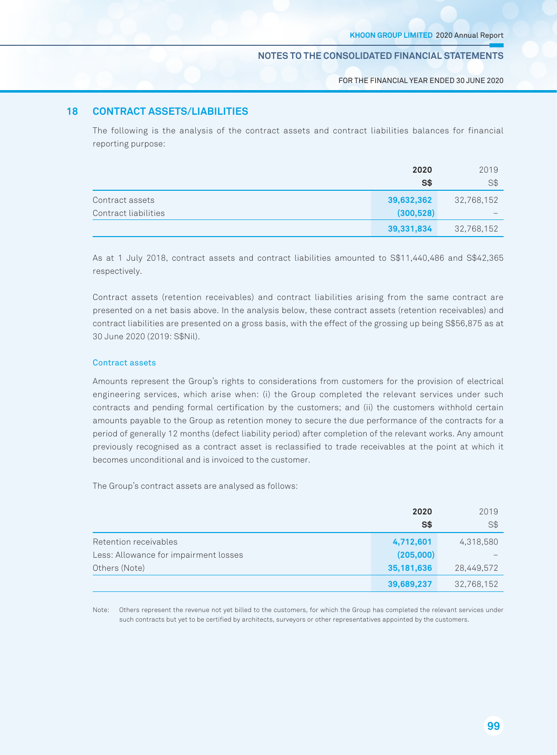## 18 CONTRACT ASSETS/LIABILITIES

The following is the analysis of the contract assets and contract liabilities balances for financial reporting purpose:

| | **2020** | 2019 |
|---|---|---|
| | **S$** | S$ |
| Contract assets | **39,632,362** | 32,768,152 |
| Contract liabilities | **(300,528)** | – |
| | **39,331,834** | 32,768,152 |

As at 1 July 2018, contract assets and contract liabilities amounted to S$11,440,486 and S$42,365 respectively.

Contract assets (retention receivables) and contract liabilities arising from the same contract are presented on a net basis above. In the analysis below, these contract assets (retention receivables) and contract liabilities are presented on a gross basis, with the effect of the grossing up being S$56,875 as at 30 June 2020 (2019: S$Nil).

### Contract assets

Amounts represent the Group's rights to considerations from customers for the provision of electrical engineering services, which arise when: (i) the Group completed the relevant services under such contracts and pending formal certification by the customers; and (ii) the customers withhold certain amounts payable to the Group as retention money to secure the due performance of the contracts for a period of generally 12 months (defect liability period) after completion of the relevant works. Any amount previously recognised as a contract asset is reclassified to trade receivables at the point at which it becomes unconditional and is invoiced to the customer.

The Group's contract assets are analysed as follows:

| | **2020** | 2019 |
|---|---|---|
| | **S$** | S$ |
| Retention receivables | **4,712,601** | 4,318,580 |
| Less: Allowance for impairment losses | **(205,000)** | – |
| Others (Note) | **35,181,636** | 28,449,572 |
| | **39,689,237** | 32,768,152 |

Note: Others represent the revenue not yet billed to the customers, for which the Group has completed the relevant services under such contracts but yet to be certified by architects, surveyors or other representatives appointed by the customers.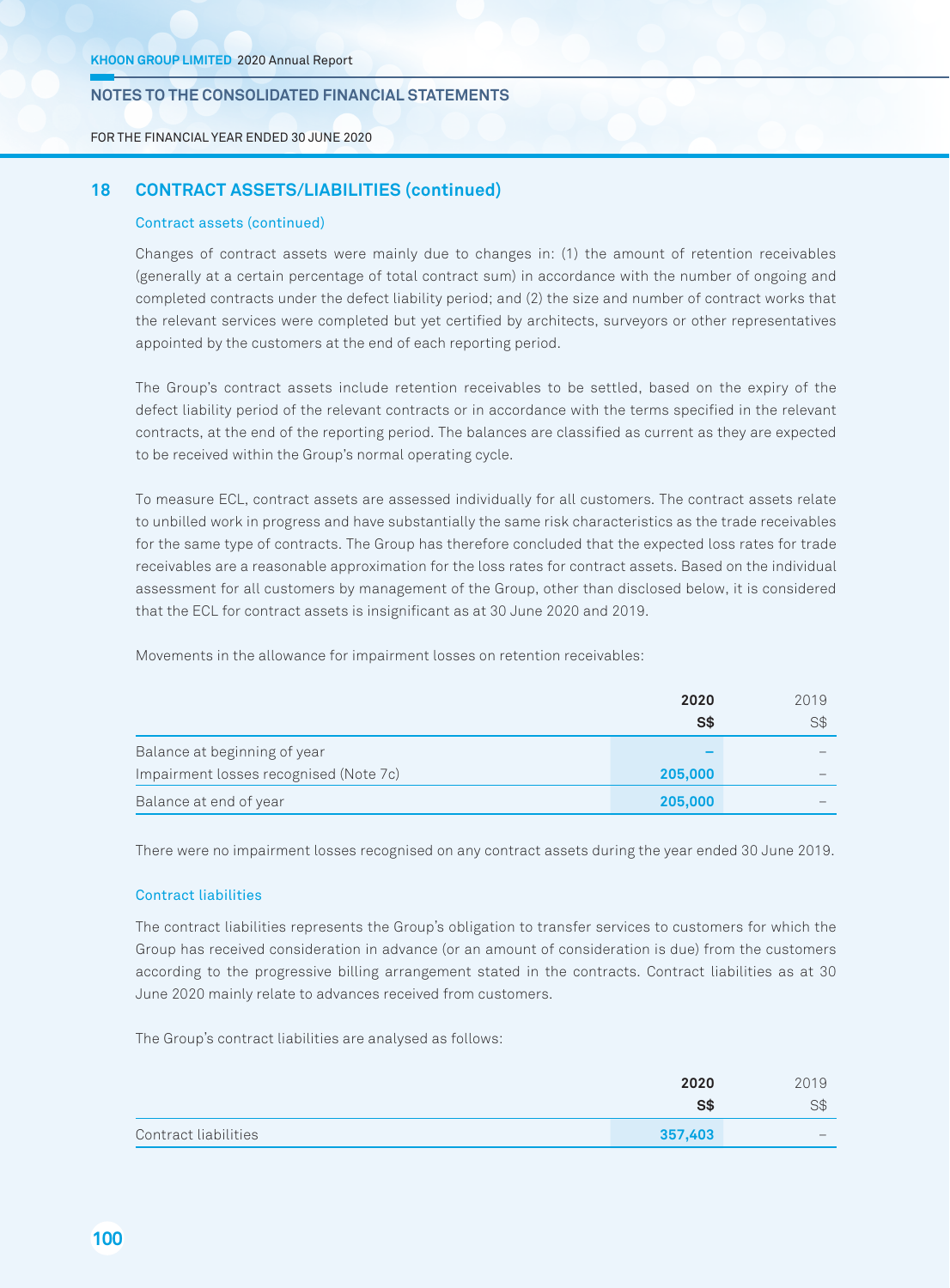## 18 CONTRACT ASSETS/LIABILITIES (continued)

### Contract assets (continued)

Changes of contract assets were mainly due to changes in: (1) the amount of retention receivables (generally at a certain percentage of total contract sum) in accordance with the number of ongoing and completed contracts under the defect liability period; and (2) the size and number of contract works that the relevant services were completed but yet certified by architects, surveyors or other representatives appointed by the customers at the end of each reporting period.

The Group's contract assets include retention receivables to be settled, based on the expiry of the defect liability period of the relevant contracts or in accordance with the terms specified in the relevant contracts, at the end of the reporting period. The balances are classified as current as they are expected to be received within the Group's normal operating cycle.

To measure ECL, contract assets are assessed individually for all customers. The contract assets relate to unbilled work in progress and have substantially the same risk characteristics as the trade receivables for the same type of contracts. The Group has therefore concluded that the expected loss rates for trade receivables are a reasonable approximation for the loss rates for contract assets. Based on the individual assessment for all customers by management of the Group, other than disclosed below, it is considered that the ECL for contract assets is insignificant as at 30 June 2020 and 2019.

Movements in the allowance for impairment losses on retention receivables:

| | **2020** | 2019 |
|---|---|---|
| | **S$** | S$ |
| Balance at beginning of year | **–** | – |
| Impairment losses recognised (Note 7c) | **205,000** | – |
| Balance at end of year | **205,000** | – |

There were no impairment losses recognised on any contract assets during the year ended 30 June 2019.

### Contract liabilities

The contract liabilities represents the Group's obligation to transfer services to customers for which the Group has received consideration in advance (or an amount of consideration is due) from the customers according to the progressive billing arrangement stated in the contracts. Contract liabilities as at 30 June 2020 mainly relate to advances received from customers.

The Group's contract liabilities are analysed as follows:

| | **2020** | 2019 |
|---|---|---|
| | **S$** | S$ |
| Contract liabilities | **357,403** | – |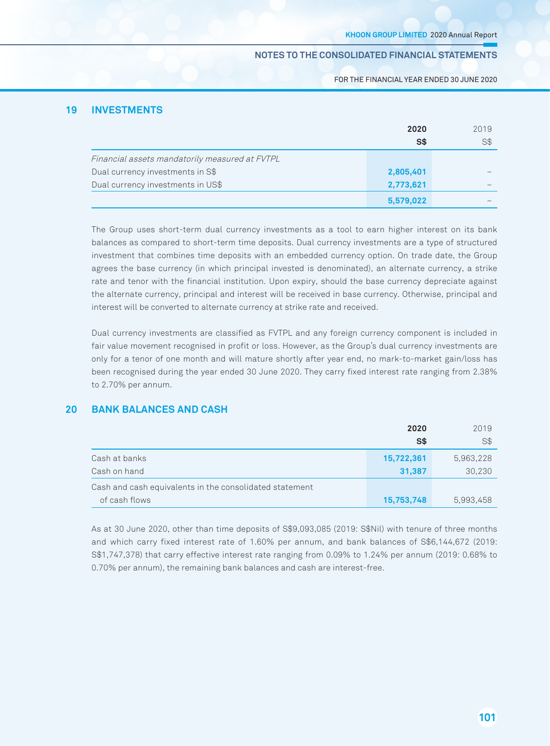## 19 INVESTMENTS

| | 2020<br>S$ | 2019<br>S$ |
|---|---|---|
| *Financial assets mandatorily measured at FVTPL* | | |
| Dual currency investments in S$ | 2,805,401 | – |
| Dual currency investments in US$ | 2,773,621 | – |
| | 5,579,022 | – |

The Group uses short-term dual currency investments as a tool to earn higher interest on its bank balances as compared to short-term time deposits. Dual currency investments are a type of structured investment that combines time deposits with an embedded currency option. On trade date, the Group agrees the base currency (in which principal invested is denominated), an alternate currency, a strike rate and tenor with the financial institution. Upon expiry, should the base currency depreciate against the alternate currency, principal and interest will be received in base currency. Otherwise, principal and interest will be converted to alternate currency at strike rate and received.

Dual currency investments are classified as FVTPL and any foreign currency component is included in fair value movement recognised in profit or loss. However, as the Group's dual currency investments are only for a tenor of one month and will mature shortly after year end, no mark-to-market gain/loss has been recognised during the year ended 30 June 2020. They carry fixed interest rate ranging from 2.38% to 2.70% per annum.

## 20 BANK BALANCES AND CASH

| | 2020<br>S$ | 2019<br>S$ |
|---|---|---|
| Cash at banks | 15,722,361 | 5,963,228 |
| Cash on hand | 31,387 | 30,230 |
| Cash and cash equivalents in the consolidated statement of cash flows | 15,753,748 | 5,993,458 |

As at 30 June 2020, other than time deposits of S$9,093,085 (2019: S$Nil) with tenure of three months and which carry fixed interest rate of 1.60% per annum, and bank balances of S$6,144,672 (2019: S$1,747,378) that carry effective interest rate ranging from 0.09% to 1.24% per annum (2019: 0.68% to 0.70% per annum), the remaining bank balances and cash are interest-free.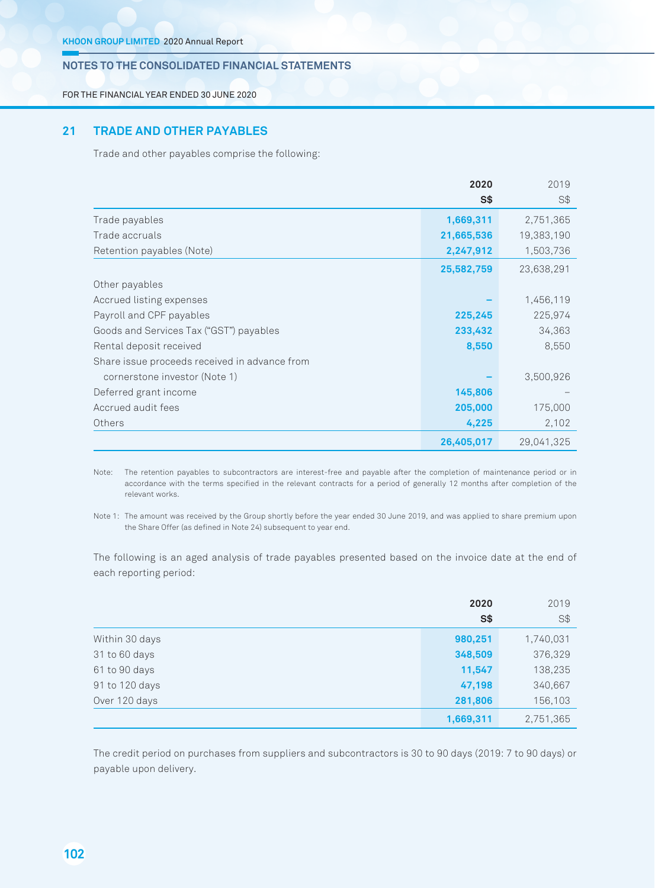## 21 TRADE AND OTHER PAYABLES

Trade and other payables comprise the following:

| | 2020 | 2019 |
|---|---|---|
| | S$ | S$ |
| Trade payables | 1,669,311 | 2,751,365 |
| Trade accruals | 21,665,536 | 19,383,190 |
| Retention payables (Note) | 2,247,912 | 1,503,736 |
| | 25,582,759 | 23,638,291 |
| Other payables | | |
| Accrued listing expenses | – | 1,456,119 |
| Payroll and CPF payables | 225,245 | 225,974 |
| Goods and Services Tax ("GST") payables | 233,432 | 34,363 |
| Rental deposit received | 8,550 | 8,550 |
| Share issue proceeds received in advance from cornerstone investor (Note 1) | – | 3,500,926 |
| Deferred grant income | 145,806 | – |
| Accrued audit fees | 205,000 | 175,000 |
| Others | 4,225 | 2,102 |
| | 26,405,017 | 29,041,325 |

Note: The retention payables to subcontractors are interest-free and payable after the completion of maintenance period or in accordance with the terms specified in the relevant contracts for a period of generally 12 months after completion of the relevant works.

Note 1: The amount was received by the Group shortly before the year ended 30 June 2019, and was applied to share premium upon the Share Offer (as defined in Note 24) subsequent to year end.

The following is an aged analysis of trade payables presented based on the invoice date at the end of each reporting period:

| | 2020 | 2019 |
|---|---|---|
| | S$ | S$ |
| Within 30 days | 980,251 | 1,740,031 |
| 31 to 60 days | 348,509 | 376,329 |
| 61 to 90 days | 11,547 | 138,235 |
| 91 to 120 days | 47,198 | 340,667 |
| Over 120 days | 281,806 | 156,103 |
| | 1,669,311 | 2,751,365 |

The credit period on purchases from suppliers and subcontractors is 30 to 90 days (2019: 7 to 90 days) or payable upon delivery.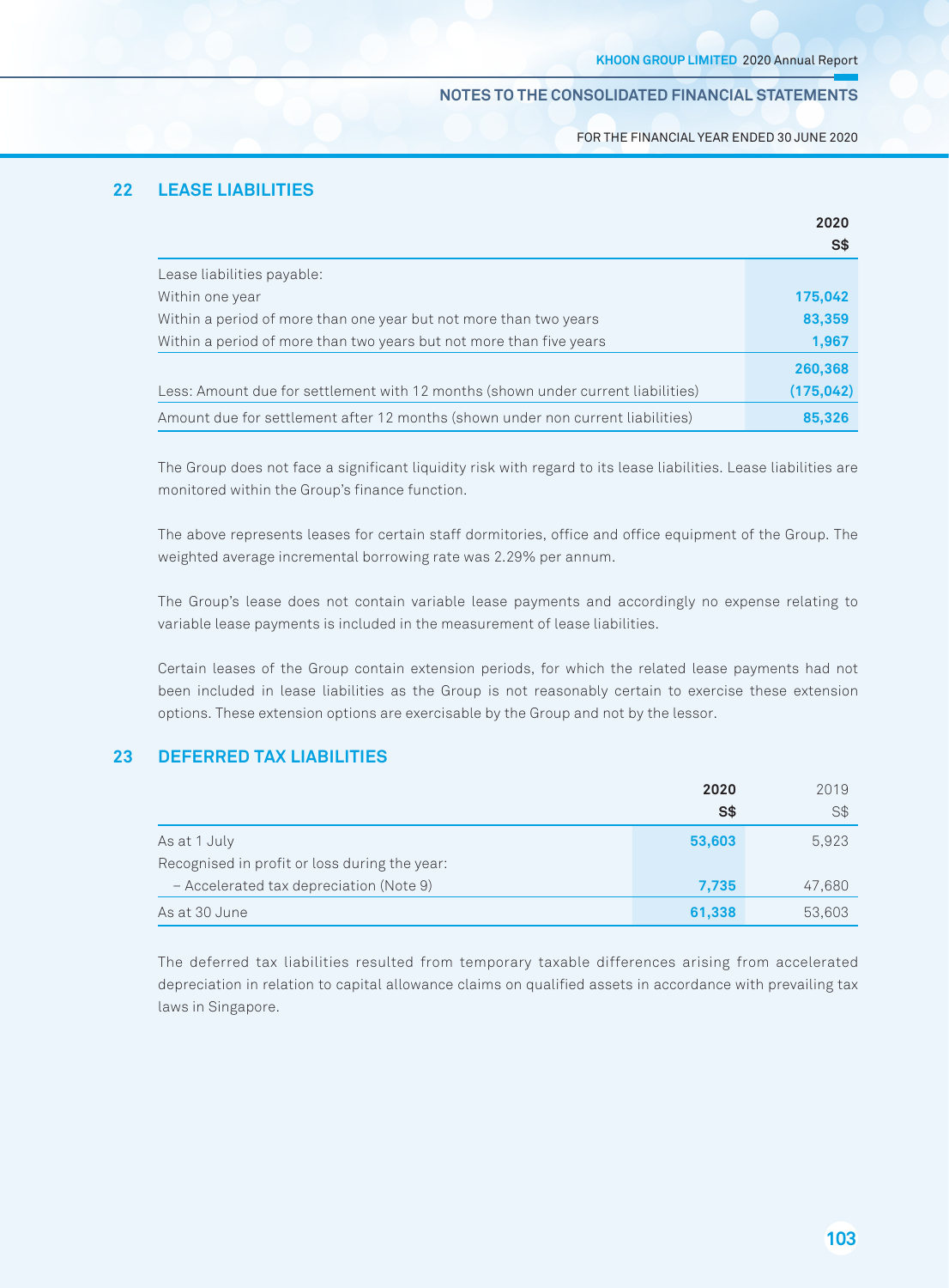## 22 LEASE LIABILITIES

| | 2020 |
|---|---|
| | S$ |
| Lease liabilities payable: | |
| Within one year | 175,042 |
| Within a period of more than one year but not more than two years | 83,359 |
| Within a period of more than two years but not more than five years | 1,967 |
| | 260,368 |
| Less: Amount due for settlement with 12 months (shown under current liabilities) | (175,042) |
| Amount due for settlement after 12 months (shown under non current liabilities) | 85,326 |

The Group does not face a significant liquidity risk with regard to its lease liabilities. Lease liabilities are monitored within the Group's finance function.

The above represents leases for certain staff dormitories, office and office equipment of the Group. The weighted average incremental borrowing rate was 2.29% per annum.

The Group's lease does not contain variable lease payments and accordingly no expense relating to variable lease payments is included in the measurement of lease liabilities.

Certain leases of the Group contain extension periods, for which the related lease payments had not been included in lease liabilities as the Group is not reasonably certain to exercise these extension options. These extension options are exercisable by the Group and not by the lessor.

## 23 DEFERRED TAX LIABILITIES

| | 2020 | 2019 |
|---|---|---|
| | S$ | S$ |
| As at 1 July | 53,603 | 5,923 |
| Recognised in profit or loss during the year: | | |
| – Accelerated tax depreciation (Note 9) | 7,735 | 47,680 |
| As at 30 June | 61,338 | 53,603 |

The deferred tax liabilities resulted from temporary taxable differences arising from accelerated depreciation in relation to capital allowance claims on qualified assets in accordance with prevailing tax laws in Singapore.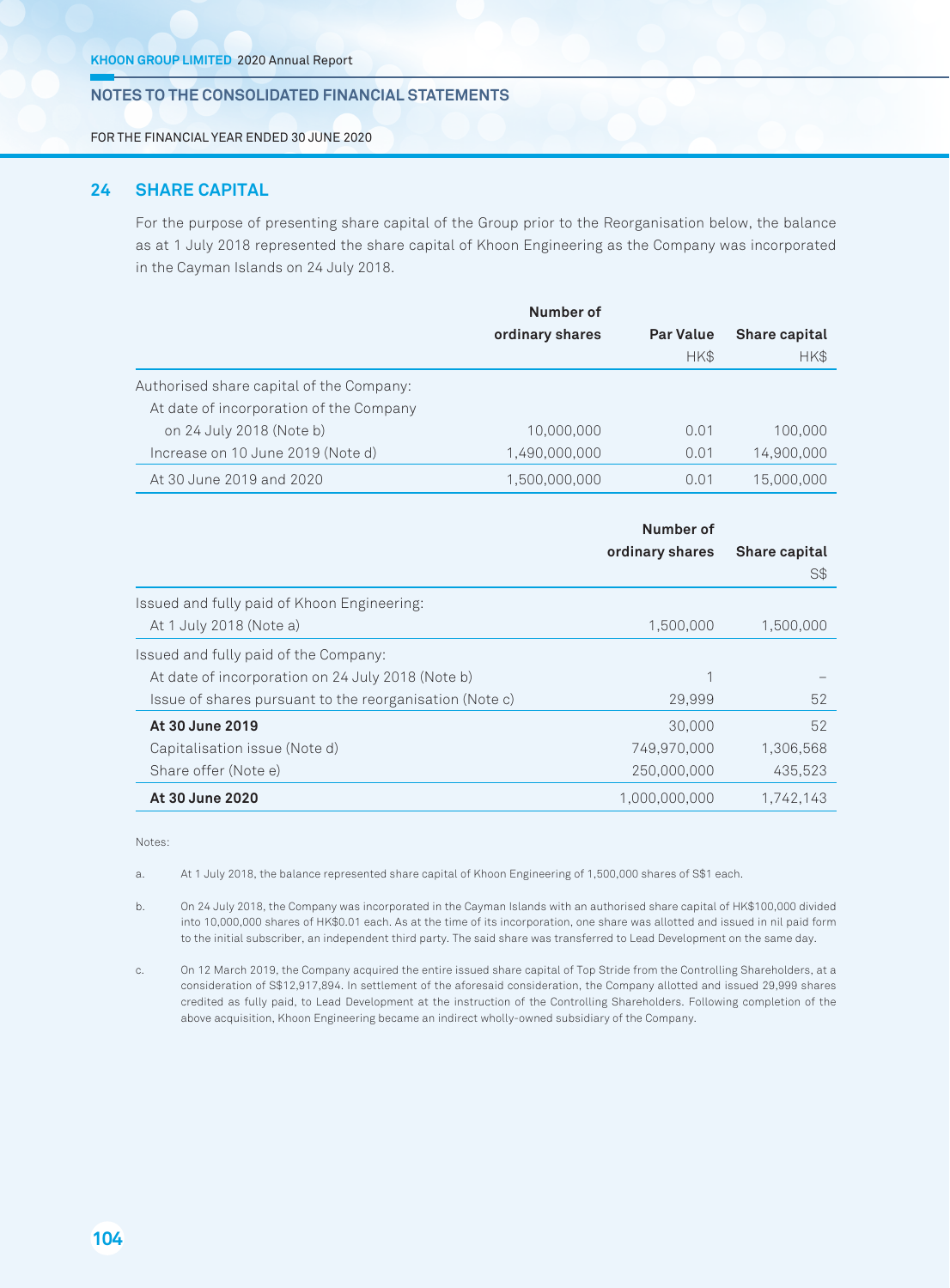## 24 SHARE CAPITAL

For the purpose of presenting share capital of the Group prior to the Reorganisation below, the balance as at 1 July 2018 represented the share capital of Khoon Engineering as the Company was incorporated in the Cayman Islands on 24 July 2018.

| | Number of ordinary shares | Par Value | Share capital |
|---|---|---|---|
| | | HK$ | HK$ |
| Authorised share capital of the Company: | | | |
| At date of incorporation of the Company on 24 July 2018 (Note b) | 10,000,000 | 0.01 | 100,000 |
| Increase on 10 June 2019 (Note d) | 1,490,000,000 | 0.01 | 14,900,000 |
| At 30 June 2019 and 2020 | 1,500,000,000 | 0.01 | 15,000,000 |

| | Number of ordinary shares | Share capital |
|---|---|---|
| | | S$ |
| Issued and fully paid of Khoon Engineering: | | |
| At 1 July 2018 (Note a) | 1,500,000 | 1,500,000 |
| Issued and fully paid of the Company: | | |
| At date of incorporation on 24 July 2018 (Note b) | 1 | – |
| Issue of shares pursuant to the reorganisation (Note c) | 29,999 | 52 |
| **At 30 June 2019** | 30,000 | 52 |
| Capitalisation issue (Note d) | 749,970,000 | 1,306,568 |
| Share offer (Note e) | 250,000,000 | 435,523 |
| **At 30 June 2020** | 1,000,000,000 | 1,742,143 |

Notes:

a. At 1 July 2018, the balance represented share capital of Khoon Engineering of 1,500,000 shares of S$1 each.

b. On 24 July 2018, the Company was incorporated in the Cayman Islands with an authorised share capital of HK$100,000 divided into 10,000,000 shares of HK$0.01 each. As at the time of its incorporation, one share was allotted and issued in nil paid form to the initial subscriber, an independent third party. The said share was transferred to Lead Development on the same day.

c. On 12 March 2019, the Company acquired the entire issued share capital of Top Stride from the Controlling Shareholders, at a consideration of S$12,917,894. In settlement of the aforesaid consideration, the Company allotted and issued 29,999 shares credited as fully paid, to Lead Development at the instruction of the Controlling Shareholders. Following completion of the above acquisition, Khoon Engineering became an indirect wholly-owned subsidiary of the Company.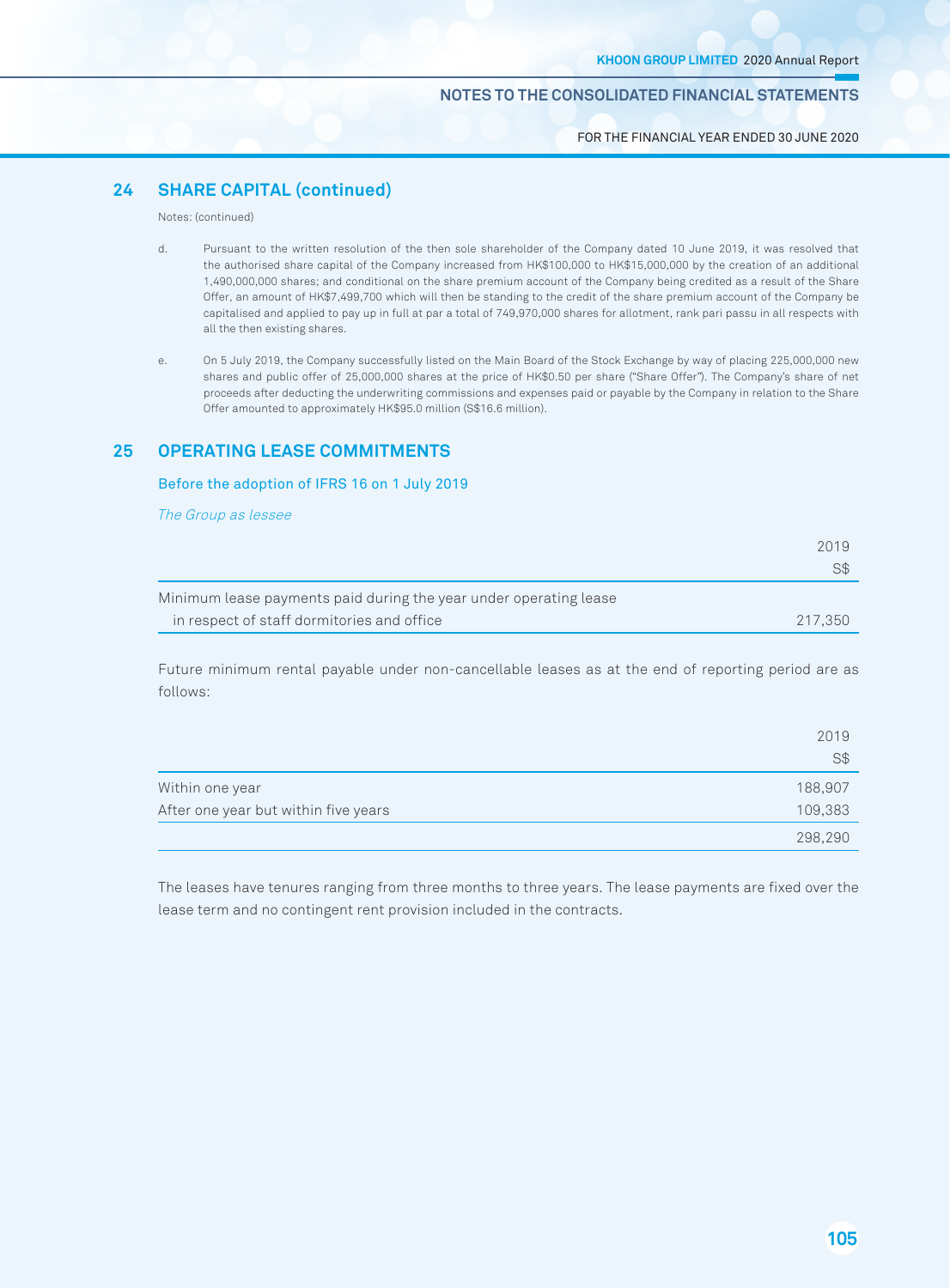## 24 SHARE CAPITAL (continued)

Notes: (continued)

d. Pursuant to the written resolution of the then sole shareholder of the Company dated 10 June 2019, it was resolved that the authorised share capital of the Company increased from HK$100,000 to HK$15,000,000 by the creation of an additional 1,490,000,000 shares; and conditional on the share premium account of the Company being credited as a result of the Share Offer, an amount of HK$7,499,700 which will then be standing to the credit of the share premium account of the Company be capitalised and applied to pay up in full at par a total of 749,970,000 shares for allotment, rank pari passu in all respects with all the then existing shares.

e. On 5 July 2019, the Company successfully listed on the Main Board of the Stock Exchange by way of placing 225,000,000 new shares and public offer of 25,000,000 shares at the price of HK$0.50 per share ("Share Offer"). The Company's share of net proceeds after deducting the underwriting commissions and expenses paid or payable by the Company in relation to the Share Offer amounted to approximately HK$95.0 million (S$16.6 million).

## 25 OPERATING LEASE COMMITMENTS

### Before the adoption of IFRS 16 on 1 July 2019

*The Group as lessee*

| | 2019 |
|---|---|
| | S$ |
| Minimum lease payments paid during the year under operating lease in respect of staff dormitories and office | 217,350 |

Future minimum rental payable under non-cancellable leases as at the end of reporting period are as follows:

| | 2019 |
|---|---|
| | S$ |
| Within one year | 188,907 |
| After one year but within five years | 109,383 |
| | 298,290 |

The leases have tenures ranging from three months to three years. The lease payments are fixed over the lease term and no contingent rent provision included in the contracts.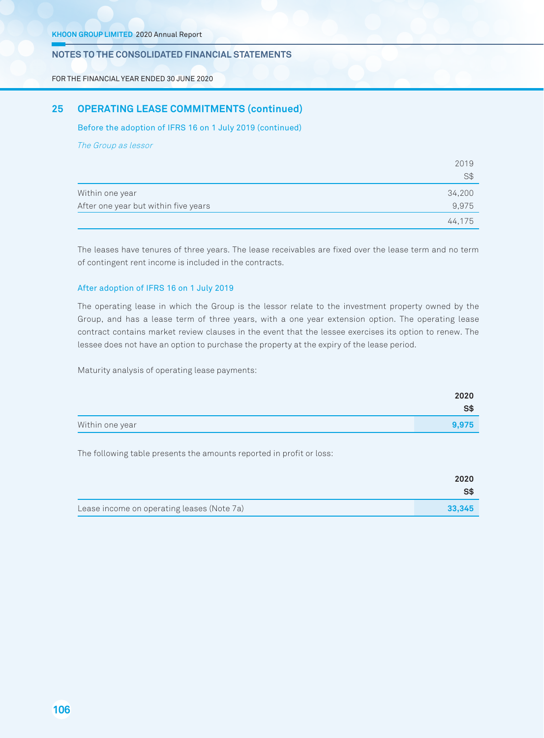## 25 OPERATING LEASE COMMITMENTS (continued)

### Before the adoption of IFRS 16 on 1 July 2019 (continued)

*The Group as lessor*

| | 2019<br>S$ |
|---|---|
| Within one year | 34,200 |
| After one year but within five years | 9,975 |
| | 44,175 |

The leases have tenures of three years. The lease receivables are fixed over the lease term and no term of contingent rent income is included in the contracts.

### After adoption of IFRS 16 on 1 July 2019

The operating lease in which the Group is the lessor relate to the investment property owned by the Group, and has a lease term of three years, with a one year extension option. The operating lease contract contains market review clauses in the event that the lessee exercises its option to renew. The lessee does not have an option to purchase the property at the expiry of the lease period.

Maturity analysis of operating lease payments:

| | **2020**<br>**S$** |
|---|---|
| Within one year | **9,975** |

The following table presents the amounts reported in profit or loss:

| | **2020**<br>**S$** |
|---|---|
| Lease income on operating leases (Note 7a) | **33,345** |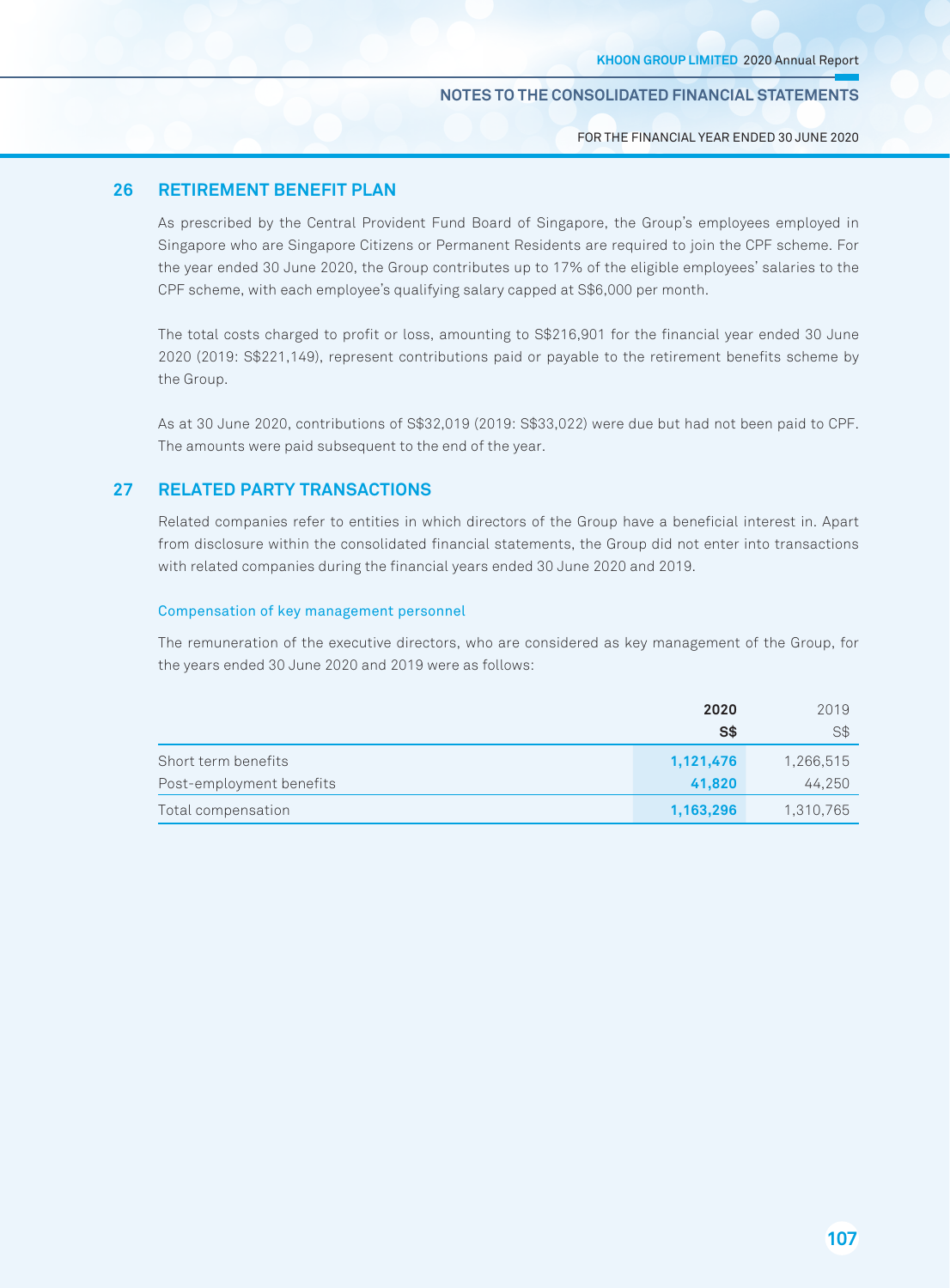## 26 RETIREMENT BENEFIT PLAN

As prescribed by the Central Provident Fund Board of Singapore, the Group's employees employed in Singapore who are Singapore Citizens or Permanent Residents are required to join the CPF scheme. For the year ended 30 June 2020, the Group contributes up to 17% of the eligible employees' salaries to the CPF scheme, with each employee's qualifying salary capped at S$6,000 per month.

The total costs charged to profit or loss, amounting to S$216,901 for the financial year ended 30 June 2020 (2019: S$221,149), represent contributions paid or payable to the retirement benefits scheme by the Group.

As at 30 June 2020, contributions of S$32,019 (2019: S$33,022) were due but had not been paid to CPF. The amounts were paid subsequent to the end of the year.

## 27 RELATED PARTY TRANSACTIONS

Related companies refer to entities in which directors of the Group have a beneficial interest in. Apart from disclosure within the consolidated financial statements, the Group did not enter into transactions with related companies during the financial years ended 30 June 2020 and 2019.

### Compensation of key management personnel

The remuneration of the executive directors, who are considered as key management of the Group, for the years ended 30 June 2020 and 2019 were as follows:

| | **2020** | 2019 |
|---|---|---|
| | **S$** | S$ |
| Short term benefits | **1,121,476** | 1,266,515 |
| Post-employment benefits | **41,820** | 44,250 |
| Total compensation | **1,163,296** | 1,310,765 |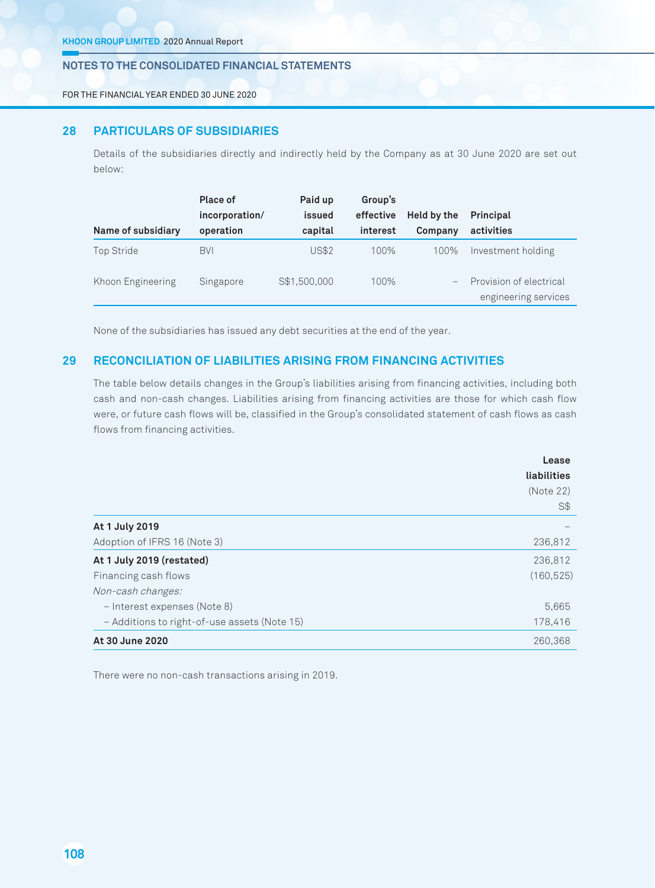## 28 PARTICULARS OF SUBSIDIARIES

Details of the subsidiaries directly and indirectly held by the Company as at 30 June 2020 are set out below:

| Name of subsidiary | Place of incorporation/ operation | Paid up issued capital | Group's effective interest | Held by the Company | Principal activities |
|---|---|---|---|---|---|
| Top Stride | BVI | US$2 | 100% | 100% | Investment holding |
| Khoon Engineering | Singapore | S$1,500,000 | 100% | – | Provision of electrical engineering services |

None of the subsidiaries has issued any debt securities at the end of the year.

## 29 RECONCILIATION OF LIABILITIES ARISING FROM FINANCING ACTIVITIES

The table below details changes in the Group's liabilities arising from financing activities, including both cash and non-cash changes. Liabilities arising from financing activities are those for which cash flow were, or future cash flows will be, classified in the Group's consolidated statement of cash flows as cash flows from financing activities.

| | Lease liabilities (Note 22) S$ |
|---|---|
| **At 1 July 2019** | – |
| Adoption of IFRS 16 (Note 3) | 236,812 |
| **At 1 July 2019 (restated)** | 236,812 |
| Financing cash flows | (160,525) |
| *Non-cash changes:* | |
| – Interest expenses (Note 8) | 5,665 |
| – Additions to right-of-use assets (Note 15) | 178,416 |
| **At 30 June 2020** | 260,368 |

There were no non-cash transactions arising in 2019.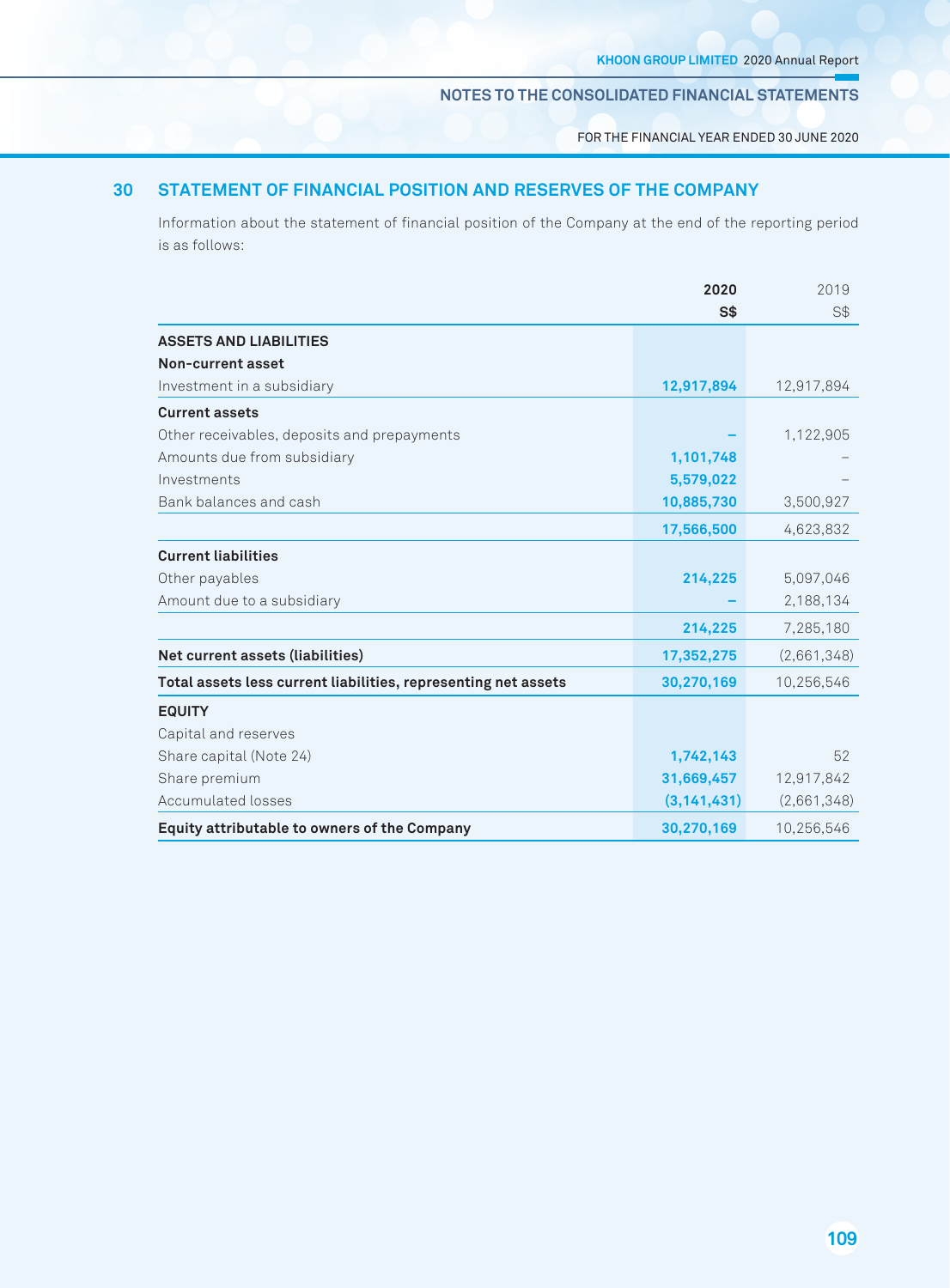## 30 STATEMENT OF FINANCIAL POSITION AND RESERVES OF THE COMPANY

Information about the statement of financial position of the Company at the end of the reporting period is as follows:

| | 2020 S$ | 2019 S$ |
|---|---|---|
| **ASSETS AND LIABILITIES** | | |
| **Non-current asset** | | |
| Investment in a subsidiary | 12,917,894 | 12,917,894 |
| **Current assets** | | |
| Other receivables, deposits and prepayments | – | 1,122,905 |
| Amounts due from subsidiary | 1,101,748 | – |
| Investments | 5,579,022 | – |
| Bank balances and cash | 10,885,730 | 3,500,927 |
| | 17,566,500 | 4,623,832 |
| **Current liabilities** | | |
| Other payables | 214,225 | 5,097,046 |
| Amount due to a subsidiary | – | 2,188,134 |
| | 214,225 | 7,285,180 |
| **Net current assets (liabilities)** | 17,352,275 | (2,661,348) |
| **Total assets less current liabilities, representing net assets** | 30,270,169 | 10,256,546 |
| **EQUITY** | | |
| Capital and reserves | | |
| Share capital (Note 24) | 1,742,143 | 52 |
| Share premium | 31,669,457 | 12,917,842 |
| Accumulated losses | (3,141,431) | (2,661,348) |
| **Equity attributable to owners of the Company** | 30,270,169 | 10,256,546 |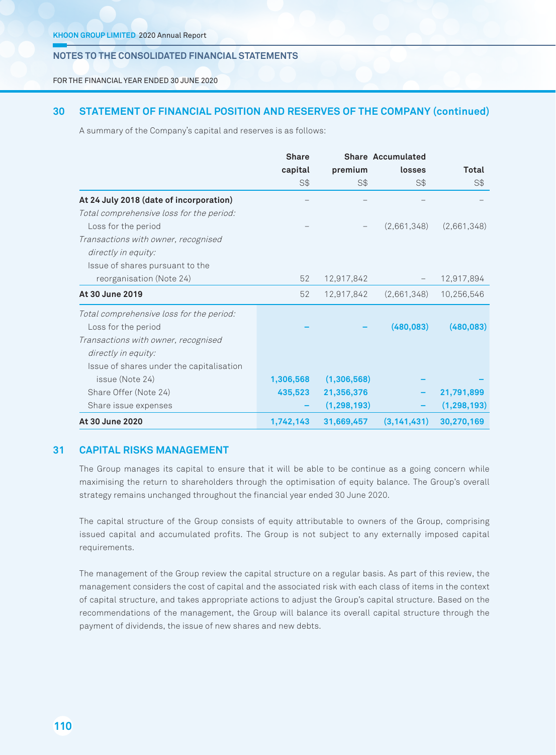## 30 STATEMENT OF FINANCIAL POSITION AND RESERVES OF THE COMPANY (continued)

A summary of the Company's capital and reserves is as follows:

| | Share capital S$ | Share premium S$ | Accumulated losses S$ | Total S$ |
|---|---|---|---|---|
| **At 24 July 2018 (date of incorporation)** | – | – | – | – |
| *Total comprehensive loss for the period:* | | | | |
| Loss for the period | – | – | (2,661,348) | (2,661,348) |
| *Transactions with owner, recognised directly in equity:* | | | | |
| Issue of shares pursuant to the reorganisation (Note 24) | 52 | 12,917,842 | – | 12,917,894 |
| **At 30 June 2019** | 52 | 12,917,842 | (2,661,348) | 10,256,546 |
| *Total comprehensive loss for the period:* | | | | |
| Loss for the period | **–** | **–** | **(480,083)** | **(480,083)** |
| *Transactions with owner, recognised directly in equity:* | | | | |
| Issue of shares under the capitalisation issue (Note 24) | **1,306,568** | **(1,306,568)** | **–** | **–** |
| Share Offer (Note 24) | **435,523** | **21,356,376** | **–** | **21,791,899** |
| Share issue expenses | **–** | **(1,298,193)** | **–** | **(1,298,193)** |
| **At 30 June 2020** | **1,742,143** | **31,669,457** | **(3,141,431)** | **30,270,169** |

## 31 CAPITAL RISKS MANAGEMENT

The Group manages its capital to ensure that it will be able to be continue as a going concern while maximising the return to shareholders through the optimisation of equity balance. The Group's overall strategy remains unchanged throughout the financial year ended 30 June 2020.

The capital structure of the Group consists of equity attributable to owners of the Group, comprising issued capital and accumulated profits. The Group is not subject to any externally imposed capital requirements.

The management of the Group review the capital structure on a regular basis. As part of this review, the management considers the cost of capital and the associated risk with each class of items in the context of capital structure, and takes appropriate actions to adjust the Group's capital structure. Based on the recommendations of the management, the Group will balance its overall capital structure through the payment of dividends, the issue of new shares and new debts.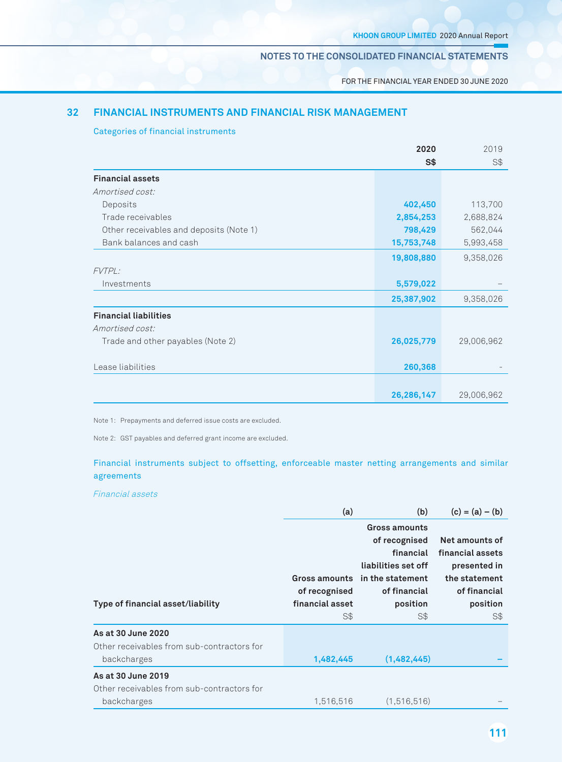## 32 FINANCIAL INSTRUMENTS AND FINANCIAL RISK MANAGEMENT

### Categories of financial instruments

| | 2020 S$ | 2019 S$ |
|---|---|---|
| **Financial assets** | | |
| *Amortised cost:* | | |
| Deposits | 402,450 | 113,700 |
| Trade receivables | 2,854,253 | 2,688,824 |
| Other receivables and deposits (Note 1) | 798,429 | 562,044 |
| Bank balances and cash | 15,753,748 | 5,993,458 |
| | 19,808,880 | 9,358,026 |
| *FVTPL:* | | |
| Investments | 5,579,022 | – |
| | 25,387,902 | 9,358,026 |
| **Financial liabilities** | | |
| *Amortised cost:* | | |
| Trade and other payables (Note 2) | 26,025,779 | 29,006,962 |
| Lease liabilities | 260,368 | - |
| | 26,286,147 | 29,006,962 |

Note 1: Prepayments and deferred issue costs are excluded.

Note 2: GST payables and deferred grant income are excluded.

### Financial instruments subject to offsetting, enforceable master netting arrangements and similar agreements

*Financial assets*

| Type of financial asset/liability | (a) Gross amounts of recognised financial asset S$ | (b) Gross amounts of recognised financial liabilities set off in the statement of financial position S$ | (c) = (a) – (b) Net amounts of financial assets presented in the statement of financial position S$ |
|---|---|---|---|
| **As at 30 June 2020** | | | |
| Other receivables from sub-contractors for backcharges | 1,482,445 | (1,482,445) | – |
| **As at 30 June 2019** | | | |
| Other receivables from sub-contractors for backcharges | 1,516,516 | (1,516,516) | – |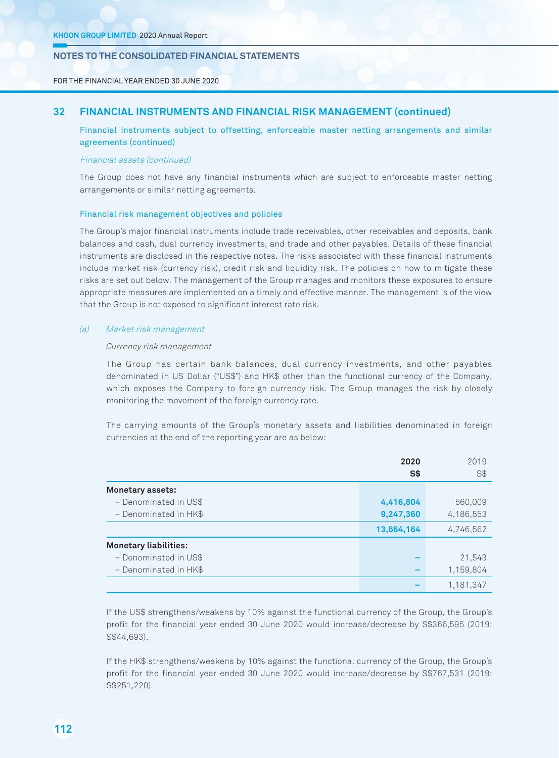## 32 FINANCIAL INSTRUMENTS AND FINANCIAL RISK MANAGEMENT (continued)

### Financial instruments subject to offsetting, enforceable master netting arrangements and similar agreements (continued)

*Financial assets (continued)*

The Group does not have any financial instruments which are subject to enforceable master netting arrangements or similar netting agreements.

### Financial risk management objectives and policies

The Group's major financial instruments include trade receivables, other receivables and deposits, bank balances and cash, dual currency investments, and trade and other payables. Details of these financial instruments are disclosed in the respective notes. The risks associated with these financial instruments include market risk (currency risk), credit risk and liquidity risk. The policies on how to mitigate these risks are set out below. The management of the Group manages and monitors these exposures to ensure appropriate measures are implemented on a timely and effective manner. The management is of the view that the Group is not exposed to significant interest rate risk.

*(a) Market risk management*

*Currency risk management*

The Group has certain bank balances, dual currency investments, and other payables denominated in US Dollar ("US$") and HK$ other than the functional currency of the Company, which exposes the Company to foreign currency risk. The Group manages the risk by closely monitoring the movement of the foreign currency rate.

The carrying amounts of the Group's monetary assets and liabilities denominated in foreign currencies at the end of the reporting year are as below:

| | **2020** | 2019 |
|---|---|---|
| | **S$** | S$ |
| **Monetary assets:** | | |
| – Denominated in US$ | **4,416,804** | 560,009 |
| – Denominated in HK$ | **9,247,360** | 4,186,553 |
| | **13,664,164** | 4,746,562 |
| **Monetary liabilities:** | | |
| – Denominated in US$ | **–** | 21,543 |
| – Denominated in HK$ | **–** | 1,159,804 |
| | **–** | 1,181,347 |

If the US$ strengthens/weakens by 10% against the functional currency of the Group, the Group's profit for the financial year ended 30 June 2020 would increase/decrease by S$366,595 (2019: S$44,693).

If the HK$ strengthens/weakens by 10% against the functional currency of the Group, the Group's profit for the financial year ended 30 June 2020 would increase/decrease by S$767,531 (2019: S$251,220).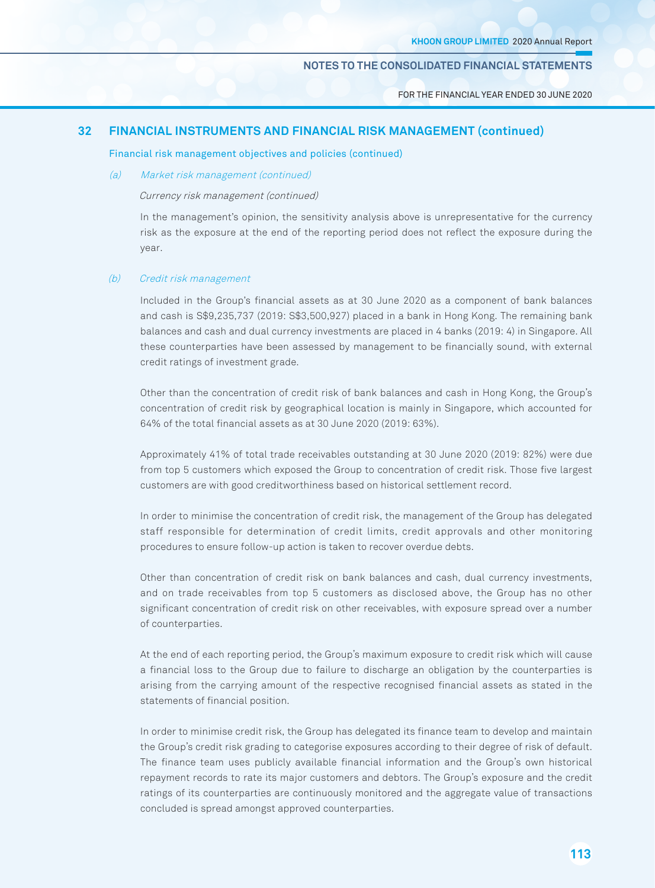## 32 FINANCIAL INSTRUMENTS AND FINANCIAL RISK MANAGEMENT (continued)

### Financial risk management objectives and policies (continued)

*(a) Market risk management (continued)*

*Currency risk management (continued)*

In the management's opinion, the sensitivity analysis above is unrepresentative for the currency risk as the exposure at the end of the reporting period does not reflect the exposure during the year.

*(b) Credit risk management*

Included in the Group's financial assets as at 30 June 2020 as a component of bank balances and cash is S$9,235,737 (2019: S$3,500,927) placed in a bank in Hong Kong. The remaining bank balances and cash and dual currency investments are placed in 4 banks (2019: 4) in Singapore. All these counterparties have been assessed by management to be financially sound, with external credit ratings of investment grade.

Other than the concentration of credit risk of bank balances and cash in Hong Kong, the Group's concentration of credit risk by geographical location is mainly in Singapore, which accounted for 64% of the total financial assets as at 30 June 2020 (2019: 63%).

Approximately 41% of total trade receivables outstanding at 30 June 2020 (2019: 82%) were due from top 5 customers which exposed the Group to concentration of credit risk. Those five largest customers are with good creditworthiness based on historical settlement record.

In order to minimise the concentration of credit risk, the management of the Group has delegated staff responsible for determination of credit limits, credit approvals and other monitoring procedures to ensure follow-up action is taken to recover overdue debts.

Other than concentration of credit risk on bank balances and cash, dual currency investments, and on trade receivables from top 5 customers as disclosed above, the Group has no other significant concentration of credit risk on other receivables, with exposure spread over a number of counterparties.

At the end of each reporting period, the Group's maximum exposure to credit risk which will cause a financial loss to the Group due to failure to discharge an obligation by the counterparties is arising from the carrying amount of the respective recognised financial assets as stated in the statements of financial position.

In order to minimise credit risk, the Group has delegated its finance team to develop and maintain the Group's credit risk grading to categorise exposures according to their degree of risk of default. The finance team uses publicly available financial information and the Group's own historical repayment records to rate its major customers and debtors. The Group's exposure and the credit ratings of its counterparties are continuously monitored and the aggregate value of transactions concluded is spread amongst approved counterparties.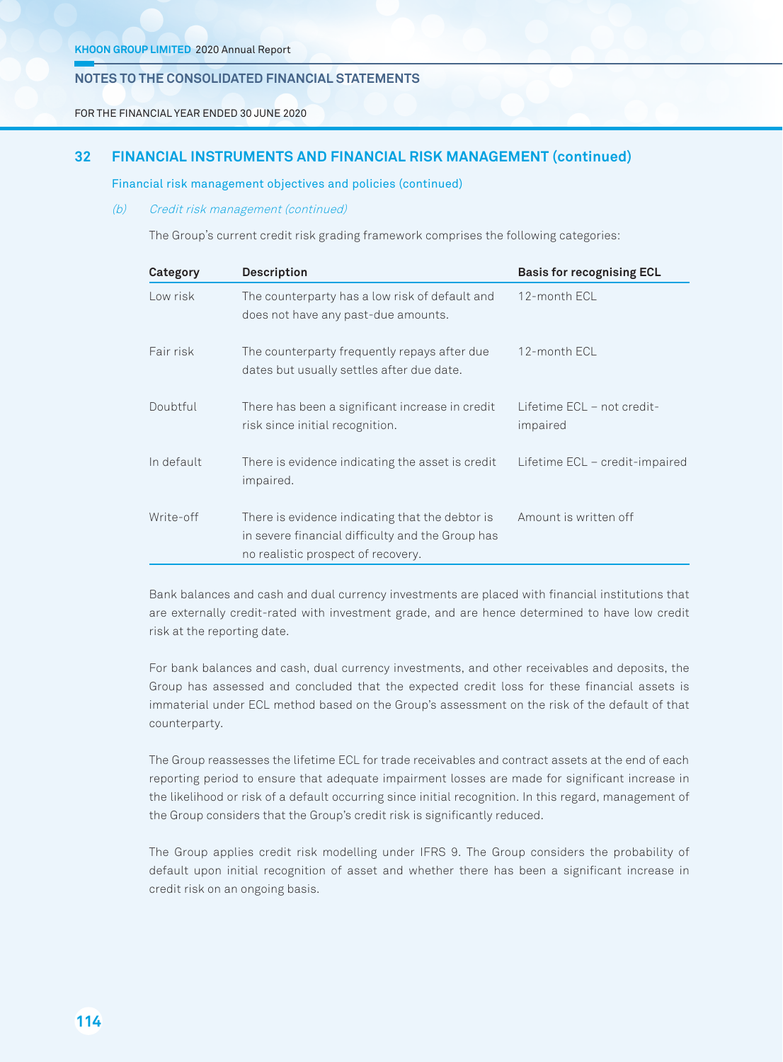## 32 FINANCIAL INSTRUMENTS AND FINANCIAL RISK MANAGEMENT (continued)

### Financial risk management objectives and policies (continued)

*(b) Credit risk management (continued)*

The Group's current credit risk grading framework comprises the following categories:

| Category | Description | Basis for recognising ECL |
|---|---|---|
| Low risk | The counterparty has a low risk of default and does not have any past-due amounts. | 12-month ECL |
| Fair risk | The counterparty frequently repays after due dates but usually settles after due date. | 12-month ECL |
| Doubtful | There has been a significant increase in credit risk since initial recognition. | Lifetime ECL – not credit-impaired |
| In default | There is evidence indicating the asset is credit impaired. | Lifetime ECL – credit-impaired |
| Write-off | There is evidence indicating that the debtor is in severe financial difficulty and the Group has no realistic prospect of recovery. | Amount is written off |

Bank balances and cash and dual currency investments are placed with financial institutions that are externally credit-rated with investment grade, and are hence determined to have low credit risk at the reporting date.

For bank balances and cash, dual currency investments, and other receivables and deposits, the Group has assessed and concluded that the expected credit loss for these financial assets is immaterial under ECL method based on the Group's assessment on the risk of the default of that counterparty.

The Group reassesses the lifetime ECL for trade receivables and contract assets at the end of each reporting period to ensure that adequate impairment losses are made for significant increase in the likelihood or risk of a default occurring since initial recognition. In this regard, management of the Group considers that the Group's credit risk is significantly reduced.

The Group applies credit risk modelling under IFRS 9. The Group considers the probability of default upon initial recognition of asset and whether there has been a significant increase in credit risk on an ongoing basis.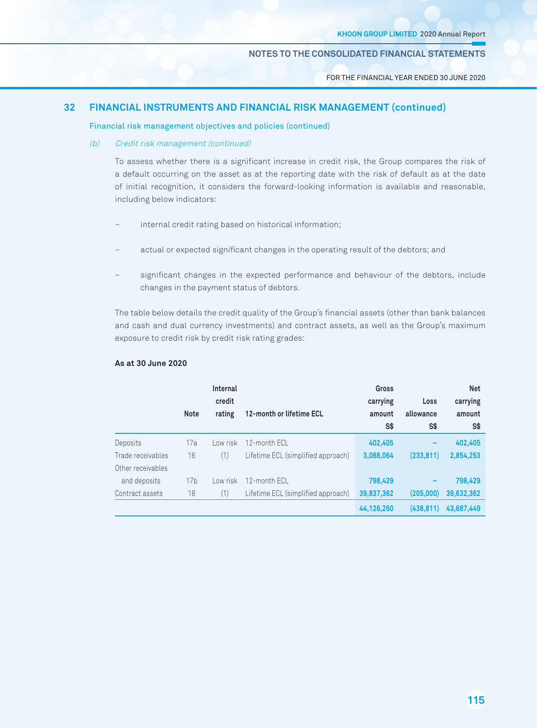## 32 FINANCIAL INSTRUMENTS AND FINANCIAL RISK MANAGEMENT (continued)

### Financial risk management objectives and policies (continued)

*(b) Credit risk management (continued)*

To assess whether there is a significant increase in credit risk, the Group compares the risk of a default occurring on the asset as at the reporting date with the risk of default as at the date of initial recognition, it considers the forward-looking information is available and reasonable, including below indicators:

- internal credit rating based on historical information;
- actual or expected significant changes in the operating result of the debtors; and
- significant changes in the expected performance and behaviour of the debtors, include changes in the payment status of debtors.

The table below details the credit quality of the Group's financial assets (other than bank balances and cash and dual currency investments) and contract assets, as well as the Group's maximum exposure to credit risk by credit risk rating grades:

**As at 30 June 2020**

| | Note | Internal credit rating | 12-month or lifetime ECL | Gross carrying amount S$ | Loss allowance S$ | Net carrying amount S$ |
|---|---|---|---|---|---|---|
| Deposits | 17a | Low risk | 12-month ECL | 402,405 | – | 402,405 |
| Trade receivables | 16 | (1) | Lifetime ECL (simplified approach) | 3,088,064 | (233,811) | 2,854,253 |
| Other receivables and deposits | 17b | Low risk | 12-month ECL | 798,429 | – | 798,429 |
| Contract assets | 18 | (1) | Lifetime ECL (simplified approach) | 39,837,362 | (205,000) | 39,632,362 |
| | | | | 44,126,260 | (438,811) | 43,687,449 |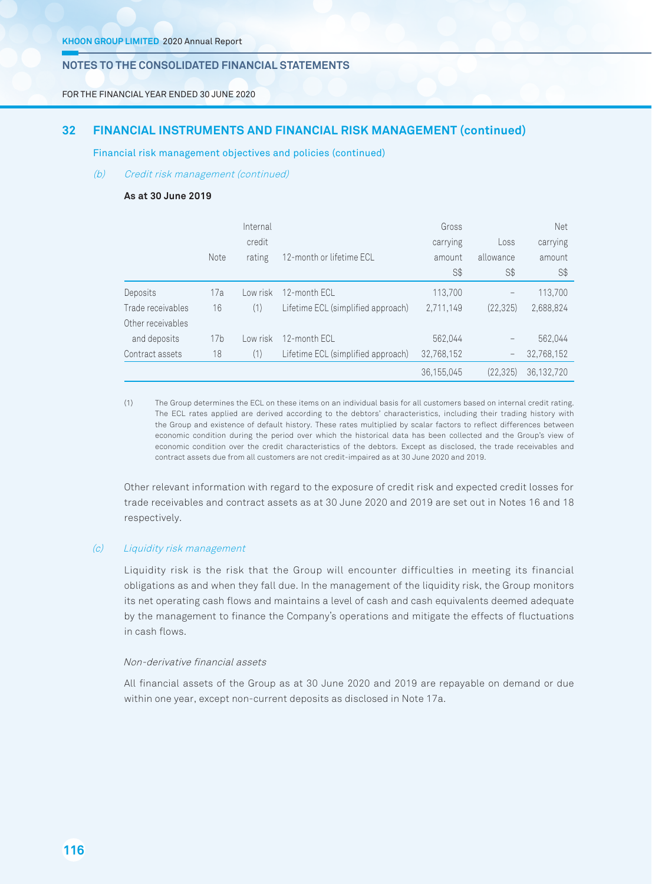## 32 FINANCIAL INSTRUMENTS AND FINANCIAL RISK MANAGEMENT (continued)

### Financial risk management objectives and policies (continued)

*(b) Credit risk management (continued)*

**As at 30 June 2019**

| | Note | Internal credit rating | 12-month or lifetime ECL | Gross carrying amount S$ | Loss allowance S$ | Net carrying amount S$ |
|---|---|---|---|---|---|---|
| Deposits | 17a | Low risk | 12-month ECL | 113,700 | – | 113,700 |
| Trade receivables | 16 | (1) | Lifetime ECL (simplified approach) | 2,711,149 | (22,325) | 2,688,824 |
| Other receivables and deposits | 17b | Low risk | 12-month ECL | 562,044 | – | 562,044 |
| Contract assets | 18 | (1) | Lifetime ECL (simplified approach) | 32,768,152 | – | 32,768,152 |
| | | | | 36,155,045 | (22,325) | 36,132,720 |

(1) The Group determines the ECL on these items on an individual basis for all customers based on internal credit rating. The ECL rates applied are derived according to the debtors' characteristics, including their trading history with the Group and existence of default history. These rates multiplied by scalar factors to reflect differences between economic condition during the period over which the historical data has been collected and the Group's view of economic condition over the credit characteristics of the debtors. Except as disclosed, the trade receivables and contract assets due from all customers are not credit-impaired as at 30 June 2020 and 2019.

Other relevant information with regard to the exposure of credit risk and expected credit losses for trade receivables and contract assets as at 30 June 2020 and 2019 are set out in Notes 16 and 18 respectively.

*(c) Liquidity risk management*

Liquidity risk is the risk that the Group will encounter difficulties in meeting its financial obligations as and when they fall due. In the management of the liquidity risk, the Group monitors its net operating cash flows and maintains a level of cash and cash equivalents deemed adequate by the management to finance the Company's operations and mitigate the effects of fluctuations in cash flows.

*Non-derivative financial assets*

All financial assets of the Group as at 30 June 2020 and 2019 are repayable on demand or due within one year, except non-current deposits as disclosed in Note 17a.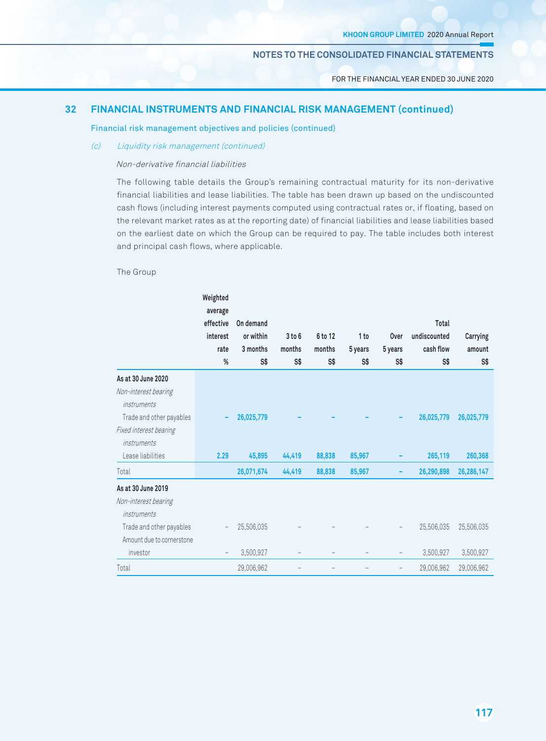## 32 FINANCIAL INSTRUMENTS AND FINANCIAL RISK MANAGEMENT (continued)

### Financial risk management objectives and policies (continued)

*(c) Liquidity risk management (continued)*

*Non-derivative financial liabilities*

The following table details the Group's remaining contractual maturity for its non-derivative financial liabilities and lease liabilities. The table has been drawn up based on the undiscounted cash flows (including interest payments computed using contractual rates or, if floating, based on the relevant market rates as at the reporting date) of financial liabilities and lease liabilities based on the earliest date on which the Group can be required to pay. The table includes both interest and principal cash flows, where applicable.

The Group

| | Weighted average effective interest rate % | On demand or within 3 months S$ | 3 to 6 months S$ | 6 to 12 months S$ | 1 to 5 years S$ | Over 5 years S$ | Total undiscounted cash flow S$ | Carrying amount S$ |
|---|---|---|---|---|---|---|---|---|
| **As at 30 June 2020** | | | | | | | | |
| *Non-interest bearing instruments* | | | | | | | | |
| Trade and other payables | – | 26,025,779 | – | – | – | – | 26,025,779 | 26,025,779 |
| *Fixed interest bearing instruments* | | | | | | | | |
| Lease liabilities | 2.29 | 45,895 | 44,419 | 88,838 | 85,967 | – | 265,119 | 260,368 |
| Total | | 26,071,674 | 44,419 | 88,838 | 85,967 | – | 26,290,898 | 26,286,147 |
| **As at 30 June 2019** | | | | | | | | |
| *Non-interest bearing instruments* | | | | | | | | |
| Trade and other payables | – | 25,506,035 | – | – | – | – | 25,506,035 | 25,506,035 |
| Amount due to cornerstone investor | – | 3,500,927 | – | – | – | – | 3,500,927 | 3,500,927 |
| Total | | 29,006,962 | – | – | – | – | 29,006,962 | 29,006,962 |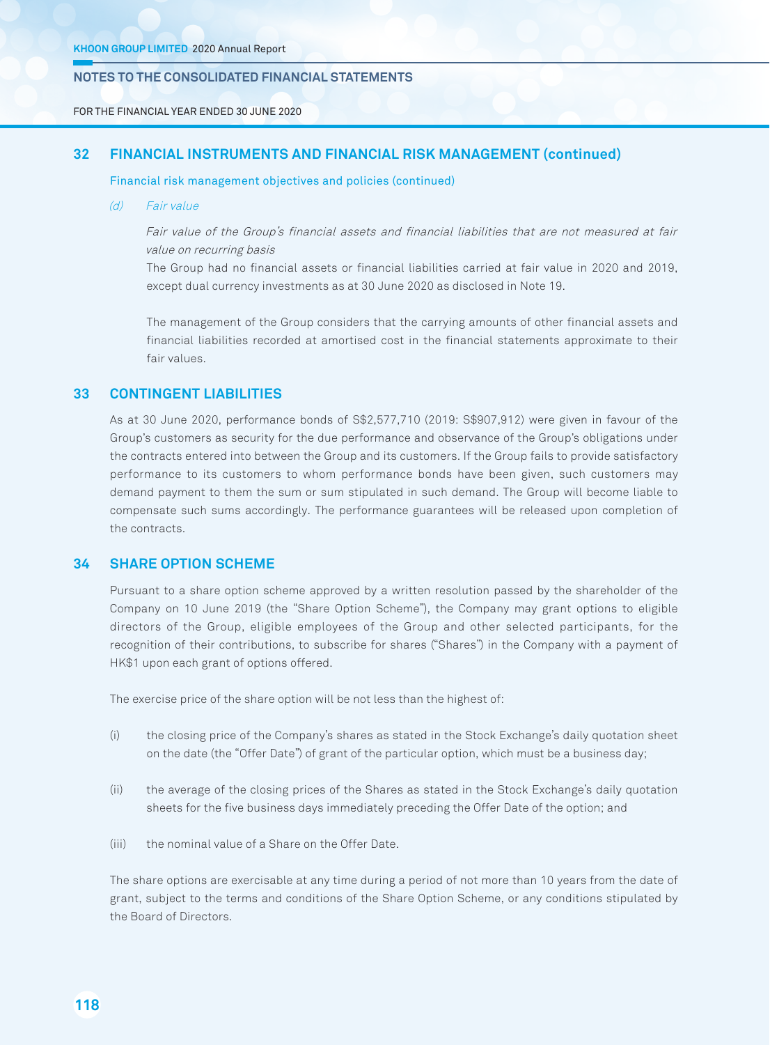## 32 FINANCIAL INSTRUMENTS AND FINANCIAL RISK MANAGEMENT (continued)

### Financial risk management objectives and policies (continued)

*(d) Fair value*

*Fair value of the Group's financial assets and financial liabilities that are not measured at fair value on recurring basis*

The Group had no financial assets or financial liabilities carried at fair value in 2020 and 2019, except dual currency investments as at 30 June 2020 as disclosed in Note 19.

The management of the Group considers that the carrying amounts of other financial assets and financial liabilities recorded at amortised cost in the financial statements approximate to their fair values.

## 33 CONTINGENT LIABILITIES

As at 30 June 2020, performance bonds of S$2,577,710 (2019: S$907,912) were given in favour of the Group's customers as security for the due performance and observance of the Group's obligations under the contracts entered into between the Group and its customers. If the Group fails to provide satisfactory performance to its customers to whom performance bonds have been given, such customers may demand payment to them the sum or sum stipulated in such demand. The Group will become liable to compensate such sums accordingly. The performance guarantees will be released upon completion of the contracts.

## 34 SHARE OPTION SCHEME

Pursuant to a share option scheme approved by a written resolution passed by the shareholder of the Company on 10 June 2019 (the "Share Option Scheme"), the Company may grant options to eligible directors of the Group, eligible employees of the Group and other selected participants, for the recognition of their contributions, to subscribe for shares ("Shares") in the Company with a payment of HK$1 upon each grant of options offered.

The exercise price of the share option will be not less than the highest of:

(i) the closing price of the Company's shares as stated in the Stock Exchange's daily quotation sheet on the date (the "Offer Date") of grant of the particular option, which must be a business day;

(ii) the average of the closing prices of the Shares as stated in the Stock Exchange's daily quotation sheets for the five business days immediately preceding the Offer Date of the option; and

(iii) the nominal value of a Share on the Offer Date.

The share options are exercisable at any time during a period of not more than 10 years from the date of grant, subject to the terms and conditions of the Share Option Scheme, or any conditions stipulated by the Board of Directors.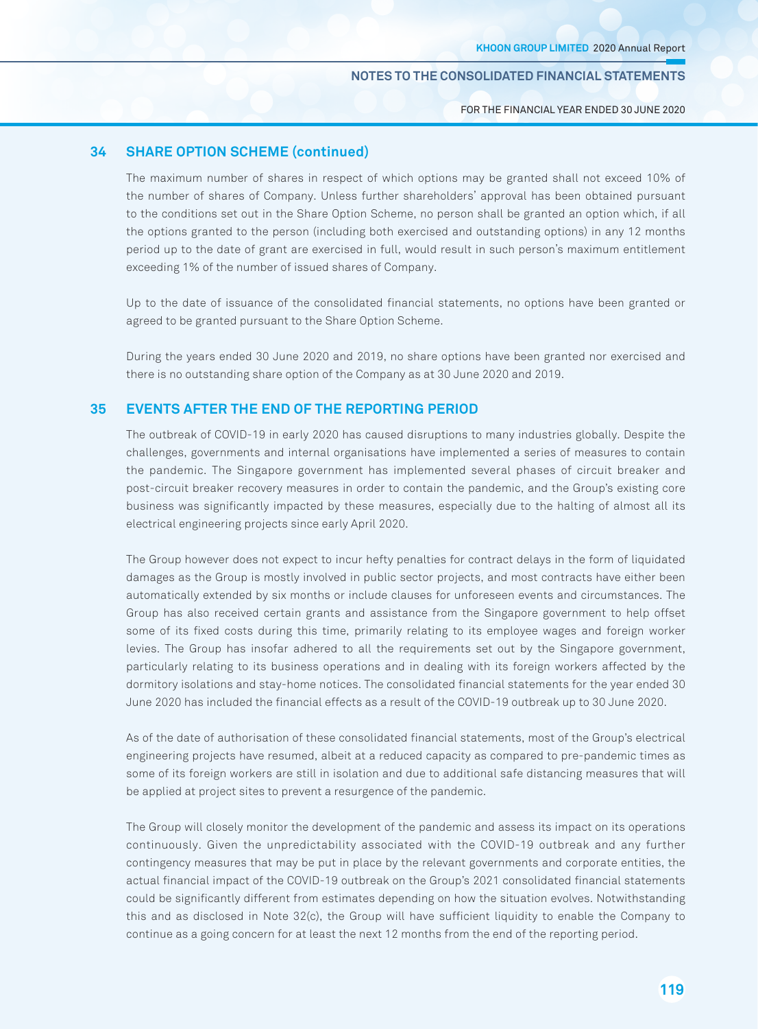## 34 SHARE OPTION SCHEME (continued)

The maximum number of shares in respect of which options may be granted shall not exceed 10% of the number of shares of Company. Unless further shareholders' approval has been obtained pursuant to the conditions set out in the Share Option Scheme, no person shall be granted an option which, if all the options granted to the person (including both exercised and outstanding options) in any 12 months period up to the date of grant are exercised in full, would result in such person's maximum entitlement exceeding 1% of the number of issued shares of Company.

Up to the date of issuance of the consolidated financial statements, no options have been granted or agreed to be granted pursuant to the Share Option Scheme.

During the years ended 30 June 2020 and 2019, no share options have been granted nor exercised and there is no outstanding share option of the Company as at 30 June 2020 and 2019.

## 35 EVENTS AFTER THE END OF THE REPORTING PERIOD

The outbreak of COVID-19 in early 2020 has caused disruptions to many industries globally. Despite the challenges, governments and internal organisations have implemented a series of measures to contain the pandemic. The Singapore government has implemented several phases of circuit breaker and post-circuit breaker recovery measures in order to contain the pandemic, and the Group's existing core business was significantly impacted by these measures, especially due to the halting of almost all its electrical engineering projects since early April 2020.

The Group however does not expect to incur hefty penalties for contract delays in the form of liquidated damages as the Group is mostly involved in public sector projects, and most contracts have either been automatically extended by six months or include clauses for unforeseen events and circumstances. The Group has also received certain grants and assistance from the Singapore government to help offset some of its fixed costs during this time, primarily relating to its employee wages and foreign worker levies. The Group has insofar adhered to all the requirements set out by the Singapore government, particularly relating to its business operations and in dealing with its foreign workers affected by the dormitory isolations and stay-home notices. The consolidated financial statements for the year ended 30 June 2020 has included the financial effects as a result of the COVID-19 outbreak up to 30 June 2020.

As of the date of authorisation of these consolidated financial statements, most of the Group's electrical engineering projects have resumed, albeit at a reduced capacity as compared to pre-pandemic times as some of its foreign workers are still in isolation and due to additional safe distancing measures that will be applied at project sites to prevent a resurgence of the pandemic.

The Group will closely monitor the development of the pandemic and assess its impact on its operations continuously. Given the unpredictability associated with the COVID-19 outbreak and any further contingency measures that may be put in place by the relevant governments and corporate entities, the actual financial impact of the COVID-19 outbreak on the Group's 2021 consolidated financial statements could be significantly different from estimates depending on how the situation evolves. Notwithstanding this and as disclosed in Note 32(c), the Group will have sufficient liquidity to enable the Company to continue as a going concern for at least the next 12 months from the end of the reporting period.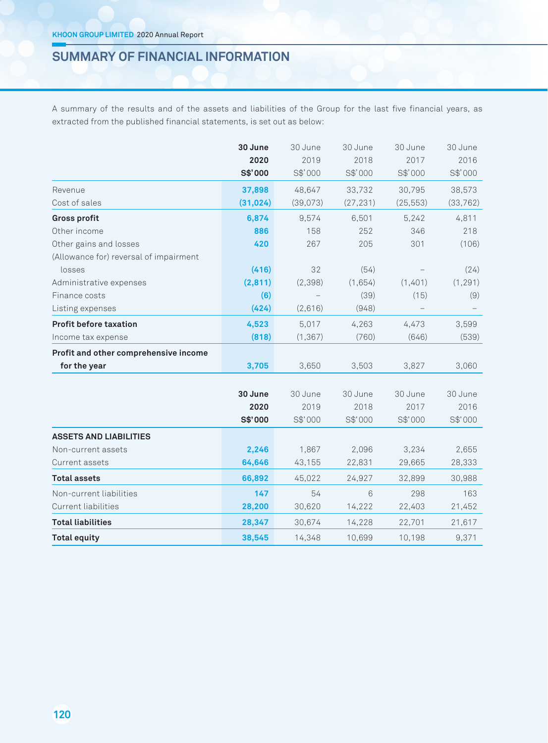# SUMMARY OF FINANCIAL INFORMATION

A summary of the results and of the assets and liabilities of the Group for the last five financial years, as extracted from the published financial statements, is set out as below:

| | **30 June 2020 S$'000** | 30 June 2019 S$'000 | 30 June 2018 S$'000 | 30 June 2017 S$'000 | 30 June 2016 S$'000 |
|---|---|---|---|---|---|
| Revenue | **37,898** | 48,647 | 33,732 | 30,795 | 38,573 |
| Cost of sales | **(31,024)** | (39,073) | (27,231) | (25,553) | (33,762) |
| **Gross profit** | **6,874** | 9,574 | 6,501 | 5,242 | 4,811 |
| Other income | **886** | 158 | 252 | 346 | 218 |
| Other gains and losses | **420** | 267 | 205 | 301 | (106) |
| (Allowance for) reversal of impairment losses | **(416)** | 32 | (54) | – | (24) |
| Administrative expenses | **(2,811)** | (2,398) | (1,654) | (1,401) | (1,291) |
| Finance costs | **(6)** | – | (39) | (15) | (9) |
| Listing expenses | **(424)** | (2,616) | (948) | – | – |
| **Profit before taxation** | **4,523** | 5,017 | 4,263 | 4,473 | 3,599 |
| Income tax expense | **(818)** | (1,367) | (760) | (646) | (539) |
| **Profit and other comprehensive income for the year** | **3,705** | 3,650 | 3,503 | 3,827 | 3,060 |

| | **30 June 2020 S$'000** | 30 June 2019 S$'000 | 30 June 2018 S$'000 | 30 June 2017 S$'000 | 30 June 2016 S$'000 |
|---|---|---|---|---|---|
| **ASSETS AND LIABILITIES** | | | | | |
| Non-current assets | **2,246** | 1,867 | 2,096 | 3,234 | 2,655 |
| Current assets | **64,646** | 43,155 | 22,831 | 29,665 | 28,333 |
| **Total assets** | **66,892** | 45,022 | 24,927 | 32,899 | 30,988 |
| Non-current liabilities | **147** | 54 | 6 | 298 | 163 |
| Current liabilities | **28,200** | 30,620 | 14,222 | 22,403 | 21,452 |
| **Total liabilities** | **28,347** | 30,674 | 14,228 | 22,701 | 21,617 |
| **Total equity** | **38,545** | 14,348 | 10,699 | 10,198 | 9,371 |